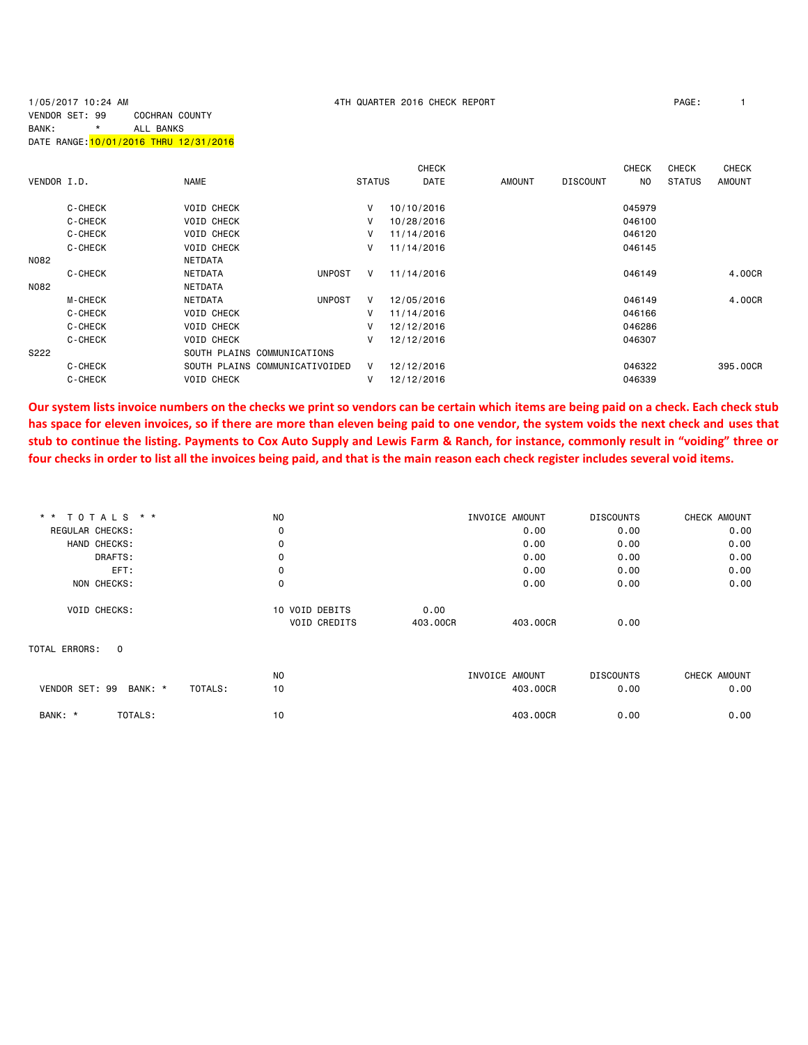1/05/2017 10:24 AM 4TH QUARTER 2016 CHECK REPORT PAGE: 1

VENDOR SET: 99 COCHRAN COUNTY
BANK: * ALL BANKS
DATE RANGE: 10/01/2016 THRU 12/31/2016

| VENDOR I.D. | | NAME | | STATUS | CHECK DATE | AMOUNT | DISCOUNT | CHECK NO | CHECK STATUS | CHECK AMOUNT |
|---|---|---|---|---|---|---|---|---|---|---|
| | C-CHECK | VOID CHECK | | V | 10/10/2016 | | | 045979 | | |
| | C-CHECK | VOID CHECK | | V | 10/28/2016 | | | 046100 | | |
| | C-CHECK | VOID CHECK | | V | 11/14/2016 | | | 046120 | | |
| | C-CHECK | VOID CHECK | | V | 11/14/2016 | | | 046145 | | |
| N082 | | NETDATA | | | | | | | | |
| | C-CHECK | NETDATA | UNPOST | V | 11/14/2016 | | | 046149 | | 4.00CR |
| N082 | | NETDATA | | | | | | | | |
| | M-CHECK | NETDATA | UNPOST | V | 12/05/2016 | | | 046149 | | 4.00CR |
| | C-CHECK | VOID CHECK | | V | 11/14/2016 | | | 046166 | | |
| | C-CHECK | VOID CHECK | | V | 12/12/2016 | | | 046286 | | |
| | C-CHECK | VOID CHECK | | V | 12/12/2016 | | | 046307 | | |
| S222 | | SOUTH PLAINS COMMUNICATIONS | | | | | | | | |
| | C-CHECK | SOUTH PLAINS COMMUNICATI | VOIDED | V | 12/12/2016 | | | 046322 | | 395.00CR |
| | C-CHECK | VOID CHECK | | V | 12/12/2016 | | | 046339 | | |

**Our system lists invoice numbers on the checks we print so vendors can be certain which items are being paid on a check. Each check stub has space for eleven invoices, so if there are more than eleven being paid to one vendor, the system voids the next check and uses that stub to continue the listing. Payments to Cox Auto Supply and Lewis Farm & Ranch, for instance, commonly result in "voiding" three or four checks in order to list all the invoices being paid, and that is the main reason each check register includes several void items.**

| * * TOTALS * * | NO | | | INVOICE AMOUNT | DISCOUNTS | CHECK AMOUNT |
|---|---|---|---|---|---|---|
| REGULAR CHECKS: | 0 | | | 0.00 | 0.00 | 0.00 |
| HAND CHECKS: | 0 | | | 0.00 | 0.00 | 0.00 |
| DRAFTS: | 0 | | | 0.00 | 0.00 | 0.00 |
| EFT: | 0 | | | 0.00 | 0.00 | 0.00 |
| NON CHECKS: | 0 | | | 0.00 | 0.00 | 0.00 |
| VOID CHECKS: | 10 | VOID DEBITS | 0.00 | | | |
| | | VOID CREDITS | 403.00CR | 403.00CR | 0.00 | |

TOTAL ERRORS: 0

| | NO | INVOICE AMOUNT | DISCOUNTS | CHECK AMOUNT |
|---|---|---|---|---|
| VENDOR SET: 99 BANK: * TOTALS: | 10 | 403.00CR | 0.00 | 0.00 |
| BANK: * TOTALS: | 10 | 403.00CR | 0.00 | 0.00 |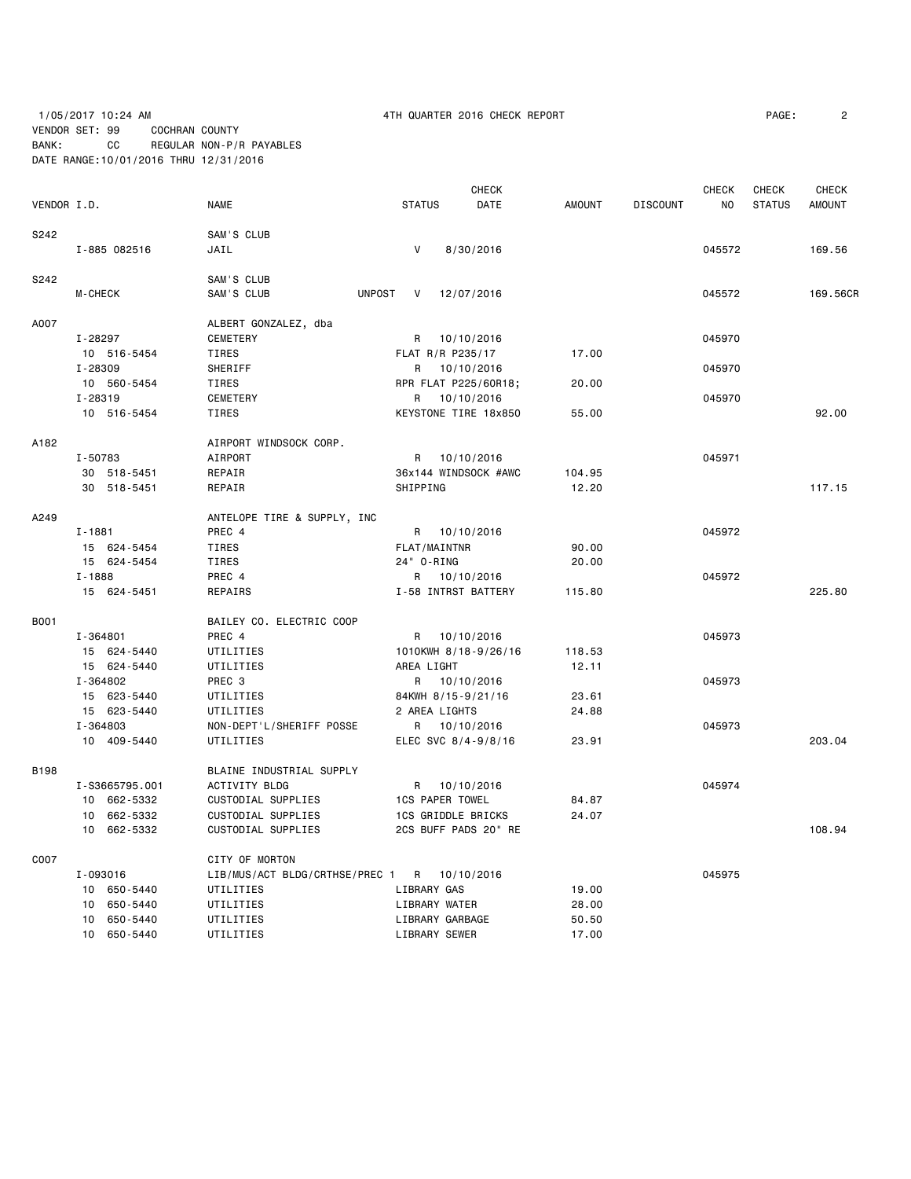1/05/2017 10:24 AM 4TH QUARTER 2016 CHECK REPORT

VENDOR SET: 99 COCHRAN COUNTY
BANK: CC REGULAR NON-P/R PAYABLES
DATE RANGE:10/01/2016 THRU 12/31/2016

| VENDOR I.D. | NAME | STATUS | CHECK DATE | AMOUNT | DISCOUNT | CHECK NO | CHECK STATUS | CHECK AMOUNT |
|---|---|---|---|---|---|---|---|---|
| S242 | SAM'S CLUB | | | | | | | |
| I-885 082516 | JAIL | V | 8/30/2016 | | | 045572 | | 169.56 |
| S242 | SAM'S CLUB | | | | | | | |
| M-CHECK | SAM'S CLUB | UNPOST V | 12/07/2016 | | | 045572 | | 169.56CR |
| A007 | ALBERT GONZALEZ, dba | | | | | | | |
| I-28297 | CEMETERY | R | 10/10/2016 | | | 045970 | | |
| 10 516-5454 | TIRES | FLAT R/R P235/17 | | 17.00 | | | | |
| I-28309 | SHERIFF | R | 10/10/2016 | | | 045970 | | |
| 10 560-5454 | TIRES | RPR FLAT P225/60R18; | | 20.00 | | | | |
| I-28319 | CEMETERY | R | 10/10/2016 | | | 045970 | | |
| 10 516-5454 | TIRES | KEYSTONE TIRE 18x850 | | 55.00 | | | | 92.00 |
| A182 | AIRPORT WINDSOCK CORP. | | | | | | | |
| I-50783 | AIRPORT | R | 10/10/2016 | | | 045971 | | |
| 30 518-5451 | REPAIR | 36x144 WINDSOCK #AWC | | 104.95 | | | | |
| 30 518-5451 | REPAIR | SHIPPING | | 12.20 | | | | 117.15 |
| A249 | ANTELOPE TIRE & SUPPLY, INC | | | | | | | |
| I-1881 | PREC 4 | R | 10/10/2016 | | | 045972 | | |
| 15 624-5454 | TIRES | FLAT/MAINTNR | | 90.00 | | | | |
| 15 624-5454 | TIRES | 24" O-RING | | 20.00 | | | | |
| I-1888 | PREC 4 | R | 10/10/2016 | | | 045972 | | |
| 15 624-5451 | REPAIRS | I-58 INTRST BATTERY | | 115.80 | | | | 225.80 |
| B001 | BAILEY CO. ELECTRIC COOP | | | | | | | |
| I-364801 | PREC 4 | R | 10/10/2016 | | | 045973 | | |
| 15 624-5440 | UTILITIES | 1010KWH 8/18-9/26/16 | | 118.53 | | | | |
| 15 624-5440 | UTILITIES | AREA LIGHT | | 12.11 | | | | |
| I-364802 | PREC 3 | R | 10/10/2016 | | | 045973 | | |
| 15 623-5440 | UTILITIES | 84KWH 8/15-9/21/16 | | 23.61 | | | | |
| 15 623-5440 | UTILITIES | 2 AREA LIGHTS | | 24.88 | | | | |
| I-364803 | NON-DEPT'L/SHERIFF POSSE | R | 10/10/2016 | | | 045973 | | |
| 10 409-5440 | UTILITIES | ELEC SVC 8/4-9/8/16 | | 23.91 | | | | 203.04 |
| B198 | BLAINE INDUSTRIAL SUPPLY | | | | | | | |
| I-S3665795.001 | ACTIVITY BLDG | R | 10/10/2016 | | | 045974 | | |
| 10 662-5332 | CUSTODIAL SUPPLIES | 1CS PAPER TOWEL | | 84.87 | | | | |
| 10 662-5332 | CUSTODIAL SUPPLIES | 1CS GRIDDLE BRICKS | | 24.07 | | | | |
| 10 662-5332 | CUSTODIAL SUPPLIES | 2CS BUFF PADS 20" RE | | | | | | 108.94 |
| C007 | CITY OF MORTON | | | | | | | |
| I-093016 | LIB/MUS/ACT BLDG/CRTHSE/PREC 1 | R | 10/10/2016 | | | 045975 | | |
| 10 650-5440 | UTILITIES | LIBRARY GAS | | 19.00 | | | | |
| 10 650-5440 | UTILITIES | LIBRARY WATER | | 28.00 | | | | |
| 10 650-5440 | UTILITIES | LIBRARY GARBAGE | | 50.50 | | | | |
| 10 650-5440 | UTILITIES | LIBRARY SEWER | | 17.00 | | | | |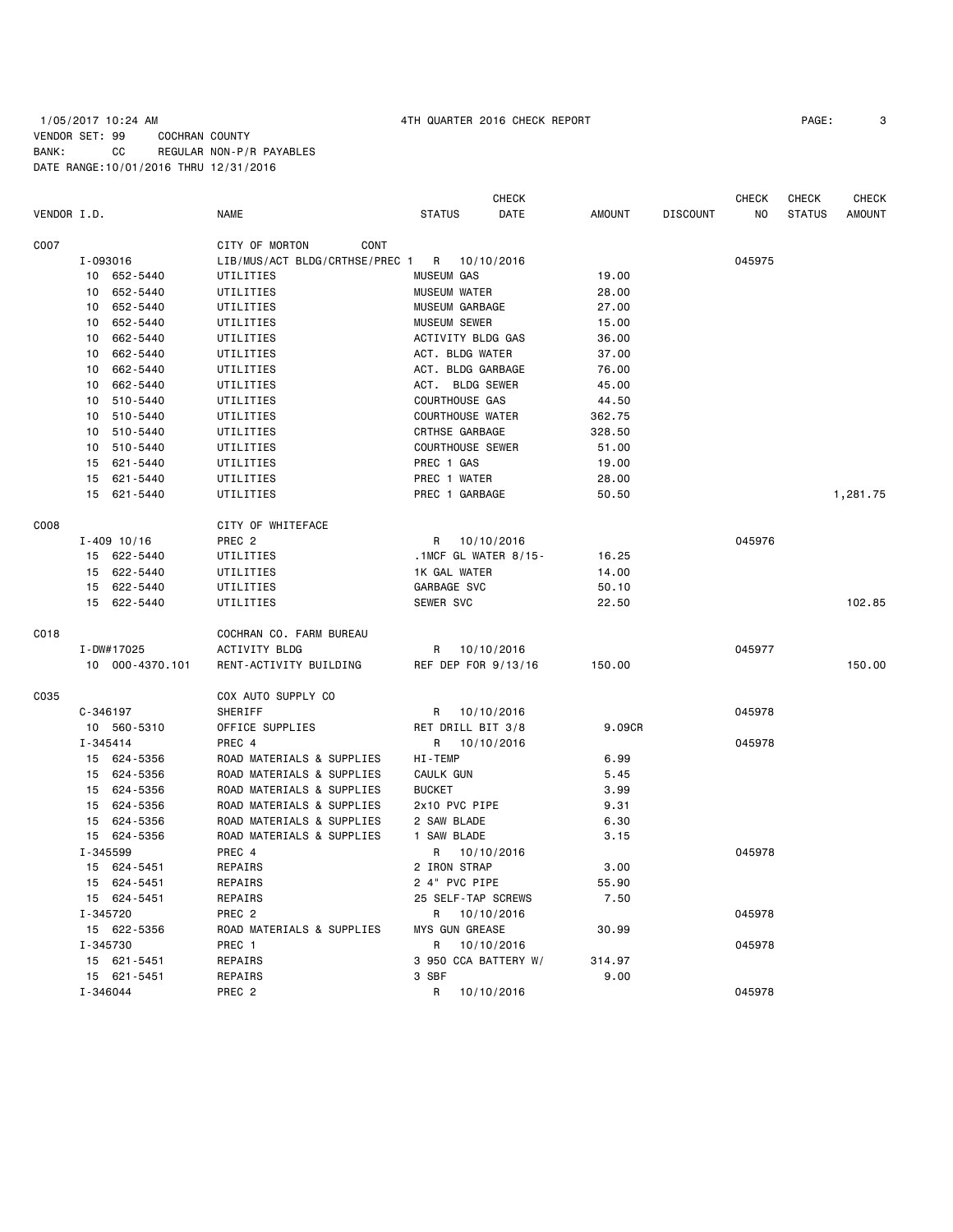1/05/2017 10:24 AM — 4TH QUARTER 2016 CHECK REPORT

VENDOR SET: 99 COCHRAN COUNTY
BANK: CC REGULAR NON-P/R PAYABLES
DATE RANGE:10/01/2016 THRU 12/31/2016

| VENDOR I.D. | NAME | STATUS | CHECK DATE | AMOUNT | DISCOUNT | CHECK NO | CHECK STATUS | CHECK AMOUNT |
|---|---|---|---|---|---|---|---|---|
| C007 | CITY OF MORTON CONT | | | | | | | |
| I-093016 | LIB/MUS/ACT BLDG/CRTHSE/PREC 1 | R | 10/10/2016 | | | 045975 | | |
| 10 652-5440 | UTILITIES | MUSEUM GAS | | 19.00 | | | | |
| 10 652-5440 | UTILITIES | MUSEUM WATER | | 28.00 | | | | |
| 10 652-5440 | UTILITIES | MUSEUM GARBAGE | | 27.00 | | | | |
| 10 652-5440 | UTILITIES | MUSEUM SEWER | | 15.00 | | | | |
| 10 662-5440 | UTILITIES | ACTIVITY BLDG GAS | | 36.00 | | | | |
| 10 662-5440 | UTILITIES | ACT. BLDG WATER | | 37.00 | | | | |
| 10 662-5440 | UTILITIES | ACT. BLDG GARBAGE | | 76.00 | | | | |
| 10 662-5440 | UTILITIES | ACT. BLDG SEWER | | 45.00 | | | | |
| 10 510-5440 | UTILITIES | COURTHOUSE GAS | | 44.50 | | | | |
| 10 510-5440 | UTILITIES | COURTHOUSE WATER | | 362.75 | | | | |
| 10 510-5440 | UTILITIES | CRTHSE GARBAGE | | 328.50 | | | | |
| 10 510-5440 | UTILITIES | COURTHOUSE SEWER | | 51.00 | | | | |
| 15 621-5440 | UTILITIES | PREC 1 GAS | | 19.00 | | | | |
| 15 621-5440 | UTILITIES | PREC 1 WATER | | 28.00 | | | | |
| 15 621-5440 | UTILITIES | PREC 1 GARBAGE | | 50.50 | | | | 1,281.75 |
| C008 | CITY OF WHITEFACE | | | | | | | |
| I-409 10/16 | PREC 2 | R | 10/10/2016 | | | 045976 | | |
| 15 622-5440 | UTILITIES | .1MCF GL WATER 8/15- | | 16.25 | | | | |
| 15 622-5440 | UTILITIES | 1K GAL WATER | | 14.00 | | | | |
| 15 622-5440 | UTILITIES | GARBAGE SVC | | 50.10 | | | | |
| 15 622-5440 | UTILITIES | SEWER SVC | | 22.50 | | | | 102.85 |
| C018 | COCHRAN CO. FARM BUREAU | | | | | | | |
| I-DW#17025 | ACTIVITY BLDG | R | 10/10/2016 | | | 045977 | | |
| 10 000-4370.101 | RENT-ACTIVITY BUILDING | REF DEP FOR 9/13/16 | | 150.00 | | | | 150.00 |
| C035 | COX AUTO SUPPLY CO | | | | | | | |
| C-346197 | SHERIFF | R | 10/10/2016 | | | 045978 | | |
| 10 560-5310 | OFFICE SUPPLIES | RET DRILL BIT 3/8 | | 9.09CR | | | | |
| I-345414 | PREC 4 | R | 10/10/2016 | | | 045978 | | |
| 15 624-5356 | ROAD MATERIALS & SUPPLIES | HI-TEMP | | 6.99 | | | | |
| 15 624-5356 | ROAD MATERIALS & SUPPLIES | CAULK GUN | | 5.45 | | | | |
| 15 624-5356 | ROAD MATERIALS & SUPPLIES | BUCKET | | 3.99 | | | | |
| 15 624-5356 | ROAD MATERIALS & SUPPLIES | 2x10 PVC PIPE | | 9.31 | | | | |
| 15 624-5356 | ROAD MATERIALS & SUPPLIES | 2 SAW BLADE | | 6.30 | | | | |
| 15 624-5356 | ROAD MATERIALS & SUPPLIES | 1 SAW BLADE | | 3.15 | | | | |
| I-345599 | PREC 4 | R | 10/10/2016 | | | 045978 | | |
| 15 624-5451 | REPAIRS | 2 IRON STRAP | | 3.00 | | | | |
| 15 624-5451 | REPAIRS | 2 4" PVC PIPE | | 55.90 | | | | |
| 15 624-5451 | REPAIRS | 25 SELF-TAP SCREWS | | 7.50 | | | | |
| I-345720 | PREC 2 | R | 10/10/2016 | | | 045978 | | |
| 15 622-5356 | ROAD MATERIALS & SUPPLIES | MYS GUN GREASE | | 30.99 | | | | |
| I-345730 | PREC 1 | R | 10/10/2016 | | | 045978 | | |
| 15 621-5451 | REPAIRS | 3 950 CCA BATTERY W/ | | 314.97 | | | | |
| 15 621-5451 | REPAIRS | 3 SBF | | 9.00 | | | | |
| I-346044 | PREC 2 | R | 10/10/2016 | | | 045978 | | |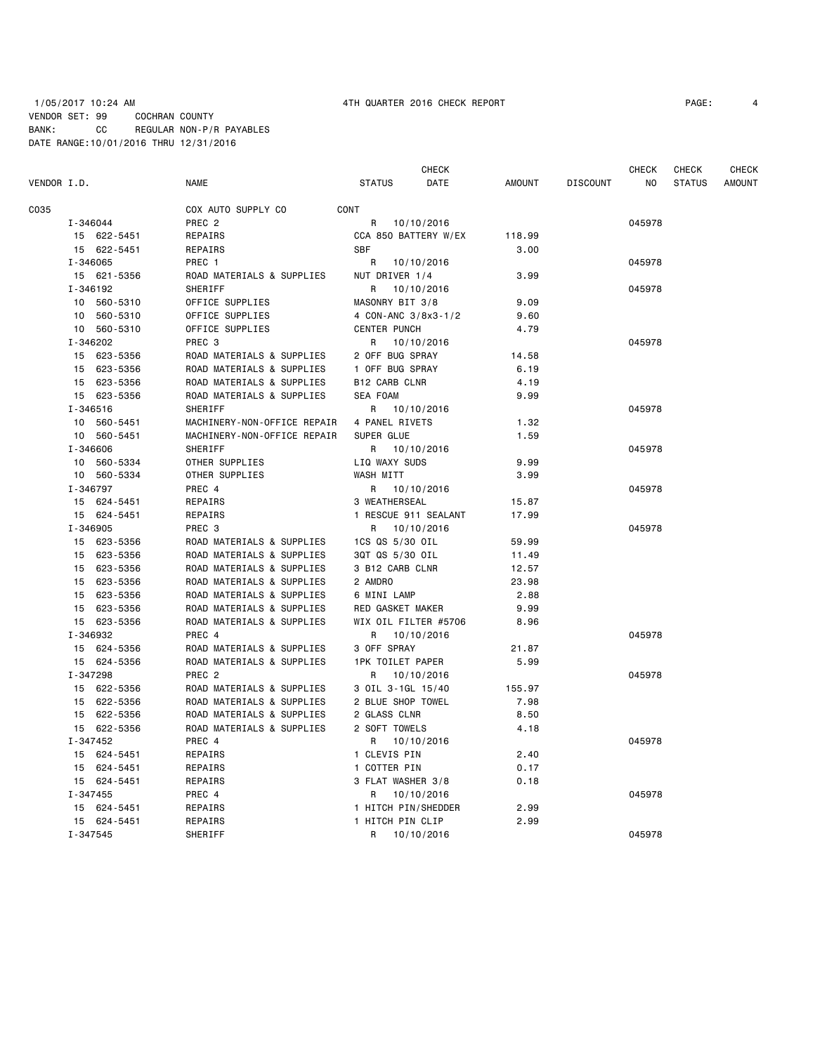1/05/2017 10:24 AM    4TH QUARTER 2016 CHECK REPORT

VENDOR SET: 99    COCHRAN COUNTY
BANK: CC    REGULAR NON-P/R PAYABLES
DATE RANGE:10/01/2016 THRU 12/31/2016

| VENDOR I.D. | NAME | STATUS | CHECK DATE | AMOUNT | DISCOUNT | CHECK NO | CHECK STATUS | CHECK AMOUNT |
|---|---|---|---|---|---|---|---|---|
| C035 | COX AUTO SUPPLY CO | CONT | | | | | | |
| I-346044 | PREC 2 | R | 10/10/2016 | | | 045978 | | |
| 15 622-5451 | REPAIRS | CCA 850 BATTERY W/EX | | 118.99 | | | | |
| 15 622-5451 | REPAIRS | SBF | | 3.00 | | | | |
| I-346065 | PREC 1 | R | 10/10/2016 | | | 045978 | | |
| 15 621-5356 | ROAD MATERIALS & SUPPLIES | NUT DRIVER 1/4 | | 3.99 | | | | |
| I-346192 | SHERIFF | R | 10/10/2016 | | | 045978 | | |
| 10 560-5310 | OFFICE SUPPLIES | MASONRY BIT 3/8 | | 9.09 | | | | |
| 10 560-5310 | OFFICE SUPPLIES | 4 CON-ANC 3/8x3-1/2 | | 9.60 | | | | |
| 10 560-5310 | OFFICE SUPPLIES | CENTER PUNCH | | 4.79 | | | | |
| I-346202 | PREC 3 | R | 10/10/2016 | | | 045978 | | |
| 15 623-5356 | ROAD MATERIALS & SUPPLIES | 2 OFF BUG SPRAY | | 14.58 | | | | |
| 15 623-5356 | ROAD MATERIALS & SUPPLIES | 1 OFF BUG SPRAY | | 6.19 | | | | |
| 15 623-5356 | ROAD MATERIALS & SUPPLIES | B12 CARB CLNR | | 4.19 | | | | |
| 15 623-5356 | ROAD MATERIALS & SUPPLIES | SEA FOAM | | 9.99 | | | | |
| I-346516 | SHERIFF | R | 10/10/2016 | | | 045978 | | |
| 10 560-5451 | MACHINERY-NON-OFFICE REPAIR | 4 PANEL RIVETS | | 1.32 | | | | |
| 10 560-5451 | MACHINERY-NON-OFFICE REPAIR | SUPER GLUE | | 1.59 | | | | |
| I-346606 | SHERIFF | R | 10/10/2016 | | | 045978 | | |
| 10 560-5334 | OTHER SUPPLIES | LIQ WAXY SUDS | | 9.99 | | | | |
| 10 560-5334 | OTHER SUPPLIES | WASH MITT | | 3.99 | | | | |
| I-346797 | PREC 4 | R | 10/10/2016 | | | 045978 | | |
| 15 624-5451 | REPAIRS | 3 WEATHERSEAL | | 15.87 | | | | |
| 15 624-5451 | REPAIRS | 1 RESCUE 911 SEALANT | | 17.99 | | | | |
| I-346905 | PREC 3 | R | 10/10/2016 | | | 045978 | | |
| 15 623-5356 | ROAD MATERIALS & SUPPLIES | 1CS QS 5/30 OIL | | 59.99 | | | | |
| 15 623-5356 | ROAD MATERIALS & SUPPLIES | 3QT QS 5/30 OIL | | 11.49 | | | | |
| 15 623-5356 | ROAD MATERIALS & SUPPLIES | 3 B12 CARB CLNR | | 12.57 | | | | |
| 15 623-5356 | ROAD MATERIALS & SUPPLIES | 2 AMDRO | | 23.98 | | | | |
| 15 623-5356 | ROAD MATERIALS & SUPPLIES | 6 MINI LAMP | | 2.88 | | | | |
| 15 623-5356 | ROAD MATERIALS & SUPPLIES | RED GASKET MAKER | | 9.99 | | | | |
| 15 623-5356 | ROAD MATERIALS & SUPPLIES | WIX OIL FILTER #5706 | | 8.96 | | | | |
| I-346932 | PREC 4 | R | 10/10/2016 | | | 045978 | | |
| 15 624-5356 | ROAD MATERIALS & SUPPLIES | 3 OFF SPRAY | | 21.87 | | | | |
| 15 624-5356 | ROAD MATERIALS & SUPPLIES | 1PK TOILET PAPER | | 5.99 | | | | |
| I-347298 | PREC 2 | R | 10/10/2016 | | | 045978 | | |
| 15 622-5356 | ROAD MATERIALS & SUPPLIES | 3 OIL 3-1GL 15/40 | | 155.97 | | | | |
| 15 622-5356 | ROAD MATERIALS & SUPPLIES | 2 BLUE SHOP TOWEL | | 7.98 | | | | |
| 15 622-5356 | ROAD MATERIALS & SUPPLIES | 2 GLASS CLNR | | 8.50 | | | | |
| 15 622-5356 | ROAD MATERIALS & SUPPLIES | 2 SOFT TOWELS | | 4.18 | | | | |
| I-347452 | PREC 4 | R | 10/10/2016 | | | 045978 | | |
| 15 624-5451 | REPAIRS | 1 CLEVIS PIN | | 2.40 | | | | |
| 15 624-5451 | REPAIRS | 1 COTTER PIN | | 0.17 | | | | |
| 15 624-5451 | REPAIRS | 3 FLAT WASHER 3/8 | | 0.18 | | | | |
| I-347455 | PREC 4 | R | 10/10/2016 | | | 045978 | | |
| 15 624-5451 | REPAIRS | 1 HITCH PIN/SHEDDER | | 2.99 | | | | |
| 15 624-5451 | REPAIRS | 1 HITCH PIN CLIP | | 2.99 | | | | |
| I-347545 | SHERIFF | R | 10/10/2016 | | | 045978 | | |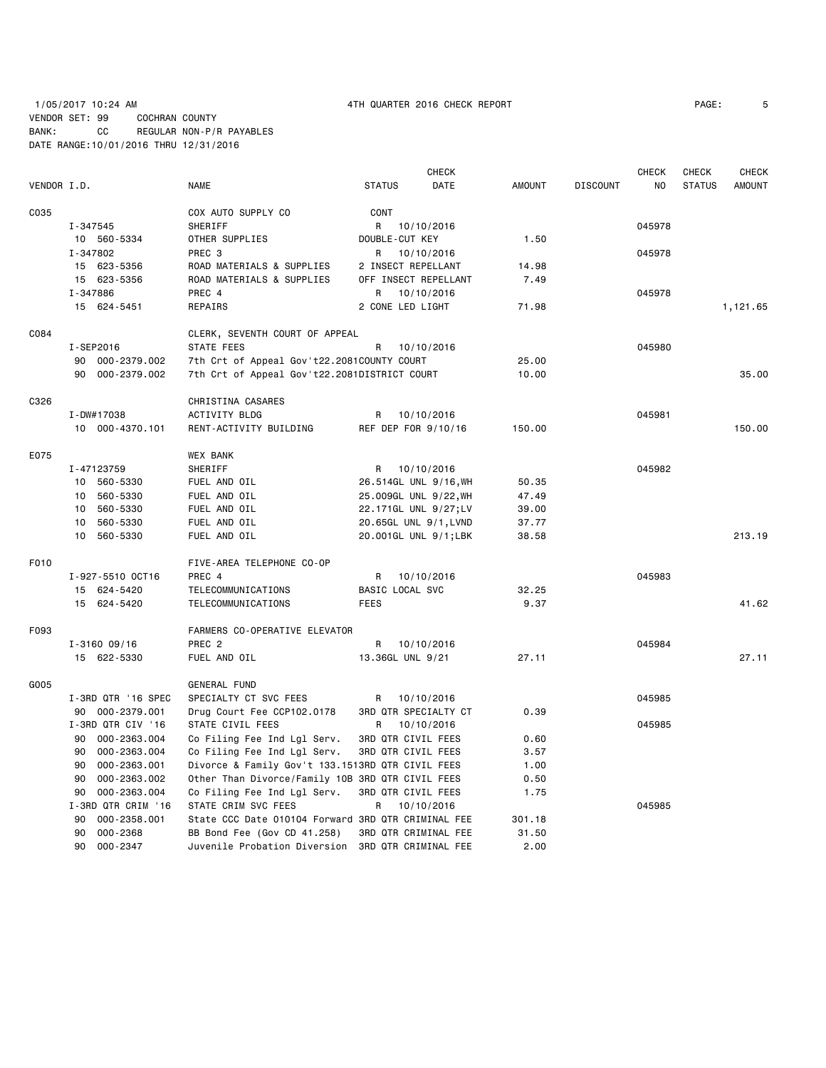1/05/2017 10:24 AM 4TH QUARTER 2016 CHECK REPORT

VENDOR SET: 99 COCHRAN COUNTY
BANK: CC REGULAR NON-P/R PAYABLES
DATE RANGE:10/01/2016 THRU 12/31/2016

| VENDOR I.D. | NAME | STATUS | CHECK DATE | AMOUNT | DISCOUNT | CHECK NO | CHECK STATUS | CHECK AMOUNT |
|---|---|---|---|---|---|---|---|---|
| C035 | COX AUTO SUPPLY CO | CONT | | | | | | |
| I-347545 | SHERIFF | R | 10/10/2016 | | | 045978 | | |
| 10 560-5334 | OTHER SUPPLIES | DOUBLE-CUT KEY | | 1.50 | | | | |
| I-347802 | PREC 3 | R | 10/10/2016 | | | 045978 | | |
| 15 623-5356 | ROAD MATERIALS & SUPPLIES | 2 INSECT REPELLANT | | 14.98 | | | | |
| 15 623-5356 | ROAD MATERIALS & SUPPLIES | OFF INSECT REPELLANT | | 7.49 | | | | |
| I-347886 | PREC 4 | R | 10/10/2016 | | | 045978 | | |
| 15 624-5451 | REPAIRS | 2 CONE LED LIGHT | | 71.98 | | | | 1,121.65 |
| C084 | CLERK, SEVENTH COURT OF APPEAL | | | | | | | |
| I-SEP2016 | STATE FEES | R | 10/10/2016 | | | 045980 | | |
| 90 000-2379.002 | 7th Crt of Appeal Gov't22.2081 | COUNTY COURT | | 25.00 | | | | |
| 90 000-2379.002 | 7th Crt of Appeal Gov't22.2081 | DISTRICT COURT | | 10.00 | | | | 35.00 |
| C326 | CHRISTINA CASARES | | | | | | | |
| I-DW#17038 | ACTIVITY BLDG | R | 10/10/2016 | | | 045981 | | |
| 10 000-4370.101 | RENT-ACTIVITY BUILDING | REF DEP FOR 9/10/16 | | 150.00 | | | | 150.00 |
| E075 | WEX BANK | | | | | | | |
| I-47123759 | SHERIFF | R | 10/10/2016 | | | 045982 | | |
| 10 560-5330 | FUEL AND OIL | 26.514GL UNL 9/16,WH | | 50.35 | | | | |
| 10 560-5330 | FUEL AND OIL | 25.009GL UNL 9/22,WH | | 47.49 | | | | |
| 10 560-5330 | FUEL AND OIL | 22.171GL UNL 9/27;LV | | 39.00 | | | | |
| 10 560-5330 | FUEL AND OIL | 20.65GL UNL 9/1,LVND | | 37.77 | | | | |
| 10 560-5330 | FUEL AND OIL | 20.001GL UNL 9/1;LBK | | 38.58 | | | | 213.19 |
| F010 | FIVE-AREA TELEPHONE CO-OP | | | | | | | |
| I-927-5510 OCT16 | PREC 4 | R | 10/10/2016 | | | 045983 | | |
| 15 624-5420 | TELECOMMUNICATIONS | BASIC LOCAL SVC | | 32.25 | | | | |
| 15 624-5420 | TELECOMMUNICATIONS | FEES | | 9.37 | | | | 41.62 |
| F093 | FARMERS CO-OPERATIVE ELEVATOR | | | | | | | |
| I-3160 09/16 | PREC 2 | R | 10/10/2016 | | | 045984 | | |
| 15 622-5330 | FUEL AND OIL | 13.36GL UNL 9/21 | | 27.11 | | | | 27.11 |
| G005 | GENERAL FUND | | | | | | | |
| I-3RD QTR '16 SPEC | SPECIALTY CT SVC FEES | R | 10/10/2016 | | | 045985 | | |
| 90 000-2379.001 | Drug Court Fee CCP102.0178 | 3RD QTR SPECIALTY CT | | 0.39 | | | | |
| I-3RD QTR CIV '16 | STATE CIVIL FEES | R | 10/10/2016 | | | 045985 | | |
| 90 000-2363.004 | Co Filing Fee Ind Lgl Serv. | 3RD QTR CIVIL FEES | | 0.60 | | | | |
| 90 000-2363.004 | Co Filing Fee Ind Lgl Serv. | 3RD QTR CIVIL FEES | | 3.57 | | | | |
| 90 000-2363.001 | Divorce & Family Gov't 133.151 | 3RD QTR CIVIL FEES | | 1.00 | | | | |
| 90 000-2363.002 | Other Than Divorce/Family 10B | 3RD QTR CIVIL FEES | | 0.50 | | | | |
| 90 000-2363.004 | Co Filing Fee Ind Lgl Serv. | 3RD QTR CIVIL FEES | | 1.75 | | | | |
| I-3RD QTR CRIM '16 | STATE CRIM SVC FEES | R | 10/10/2016 | | | 045985 | | |
| 90 000-2358.001 | State CCC Date 010104 Forward | 3RD QTR CRIMINAL FEE | | 301.18 | | | | |
| 90 000-2368 | BB Bond Fee (Gov CD 41.258) | 3RD QTR CRIMINAL FEE | | 31.50 | | | | |
| 90 000-2347 | Juvenile Probation Diversion | 3RD QTR CRIMINAL FEE | | 2.00 | | | | |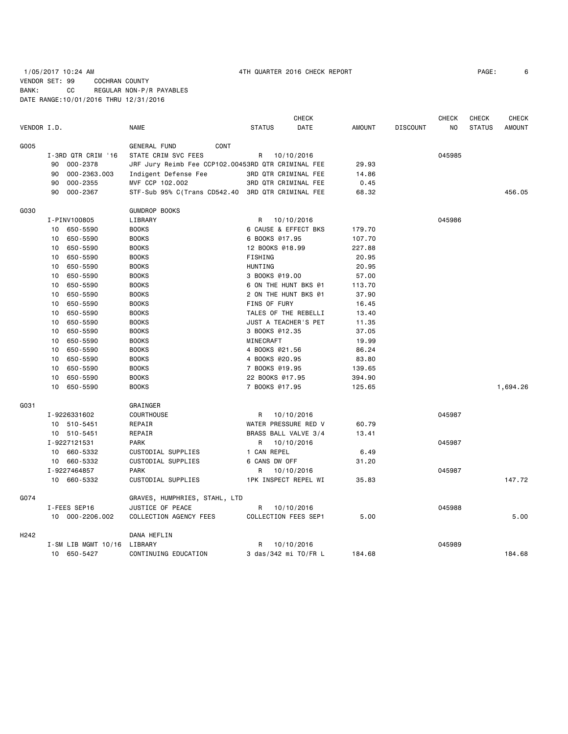1/05/2017 10:24 AM 4TH QUARTER 2016 CHECK REPORT

VENDOR SET: 99 COCHRAN COUNTY
BANK: CC REGULAR NON-P/R PAYABLES
DATE RANGE:10/01/2016 THRU 12/31/2016

| VENDOR I.D. | | NAME | STATUS | CHECK DATE | AMOUNT | DISCOUNT | CHECK NO | CHECK STATUS | CHECK AMOUNT |
|---|---|---|---|---|---|---|---|---|---|
| G005 | | GENERAL FUND CONT | | | | | | | |
| | I-3RD QTR CRIM '16 | STATE CRIM SVC FEES | R | 10/10/2016 | | | 045985 | | |
| | 90 000-2378 | JRF Jury Reimb Fee CCP102.0045 | 3RD QTR CRIMINAL FEE | | 29.93 | | | | |
| | 90 000-2363.003 | Indigent Defense Fee | 3RD QTR CRIMINAL FEE | | 14.86 | | | | |
| | 90 000-2355 | MVF CCP 102.002 | 3RD QTR CRIMINAL FEE | | 0.45 | | | | |
| | 90 000-2367 | STF-Sub 95% C(Trans CD542.40 | 3RD QTR CRIMINAL FEE | | 68.32 | | | | 456.05 |
| G030 | | GUMDROP BOOKS | | | | | | | |
| | I-PINV100805 | LIBRARY | R | 10/10/2016 | | | 045986 | | |
| | 10 650-5590 | BOOKS | 6 CAUSE & EFFECT BKS | | 179.70 | | | | |
| | 10 650-5590 | BOOKS | 6 BOOKS @17.95 | | 107.70 | | | | |
| | 10 650-5590 | BOOKS | 12 BOOKS @18.99 | | 227.88 | | | | |
| | 10 650-5590 | BOOKS | FISHING | | 20.95 | | | | |
| | 10 650-5590 | BOOKS | HUNTING | | 20.95 | | | | |
| | 10 650-5590 | BOOKS | 3 BOOKS @19.00 | | 57.00 | | | | |
| | 10 650-5590 | BOOKS | 6 ON THE HUNT BKS @1 | | 113.70 | | | | |
| | 10 650-5590 | BOOKS | 2 ON THE HUNT BKS @1 | | 37.90 | | | | |
| | 10 650-5590 | BOOKS | FINS OF FURY | | 16.45 | | | | |
| | 10 650-5590 | BOOKS | TALES OF THE REBELLI | | 13.40 | | | | |
| | 10 650-5590 | BOOKS | JUST A TEACHER'S PET | | 11.35 | | | | |
| | 10 650-5590 | BOOKS | 3 BOOKS @12.35 | | 37.05 | | | | |
| | 10 650-5590 | BOOKS | MINECRAFT | | 19.99 | | | | |
| | 10 650-5590 | BOOKS | 4 BOOKS @21.56 | | 86.24 | | | | |
| | 10 650-5590 | BOOKS | 4 BOOKS @20.95 | | 83.80 | | | | |
| | 10 650-5590 | BOOKS | 7 BOOKS @19.95 | | 139.65 | | | | |
| | 10 650-5590 | BOOKS | 22 BOOKS @17.95 | | 394.90 | | | | |
| | 10 650-5590 | BOOKS | 7 BOOKS @17.95 | | 125.65 | | | | 1,694.26 |
| G031 | | GRAINGER | | | | | | | |
| | I-9226331602 | COURTHOUSE | R | 10/10/2016 | | | 045987 | | |
| | 10 510-5451 | REPAIR | WATER PRESSURE RED V | | 60.79 | | | | |
| | 10 510-5451 | REPAIR | BRASS BALL VALVE 3/4 | | 13.41 | | | | |
| | I-9227121531 | PARK | R | 10/10/2016 | | | 045987 | | |
| | 10 660-5332 | CUSTODIAL SUPPLIES | 1 CAN REPEL | | 6.49 | | | | |
| | 10 660-5332 | CUSTODIAL SUPPLIES | 6 CANS DW OFF | | 31.20 | | | | |
| | I-9227464857 | PARK | R | 10/10/2016 | | | 045987 | | |
| | 10 660-5332 | CUSTODIAL SUPPLIES | 1PK INSPECT REPEL WI | | 35.83 | | | | 147.72 |
| G074 | | GRAVES, HUMPHRIES, STAHL, LTD | | | | | | | |
| | I-FEES SEP16 | JUSTICE OF PEACE | R | 10/10/2016 | | | 045988 | | |
| | 10 000-2206.002 | COLLECTION AGENCY FEES | COLLECTION FEES SEP1 | | 5.00 | | | | 5.00 |
| H242 | | DANA HEFLIN | | | | | | | |
| | I-SM LIB MGMT 10/16 | LIBRARY | R | 10/10/2016 | | | 045989 | | |
| | 10 650-5427 | CONTINUING EDUCATION | 3 das/342 mi TO/FR L | | 184.68 | | | | 184.68 |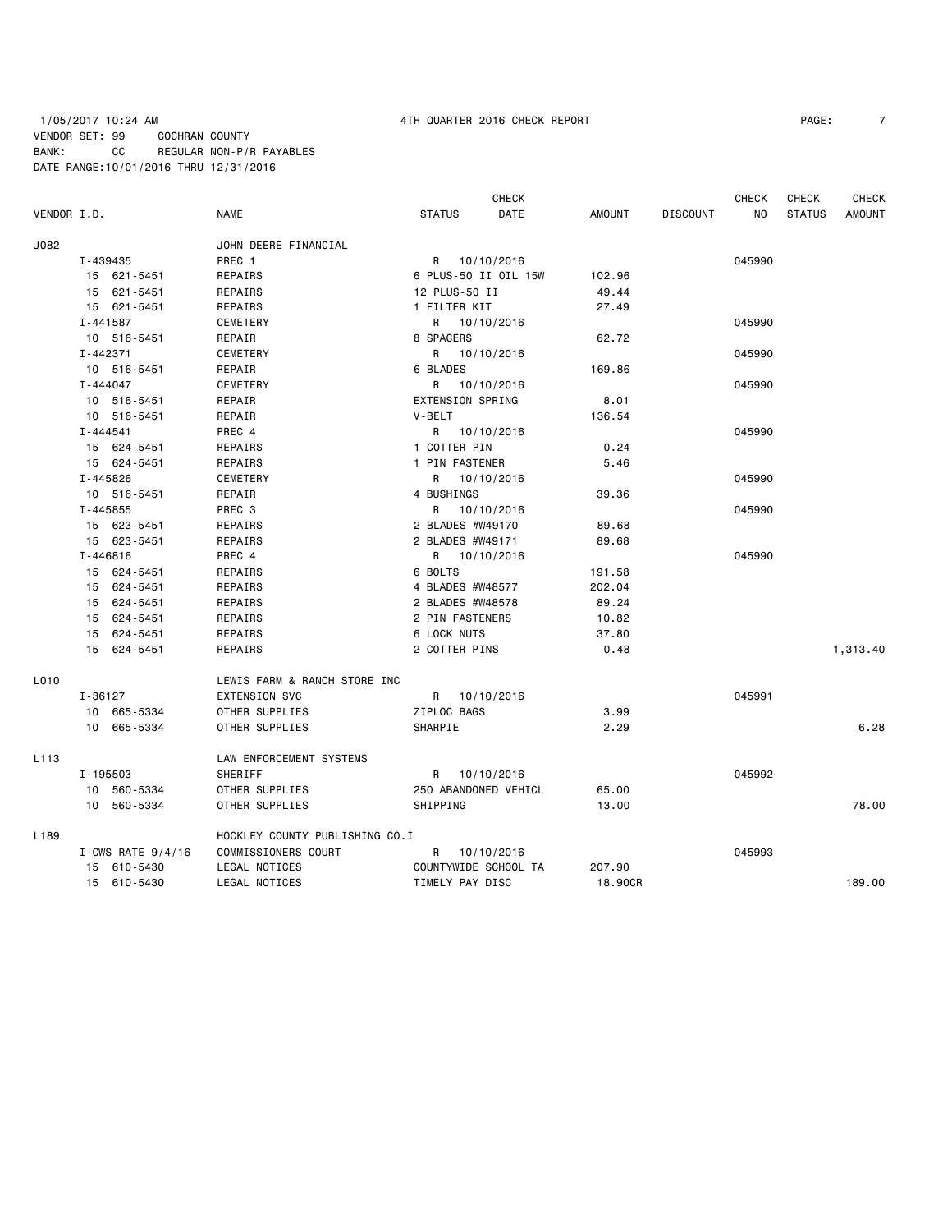1/05/2017 10:24 AM 4TH QUARTER 2016 CHECK REPORT

VENDOR SET: 99 COCHRAN COUNTY
BANK: CC REGULAR NON-P/R PAYABLES
DATE RANGE:10/01/2016 THRU 12/31/2016

| VENDOR I.D. | NAME | STATUS | CHECK DATE | AMOUNT | DISCOUNT | CHECK NO | CHECK STATUS | CHECK AMOUNT |
|---|---|---|---|---|---|---|---|---|
| J082 | JOHN DEERE FINANCIAL | | | | | | | |
| I-439435 | PREC 1 | R | 10/10/2016 | | | 045990 | | |
| 15 621-5451 | REPAIRS | 6 PLUS-50 II OIL 15W | | 102.96 | | | | |
| 15 621-5451 | REPAIRS | 12 PLUS-50 II | | 49.44 | | | | |
| 15 621-5451 | REPAIRS | 1 FILTER KIT | | 27.49 | | | | |
| I-441587 | CEMETERY | R | 10/10/2016 | | | 045990 | | |
| 10 516-5451 | REPAIR | 8 SPACERS | | 62.72 | | | | |
| I-442371 | CEMETERY | R | 10/10/2016 | | | 045990 | | |
| 10 516-5451 | REPAIR | 6 BLADES | | 169.86 | | | | |
| I-444047 | CEMETERY | R | 10/10/2016 | | | 045990 | | |
| 10 516-5451 | REPAIR | EXTENSION SPRING | | 8.01 | | | | |
| 10 516-5451 | REPAIR | V-BELT | | 136.54 | | | | |
| I-444541 | PREC 4 | R | 10/10/2016 | | | 045990 | | |
| 15 624-5451 | REPAIRS | 1 COTTER PIN | | 0.24 | | | | |
| 15 624-5451 | REPAIRS | 1 PIN FASTENER | | 5.46 | | | | |
| I-445826 | CEMETERY | R | 10/10/2016 | | | 045990 | | |
| 10 516-5451 | REPAIR | 4 BUSHINGS | | 39.36 | | | | |
| I-445855 | PREC 3 | R | 10/10/2016 | | | 045990 | | |
| 15 623-5451 | REPAIRS | 2 BLADES #W49170 | | 89.68 | | | | |
| 15 623-5451 | REPAIRS | 2 BLADES #W49171 | | 89.68 | | | | |
| I-446816 | PREC 4 | R | 10/10/2016 | | | 045990 | | |
| 15 624-5451 | REPAIRS | 6 BOLTS | | 191.58 | | | | |
| 15 624-5451 | REPAIRS | 4 BLADES #W48577 | | 202.04 | | | | |
| 15 624-5451 | REPAIRS | 2 BLADES #W48578 | | 89.24 | | | | |
| 15 624-5451 | REPAIRS | 2 PIN FASTENERS | | 10.82 | | | | |
| 15 624-5451 | REPAIRS | 6 LOCK NUTS | | 37.80 | | | | |
| 15 624-5451 | REPAIRS | 2 COTTER PINS | | 0.48 | | | | 1,313.40 |
| L010 | LEWIS FARM & RANCH STORE INC | | | | | | | |
| I-36127 | EXTENSION SVC | R | 10/10/2016 | | | 045991 | | |
| 10 665-5334 | OTHER SUPPLIES | ZIPLOC BAGS | | 3.99 | | | | |
| 10 665-5334 | OTHER SUPPLIES | SHARPIE | | 2.29 | | | | 6.28 |
| L113 | LAW ENFORCEMENT SYSTEMS | | | | | | | |
| I-195503 | SHERIFF | R | 10/10/2016 | | | 045992 | | |
| 10 560-5334 | OTHER SUPPLIES | 250 ABANDONED VEHICL | | 65.00 | | | | |
| 10 560-5334 | OTHER SUPPLIES | SHIPPING | | 13.00 | | | | 78.00 |
| L189 | HOCKLEY COUNTY PUBLISHING CO.I | | | | | | | |
| I-CWS RATE 9/4/16 | COMMISSIONERS COURT | R | 10/10/2016 | | | 045993 | | |
| 15 610-5430 | LEGAL NOTICES | COUNTYWIDE SCHOOL TA | | 207.90 | | | | |
| 15 610-5430 | LEGAL NOTICES | TIMELY PAY DISC | | 18.90CR | | | | 189.00 |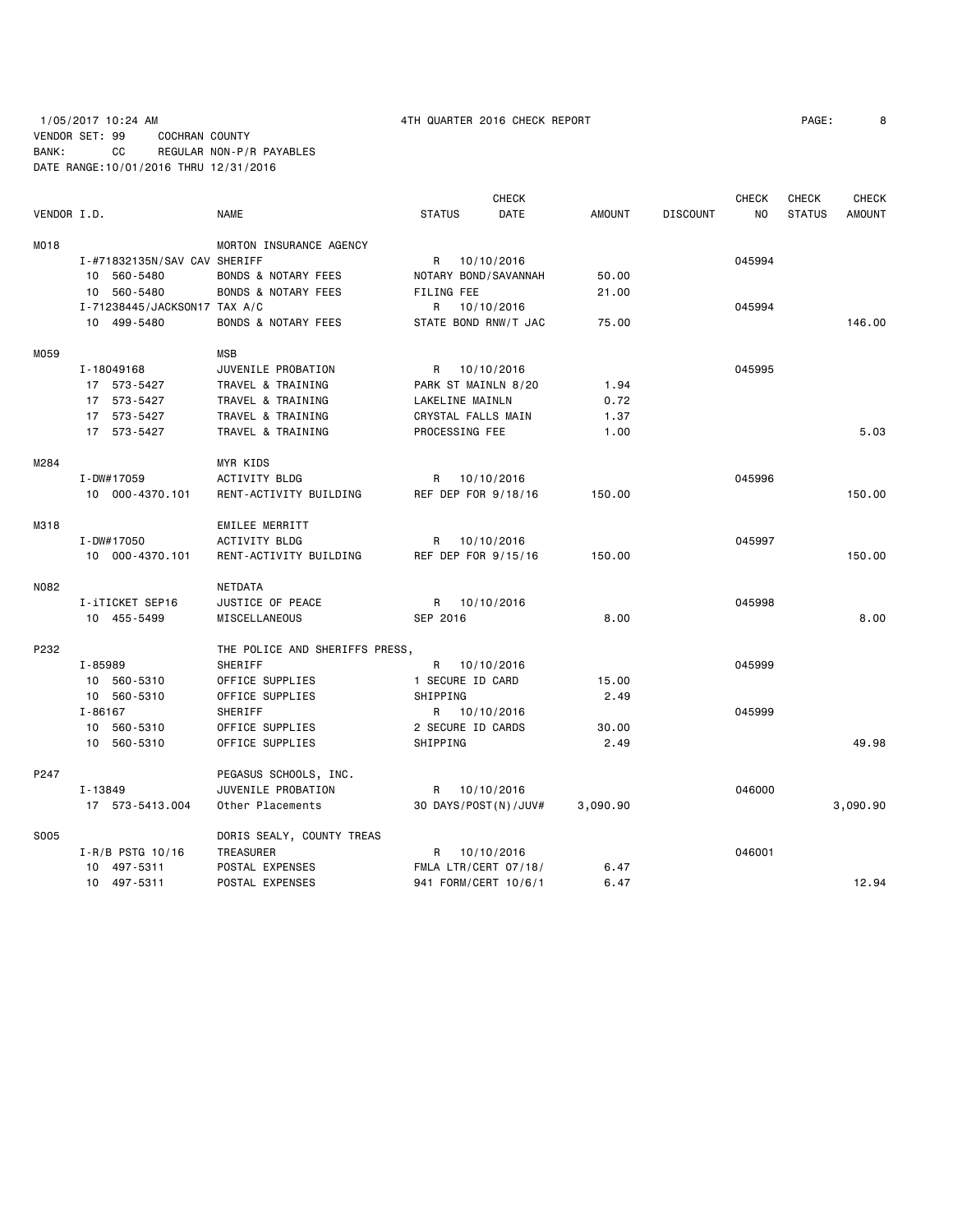1/05/2017 10:24 AM 4TH QUARTER 2016 CHECK REPORT

VENDOR SET: 99 COCHRAN COUNTY
BANK: CC REGULAR NON-P/R PAYABLES
DATE RANGE:10/01/2016 THRU 12/31/2016

| VENDOR I.D. | NAME | STATUS | CHECK DATE | AMOUNT | DISCOUNT | CHECK NO | CHECK STATUS | CHECK AMOUNT |
|---|---|---|---|---|---|---|---|---|
| M018 | MORTON INSURANCE AGENCY | | | | | | | |
| I-#71832135N/SAV CAV | SHERIFF | R | 10/10/2016 | | | 045994 | | |
| 10 560-5480 | BONDS & NOTARY FEES | NOTARY BOND/SAVANNAH | | 50.00 | | | | |
| 10 560-5480 | BONDS & NOTARY FEES | FILING FEE | | 21.00 | | | | |
| I-71238445/JACKSON17 | TAX A/C | R | 10/10/2016 | | | 045994 | | |
| 10 499-5480 | BONDS & NOTARY FEES | STATE BOND RNW/T JAC | | 75.00 | | | | 146.00 |
| M059 | MSB | | | | | | | |
| I-18049168 | JUVENILE PROBATION | R | 10/10/2016 | | | 045995 | | |
| 17 573-5427 | TRAVEL & TRAINING | PARK ST MAINLN 8/20 | | 1.94 | | | | |
| 17 573-5427 | TRAVEL & TRAINING | LAKELINE MAINLN | | 0.72 | | | | |
| 17 573-5427 | TRAVEL & TRAINING | CRYSTAL FALLS MAIN | | 1.37 | | | | |
| 17 573-5427 | TRAVEL & TRAINING | PROCESSING FEE | | 1.00 | | | | 5.03 |
| M284 | MYR KIDS | | | | | | | |
| I-DW#17059 | ACTIVITY BLDG | R | 10/10/2016 | | | 045996 | | |
| 10 000-4370.101 | RENT-ACTIVITY BUILDING | REF DEP FOR 9/18/16 | | 150.00 | | | | 150.00 |
| M318 | EMILEE MERRITT | | | | | | | |
| I-DW#17050 | ACTIVITY BLDG | R | 10/10/2016 | | | 045997 | | |
| 10 000-4370.101 | RENT-ACTIVITY BUILDING | REF DEP FOR 9/15/16 | | 150.00 | | | | 150.00 |
| N082 | NETDATA | | | | | | | |
| I-iTICKET SEP16 | JUSTICE OF PEACE | R | 10/10/2016 | | | 045998 | | |
| 10 455-5499 | MISCELLANEOUS | SEP 2016 | | 8.00 | | | | 8.00 |
| P232 | THE POLICE AND SHERIFFS PRESS, | | | | | | | |
| I-85989 | SHERIFF | R | 10/10/2016 | | | 045999 | | |
| 10 560-5310 | OFFICE SUPPLIES | 1 SECURE ID CARD | | 15.00 | | | | |
| 10 560-5310 | OFFICE SUPPLIES | SHIPPING | | 2.49 | | | | |
| I-86167 | SHERIFF | R | 10/10/2016 | | | 045999 | | |
| 10 560-5310 | OFFICE SUPPLIES | 2 SECURE ID CARDS | | 30.00 | | | | |
| 10 560-5310 | OFFICE SUPPLIES | SHIPPING | | 2.49 | | | | 49.98 |
| P247 | PEGASUS SCHOOLS, INC. | | | | | | | |
| I-13849 | JUVENILE PROBATION | R | 10/10/2016 | | | 046000 | | |
| 17 573-5413.004 | Other Placements | 30 DAYS/POST(N)/JUV# | | 3,090.90 | | | | 3,090.90 |
| S005 | DORIS SEALY, COUNTY TREAS | | | | | | | |
| I-R/B PSTG 10/16 | TREASURER | R | 10/10/2016 | | | 046001 | | |
| 10 497-5311 | POSTAL EXPENSES | FMLA LTR/CERT 07/18/ | | 6.47 | | | | |
| 10 497-5311 | POSTAL EXPENSES | 941 FORM/CERT 10/6/1 | | 6.47 | | | | 12.94 |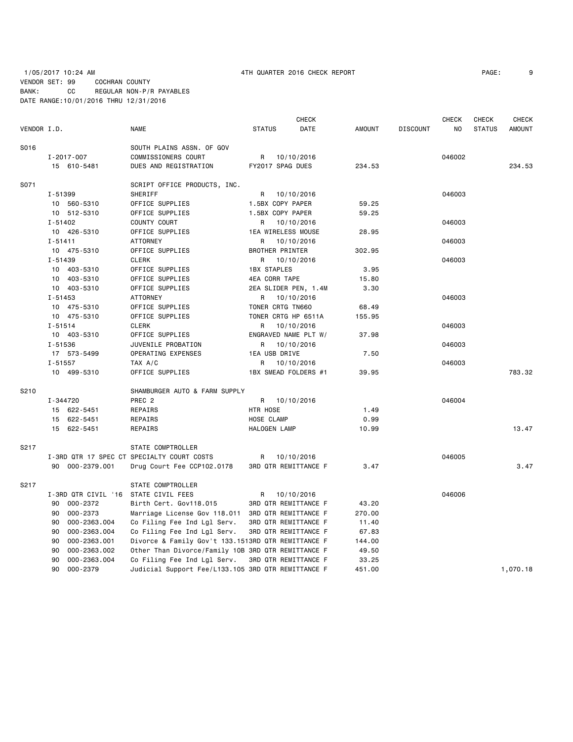1/05/2017 10:24 AM 4TH QUARTER 2016 CHECK REPORT

VENDOR SET: 99 COCHRAN COUNTY
BANK: CC REGULAR NON-P/R PAYABLES
DATE RANGE:10/01/2016 THRU 12/31/2016

| VENDOR I.D. | NAME | STATUS | CHECK DATE | AMOUNT | DISCOUNT | CHECK NO | CHECK STATUS | CHECK AMOUNT |
|---|---|---|---|---|---|---|---|---|
| S016 | SOUTH PLAINS ASSN. OF GOV | | | | | | | |
| I-2017-007 | COMMISSIONERS COURT | R | 10/10/2016 | | | 046002 | | |
| 15 610-5481 | DUES AND REGISTRATION | FY2017 SPAG DUES | | 234.53 | | | | 234.53 |
| S071 | SCRIPT OFFICE PRODUCTS, INC. | | | | | | | |
| I-51399 | SHERIFF | R | 10/10/2016 | | | 046003 | | |
| 10 560-5310 | OFFICE SUPPLIES | 1.5BX COPY PAPER | | 59.25 | | | | |
| 10 512-5310 | OFFICE SUPPLIES | 1.5BX COPY PAPER | | 59.25 | | | | |
| I-51402 | COUNTY COURT | R | 10/10/2016 | | | 046003 | | |
| 10 426-5310 | OFFICE SUPPLIES | 1EA WIRELESS MOUSE | | 28.95 | | | | |
| I-51411 | ATTORNEY | R | 10/10/2016 | | | 046003 | | |
| 10 475-5310 | OFFICE SUPPLIES | BROTHER PRINTER | | 302.95 | | | | |
| I-51439 | CLERK | R | 10/10/2016 | | | 046003 | | |
| 10 403-5310 | OFFICE SUPPLIES | 1BX STAPLES | | 3.95 | | | | |
| 10 403-5310 | OFFICE SUPPLIES | 4EA CORR TAPE | | 15.80 | | | | |
| 10 403-5310 | OFFICE SUPPLIES | 2EA SLIDER PEN, 1.4M | | 3.30 | | | | |
| I-51453 | ATTORNEY | R | 10/10/2016 | | | 046003 | | |
| 10 475-5310 | OFFICE SUPPLIES | TONER CRTG TN660 | | 68.49 | | | | |
| 10 475-5310 | OFFICE SUPPLIES | TONER CRTG HP 6511A | | 155.95 | | | | |
| I-51514 | CLERK | R | 10/10/2016 | | | 046003 | | |
| 10 403-5310 | OFFICE SUPPLIES | ENGRAVED NAME PLT W/ | | 37.98 | | | | |
| I-51536 | JUVENILE PROBATION | R | 10/10/2016 | | | 046003 | | |
| 17 573-5499 | OPERATING EXPENSES | 1EA USB DRIVE | | 7.50 | | | | |
| I-51557 | TAX A/C | R | 10/10/2016 | | | 046003 | | |
| 10 499-5310 | OFFICE SUPPLIES | 1BX SMEAD FOLDERS #1 | | 39.95 | | | | 783.32 |
| S210 | SHAMBURGER AUTO & FARM SUPPLY | | | | | | | |
| I-344720 | PREC 2 | R | 10/10/2016 | | | 046004 | | |
| 15 622-5451 | REPAIRS | HTR HOSE | | 1.49 | | | | |
| 15 622-5451 | REPAIRS | HOSE CLAMP | | 0.99 | | | | |
| 15 622-5451 | REPAIRS | HALOGEN LAMP | | 10.99 | | | | 13.47 |
| S217 | STATE COMPTROLLER | | | | | | | |
| I-3RD QTR 17 SPEC CT | SPECIALTY COURT COSTS | R | 10/10/2016 | | | 046005 | | |
| 90 000-2379.001 | Drug Court Fee CCP102.0178 | 3RD QTR REMITTANCE F | | 3.47 | | | | 3.47 |
| S217 | STATE COMPTROLLER | | | | | | | |
| I-3RD QTR CIVIL '16 | STATE CIVIL FEES | R | 10/10/2016 | | | 046006 | | |
| 90 000-2372 | Birth Cert. Gov118.015 | 3RD QTR REMITTANCE F | | 43.20 | | | | |
| 90 000-2373 | Marriage License Gov 118.011 | 3RD QTR REMITTANCE F | | 270.00 | | | | |
| 90 000-2363.004 | Co Filing Fee Ind Lgl Serv. | 3RD QTR REMITTANCE F | | 11.40 | | | | |
| 90 000-2363.004 | Co Filing Fee Ind Lgl Serv. | 3RD QTR REMITTANCE F | | 67.83 | | | | |
| 90 000-2363.001 | Divorce & Family Gov't 133.151 | 3RD QTR REMITTANCE F | | 144.00 | | | | |
| 90 000-2363.002 | Other Than Divorce/Family 10B | 3RD QTR REMITTANCE F | | 49.50 | | | | |
| 90 000-2363.004 | Co Filing Fee Ind Lgl Serv. | 3RD QTR REMITTANCE F | | 33.25 | | | | |
| 90 000-2379 | Judicial Support Fee/L133.105 | 3RD QTR REMITTANCE F | | 451.00 | | | | 1,070.18 |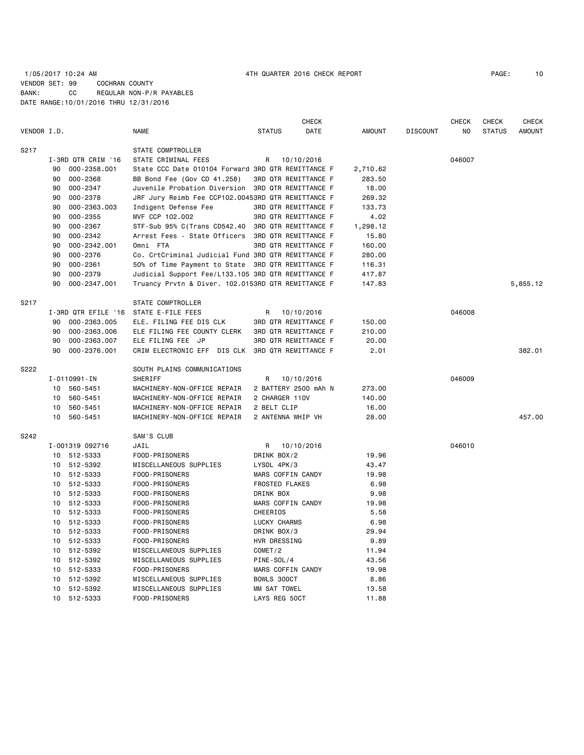1/05/2017 10:24 AM 4TH QUARTER 2016 CHECK REPORT

VENDOR SET: 99 COCHRAN COUNTY
BANK: CC REGULAR NON-P/R PAYABLES
DATE RANGE:10/01/2016 THRU 12/31/2016

| VENDOR I.D. | | NAME | STATUS | CHECK DATE | AMOUNT | DISCOUNT | CHECK NO | CHECK STATUS | CHECK AMOUNT |
|---|---|---|---|---|---|---|---|---|---|
| S217 | | STATE COMPTROLLER | | | | | | | |
| | I-3RD QTR CRIM '16 | STATE CRIMINAL FEES | R | 10/10/2016 | | | 046007 | | |
| | 90 000-2358.001 | State CCC Date 010104 Forward | 3RD QTR REMITTANCE F | | 2,710.62 | | | | |
| | 90 000-2368 | BB Bond Fee (Gov CD 41.258) | 3RD QTR REMITTANCE F | | 283.50 | | | | |
| | 90 000-2347 | Juvenile Probation Diversion | 3RD QTR REMITTANCE F | | 18.00 | | | | |
| | 90 000-2378 | JRF Jury Reimb Fee CCP102.0045 | 3RD QTR REMITTANCE F | | 269.32 | | | | |
| | 90 000-2363.003 | Indigent Defense Fee | 3RD QTR REMITTANCE F | | 133.73 | | | | |
| | 90 000-2355 | MVF CCP 102.002 | 3RD QTR REMITTANCE F | | 4.02 | | | | |
| | 90 000-2367 | STF-Sub 95% C(Trans CD542.40 | 3RD QTR REMITTANCE F | | 1,298.12 | | | | |
| | 90 000-2342 | Arrest Fees - State Officers | 3RD QTR REMITTANCE F | | 15.80 | | | | |
| | 90 000-2342.001 | Omni FTA | 3RD QTR REMITTANCE F | | 160.00 | | | | |
| | 90 000-2376 | Co. CrtCriminal Judicial Fund | 3RD QTR REMITTANCE F | | 280.00 | | | | |
| | 90 000-2361 | 50% of Time Payment to State | 3RD QTR REMITTANCE F | | 116.31 | | | | |
| | 90 000-2379 | Judicial Support Fee/L133.105 | 3RD QTR REMITTANCE F | | 417.87 | | | | |
| | 90 000-2347.001 | Truancy Prvtn & Diver. 102.015 | 3RD QTR REMITTANCE F | | 147.83 | | | | 5,855.12 |
| S217 | | STATE COMPTROLLER | | | | | | | |
| | I-3RD QTR EFILE '16 | STATE E-FILE FEES | R | 10/10/2016 | | | 046008 | | |
| | 90 000-2363.005 | ELE. FILING FEE DIS CLK | 3RD QTR REMITTANCE F | | 150.00 | | | | |
| | 90 000-2363.006 | ELE FILING FEE COUNTY CLERK | 3RD QTR REMITTANCE F | | 210.00 | | | | |
| | 90 000-2363.007 | ELE FILING FEE JP | 3RD QTR REMITTANCE F | | 20.00 | | | | |
| | 90 000-2376.001 | CRIM ELECTRONIC EFF DIS CLK | 3RD QTR REMITTANCE F | | 2.01 | | | | 382.01 |
| S222 | | SOUTH PLAINS COMMUNICATIONS | | | | | | | |
| | I-0110991-IN | SHERIFF | R | 10/10/2016 | | | 046009 | | |
| | 10 560-5451 | MACHINERY-NON-OFFICE REPAIR | 2 BATTERY 2500 mAh N | | 273.00 | | | | |
| | 10 560-5451 | MACHINERY-NON-OFFICE REPAIR | 2 CHARGER 110V | | 140.00 | | | | |
| | 10 560-5451 | MACHINERY-NON-OFFICE REPAIR | 2 BELT CLIP | | 16.00 | | | | |
| | 10 560-5451 | MACHINERY-NON-OFFICE REPAIR | 2 ANTENNA WHIP VH | | 28.00 | | | | 457.00 |
| S242 | | SAM'S CLUB | | | | | | | |
| | I-001319 092716 | JAIL | R | 10/10/2016 | | | 046010 | | |
| | 10 512-5333 | FOOD-PRISONERS | DRINK BOX/2 | | 19.96 | | | | |
| | 10 512-5392 | MISCELLANEOUS SUPPLIES | LYSOL 4PK/3 | | 43.47 | | | | |
| | 10 512-5333 | FOOD-PRISONERS | MARS COFFIN CANDY | | 19.98 | | | | |
| | 10 512-5333 | FOOD-PRISONERS | FROSTED FLAKES | | 6.98 | | | | |
| | 10 512-5333 | FOOD-PRISONERS | DRINK BOX | | 9.98 | | | | |
| | 10 512-5333 | FOOD-PRISONERS | MARS COFFIN CANDY | | 19.98 | | | | |
| | 10 512-5333 | FOOD-PRISONERS | CHEERIOS | | 5.58 | | | | |
| | 10 512-5333 | FOOD-PRISONERS | LUCKY CHARMS | | 6.98 | | | | |
| | 10 512-5333 | FOOD-PRISONERS | DRINK BOX/3 | | 29.94 | | | | |
| | 10 512-5333 | FOOD-PRISONERS | HVR DRESSING | | 9.89 | | | | |
| | 10 512-5392 | MISCELLANEOUS SUPPLIES | COMET/2 | | 11.94 | | | | |
| | 10 512-5392 | MISCELLANEOUS SUPPLIES | PINE-SOL/4 | | 43.56 | | | | |
| | 10 512-5333 | FOOD-PRISONERS | MARS COFFIN CANDY | | 19.98 | | | | |
| | 10 512-5392 | MISCELLANEOUS SUPPLIES | BOWLS 300CT | | 8.86 | | | | |
| | 10 512-5392 | MISCELLANEOUS SUPPLIES | MM SAT TOWEL | | 13.58 | | | | |
| | 10 512-5333 | FOOD-PRISONERS | LAYS REG 50CT | | 11.88 | | | | |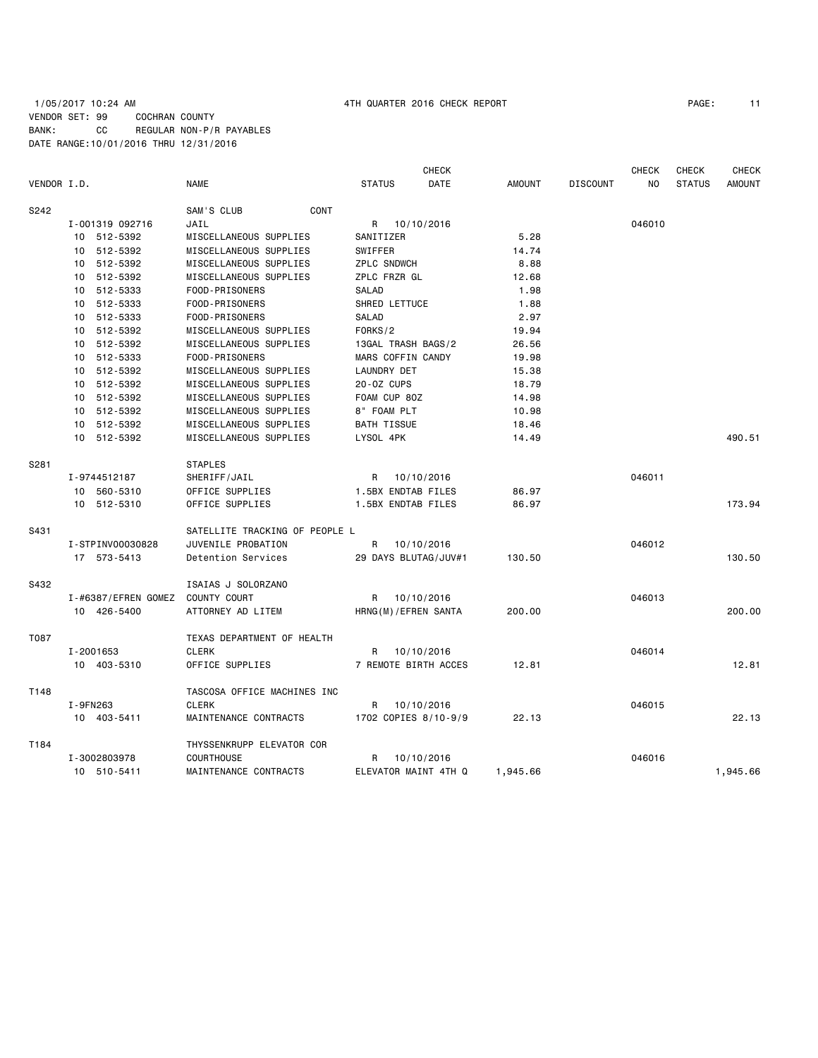1/05/2017 10:24 AM 4TH QUARTER 2016 CHECK REPORT

VENDOR SET: 99 COCHRAN COUNTY
BANK: CC REGULAR NON-P/R PAYABLES
DATE RANGE:10/01/2016 THRU 12/31/2016

| VENDOR I.D. | NAME | STATUS | CHECK DATE | AMOUNT | DISCOUNT | CHECK NO | CHECK STATUS | CHECK AMOUNT |
|---|---|---|---|---|---|---|---|---|
| S242 | SAM'S CLUB CONT | | | | | | | |
| I-001319 092716 | JAIL | R | 10/10/2016 | | | 046010 | | |
| 10 512-5392 | MISCELLANEOUS SUPPLIES | SANITIZER | | 5.28 | | | | |
| 10 512-5392 | MISCELLANEOUS SUPPLIES | SWIFFER | | 14.74 | | | | |
| 10 512-5392 | MISCELLANEOUS SUPPLIES | ZPLC SNDWCH | | 8.88 | | | | |
| 10 512-5392 | MISCELLANEOUS SUPPLIES | ZPLC FRZR GL | | 12.68 | | | | |
| 10 512-5333 | FOOD-PRISONERS | SALAD | | 1.98 | | | | |
| 10 512-5333 | FOOD-PRISONERS | SHRED LETTUCE | | 1.88 | | | | |
| 10 512-5333 | FOOD-PRISONERS | SALAD | | 2.97 | | | | |
| 10 512-5392 | MISCELLANEOUS SUPPLIES | FORKS/2 | | 19.94 | | | | |
| 10 512-5392 | MISCELLANEOUS SUPPLIES | 13GAL TRASH BAGS/2 | | 26.56 | | | | |
| 10 512-5333 | FOOD-PRISONERS | MARS COFFIN CANDY | | 19.98 | | | | |
| 10 512-5392 | MISCELLANEOUS SUPPLIES | LAUNDRY DET | | 15.38 | | | | |
| 10 512-5392 | MISCELLANEOUS SUPPLIES | 20-OZ CUPS | | 18.79 | | | | |
| 10 512-5392 | MISCELLANEOUS SUPPLIES | FOAM CUP 8OZ | | 14.98 | | | | |
| 10 512-5392 | MISCELLANEOUS SUPPLIES | 8" FOAM PLT | | 10.98 | | | | |
| 10 512-5392 | MISCELLANEOUS SUPPLIES | BATH TISSUE | | 18.46 | | | | |
| 10 512-5392 | MISCELLANEOUS SUPPLIES | LYSOL 4PK | | 14.49 | | | | 490.51 |
| S281 | STAPLES | | | | | | | |
| I-9744512187 | SHERIFF/JAIL | R | 10/10/2016 | | | 046011 | | |
| 10 560-5310 | OFFICE SUPPLIES | 1.5BX ENDTAB FILES | | 86.97 | | | | |
| 10 512-5310 | OFFICE SUPPLIES | 1.5BX ENDTAB FILES | | 86.97 | | | | 173.94 |
| S431 | SATELLITE TRACKING OF PEOPLE L | | | | | | | |
| I-STPINV00030828 | JUVENILE PROBATION | R | 10/10/2016 | | | 046012 | | |
| 17 573-5413 | Detention Services | 29 DAYS BLUTAG/JUV#1 | | 130.50 | | | | 130.50 |
| S432 | ISAIAS J SOLORZANO | | | | | | | |
| I-#6387/EFREN GOMEZ | COUNTY COURT | R | 10/10/2016 | | | 046013 | | |
| 10 426-5400 | ATTORNEY AD LITEM | HRNG(M)/EFREN SANTA | | 200.00 | | | | 200.00 |
| T087 | TEXAS DEPARTMENT OF HEALTH | | | | | | | |
| I-2001653 | CLERK | R | 10/10/2016 | | | 046014 | | |
| 10 403-5310 | OFFICE SUPPLIES | 7 REMOTE BIRTH ACCES | | 12.81 | | | | 12.81 |
| T148 | TASCOSA OFFICE MACHINES INC | | | | | | | |
| I-9FN263 | CLERK | R | 10/10/2016 | | | 046015 | | |
| 10 403-5411 | MAINTENANCE CONTRACTS | 1702 COPIES 8/10-9/9 | | 22.13 | | | | 22.13 |
| T184 | THYSSENKRUPP ELEVATOR COR | | | | | | | |
| I-3002803978 | COURTHOUSE | R | 10/10/2016 | | | 046016 | | |
| 10 510-5411 | MAINTENANCE CONTRACTS | ELEVATOR MAINT 4TH Q | | 1,945.66 | | | | 1,945.66 |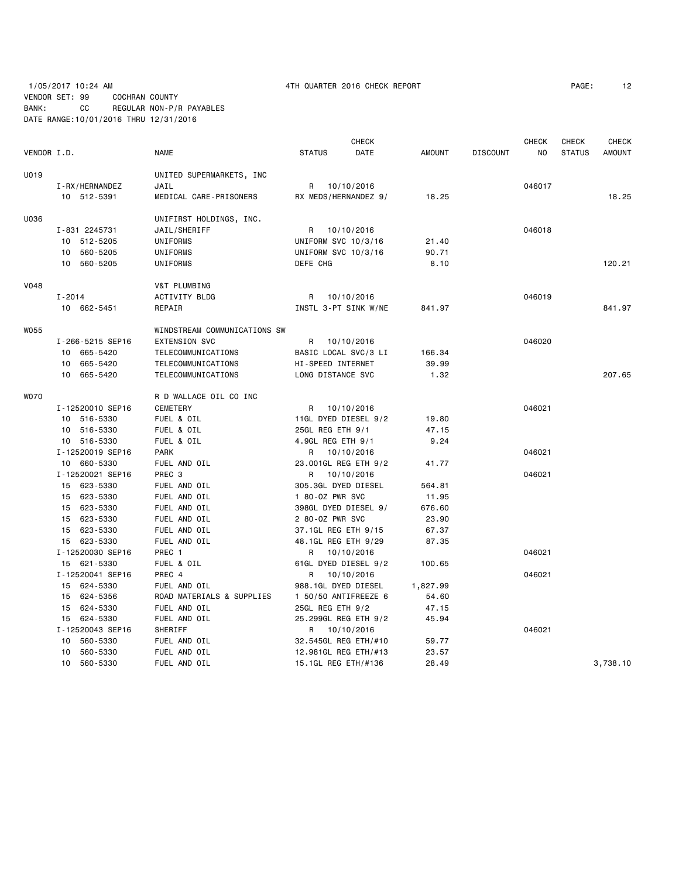1/05/2017 10:24 AM 4TH QUARTER 2016 CHECK REPORT

VENDOR SET: 99 COCHRAN COUNTY
BANK: CC REGULAR NON-P/R PAYABLES
DATE RANGE:10/01/2016 THRU 12/31/2016

| VENDOR I.D. | NAME | STATUS | CHECK DATE | AMOUNT | DISCOUNT | CHECK NO | CHECK STATUS | CHECK AMOUNT |
|---|---|---|---|---|---|---|---|---|
| U019 | UNITED SUPERMARKETS, INC | | | | | | | |
| I-RX/HERNANDEZ | JAIL | R | 10/10/2016 | | | 046017 | | |
| 10 512-5391 | MEDICAL CARE-PRISONERS | RX MEDS/HERNANDEZ 9/ | | 18.25 | | | | 18.25 |
| U036 | UNIFIRST HOLDINGS, INC. | | | | | | | |
| I-831 2245731 | JAIL/SHERIFF | R | 10/10/2016 | | | 046018 | | |
| 10 512-5205 | UNIFORMS | UNIFORM SVC 10/3/16 | | 21.40 | | | | |
| 10 560-5205 | UNIFORMS | UNIFORM SVC 10/3/16 | | 90.71 | | | | |
| 10 560-5205 | UNIFORMS | DEFE CHG | | 8.10 | | | | 120.21 |
| V048 | V&T PLUMBING | | | | | | | |
| I-2014 | ACTIVITY BLDG | R | 10/10/2016 | | | 046019 | | |
| 10 662-5451 | REPAIR | INSTL 3-PT SINK W/NE | | 841.97 | | | | 841.97 |
| W055 | WINDSTREAM COMMUNICATIONS SW | | | | | | | |
| I-266-5215 SEP16 | EXTENSION SVC | R | 10/10/2016 | | | 046020 | | |
| 10 665-5420 | TELECOMMUNICATIONS | BASIC LOCAL SVC/3 LI | | 166.34 | | | | |
| 10 665-5420 | TELECOMMUNICATIONS | HI-SPEED INTERNET | | 39.99 | | | | |
| 10 665-5420 | TELECOMMUNICATIONS | LONG DISTANCE SVC | | 1.32 | | | | 207.65 |
| W070 | R D WALLACE OIL CO INC | | | | | | | |
| I-12520010 SEP16 | CEMETERY | R | 10/10/2016 | | | 046021 | | |
| 10 516-5330 | FUEL & OIL | 11GL DYED DIESEL 9/2 | | 19.80 | | | | |
| 10 516-5330 | FUEL & OIL | 25GL REG ETH 9/1 | | 47.15 | | | | |
| 10 516-5330 | FUEL & OIL | 4.9GL REG ETH 9/1 | | 9.24 | | | | |
| I-12520019 SEP16 | PARK | R | 10/10/2016 | | | 046021 | | |
| 10 660-5330 | FUEL AND OIL | 23.001GL REG ETH 9/2 | | 41.77 | | | | |
| I-12520021 SEP16 | PREC 3 | R | 10/10/2016 | | | 046021 | | |
| 15 623-5330 | FUEL AND OIL | 305.3GL DYED DIESEL | | 564.81 | | | | |
| 15 623-5330 | FUEL AND OIL | 1 80-OZ PWR SVC | | 11.95 | | | | |
| 15 623-5330 | FUEL AND OIL | 398GL DYED DIESEL 9/ | | 676.60 | | | | |
| 15 623-5330 | FUEL AND OIL | 2 80-OZ PWR SVC | | 23.90 | | | | |
| 15 623-5330 | FUEL AND OIL | 37.1GL REG ETH 9/15 | | 67.37 | | | | |
| 15 623-5330 | FUEL AND OIL | 48.1GL REG ETH 9/29 | | 87.35 | | | | |
| I-12520030 SEP16 | PREC 1 | R | 10/10/2016 | | | 046021 | | |
| 15 621-5330 | FUEL & OIL | 61GL DYED DIESEL 9/2 | | 100.65 | | | | |
| I-12520041 SEP16 | PREC 4 | R | 10/10/2016 | | | 046021 | | |
| 15 624-5330 | FUEL AND OIL | 988.1GL DYED DIESEL | | 1,827.99 | | | | |
| 15 624-5356 | ROAD MATERIALS & SUPPLIES | 1 50/50 ANTIFREEZE 6 | | 54.60 | | | | |
| 15 624-5330 | FUEL AND OIL | 25GL REG ETH 9/2 | | 47.15 | | | | |
| 15 624-5330 | FUEL AND OIL | 25.299GL REG ETH 9/2 | | 45.94 | | | | |
| I-12520043 SEP16 | SHERIFF | R | 10/10/2016 | | | 046021 | | |
| 10 560-5330 | FUEL AND OIL | 32.545GL REG ETH/#10 | | 59.77 | | | | |
| 10 560-5330 | FUEL AND OIL | 12.981GL REG ETH/#13 | | 23.57 | | | | |
| 10 560-5330 | FUEL AND OIL | 15.1GL REG ETH/#136 | | 28.49 | | | | 3,738.10 |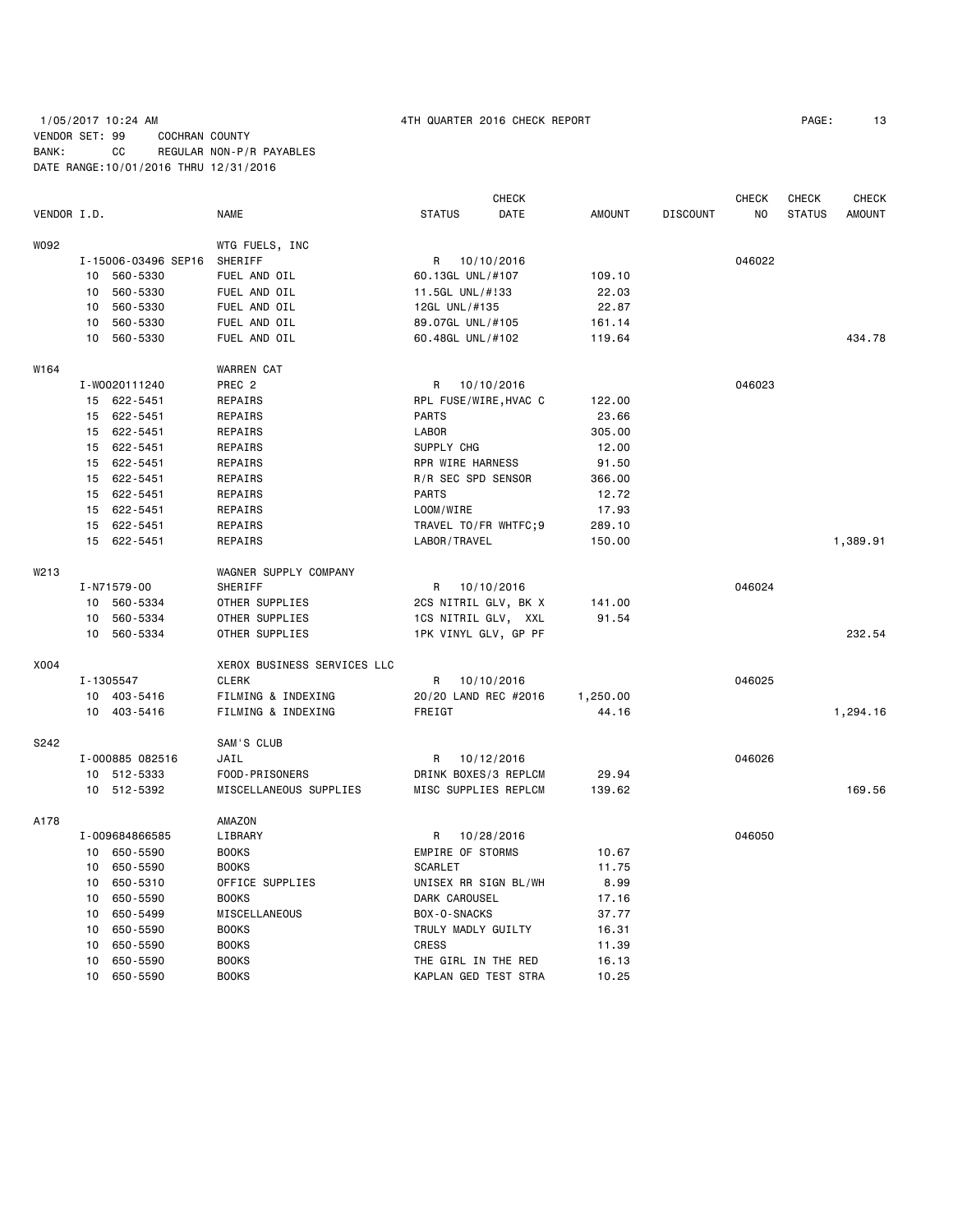1/05/2017 10:24 AM 4TH QUARTER 2016 CHECK REPORT

VENDOR SET: 99 COCHRAN COUNTY
BANK: CC REGULAR NON-P/R PAYABLES
DATE RANGE:10/01/2016 THRU 12/31/2016

| VENDOR I.D. | NAME | STATUS | CHECK DATE | AMOUNT | DISCOUNT | CHECK NO | CHECK STATUS | CHECK AMOUNT |
|---|---|---|---|---|---|---|---|---|
| W092 | WTG FUELS, INC | | | | | | | |
| I-15006-03496 SEP16 | SHERIFF | R | 10/10/2016 | | | 046022 | | |
| 10 560-5330 | FUEL AND OIL | 60.13GL UNL/#107 | | 109.10 | | | | |
| 10 560-5330 | FUEL AND OIL | 11.5GL UNL/#!33 | | 22.03 | | | | |
| 10 560-5330 | FUEL AND OIL | 12GL UNL/#135 | | 22.87 | | | | |
| 10 560-5330 | FUEL AND OIL | 89.07GL UNL/#105 | | 161.14 | | | | |
| 10 560-5330 | FUEL AND OIL | 60.48GL UNL/#102 | | 119.64 | | | | 434.78 |
| W164 | WARREN CAT | | | | | | | |
| I-W0020111240 | PREC 2 | R | 10/10/2016 | | | 046023 | | |
| 15 622-5451 | REPAIRS | RPL FUSE/WIRE,HVAC C | | 122.00 | | | | |
| 15 622-5451 | REPAIRS | PARTS | | 23.66 | | | | |
| 15 622-5451 | REPAIRS | LABOR | | 305.00 | | | | |
| 15 622-5451 | REPAIRS | SUPPLY CHG | | 12.00 | | | | |
| 15 622-5451 | REPAIRS | RPR WIRE HARNESS | | 91.50 | | | | |
| 15 622-5451 | REPAIRS | R/R SEC SPD SENSOR | | 366.00 | | | | |
| 15 622-5451 | REPAIRS | PARTS | | 12.72 | | | | |
| 15 622-5451 | REPAIRS | LOOM/WIRE | | 17.93 | | | | |
| 15 622-5451 | REPAIRS | TRAVEL TO/FR WHTFC;9 | | 289.10 | | | | |
| 15 622-5451 | REPAIRS | LABOR/TRAVEL | | 150.00 | | | | 1,389.91 |
| W213 | WAGNER SUPPLY COMPANY | | | | | | | |
| I-N71579-00 | SHERIFF | R | 10/10/2016 | | | 046024 | | |
| 10 560-5334 | OTHER SUPPLIES | 2CS NITRIL GLV, BK X | | 141.00 | | | | |
| 10 560-5334 | OTHER SUPPLIES | 1CS NITRIL GLV, XXL | | 91.54 | | | | |
| 10 560-5334 | OTHER SUPPLIES | 1PK VINYL GLV, GP PF | | | | | | 232.54 |
| X004 | XEROX BUSINESS SERVICES LLC | | | | | | | |
| I-1305547 | CLERK | R | 10/10/2016 | | | 046025 | | |
| 10 403-5416 | FILMING & INDEXING | 20/20 LAND REC #2016 | | 1,250.00 | | | | |
| 10 403-5416 | FILMING & INDEXING | FREIGT | | 44.16 | | | | 1,294.16 |
| S242 | SAM'S CLUB | | | | | | | |
| I-000885 082516 | JAIL | R | 10/12/2016 | | | 046026 | | |
| 10 512-5333 | FOOD-PRISONERS | DRINK BOXES/3 REPLCM | | 29.94 | | | | |
| 10 512-5392 | MISCELLANEOUS SUPPLIES | MISC SUPPLIES REPLCM | | 139.62 | | | | 169.56 |
| A178 | AMAZON | | | | | | | |
| I-009684866585 | LIBRARY | R | 10/28/2016 | | | 046050 | | |
| 10 650-5590 | BOOKS | EMPIRE OF STORMS | | 10.67 | | | | |
| 10 650-5590 | BOOKS | SCARLET | | 11.75 | | | | |
| 10 650-5310 | OFFICE SUPPLIES | UNISEX RR SIGN BL/WH | | 8.99 | | | | |
| 10 650-5590 | BOOKS | DARK CAROUSEL | | 17.16 | | | | |
| 10 650-5499 | MISCELLANEOUS | BOX-O-SNACKS | | 37.77 | | | | |
| 10 650-5590 | BOOKS | TRULY MADLY GUILTY | | 16.31 | | | | |
| 10 650-5590 | BOOKS | CRESS | | 11.39 | | | | |
| 10 650-5590 | BOOKS | THE GIRL IN THE RED | | 16.13 | | | | |
| 10 650-5590 | BOOKS | KAPLAN GED TEST STRA | | 10.25 | | | | |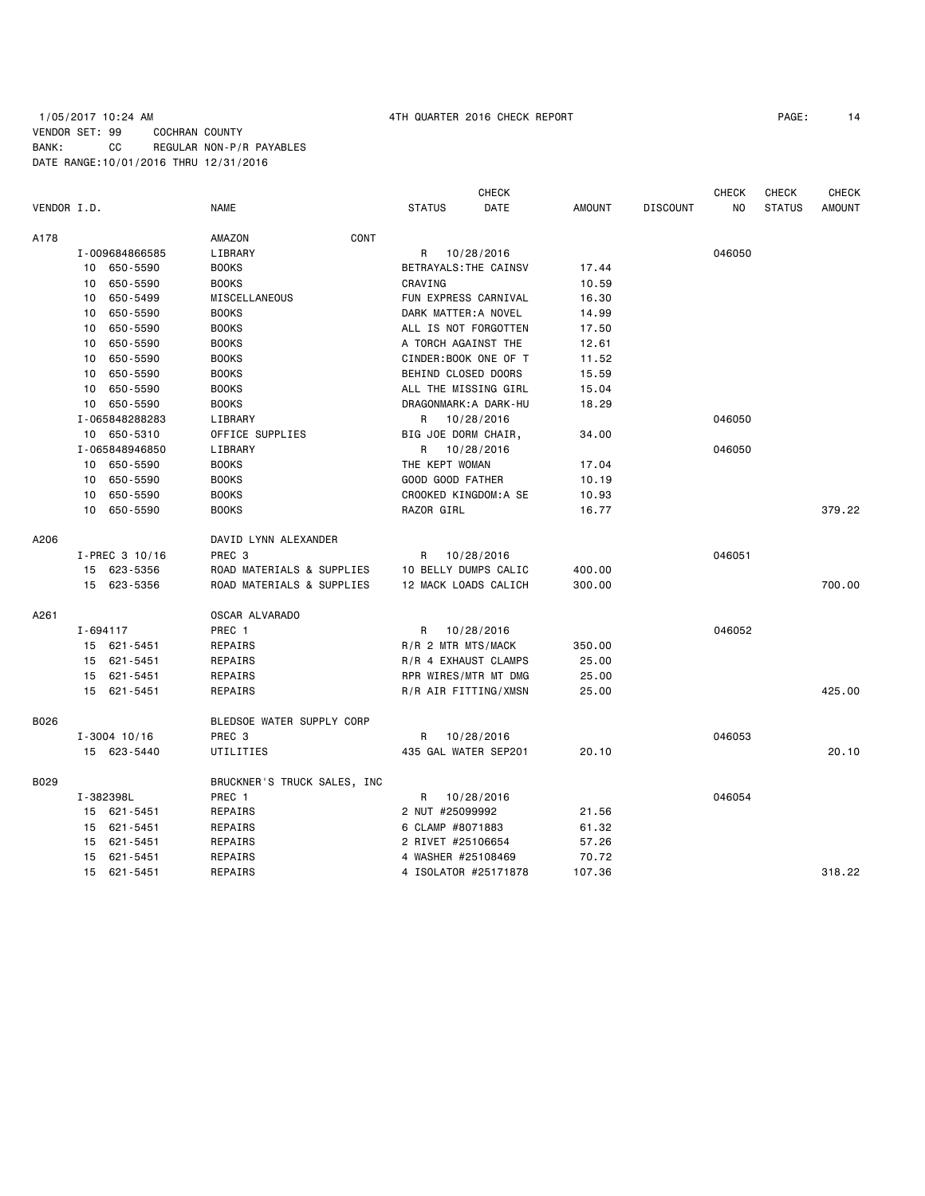1/05/2017 10:24 AM 4TH QUARTER 2016 CHECK REPORT

VENDOR SET: 99 COCHRAN COUNTY
BANK: CC REGULAR NON-P/R PAYABLES
DATE RANGE:10/01/2016 THRU 12/31/2016

| VENDOR I.D. | NAME | STATUS | CHECK DATE | AMOUNT | DISCOUNT | CHECK NO | CHECK STATUS | CHECK AMOUNT |
|---|---|---|---|---|---|---|---|---|
| A178 | AMAZON CONT | | | | | | | |
| I-009684866585 | LIBRARY | R | 10/28/2016 | | | 046050 | | |
| 10 650-5590 | BOOKS | BETRAYALS:THE CAINSV | | 17.44 | | | | |
| 10 650-5590 | BOOKS | CRAVING | | 10.59 | | | | |
| 10 650-5499 | MISCELLANEOUS | FUN EXPRESS CARNIVAL | | 16.30 | | | | |
| 10 650-5590 | BOOKS | DARK MATTER:A NOVEL | | 14.99 | | | | |
| 10 650-5590 | BOOKS | ALL IS NOT FORGOTTEN | | 17.50 | | | | |
| 10 650-5590 | BOOKS | A TORCH AGAINST THE | | 12.61 | | | | |
| 10 650-5590 | BOOKS | CINDER:BOOK ONE OF T | | 11.52 | | | | |
| 10 650-5590 | BOOKS | BEHIND CLOSED DOORS | | 15.59 | | | | |
| 10 650-5590 | BOOKS | ALL THE MISSING GIRL | | 15.04 | | | | |
| 10 650-5590 | BOOKS | DRAGONMARK:A DARK-HU | | 18.29 | | | | |
| I-065848288283 | LIBRARY | R | 10/28/2016 | | | 046050 | | |
| 10 650-5310 | OFFICE SUPPLIES | BIG JOE DORM CHAIR, | | 34.00 | | | | |
| I-065848946850 | LIBRARY | R | 10/28/2016 | | | 046050 | | |
| 10 650-5590 | BOOKS | THE KEPT WOMAN | | 17.04 | | | | |
| 10 650-5590 | BOOKS | GOOD GOOD FATHER | | 10.19 | | | | |
| 10 650-5590 | BOOKS | CROOKED KINGDOM:A SE | | 10.93 | | | | |
| 10 650-5590 | BOOKS | RAZOR GIRL | | 16.77 | | | | 379.22 |
| A206 | DAVID LYNN ALEXANDER | | | | | | | |
| I-PREC 3 10/16 | PREC 3 | R | 10/28/2016 | | | 046051 | | |
| 15 623-5356 | ROAD MATERIALS & SUPPLIES | 10 BELLY DUMPS CALIC | | 400.00 | | | | |
| 15 623-5356 | ROAD MATERIALS & SUPPLIES | 12 MACK LOADS CALICH | | 300.00 | | | | 700.00 |
| A261 | OSCAR ALVARADO | | | | | | | |
| I-694117 | PREC 1 | R | 10/28/2016 | | | 046052 | | |
| 15 621-5451 | REPAIRS | R/R 2 MTR MTS/MACK | | 350.00 | | | | |
| 15 621-5451 | REPAIRS | R/R 4 EXHAUST CLAMPS | | 25.00 | | | | |
| 15 621-5451 | REPAIRS | RPR WIRES/MTR MT DMG | | 25.00 | | | | |
| 15 621-5451 | REPAIRS | R/R AIR FITTING/XMSN | | 25.00 | | | | 425.00 |
| B026 | BLEDSOE WATER SUPPLY CORP | | | | | | | |
| I-3004 10/16 | PREC 3 | R | 10/28/2016 | | | 046053 | | |
| 15 623-5440 | UTILITIES | 435 GAL WATER SEP201 | | 20.10 | | | | 20.10 |
| B029 | BRUCKNER'S TRUCK SALES, INC | | | | | | | |
| I-382398L | PREC 1 | R | 10/28/2016 | | | 046054 | | |
| 15 621-5451 | REPAIRS | 2 NUT #25099992 | | 21.56 | | | | |
| 15 621-5451 | REPAIRS | 6 CLAMP #8071883 | | 61.32 | | | | |
| 15 621-5451 | REPAIRS | 2 RIVET #25106654 | | 57.26 | | | | |
| 15 621-5451 | REPAIRS | 4 WASHER #25108469 | | 70.72 | | | | |
| 15 621-5451 | REPAIRS | 4 ISOLATOR #25171878 | | 107.36 | | | | 318.22 |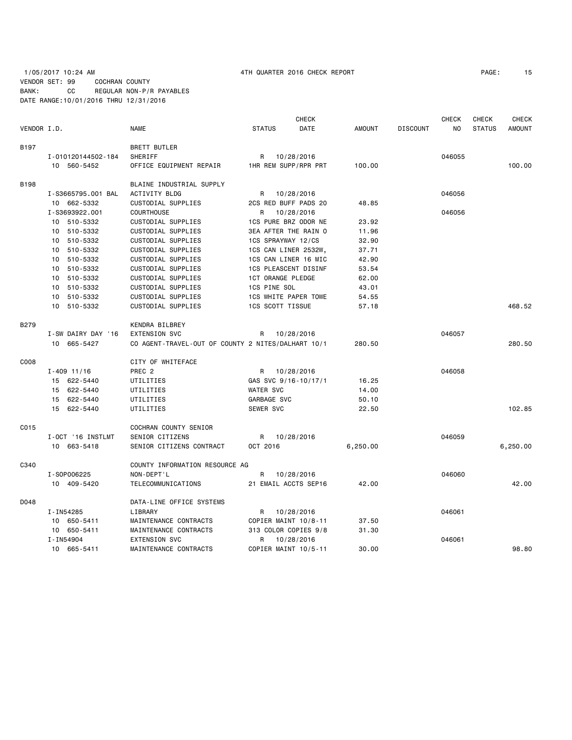1/05/2017 10:24 AM  4TH QUARTER 2016 CHECK REPORT

VENDOR SET: 99  COCHRAN COUNTY
BANK: CC  REGULAR NON-P/R PAYABLES
DATE RANGE:10/01/2016 THRU 12/31/2016

| VENDOR I.D. | NAME | STATUS | CHECK DATE | AMOUNT | DISCOUNT | CHECK NO | CHECK STATUS | CHECK AMOUNT |
|---|---|---|---|---|---|---|---|---|
| B197 | BRETT BUTLER | | | | | | | |
| I-010120144502-184 | SHERIFF | R | 10/28/2016 | | | 046055 | | |
| 10 560-5452 | OFFICE EQUIPMENT REPAIR | 1HR REM SUPP/RPR PRT | | 100.00 | | | | 100.00 |
| B198 | BLAINE INDUSTRIAL SUPPLY | | | | | | | |
| I-S3665795.001 BAL | ACTIVITY BLDG | R | 10/28/2016 | | | 046056 | | |
| 10 662-5332 | CUSTODIAL SUPPLIES | 2CS RED BUFF PADS 20 | | 48.85 | | | | |
| I-S3693922.001 | COURTHOUSE | R | 10/28/2016 | | | 046056 | | |
| 10 510-5332 | CUSTODIAL SUPPLIES | 1CS PURE BRZ ODOR NE | | 23.92 | | | | |
| 10 510-5332 | CUSTODIAL SUPPLIES | 3EA AFTER THE RAIN O | | 11.96 | | | | |
| 10 510-5332 | CUSTODIAL SUPPLIES | 1CS SPRAYWAY 12/CS | | 32.90 | | | | |
| 10 510-5332 | CUSTODIAL SUPPLIES | 1CS CAN LINER 2532W, | | 37.71 | | | | |
| 10 510-5332 | CUSTODIAL SUPPLIES | 1CS CAN LINER 16 MIC | | 42.90 | | | | |
| 10 510-5332 | CUSTODIAL SUPPLIES | 1CS PLEASCENT DISINF | | 53.54 | | | | |
| 10 510-5332 | CUSTODIAL SUPPLIES | 1CT ORANGE PLEDGE | | 62.00 | | | | |
| 10 510-5332 | CUSTODIAL SUPPLIES | 1CS PINE SOL | | 43.01 | | | | |
| 10 510-5332 | CUSTODIAL SUPPLIES | 1CS WHITE PAPER TOWE | | 54.55 | | | | |
| 10 510-5332 | CUSTODIAL SUPPLIES | 1CS SCOTT TISSUE | | 57.18 | | | | 468.52 |
| B279 | KENDRA BILBREY | | | | | | | |
| I-SW DAIRY DAY '16 | EXTENSION SVC | R | 10/28/2016 | | | 046057 | | |
| 10 665-5427 | CO AGENT-TRAVEL-OUT OF COUNTY 2 NITES/DALHART 10/1 | | | 280.50 | | | | 280.50 |
| C008 | CITY OF WHITEFACE | | | | | | | |
| I-409 11/16 | PREC 2 | R | 10/28/2016 | | | 046058 | | |
| 15 622-5440 | UTILITIES | GAS SVC 9/16-10/17/1 | | 16.25 | | | | |
| 15 622-5440 | UTILITIES | WATER SVC | | 14.00 | | | | |
| 15 622-5440 | UTILITIES | GARBAGE SVC | | 50.10 | | | | |
| 15 622-5440 | UTILITIES | SEWER SVC | | 22.50 | | | | 102.85 |
| C015 | COCHRAN COUNTY SENIOR | | | | | | | |
| I-OCT '16 INSTLMT | SENIOR CITIZENS | R | 10/28/2016 | | | 046059 | | |
| 10 663-5418 | SENIOR CITIZENS CONTRACT | OCT 2016 | | 6,250.00 | | | | 6,250.00 |
| C340 | COUNTY INFORMATION RESOURCE AG | | | | | | | |
| I-SOP006225 | NON-DEPT'L | R | 10/28/2016 | | | 046060 | | |
| 10 409-5420 | TELECOMMUNICATIONS | 21 EMAIL ACCTS SEP16 | | 42.00 | | | | 42.00 |
| D048 | DATA-LINE OFFICE SYSTEMS | | | | | | | |
| I-IN54285 | LIBRARY | R | 10/28/2016 | | | 046061 | | |
| 10 650-5411 | MAINTENANCE CONTRACTS | COPIER MAINT 10/8-11 | | 37.50 | | | | |
| 10 650-5411 | MAINTENANCE CONTRACTS | 313 COLOR COPIES 9/8 | | 31.30 | | | | |
| I-IN54904 | EXTENSION SVC | R | 10/28/2016 | | | 046061 | | |
| 10 665-5411 | MAINTENANCE CONTRACTS | COPIER MAINT 10/5-11 | | 30.00 | | | | 98.80 |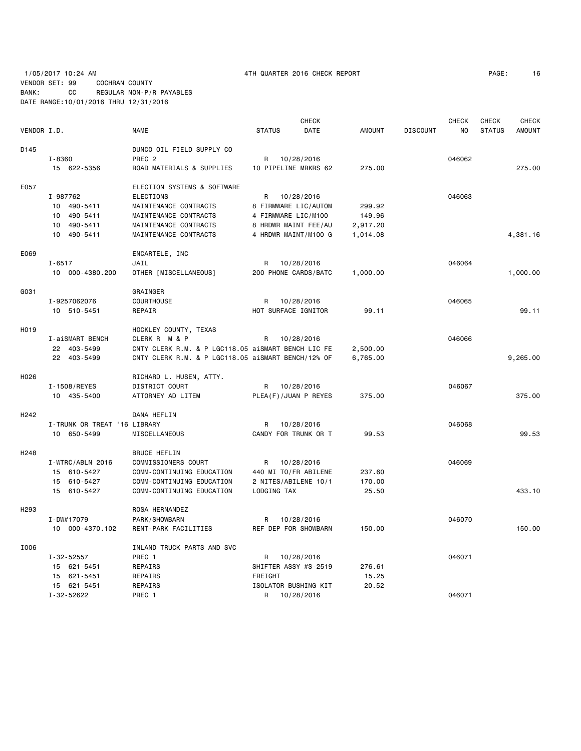1/05/2017 10:24 AM 4TH QUARTER 2016 CHECK REPORT

VENDOR SET: 99 COCHRAN COUNTY
BANK: CC REGULAR NON-P/R PAYABLES
DATE RANGE:10/01/2016 THRU 12/31/2016

| VENDOR I.D. | NAME | STATUS | CHECK DATE | AMOUNT | DISCOUNT | CHECK NO | CHECK STATUS | CHECK AMOUNT |
|---|---|---|---|---|---|---|---|---|
| D145 | DUNCO OIL FIELD SUPPLY CO | | | | | | | |
| I-8360 | PREC 2 | R | 10/28/2016 | | | 046062 | | |
| 15 622-5356 | ROAD MATERIALS & SUPPLIES | 10 PIPELINE MRKRS 62 | | 275.00 | | | | 275.00 |
| E057 | ELECTION SYSTEMS & SOFTWARE | | | | | | | |
| I-987762 | ELECTIONS | R | 10/28/2016 | | | 046063 | | |
| 10 490-5411 | MAINTENANCE CONTRACTS | 8 FIRMWARE LIC/AUTOM | | 299.92 | | | | |
| 10 490-5411 | MAINTENANCE CONTRACTS | 4 FIRMWARE LIC/M100 | | 149.96 | | | | |
| 10 490-5411 | MAINTENANCE CONTRACTS | 8 HRDWR MAINT FEE/AU | | 2,917.20 | | | | |
| 10 490-5411 | MAINTENANCE CONTRACTS | 4 HRDWR MAINT/M100 G | | 1,014.08 | | | | 4,381.16 |
| E069 | ENCARTELE, INC | | | | | | | |
| I-6517 | JAIL | R | 10/28/2016 | | | 046064 | | |
| 10 000-4380.200 | OTHER [MISCELLANEOUS] | 200 PHONE CARDS/BATC | | 1,000.00 | | | | 1,000.00 |
| G031 | GRAINGER | | | | | | | |
| I-9257062076 | COURTHOUSE | R | 10/28/2016 | | | 046065 | | |
| 10 510-5451 | REPAIR | HOT SURFACE IGNITOR | | 99.11 | | | | 99.11 |
| H019 | HOCKLEY COUNTY, TEXAS | | | | | | | |
| I-aiSMART BENCH | CLERK R M & P | R | 10/28/2016 | | | 046066 | | |
| 22 403-5499 | CNTY CLERK R.M. & P LGC118.05 aiSMART BENCH LIC FE | | | 2,500.00 | | | | |
| 22 403-5499 | CNTY CLERK R.M. & P LGC118.05 aiSMART BENCH/12% OF | | | 6,765.00 | | | | 9,265.00 |
| H026 | RICHARD L. HUSEN, ATTY. | | | | | | | |
| I-1508/REYES | DISTRICT COURT | R | 10/28/2016 | | | 046067 | | |
| 10 435-5400 | ATTORNEY AD LITEM | PLEA(F)/JUAN P REYES | | 375.00 | | | | 375.00 |
| H242 | DANA HEFLIN | | | | | | | |
| I-TRUNK OR TREAT '16 | LIBRARY | R | 10/28/2016 | | | 046068 | | |
| 10 650-5499 | MISCELLANEOUS | CANDY FOR TRUNK OR T | | 99.53 | | | | 99.53 |
| H248 | BRUCE HEFLIN | | | | | | | |
| I-WTRC/ABLN 2016 | COMMISSIONERS COURT | R | 10/28/2016 | | | 046069 | | |
| 15 610-5427 | COMM-CONTINUING EDUCATION | 440 MI TO/FR ABILENE | | 237.60 | | | | |
| 15 610-5427 | COMM-CONTINUING EDUCATION | 2 NITES/ABILENE 10/1 | | 170.00 | | | | |
| 15 610-5427 | COMM-CONTINUING EDUCATION | LODGING TAX | | 25.50 | | | | 433.10 |
| H293 | ROSA HERNANDEZ | | | | | | | |
| I-DW#17079 | PARK/SHOWBARN | R | 10/28/2016 | | | 046070 | | |
| 10 000-4370.102 | RENT-PARK FACILITIES | REF DEP FOR SHOWBARN | | 150.00 | | | | 150.00 |
| I006 | INLAND TRUCK PARTS AND SVC | | | | | | | |
| I-32-52557 | PREC 1 | R | 10/28/2016 | | | 046071 | | |
| 15 621-5451 | REPAIRS | SHIFTER ASSY #S-2519 | | 276.61 | | | | |
| 15 621-5451 | REPAIRS | FREIGHT | | 15.25 | | | | |
| 15 621-5451 | REPAIRS | ISOLATOR BUSHING KIT | | 20.52 | | | | |
| I-32-52622 | PREC 1 | R | 10/28/2016 | | | 046071 | | |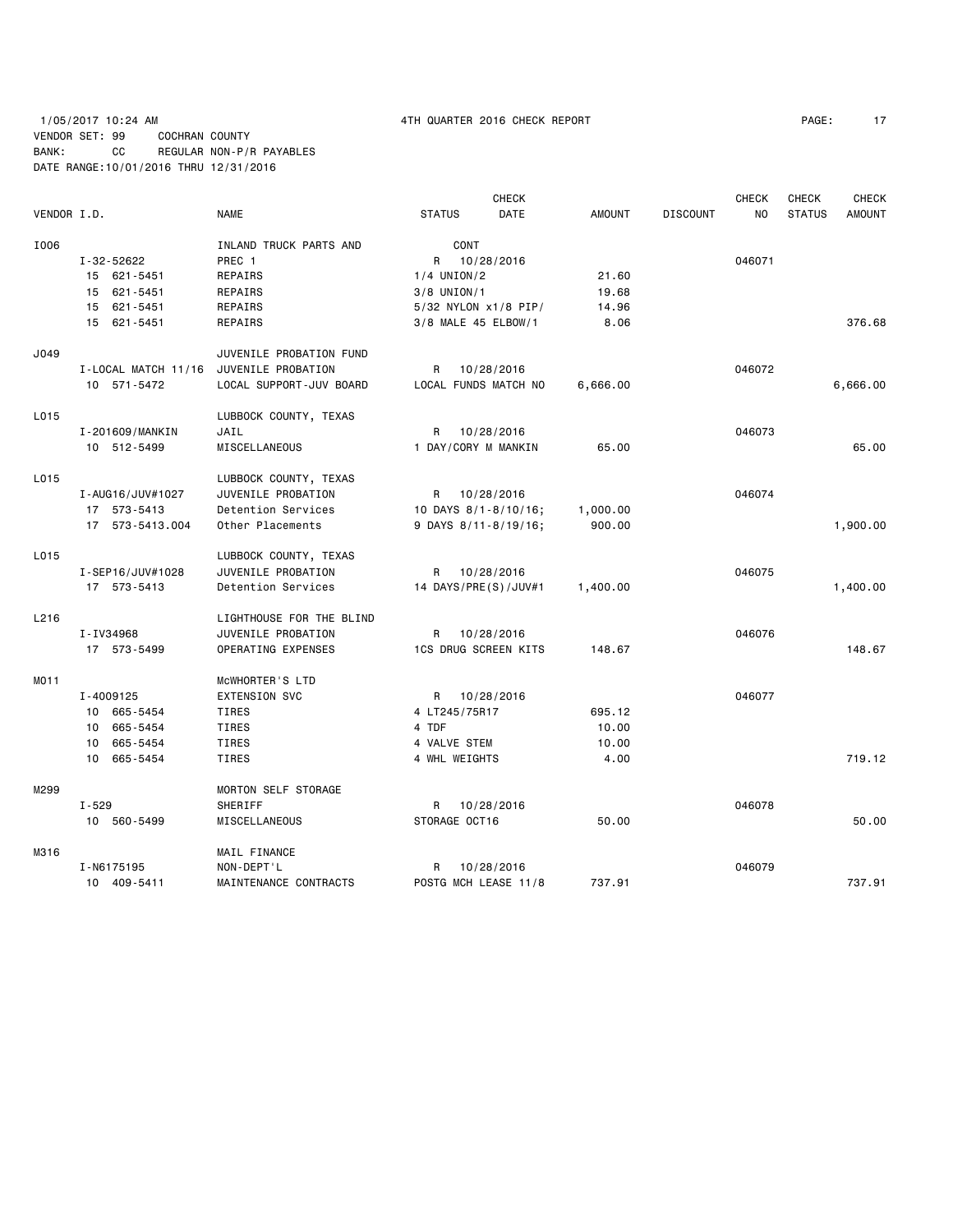1/05/2017 10:24 AM 4TH QUARTER 2016 CHECK REPORT

VENDOR SET: 99 COCHRAN COUNTY
BANK: CC REGULAR NON-P/R PAYABLES
DATE RANGE:10/01/2016 THRU 12/31/2016

| VENDOR I.D. | | NAME | STATUS | CHECK DATE | AMOUNT | DISCOUNT | CHECK NO | CHECK STATUS | CHECK AMOUNT |
|---|---|---|---|---|---|---|---|---|---|
| I006 | | INLAND TRUCK PARTS AND | CONT | | | | | | |
| | I-32-52622 | PREC 1 | R | 10/28/2016 | | | 046071 | | |
| | 15 621-5451 | REPAIRS | 1/4 UNION/2 | | 21.60 | | | | |
| | 15 621-5451 | REPAIRS | 3/8 UNION/1 | | 19.68 | | | | |
| | 15 621-5451 | REPAIRS | 5/32 NYLON x1/8 PIP/ | | 14.96 | | | | |
| | 15 621-5451 | REPAIRS | 3/8 MALE 45 ELBOW/1 | | 8.06 | | | | 376.68 |
| J049 | | JUVENILE PROBATION FUND | | | | | | | |
| | I-LOCAL MATCH 11/16 | JUVENILE PROBATION | R | 10/28/2016 | | | 046072 | | |
| | 10 571-5472 | LOCAL SUPPORT-JUV BOARD | LOCAL FUNDS MATCH NO | | 6,666.00 | | | | 6,666.00 |
| L015 | | LUBBOCK COUNTY, TEXAS | | | | | | | |
| | I-201609/MANKIN | JAIL | R | 10/28/2016 | | | 046073 | | |
| | 10 512-5499 | MISCELLANEOUS | 1 DAY/CORY M MANKIN | | 65.00 | | | | 65.00 |
| L015 | | LUBBOCK COUNTY, TEXAS | | | | | | | |
| | I-AUG16/JUV#1027 | JUVENILE PROBATION | R | 10/28/2016 | | | 046074 | | |
| | 17 573-5413 | Detention Services | 10 DAYS 8/1-8/10/16; | | 1,000.00 | | | | |
| | 17 573-5413.004 | Other Placements | 9 DAYS 8/11-8/19/16; | | 900.00 | | | | 1,900.00 |
| L015 | | LUBBOCK COUNTY, TEXAS | | | | | | | |
| | I-SEP16/JUV#1028 | JUVENILE PROBATION | R | 10/28/2016 | | | 046075 | | |
| | 17 573-5413 | Detention Services | 14 DAYS/PRE(S)/JUV#1 | | 1,400.00 | | | | 1,400.00 |
| L216 | | LIGHTHOUSE FOR THE BLIND | | | | | | | |
| | I-IV34968 | JUVENILE PROBATION | R | 10/28/2016 | | | 046076 | | |
| | 17 573-5499 | OPERATING EXPENSES | 1CS DRUG SCREEN KITS | | 148.67 | | | | 148.67 |
| M011 | | McWHORTER'S LTD | | | | | | | |
| | I-4009125 | EXTENSION SVC | R | 10/28/2016 | | | 046077 | | |
| | 10 665-5454 | TIRES | 4 LT245/75R17 | | 695.12 | | | | |
| | 10 665-5454 | TIRES | 4 TDF | | 10.00 | | | | |
| | 10 665-5454 | TIRES | 4 VALVE STEM | | 10.00 | | | | |
| | 10 665-5454 | TIRES | 4 WHL WEIGHTS | | 4.00 | | | | 719.12 |
| M299 | | MORTON SELF STORAGE | | | | | | | |
| | I-529 | SHERIFF | R | 10/28/2016 | | | 046078 | | |
| | 10 560-5499 | MISCELLANEOUS | STORAGE OCT16 | | 50.00 | | | | 50.00 |
| M316 | | MAIL FINANCE | | | | | | | |
| | I-N6175195 | NON-DEPT'L | R | 10/28/2016 | | | 046079 | | |
| | 10 409-5411 | MAINTENANCE CONTRACTS | POSTG MCH LEASE 11/8 | | 737.91 | | | | 737.91 |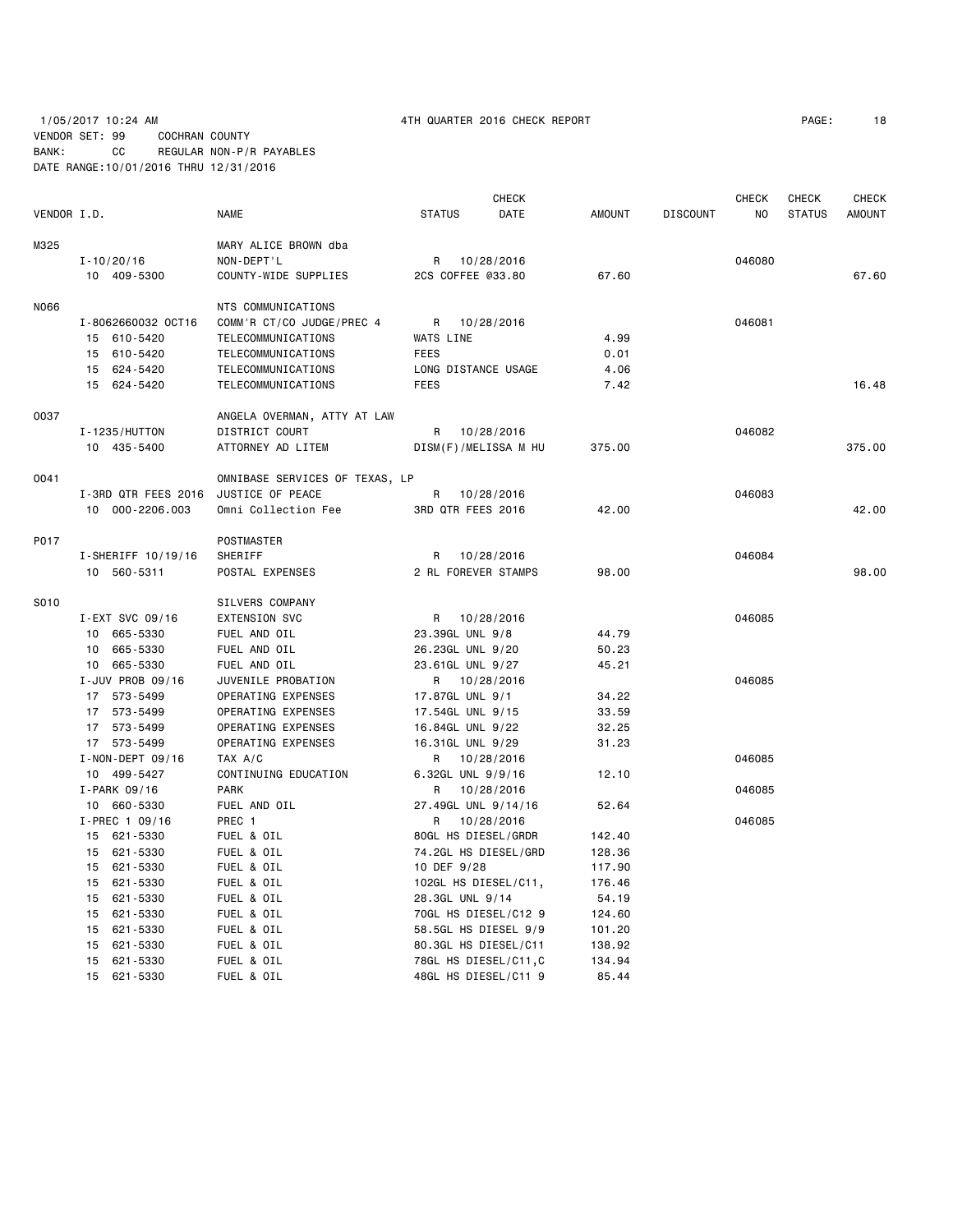1/05/2017 10:24 AM 4TH QUARTER 2016 CHECK REPORT

VENDOR SET: 99 COCHRAN COUNTY
BANK: CC REGULAR NON-P/R PAYABLES
DATE RANGE:10/01/2016 THRU 12/31/2016

| VENDOR I.D. | NAME | STATUS | CHECK DATE | AMOUNT | DISCOUNT | CHECK NO | CHECK STATUS | CHECK AMOUNT |
|---|---|---|---|---|---|---|---|---|
| M325 | MARY ALICE BROWN dba | | | | | | | |
| I-10/20/16 | NON-DEPT'L | R | 10/28/2016 | | | 046080 | | |
| 10 409-5300 | COUNTY-WIDE SUPPLIES | 2CS COFFEE @33.80 | | 67.60 | | | | 67.60 |
| N066 | NTS COMMUNICATIONS | | | | | | | |
| I-8062660032 OCT16 | COMM'R CT/CO JUDGE/PREC 4 | R | 10/28/2016 | | | 046081 | | |
| 15 610-5420 | TELECOMMUNICATIONS | WATS LINE | | 4.99 | | | | |
| 15 610-5420 | TELECOMMUNICATIONS | FEES | | 0.01 | | | | |
| 15 624-5420 | TELECOMMUNICATIONS | LONG DISTANCE USAGE | | 4.06 | | | | |
| 15 624-5420 | TELECOMMUNICATIONS | FEES | | 7.42 | | | | 16.48 |
| O037 | ANGELA OVERMAN, ATTY AT LAW | | | | | | | |
| I-1235/HUTTON | DISTRICT COURT | R | 10/28/2016 | | | 046082 | | |
| 10 435-5400 | ATTORNEY AD LITEM | DISM(F)/MELISSA M HU | | 375.00 | | | | 375.00 |
| O041 | OMNIBASE SERVICES OF TEXAS, LP | | | | | | | |
| I-3RD QTR FEES 2016 | JUSTICE OF PEACE | R | 10/28/2016 | | | 046083 | | |
| 10 000-2206.003 | Omni Collection Fee | 3RD QTR FEES 2016 | | 42.00 | | | | 42.00 |
| P017 | POSTMASTER | | | | | | | |
| I-SHERIFF 10/19/16 | SHERIFF | R | 10/28/2016 | | | 046084 | | |
| 10 560-5311 | POSTAL EXPENSES | 2 RL FOREVER STAMPS | | 98.00 | | | | 98.00 |
| S010 | SILVERS COMPANY | | | | | | | |
| I-EXT SVC 09/16 | EXTENSION SVC | R | 10/28/2016 | | | 046085 | | |
| 10 665-5330 | FUEL AND OIL | 23.39GL UNL 9/8 | | 44.79 | | | | |
| 10 665-5330 | FUEL AND OIL | 26.23GL UNL 9/20 | | 50.23 | | | | |
| 10 665-5330 | FUEL AND OIL | 23.61GL UNL 9/27 | | 45.21 | | | | |
| I-JUV PROB 09/16 | JUVENILE PROBATION | R | 10/28/2016 | | | 046085 | | |
| 17 573-5499 | OPERATING EXPENSES | 17.87GL UNL 9/1 | | 34.22 | | | | |
| 17 573-5499 | OPERATING EXPENSES | 17.54GL UNL 9/15 | | 33.59 | | | | |
| 17 573-5499 | OPERATING EXPENSES | 16.84GL UNL 9/22 | | 32.25 | | | | |
| 17 573-5499 | OPERATING EXPENSES | 16.31GL UNL 9/29 | | 31.23 | | | | |
| I-NON-DEPT 09/16 | TAX A/C | R | 10/28/2016 | | | 046085 | | |
| 10 499-5427 | CONTINUING EDUCATION | 6.32GL UNL 9/9/16 | | 12.10 | | | | |
| I-PARK 09/16 | PARK | R | 10/28/2016 | | | 046085 | | |
| 10 660-5330 | FUEL AND OIL | 27.49GL UNL 9/14/16 | | 52.64 | | | | |
| I-PREC 1 09/16 | PREC 1 | R | 10/28/2016 | | | 046085 | | |
| 15 621-5330 | FUEL & OIL | 80GL HS DIESEL/GRDR | | 142.40 | | | | |
| 15 621-5330 | FUEL & OIL | 74.2GL HS DIESEL/GRD | | 128.36 | | | | |
| 15 621-5330 | FUEL & OIL | 10 DEF 9/28 | | 117.90 | | | | |
| 15 621-5330 | FUEL & OIL | 102GL HS DIESEL/C11, | | 176.46 | | | | |
| 15 621-5330 | FUEL & OIL | 28.3GL UNL 9/14 | | 54.19 | | | | |
| 15 621-5330 | FUEL & OIL | 70GL HS DIESEL/C12 9 | | 124.60 | | | | |
| 15 621-5330 | FUEL & OIL | 58.5GL HS DIESEL 9/9 | | 101.20 | | | | |
| 15 621-5330 | FUEL & OIL | 80.3GL HS DIESEL/C11 | | 138.92 | | | | |
| 15 621-5330 | FUEL & OIL | 78GL HS DIESEL/C11,C | | 134.94 | | | | |
| 15 621-5330 | FUEL & OIL | 48GL HS DIESEL/C11 9 | | 85.44 | | | | |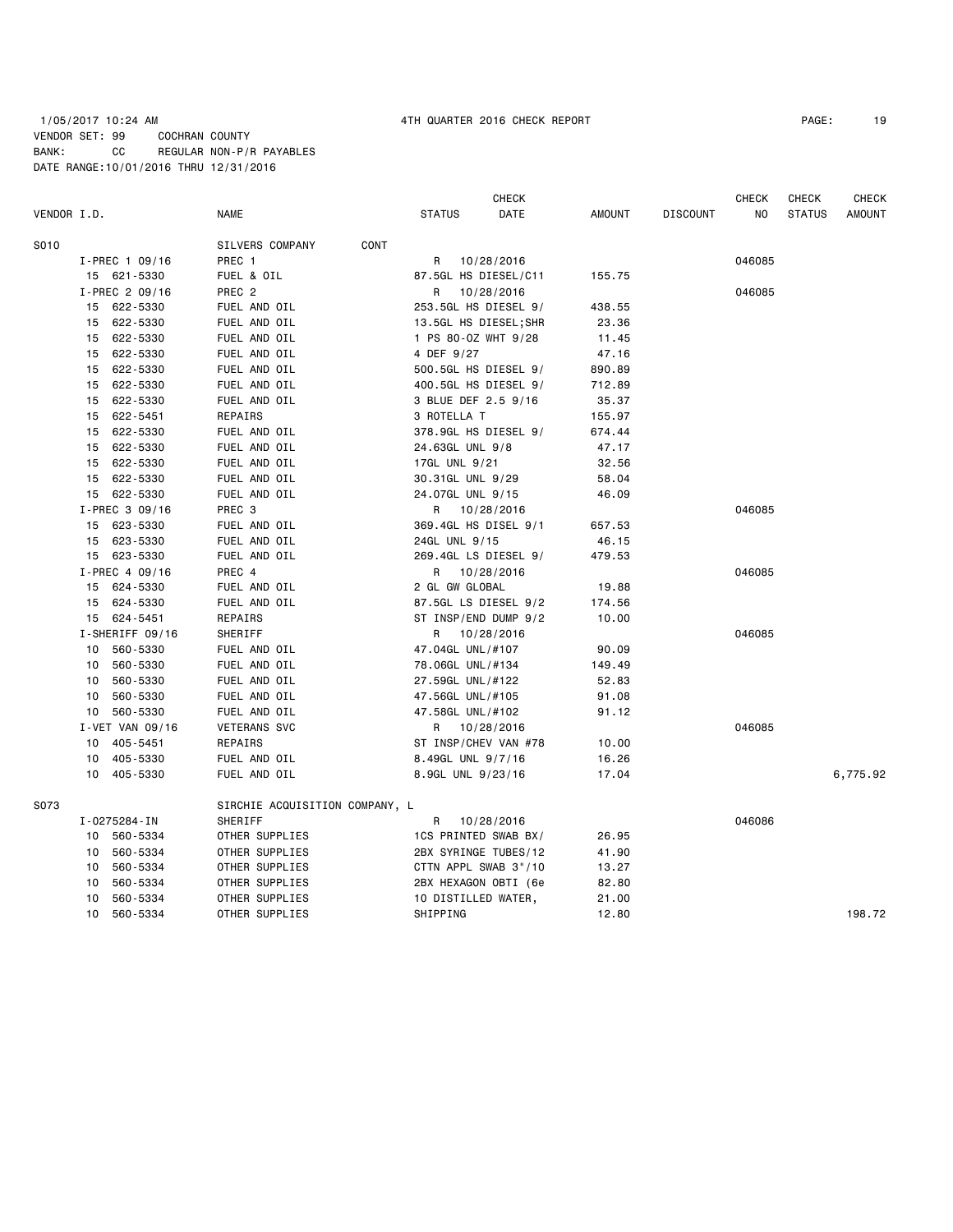1/05/2017 10:24 AM 4TH QUARTER 2016 CHECK REPORT

VENDOR SET: 99 COCHRAN COUNTY
BANK: CC REGULAR NON-P/R PAYABLES
DATE RANGE:10/01/2016 THRU 12/31/2016

| VENDOR I.D. | NAME | STATUS | CHECK DATE | AMOUNT | DISCOUNT | CHECK NO | CHECK STATUS | CHECK AMOUNT |
|---|---|---|---|---|---|---|---|---|
| S010 | SILVERS COMPANY CONT | | | | | | | |
| I-PREC 1 09/16 | PREC 1 | R | 10/28/2016 | | | 046085 | | |
| 15 621-5330 | FUEL & OIL | 87.5GL HS DIESEL/C11 | | 155.75 | | | | |
| I-PREC 2 09/16 | PREC 2 | R | 10/28/2016 | | | 046085 | | |
| 15 622-5330 | FUEL AND OIL | 253.5GL HS DIESEL 9/ | | 438.55 | | | | |
| 15 622-5330 | FUEL AND OIL | 13.5GL HS DIESEL;SHR | | 23.36 | | | | |
| 15 622-5330 | FUEL AND OIL | 1 PS 80-OZ WHT 9/28 | | 11.45 | | | | |
| 15 622-5330 | FUEL AND OIL | 4 DEF 9/27 | | 47.16 | | | | |
| 15 622-5330 | FUEL AND OIL | 500.5GL HS DIESEL 9/ | | 890.89 | | | | |
| 15 622-5330 | FUEL AND OIL | 400.5GL HS DIESEL 9/ | | 712.89 | | | | |
| 15 622-5330 | FUEL AND OIL | 3 BLUE DEF 2.5 9/16 | | 35.37 | | | | |
| 15 622-5451 | REPAIRS | 3 ROTELLA T | | 155.97 | | | | |
| 15 622-5330 | FUEL AND OIL | 378.9GL HS DIESEL 9/ | | 674.44 | | | | |
| 15 622-5330 | FUEL AND OIL | 24.63GL UNL 9/8 | | 47.17 | | | | |
| 15 622-5330 | FUEL AND OIL | 17GL UNL 9/21 | | 32.56 | | | | |
| 15 622-5330 | FUEL AND OIL | 30.31GL UNL 9/29 | | 58.04 | | | | |
| 15 622-5330 | FUEL AND OIL | 24.07GL UNL 9/15 | | 46.09 | | | | |
| I-PREC 3 09/16 | PREC 3 | R | 10/28/2016 | | | 046085 | | |
| 15 623-5330 | FUEL AND OIL | 369.4GL HS DISEL 9/1 | | 657.53 | | | | |
| 15 623-5330 | FUEL AND OIL | 24GL UNL 9/15 | | 46.15 | | | | |
| 15 623-5330 | FUEL AND OIL | 269.4GL LS DIESEL 9/ | | 479.53 | | | | |
| I-PREC 4 09/16 | PREC 4 | R | 10/28/2016 | | | 046085 | | |
| 15 624-5330 | FUEL AND OIL | 2 GL GW GLOBAL | | 19.88 | | | | |
| 15 624-5330 | FUEL AND OIL | 87.5GL LS DIESEL 9/2 | | 174.56 | | | | |
| 15 624-5451 | REPAIRS | ST INSP/END DUMP 9/2 | | 10.00 | | | | |
| I-SHERIFF 09/16 | SHERIFF | R | 10/28/2016 | | | 046085 | | |
| 10 560-5330 | FUEL AND OIL | 47.04GL UNL/#107 | | 90.09 | | | | |
| 10 560-5330 | FUEL AND OIL | 78.06GL UNL/#134 | | 149.49 | | | | |
| 10 560-5330 | FUEL AND OIL | 27.59GL UNL/#122 | | 52.83 | | | | |
| 10 560-5330 | FUEL AND OIL | 47.56GL UNL/#105 | | 91.08 | | | | |
| 10 560-5330 | FUEL AND OIL | 47.58GL UNL/#102 | | 91.12 | | | | |
| I-VET VAN 09/16 | VETERANS SVC | R | 10/28/2016 | | | 046085 | | |
| 10 405-5451 | REPAIRS | ST INSP/CHEV VAN #78 | | 10.00 | | | | |
| 10 405-5330 | FUEL AND OIL | 8.49GL UNL 9/7/16 | | 16.26 | | | | |
| 10 405-5330 | FUEL AND OIL | 8.9GL UNL 9/23/16 | | 17.04 | | | | 6,775.92 |
| S073 | SIRCHIE ACQUISITION COMPANY, L | | | | | | | |
| I-0275284-IN | SHERIFF | R | 10/28/2016 | | | 046086 | | |
| 10 560-5334 | OTHER SUPPLIES | 1CS PRINTED SWAB BX/ | | 26.95 | | | | |
| 10 560-5334 | OTHER SUPPLIES | 2BX SYRINGE TUBES/12 | | 41.90 | | | | |
| 10 560-5334 | OTHER SUPPLIES | CTTN APPL SWAB 3"/10 | | 13.27 | | | | |
| 10 560-5334 | OTHER SUPPLIES | 2BX HEXAGON OBTI (6e | | 82.80 | | | | |
| 10 560-5334 | OTHER SUPPLIES | 10 DISTILLED WATER, | | 21.00 | | | | |
| 10 560-5334 | OTHER SUPPLIES | SHIPPING | | 12.80 | | | | 198.72 |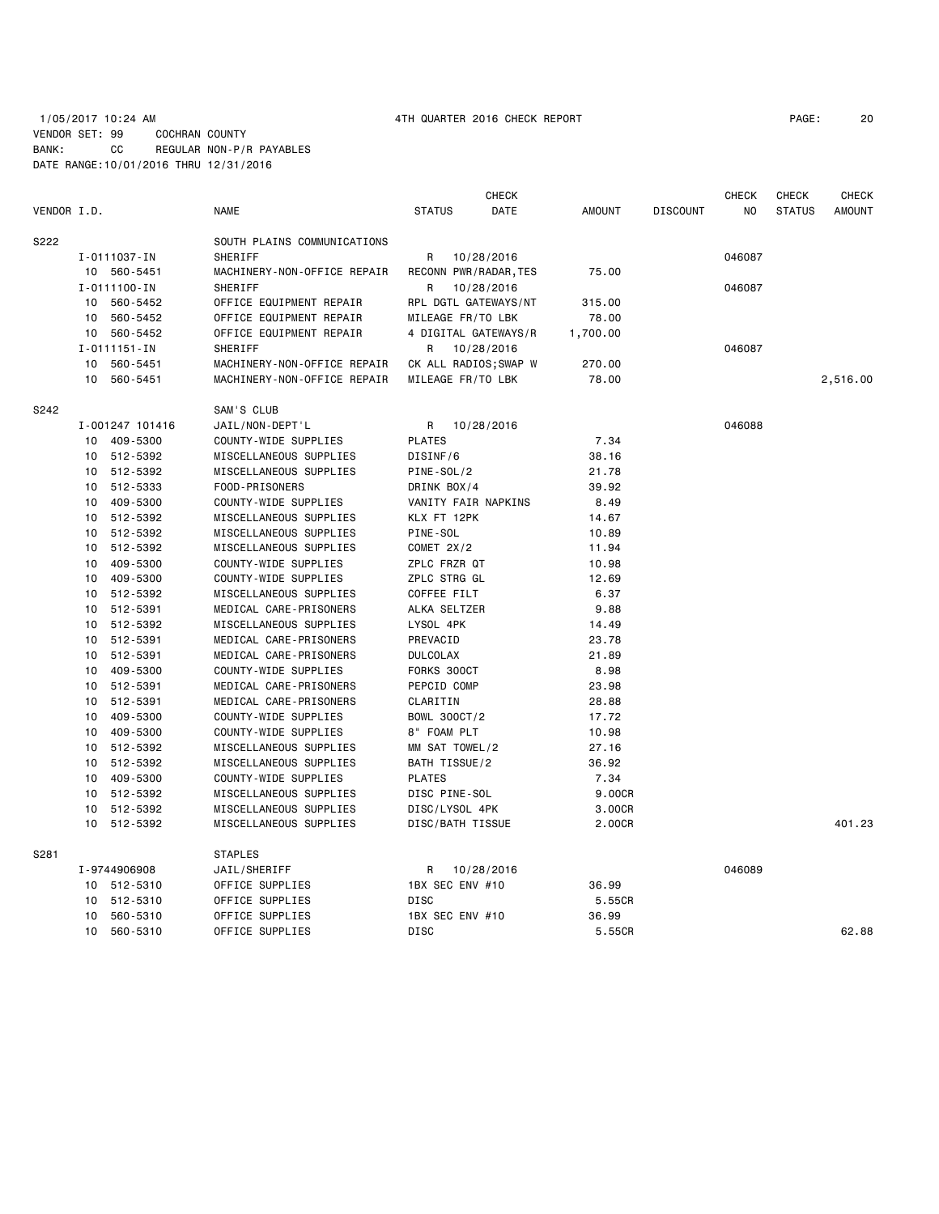1/05/2017 10:24 AM 4TH QUARTER 2016 CHECK REPORT

VENDOR SET: 99 COCHRAN COUNTY
BANK: CC REGULAR NON-P/R PAYABLES
DATE RANGE:10/01/2016 THRU 12/31/2016

| VENDOR I.D. | NAME | STATUS | CHECK DATE | AMOUNT | DISCOUNT | CHECK NO | CHECK STATUS | CHECK AMOUNT |
|---|---|---|---|---|---|---|---|---|
| S222 | SOUTH PLAINS COMMUNICATIONS | | | | | | | |
| I-0111037-IN | SHERIFF | R | 10/28/2016 | | | 046087 | | |
| 10 560-5451 | MACHINERY-NON-OFFICE REPAIR | RECONN PWR/RADAR,TES | | 75.00 | | | | |
| I-0111100-IN | SHERIFF | R | 10/28/2016 | | | 046087 | | |
| 10 560-5452 | OFFICE EQUIPMENT REPAIR | RPL DGTL GATEWAYS/NT | | 315.00 | | | | |
| 10 560-5452 | OFFICE EQUIPMENT REPAIR | MILEAGE FR/TO LBK | | 78.00 | | | | |
| 10 560-5452 | OFFICE EQUIPMENT REPAIR | 4 DIGITAL GATEWAYS/R | | 1,700.00 | | | | |
| I-0111151-IN | SHERIFF | R | 10/28/2016 | | | 046087 | | |
| 10 560-5451 | MACHINERY-NON-OFFICE REPAIR | CK ALL RADIOS;SWAP W | | 270.00 | | | | |
| 10 560-5451 | MACHINERY-NON-OFFICE REPAIR | MILEAGE FR/TO LBK | | 78.00 | | | | 2,516.00 |
| S242 | SAM'S CLUB | | | | | | | |
| I-001247 101416 | JAIL/NON-DEPT'L | R | 10/28/2016 | | | 046088 | | |
| 10 409-5300 | COUNTY-WIDE SUPPLIES | PLATES | | 7.34 | | | | |
| 10 512-5392 | MISCELLANEOUS SUPPLIES | DISINF/6 | | 38.16 | | | | |
| 10 512-5392 | MISCELLANEOUS SUPPLIES | PINE-SOL/2 | | 21.78 | | | | |
| 10 512-5333 | FOOD-PRISONERS | DRINK BOX/4 | | 39.92 | | | | |
| 10 409-5300 | COUNTY-WIDE SUPPLIES | VANITY FAIR NAPKINS | | 8.49 | | | | |
| 10 512-5392 | MISCELLANEOUS SUPPLIES | KLX FT 12PK | | 14.67 | | | | |
| 10 512-5392 | MISCELLANEOUS SUPPLIES | PINE-SOL | | 10.89 | | | | |
| 10 512-5392 | MISCELLANEOUS SUPPLIES | COMET 2X/2 | | 11.94 | | | | |
| 10 409-5300 | COUNTY-WIDE SUPPLIES | ZPLC FRZR QT | | 10.98 | | | | |
| 10 409-5300 | COUNTY-WIDE SUPPLIES | ZPLC STRG GL | | 12.69 | | | | |
| 10 512-5392 | MISCELLANEOUS SUPPLIES | COFFEE FILT | | 6.37 | | | | |
| 10 512-5391 | MEDICAL CARE-PRISONERS | ALKA SELTZER | | 9.88 | | | | |
| 10 512-5392 | MISCELLANEOUS SUPPLIES | LYSOL 4PK | | 14.49 | | | | |
| 10 512-5391 | MEDICAL CARE-PRISONERS | PREVACID | | 23.78 | | | | |
| 10 512-5391 | MEDICAL CARE-PRISONERS | DULCOLAX | | 21.89 | | | | |
| 10 409-5300 | COUNTY-WIDE SUPPLIES | FORKS 300CT | | 8.98 | | | | |
| 10 512-5391 | MEDICAL CARE-PRISONERS | PEPCID COMP | | 23.98 | | | | |
| 10 512-5391 | MEDICAL CARE-PRISONERS | CLARITIN | | 28.88 | | | | |
| 10 409-5300 | COUNTY-WIDE SUPPLIES | BOWL 300CT/2 | | 17.72 | | | | |
| 10 409-5300 | COUNTY-WIDE SUPPLIES | 8" FOAM PLT | | 10.98 | | | | |
| 10 512-5392 | MISCELLANEOUS SUPPLIES | MM SAT TOWEL/2 | | 27.16 | | | | |
| 10 512-5392 | MISCELLANEOUS SUPPLIES | BATH TISSUE/2 | | 36.92 | | | | |
| 10 409-5300 | COUNTY-WIDE SUPPLIES | PLATES | | 7.34 | | | | |
| 10 512-5392 | MISCELLANEOUS SUPPLIES | DISC PINE-SOL | | 9.00CR | | | | |
| 10 512-5392 | MISCELLANEOUS SUPPLIES | DISC/LYSOL 4PK | | 3.00CR | | | | |
| 10 512-5392 | MISCELLANEOUS SUPPLIES | DISC/BATH TISSUE | | 2.00CR | | | | 401.23 |
| S281 | STAPLES | | | | | | | |
| I-9744906908 | JAIL/SHERIFF | R | 10/28/2016 | | | 046089 | | |
| 10 512-5310 | OFFICE SUPPLIES | 1BX SEC ENV #10 | | 36.99 | | | | |
| 10 512-5310 | OFFICE SUPPLIES | DISC | | 5.55CR | | | | |
| 10 560-5310 | OFFICE SUPPLIES | 1BX SEC ENV #10 | | 36.99 | | | | |
| 10 560-5310 | OFFICE SUPPLIES | DISC | | 5.55CR | | | | 62.88 |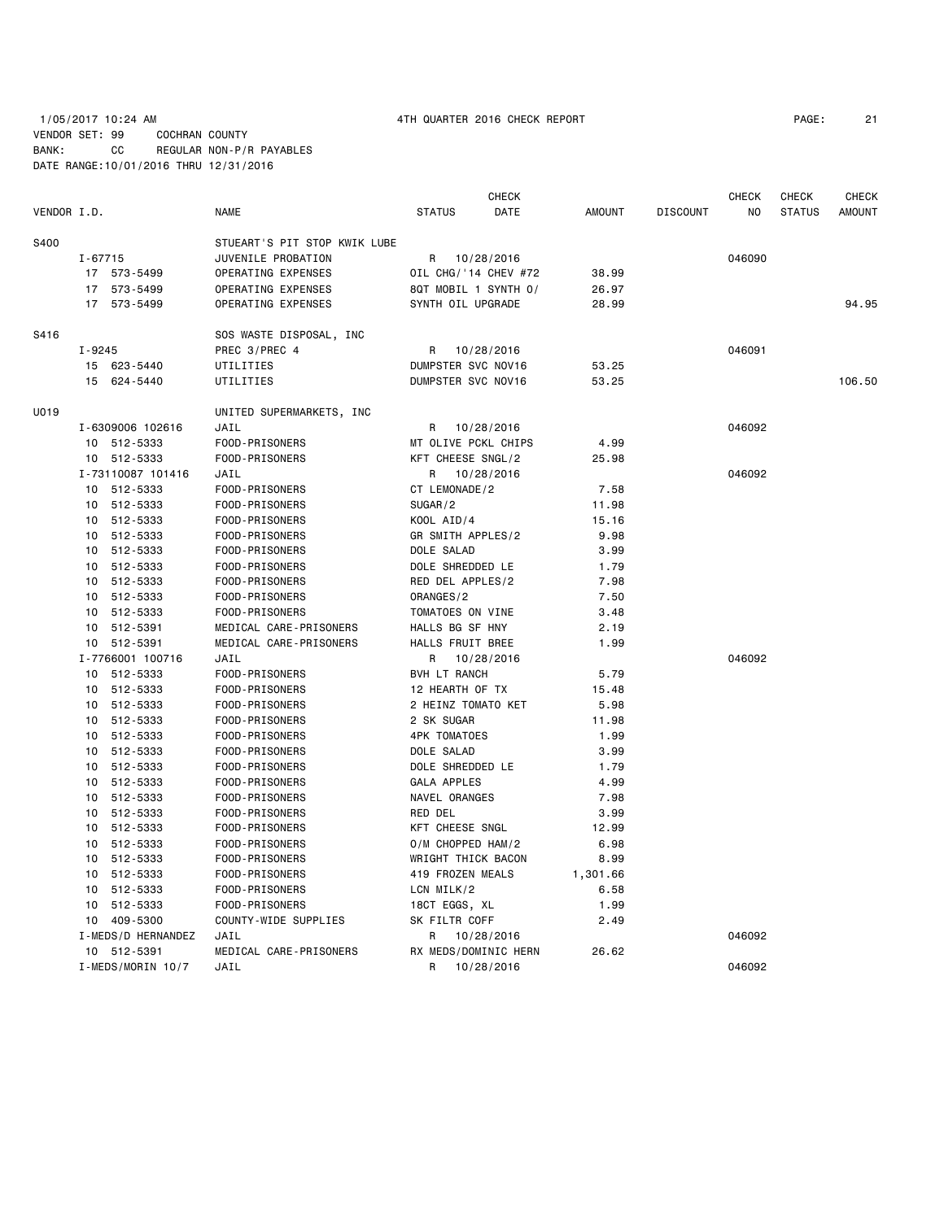1/05/2017 10:24 AM 4TH QUARTER 2016 CHECK REPORT

VENDOR SET: 99 COCHRAN COUNTY

BANK: CC REGULAR NON-P/R PAYABLES

DATE RANGE:10/01/2016 THRU 12/31/2016

| VENDOR I.D. | NAME | STATUS | CHECK DATE | AMOUNT | DISCOUNT | CHECK NO | CHECK STATUS | CHECK AMOUNT |
|---|---|---|---|---|---|---|---|---|
| S400 | STUEART'S PIT STOP KWIK LUBE | | | | | | | |
| I-67715 | JUVENILE PROBATION | R | 10/28/2016 | | | 046090 | | |
| 17 573-5499 | OPERATING EXPENSES | OIL CHG/'14 CHEV #72 | | 38.99 | | | | |
| 17 573-5499 | OPERATING EXPENSES | 8QT MOBIL 1 SYNTH O/ | | 26.97 | | | | |
| 17 573-5499 | OPERATING EXPENSES | SYNTH OIL UPGRADE | | 28.99 | | | | 94.95 |
| S416 | SOS WASTE DISPOSAL, INC | | | | | | | |
| I-9245 | PREC 3/PREC 4 | R | 10/28/2016 | | | 046091 | | |
| 15 623-5440 | UTILITIES | DUMPSTER SVC NOV16 | | 53.25 | | | | |
| 15 624-5440 | UTILITIES | DUMPSTER SVC NOV16 | | 53.25 | | | | 106.50 |
| U019 | UNITED SUPERMARKETS, INC | | | | | | | |
| I-6309006 102616 | JAIL | R | 10/28/2016 | | | 046092 | | |
| 10 512-5333 | FOOD-PRISONERS | MT OLIVE PCKL CHIPS | | 4.99 | | | | |
| 10 512-5333 | FOOD-PRISONERS | KFT CHEESE SNGL/2 | | 25.98 | | | | |
| I-73110087 101416 | JAIL | R | 10/28/2016 | | | 046092 | | |
| 10 512-5333 | FOOD-PRISONERS | CT LEMONADE/2 | | 7.58 | | | | |
| 10 512-5333 | FOOD-PRISONERS | SUGAR/2 | | 11.98 | | | | |
| 10 512-5333 | FOOD-PRISONERS | KOOL AID/4 | | 15.16 | | | | |
| 10 512-5333 | FOOD-PRISONERS | GR SMITH APPLES/2 | | 9.98 | | | | |
| 10 512-5333 | FOOD-PRISONERS | DOLE SALAD | | 3.99 | | | | |
| 10 512-5333 | FOOD-PRISONERS | DOLE SHREDDED LE | | 1.79 | | | | |
| 10 512-5333 | FOOD-PRISONERS | RED DEL APPLES/2 | | 7.98 | | | | |
| 10 512-5333 | FOOD-PRISONERS | ORANGES/2 | | 7.50 | | | | |
| 10 512-5333 | FOOD-PRISONERS | TOMATOES ON VINE | | 3.48 | | | | |
| 10 512-5391 | MEDICAL CARE-PRISONERS | HALLS BG SF HNY | | 2.19 | | | | |
| 10 512-5391 | MEDICAL CARE-PRISONERS | HALLS FRUIT BREE | | 1.99 | | | | |
| I-7766001 100716 | JAIL | R | 10/28/2016 | | | 046092 | | |
| 10 512-5333 | FOOD-PRISONERS | BVH LT RANCH | | 5.79 | | | | |
| 10 512-5333 | FOOD-PRISONERS | 12 HEARTH OF TX | | 15.48 | | | | |
| 10 512-5333 | FOOD-PRISONERS | 2 HEINZ TOMATO KET | | 5.98 | | | | |
| 10 512-5333 | FOOD-PRISONERS | 2 SK SUGAR | | 11.98 | | | | |
| 10 512-5333 | FOOD-PRISONERS | 4PK TOMATOES | | 1.99 | | | | |
| 10 512-5333 | FOOD-PRISONERS | DOLE SALAD | | 3.99 | | | | |
| 10 512-5333 | FOOD-PRISONERS | DOLE SHREDDED LE | | 1.79 | | | | |
| 10 512-5333 | FOOD-PRISONERS | GALA APPLES | | 4.99 | | | | |
| 10 512-5333 | FOOD-PRISONERS | NAVEL ORANGES | | 7.98 | | | | |
| 10 512-5333 | FOOD-PRISONERS | RED DEL | | 3.99 | | | | |
| 10 512-5333 | FOOD-PRISONERS | KFT CHEESE SNGL | | 12.99 | | | | |
| 10 512-5333 | FOOD-PRISONERS | O/M CHOPPED HAM/2 | | 6.98 | | | | |
| 10 512-5333 | FOOD-PRISONERS | WRIGHT THICK BACON | | 8.99 | | | | |
| 10 512-5333 | FOOD-PRISONERS | 419 FROZEN MEALS | | 1,301.66 | | | | |
| 10 512-5333 | FOOD-PRISONERS | LCN MILK/2 | | 6.58 | | | | |
| 10 512-5333 | FOOD-PRISONERS | 18CT EGGS, XL | | 1.99 | | | | |
| 10 409-5300 | COUNTY-WIDE SUPPLIES | SK FILTR COFF | | 2.49 | | | | |
| I-MEDS/D HERNANDEZ | JAIL | R | 10/28/2016 | | | 046092 | | |
| 10 512-5391 | MEDICAL CARE-PRISONERS | RX MEDS/DOMINIC HERN | | 26.62 | | | | |
| I-MEDS/MORIN 10/7 | JAIL | R | 10/28/2016 | | | 046092 | | |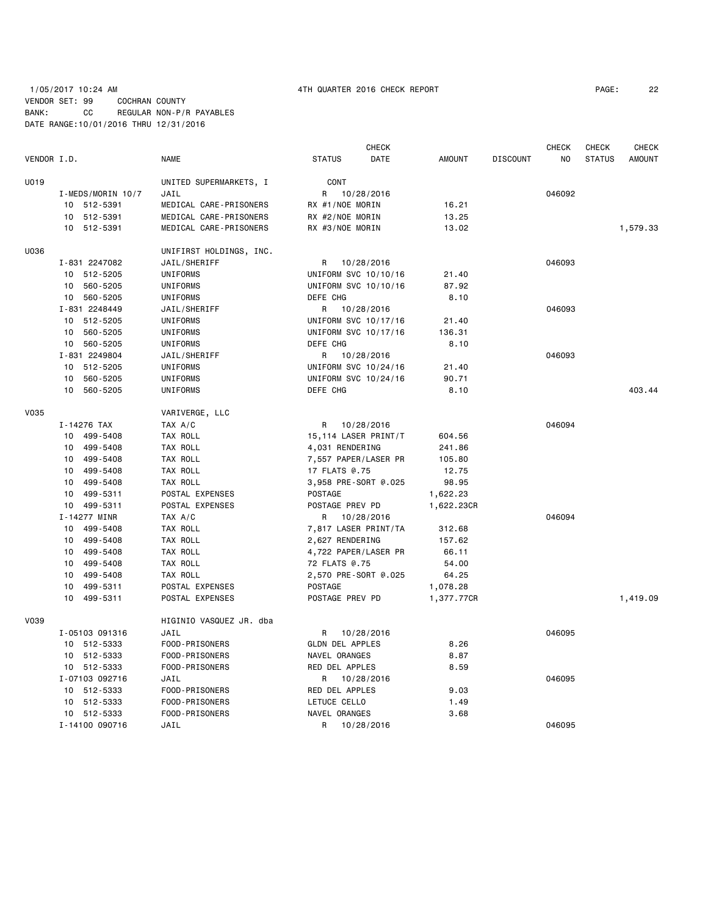1/05/2017 10:24 AM 4TH QUARTER 2016 CHECK REPORT

VENDOR SET: 99 COCHRAN COUNTY
BANK: CC REGULAR NON-P/R PAYABLES
DATE RANGE:10/01/2016 THRU 12/31/2016

| VENDOR I.D. | NAME | STATUS | CHECK DATE | AMOUNT | DISCOUNT | CHECK NO | CHECK STATUS | CHECK AMOUNT |
|---|---|---|---|---|---|---|---|---|
| U019 | UNITED SUPERMARKETS, I | CONT | | | | | | |
| I-MEDS/MORIN 10/7 | JAIL | R | 10/28/2016 | | | 046092 | | |
| 10 512-5391 | MEDICAL CARE-PRISONERS | RX #1/NOE MORIN | | 16.21 | | | | |
| 10 512-5391 | MEDICAL CARE-PRISONERS | RX #2/NOE MORIN | | 13.25 | | | | |
| 10 512-5391 | MEDICAL CARE-PRISONERS | RX #3/NOE MORIN | | 13.02 | | | | 1,579.33 |
| U036 | UNIFIRST HOLDINGS, INC. | | | | | | | |
| I-831 2247082 | JAIL/SHERIFF | R | 10/28/2016 | | | 046093 | | |
| 10 512-5205 | UNIFORMS | UNIFORM SVC 10/10/16 | | 21.40 | | | | |
| 10 560-5205 | UNIFORMS | UNIFORM SVC 10/10/16 | | 87.92 | | | | |
| 10 560-5205 | UNIFORMS | DEFE CHG | | 8.10 | | | | |
| I-831 2248449 | JAIL/SHERIFF | R | 10/28/2016 | | | 046093 | | |
| 10 512-5205 | UNIFORMS | UNIFORM SVC 10/17/16 | | 21.40 | | | | |
| 10 560-5205 | UNIFORMS | UNIFORM SVC 10/17/16 | | 136.31 | | | | |
| 10 560-5205 | UNIFORMS | DEFE CHG | | 8.10 | | | | |
| I-831 2249804 | JAIL/SHERIFF | R | 10/28/2016 | | | 046093 | | |
| 10 512-5205 | UNIFORMS | UNIFORM SVC 10/24/16 | | 21.40 | | | | |
| 10 560-5205 | UNIFORMS | UNIFORM SVC 10/24/16 | | 90.71 | | | | |
| 10 560-5205 | UNIFORMS | DEFE CHG | | 8.10 | | | | 403.44 |
| V035 | VARIVERGE, LLC | | | | | | | |
| I-14276 TAX | TAX A/C | R | 10/28/2016 | | | 046094 | | |
| 10 499-5408 | TAX ROLL | 15,114 LASER PRINT/T | | 604.56 | | | | |
| 10 499-5408 | TAX ROLL | 4,031 RENDERING | | 241.86 | | | | |
| 10 499-5408 | TAX ROLL | 7,557 PAPER/LASER PR | | 105.80 | | | | |
| 10 499-5408 | TAX ROLL | 17 FLATS @.75 | | 12.75 | | | | |
| 10 499-5408 | TAX ROLL | 3,958 PRE-SORT @.025 | | 98.95 | | | | |
| 10 499-5311 | POSTAL EXPENSES | POSTAGE | | 1,622.23 | | | | |
| 10 499-5311 | POSTAL EXPENSES | POSTAGE PREV PD | | 1,622.23CR | | | | |
| I-14277 MINR | TAX A/C | R | 10/28/2016 | | | 046094 | | |
| 10 499-5408 | TAX ROLL | 7,817 LASER PRINT/TA | | 312.68 | | | | |
| 10 499-5408 | TAX ROLL | 2,627 RENDERING | | 157.62 | | | | |
| 10 499-5408 | TAX ROLL | 4,722 PAPER/LASER PR | | 66.11 | | | | |
| 10 499-5408 | TAX ROLL | 72 FLATS @.75 | | 54.00 | | | | |
| 10 499-5408 | TAX ROLL | 2,570 PRE-SORT @.025 | | 64.25 | | | | |
| 10 499-5311 | POSTAL EXPENSES | POSTAGE | | 1,078.28 | | | | |
| 10 499-5311 | POSTAL EXPENSES | POSTAGE PREV PD | | 1,377.77CR | | | | 1,419.09 |
| V039 | HIGINIO VASQUEZ JR. dba | | | | | | | |
| I-05103 091316 | JAIL | R | 10/28/2016 | | | 046095 | | |
| 10 512-5333 | FOOD-PRISONERS | GLDN DEL APPLES | | 8.26 | | | | |
| 10 512-5333 | FOOD-PRISONERS | NAVEL ORANGES | | 8.87 | | | | |
| 10 512-5333 | FOOD-PRISONERS | RED DEL APPLES | | 8.59 | | | | |
| I-07103 092716 | JAIL | R | 10/28/2016 | | | 046095 | | |
| 10 512-5333 | FOOD-PRISONERS | RED DEL APPLES | | 9.03 | | | | |
| 10 512-5333 | FOOD-PRISONERS | LETUCE CELLO | | 1.49 | | | | |
| 10 512-5333 | FOOD-PRISONERS | NAVEL ORANGES | | 3.68 | | | | |
| I-14100 090716 | JAIL | R | 10/28/2016 | | | 046095 | | |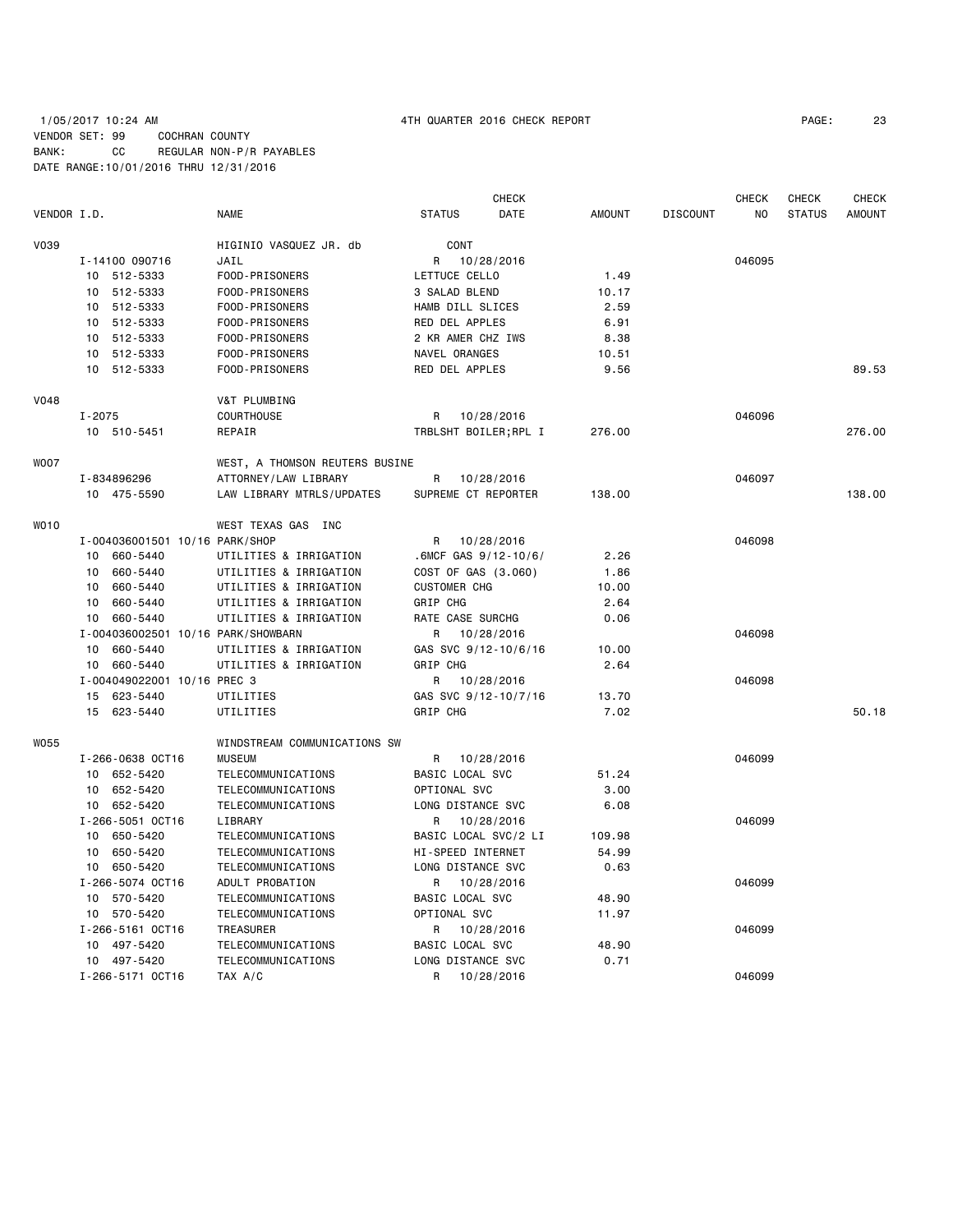1/05/2017 10:24 AM 4TH QUARTER 2016 CHECK REPORT

VENDOR SET: 99 COCHRAN COUNTY
BANK: CC REGULAR NON-P/R PAYABLES
DATE RANGE:10/01/2016 THRU 12/31/2016

| VENDOR I.D. | NAME | STATUS | CHECK DATE | AMOUNT | DISCOUNT | CHECK NO | CHECK STATUS | CHECK AMOUNT |
|---|---|---|---|---|---|---|---|---|
| V039 | HIGINIO VASQUEZ JR. db | CONT | | | | | | |
| I-14100 090716 | JAIL | R | 10/28/2016 | | | 046095 | | |
| 10 512-5333 | FOOD-PRISONERS | LETTUCE CELLO | | 1.49 | | | | |
| 10 512-5333 | FOOD-PRISONERS | 3 SALAD BLEND | | 10.17 | | | | |
| 10 512-5333 | FOOD-PRISONERS | HAMB DILL SLICES | | 2.59 | | | | |
| 10 512-5333 | FOOD-PRISONERS | RED DEL APPLES | | 6.91 | | | | |
| 10 512-5333 | FOOD-PRISONERS | 2 KR AMER CHZ IWS | | 8.38 | | | | |
| 10 512-5333 | FOOD-PRISONERS | NAVEL ORANGES | | 10.51 | | | | |
| 10 512-5333 | FOOD-PRISONERS | RED DEL APPLES | | 9.56 | | | | 89.53 |
| V048 | V&T PLUMBING | | | | | | | |
| I-2075 | COURTHOUSE | R | 10/28/2016 | | | 046096 | | |
| 10 510-5451 | REPAIR | TRBLSHT BOILER;RPL I | | 276.00 | | | | 276.00 |
| W007 | WEST, A THOMSON REUTERS BUSINE | | | | | | | |
| I-834896296 | ATTORNEY/LAW LIBRARY | R | 10/28/2016 | | | 046097 | | |
| 10 475-5590 | LAW LIBRARY MTRLS/UPDATES | SUPREME CT REPORTER | | 138.00 | | | | 138.00 |
| W010 | WEST TEXAS GAS INC | | | | | | | |
| I-004036001501 10/16 PARK/SHOP | | R | 10/28/2016 | | | 046098 | | |
| 10 660-5440 | UTILITIES & IRRIGATION | .6MCF GAS 9/12-10/6/ | | 2.26 | | | | |
| 10 660-5440 | UTILITIES & IRRIGATION | COST OF GAS (3.060) | | 1.86 | | | | |
| 10 660-5440 | UTILITIES & IRRIGATION | CUSTOMER CHG | | 10.00 | | | | |
| 10 660-5440 | UTILITIES & IRRIGATION | GRIP CHG | | 2.64 | | | | |
| 10 660-5440 | UTILITIES & IRRIGATION | RATE CASE SURCHG | | 0.06 | | | | |
| I-004036002501 10/16 PARK/SHOWBARN | | R | 10/28/2016 | | | 046098 | | |
| 10 660-5440 | UTILITIES & IRRIGATION | GAS SVC 9/12-10/6/16 | | 10.00 | | | | |
| 10 660-5440 | UTILITIES & IRRIGATION | GRIP CHG | | 2.64 | | | | |
| I-004049022001 10/16 PREC 3 | | R | 10/28/2016 | | | 046098 | | |
| 15 623-5440 | UTILITIES | GAS SVC 9/12-10/7/16 | | 13.70 | | | | |
| 15 623-5440 | UTILITIES | GRIP CHG | | 7.02 | | | | 50.18 |
| W055 | WINDSTREAM COMMUNICATIONS SW | | | | | | | |
| I-266-0638 OCT16 | MUSEUM | R | 10/28/2016 | | | 046099 | | |
| 10 652-5420 | TELECOMMUNICATIONS | BASIC LOCAL SVC | | 51.24 | | | | |
| 10 652-5420 | TELECOMMUNICATIONS | OPTIONAL SVC | | 3.00 | | | | |
| 10 652-5420 | TELECOMMUNICATIONS | LONG DISTANCE SVC | | 6.08 | | | | |
| I-266-5051 OCT16 | LIBRARY | R | 10/28/2016 | | | 046099 | | |
| 10 650-5420 | TELECOMMUNICATIONS | BASIC LOCAL SVC/2 LI | | 109.98 | | | | |
| 10 650-5420 | TELECOMMUNICATIONS | HI-SPEED INTERNET | | 54.99 | | | | |
| 10 650-5420 | TELECOMMUNICATIONS | LONG DISTANCE SVC | | 0.63 | | | | |
| I-266-5074 OCT16 | ADULT PROBATION | R | 10/28/2016 | | | 046099 | | |
| 10 570-5420 | TELECOMMUNICATIONS | BASIC LOCAL SVC | | 48.90 | | | | |
| 10 570-5420 | TELECOMMUNICATIONS | OPTIONAL SVC | | 11.97 | | | | |
| I-266-5161 OCT16 | TREASURER | R | 10/28/2016 | | | 046099 | | |
| 10 497-5420 | TELECOMMUNICATIONS | BASIC LOCAL SVC | | 48.90 | | | | |
| 10 497-5420 | TELECOMMUNICATIONS | LONG DISTANCE SVC | | 0.71 | | | | |
| I-266-5171 OCT16 | TAX A/C | R | 10/28/2016 | | | 046099 | | |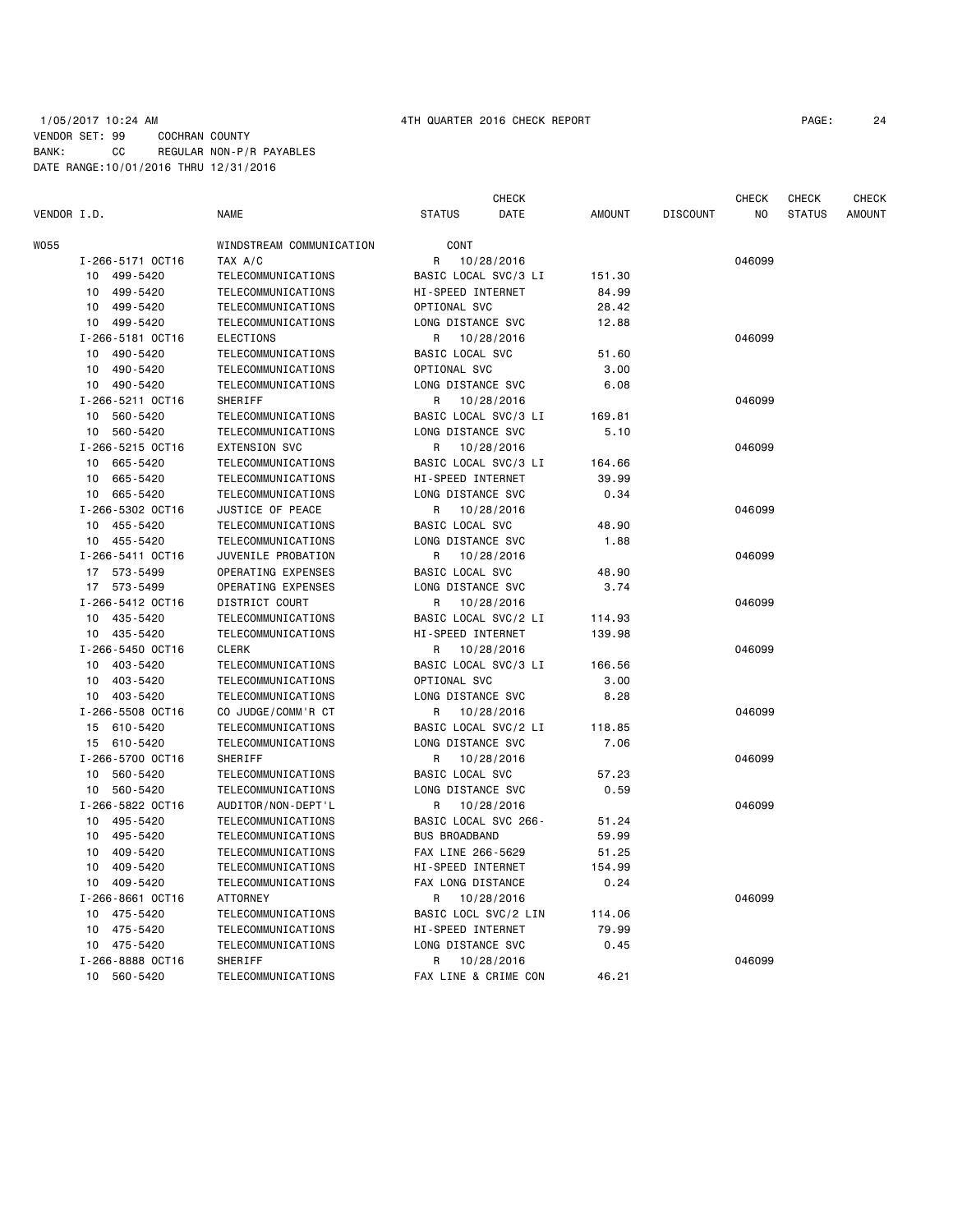1/05/2017 10:24 AM 4TH QUARTER 2016 CHECK REPORT

VENDOR SET: 99 COCHRAN COUNTY
BANK: CC REGULAR NON-P/R PAYABLES
DATE RANGE:10/01/2016 THRU 12/31/2016

| VENDOR I.D. | NAME | STATUS | CHECK DATE | AMOUNT | DISCOUNT | CHECK NO | CHECK STATUS | CHECK AMOUNT |
|---|---|---|---|---|---|---|---|---|
| W055 | WINDSTREAM COMMUNICATION | CONT | | | | | | |
| I-266-5171 OCT16 | TAX A/C | R | 10/28/2016 | | | 046099 | | |
| 10 499-5420 | TELECOMMUNICATIONS | BASIC LOCAL SVC/3 LI | | 151.30 | | | | |
| 10 499-5420 | TELECOMMUNICATIONS | HI-SPEED INTERNET | | 84.99 | | | | |
| 10 499-5420 | TELECOMMUNICATIONS | OPTIONAL SVC | | 28.42 | | | | |
| 10 499-5420 | TELECOMMUNICATIONS | LONG DISTANCE SVC | | 12.88 | | | | |
| I-266-5181 OCT16 | ELECTIONS | R | 10/28/2016 | | | 046099 | | |
| 10 490-5420 | TELECOMMUNICATIONS | BASIC LOCAL SVC | | 51.60 | | | | |
| 10 490-5420 | TELECOMMUNICATIONS | OPTIONAL SVC | | 3.00 | | | | |
| 10 490-5420 | TELECOMMUNICATIONS | LONG DISTANCE SVC | | 6.08 | | | | |
| I-266-5211 OCT16 | SHERIFF | R | 10/28/2016 | | | 046099 | | |
| 10 560-5420 | TELECOMMUNICATIONS | BASIC LOCAL SVC/3 LI | | 169.81 | | | | |
| 10 560-5420 | TELECOMMUNICATIONS | LONG DISTANCE SVC | | 5.10 | | | | |
| I-266-5215 OCT16 | EXTENSION SVC | R | 10/28/2016 | | | 046099 | | |
| 10 665-5420 | TELECOMMUNICATIONS | BASIC LOCAL SVC/3 LI | | 164.66 | | | | |
| 10 665-5420 | TELECOMMUNICATIONS | HI-SPEED INTERNET | | 39.99 | | | | |
| 10 665-5420 | TELECOMMUNICATIONS | LONG DISTANCE SVC | | 0.34 | | | | |
| I-266-5302 OCT16 | JUSTICE OF PEACE | R | 10/28/2016 | | | 046099 | | |
| 10 455-5420 | TELECOMMUNICATIONS | BASIC LOCAL SVC | | 48.90 | | | | |
| 10 455-5420 | TELECOMMUNICATIONS | LONG DISTANCE SVC | | 1.88 | | | | |
| I-266-5411 OCT16 | JUVENILE PROBATION | R | 10/28/2016 | | | 046099 | | |
| 17 573-5499 | OPERATING EXPENSES | BASIC LOCAL SVC | | 48.90 | | | | |
| 17 573-5499 | OPERATING EXPENSES | LONG DISTANCE SVC | | 3.74 | | | | |
| I-266-5412 OCT16 | DISTRICT COURT | R | 10/28/2016 | | | 046099 | | |
| 10 435-5420 | TELECOMMUNICATIONS | BASIC LOCAL SVC/2 LI | | 114.93 | | | | |
| 10 435-5420 | TELECOMMUNICATIONS | HI-SPEED INTERNET | | 139.98 | | | | |
| I-266-5450 OCT16 | CLERK | R | 10/28/2016 | | | 046099 | | |
| 10 403-5420 | TELECOMMUNICATIONS | BASIC LOCAL SVC/3 LI | | 166.56 | | | | |
| 10 403-5420 | TELECOMMUNICATIONS | OPTIONAL SVC | | 3.00 | | | | |
| 10 403-5420 | TELECOMMUNICATIONS | LONG DISTANCE SVC | | 8.28 | | | | |
| I-266-5508 OCT16 | CO JUDGE/COMM'R CT | R | 10/28/2016 | | | 046099 | | |
| 15 610-5420 | TELECOMMUNICATIONS | BASIC LOCAL SVC/2 LI | | 118.85 | | | | |
| 15 610-5420 | TELECOMMUNICATIONS | LONG DISTANCE SVC | | 7.06 | | | | |
| I-266-5700 OCT16 | SHERIFF | R | 10/28/2016 | | | 046099 | | |
| 10 560-5420 | TELECOMMUNICATIONS | BASIC LOCAL SVC | | 57.23 | | | | |
| 10 560-5420 | TELECOMMUNICATIONS | LONG DISTANCE SVC | | 0.59 | | | | |
| I-266-5822 OCT16 | AUDITOR/NON-DEPT'L | R | 10/28/2016 | | | 046099 | | |
| 10 495-5420 | TELECOMMUNICATIONS | BASIC LOCAL SVC 266- | | 51.24 | | | | |
| 10 495-5420 | TELECOMMUNICATIONS | BUS BROADBAND | | 59.99 | | | | |
| 10 409-5420 | TELECOMMUNICATIONS | FAX LINE 266-5629 | | 51.25 | | | | |
| 10 409-5420 | TELECOMMUNICATIONS | HI-SPEED INTERNET | | 154.99 | | | | |
| 10 409-5420 | TELECOMMUNICATIONS | FAX LONG DISTANCE | | 0.24 | | | | |
| I-266-8661 OCT16 | ATTORNEY | R | 10/28/2016 | | | 046099 | | |
| 10 475-5420 | TELECOMMUNICATIONS | BASIC LOCL SVC/2 LIN | | 114.06 | | | | |
| 10 475-5420 | TELECOMMUNICATIONS | HI-SPEED INTERNET | | 79.99 | | | | |
| 10 475-5420 | TELECOMMUNICATIONS | LONG DISTANCE SVC | | 0.45 | | | | |
| I-266-8888 OCT16 | SHERIFF | R | 10/28/2016 | | | 046099 | | |
| 10 560-5420 | TELECOMMUNICATIONS | FAX LINE & CRIME CON | | 46.21 | | | | |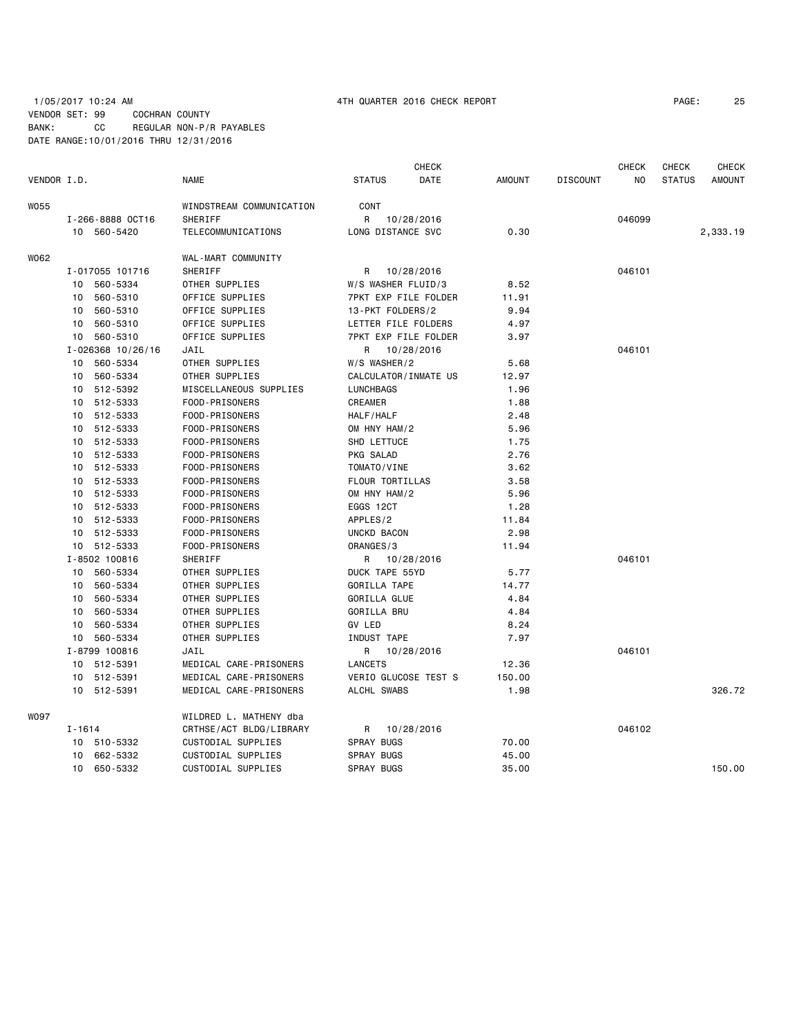1/05/2017 10:24 AM 4TH QUARTER 2016 CHECK REPORT

VENDOR SET: 99 COCHRAN COUNTY
BANK: CC REGULAR NON-P/R PAYABLES
DATE RANGE:10/01/2016 THRU 12/31/2016

| VENDOR I.D. | NAME | STATUS | CHECK DATE | AMOUNT | DISCOUNT | CHECK NO | CHECK STATUS | CHECK AMOUNT |
|---|---|---|---|---|---|---|---|---|
| W055 | WINDSTREAM COMMUNICATION | CONT | | | | | | |
| I-266-8888 OCT16 | SHERIFF | R | 10/28/2016 | | | 046099 | | |
| 10 560-5420 | TELECOMMUNICATIONS | LONG DISTANCE SVC | | 0.30 | | | | 2,333.19 |
| W062 | WAL-MART COMMUNITY | | | | | | | |
| I-017055 101716 | SHERIFF | R | 10/28/2016 | | | 046101 | | |
| 10 560-5334 | OTHER SUPPLIES | W/S WASHER FLUID/3 | | 8.52 | | | | |
| 10 560-5310 | OFFICE SUPPLIES | 7PKT EXP FILE FOLDER | | 11.91 | | | | |
| 10 560-5310 | OFFICE SUPPLIES | 13-PKT FOLDERS/2 | | 9.94 | | | | |
| 10 560-5310 | OFFICE SUPPLIES | LETTER FILE FOLDERS | | 4.97 | | | | |
| 10 560-5310 | OFFICE SUPPLIES | 7PKT EXP FILE FOLDER | | 3.97 | | | | |
| I-026368 10/26/16 | JAIL | R | 10/28/2016 | | | 046101 | | |
| 10 560-5334 | OTHER SUPPLIES | W/S WASHER/2 | | 5.68 | | | | |
| 10 560-5334 | OTHER SUPPLIES | CALCULATOR/INMATE US | | 12.97 | | | | |
| 10 512-5392 | MISCELLANEOUS SUPPLIES | LUNCHBAGS | | 1.96 | | | | |
| 10 512-5333 | FOOD-PRISONERS | CREAMER | | 1.88 | | | | |
| 10 512-5333 | FOOD-PRISONERS | HALF/HALF | | 2.48 | | | | |
| 10 512-5333 | FOOD-PRISONERS | OM HNY HAM/2 | | 5.96 | | | | |
| 10 512-5333 | FOOD-PRISONERS | SHD LETTUCE | | 1.75 | | | | |
| 10 512-5333 | FOOD-PRISONERS | PKG SALAD | | 2.76 | | | | |
| 10 512-5333 | FOOD-PRISONERS | TOMATO/VINE | | 3.62 | | | | |
| 10 512-5333 | FOOD-PRISONERS | FLOUR TORTILLAS | | 3.58 | | | | |
| 10 512-5333 | FOOD-PRISONERS | OM HNY HAM/2 | | 5.96 | | | | |
| 10 512-5333 | FOOD-PRISONERS | EGGS 12CT | | 1.28 | | | | |
| 10 512-5333 | FOOD-PRISONERS | APPLES/2 | | 11.84 | | | | |
| 10 512-5333 | FOOD-PRISONERS | UNCKD BACON | | 2.98 | | | | |
| 10 512-5333 | FOOD-PRISONERS | ORANGES/3 | | 11.94 | | | | |
| I-8502 100816 | SHERIFF | R | 10/28/2016 | | | 046101 | | |
| 10 560-5334 | OTHER SUPPLIES | DUCK TAPE 55YD | | 5.77 | | | | |
| 10 560-5334 | OTHER SUPPLIES | GORILLA TAPE | | 14.77 | | | | |
| 10 560-5334 | OTHER SUPPLIES | GORILLA GLUE | | 4.84 | | | | |
| 10 560-5334 | OTHER SUPPLIES | GORILLA BRU | | 4.84 | | | | |
| 10 560-5334 | OTHER SUPPLIES | GV LED | | 8.24 | | | | |
| 10 560-5334 | OTHER SUPPLIES | INDUST TAPE | | 7.97 | | | | |
| I-8799 100816 | JAIL | R | 10/28/2016 | | | 046101 | | |
| 10 512-5391 | MEDICAL CARE-PRISONERS | LANCETS | | 12.36 | | | | |
| 10 512-5391 | MEDICAL CARE-PRISONERS | VERIO GLUCOSE TEST S | | 150.00 | | | | |
| 10 512-5391 | MEDICAL CARE-PRISONERS | ALCHL SWABS | | 1.98 | | | | 326.72 |
| W097 | WILDRED L. MATHENY dba | | | | | | | |
| I-1614 | CRTHSE/ACT BLDG/LIBRARY | R | 10/28/2016 | | | 046102 | | |
| 10 510-5332 | CUSTODIAL SUPPLIES | SPRAY BUGS | | 70.00 | | | | |
| 10 662-5332 | CUSTODIAL SUPPLIES | SPRAY BUGS | | 45.00 | | | | |
| 10 650-5332 | CUSTODIAL SUPPLIES | SPRAY BUGS | | 35.00 | | | | 150.00 |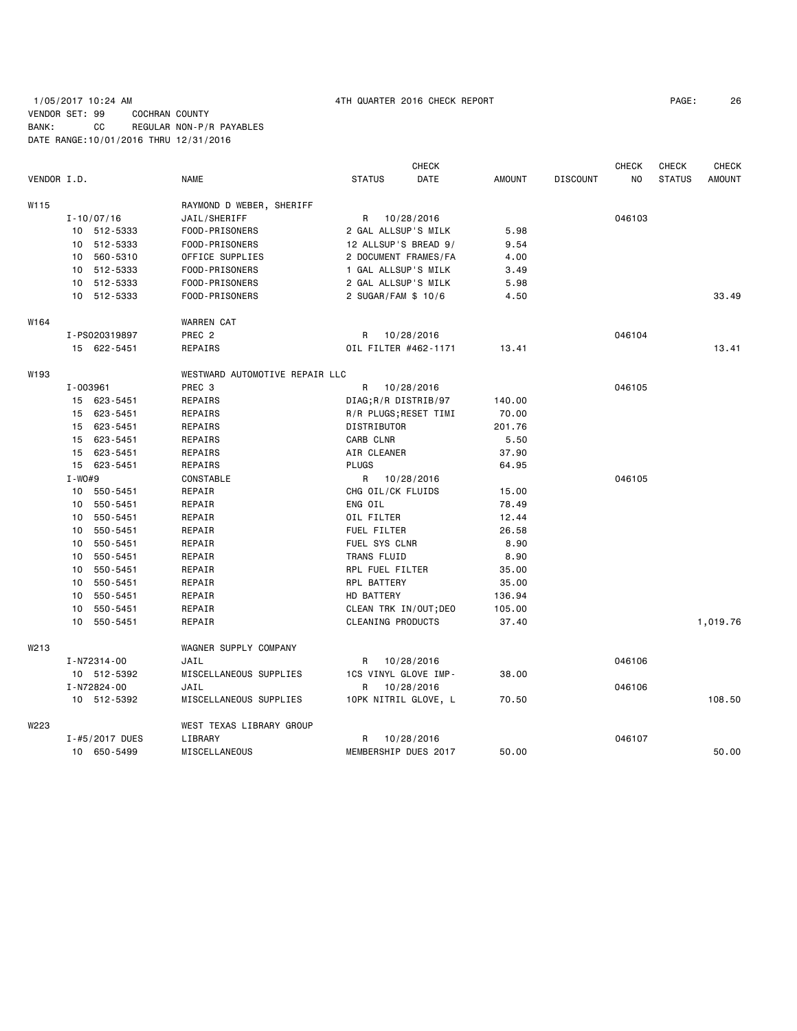1/05/2017 10:24 AM 4TH QUARTER 2016 CHECK REPORT

VENDOR SET: 99 COCHRAN COUNTY
BANK: CC REGULAR NON-P/R PAYABLES
DATE RANGE:10/01/2016 THRU 12/31/2016

| VENDOR I.D. | NAME | STATUS | CHECK DATE | AMOUNT | DISCOUNT | CHECK NO | CHECK STATUS | CHECK AMOUNT |
|---|---|---|---|---|---|---|---|---|
| W115 | RAYMOND D WEBER, SHERIFF | | | | | | | |
| I-10/07/16 | JAIL/SHERIFF | R | 10/28/2016 | | | 046103 | | |
| 10 512-5333 | FOOD-PRISONERS | 2 GAL ALLSUP'S MILK | | 5.98 | | | | |
| 10 512-5333 | FOOD-PRISONERS | 12 ALLSUP'S BREAD 9/ | | 9.54 | | | | |
| 10 560-5310 | OFFICE SUPPLIES | 2 DOCUMENT FRAMES/FA | | 4.00 | | | | |
| 10 512-5333 | FOOD-PRISONERS | 1 GAL ALLSUP'S MILK | | 3.49 | | | | |
| 10 512-5333 | FOOD-PRISONERS | 2 GAL ALLSUP'S MILK | | 5.98 | | | | |
| 10 512-5333 | FOOD-PRISONERS | 2 SUGAR/FAM $ 10/6 | | 4.50 | | | | 33.49 |
| W164 | WARREN CAT | | | | | | | |
| I-PS020319897 | PREC 2 | R | 10/28/2016 | | | 046104 | | |
| 15 622-5451 | REPAIRS | OIL FILTER #462-1171 | | 13.41 | | | | 13.41 |
| W193 | WESTWARD AUTOMOTIVE REPAIR LLC | | | | | | | |
| I-003961 | PREC 3 | R | 10/28/2016 | | | 046105 | | |
| 15 623-5451 | REPAIRS | DIAG;R/R DISTRIB/97 | | 140.00 | | | | |
| 15 623-5451 | REPAIRS | R/R PLUGS;RESET TIMI | | 70.00 | | | | |
| 15 623-5451 | REPAIRS | DISTRIBUTOR | | 201.76 | | | | |
| 15 623-5451 | REPAIRS | CARB CLNR | | 5.50 | | | | |
| 15 623-5451 | REPAIRS | AIR CLEANER | | 37.90 | | | | |
| 15 623-5451 | REPAIRS | PLUGS | | 64.95 | | | | |
| I-WO#9 | CONSTABLE | R | 10/28/2016 | | | 046105 | | |
| 10 550-5451 | REPAIR | CHG OIL/CK FLUIDS | | 15.00 | | | | |
| 10 550-5451 | REPAIR | ENG OIL | | 78.49 | | | | |
| 10 550-5451 | REPAIR | OIL FILTER | | 12.44 | | | | |
| 10 550-5451 | REPAIR | FUEL FILTER | | 26.58 | | | | |
| 10 550-5451 | REPAIR | FUEL SYS CLNR | | 8.90 | | | | |
| 10 550-5451 | REPAIR | TRANS FLUID | | 8.90 | | | | |
| 10 550-5451 | REPAIR | RPL FUEL FILTER | | 35.00 | | | | |
| 10 550-5451 | REPAIR | RPL BATTERY | | 35.00 | | | | |
| 10 550-5451 | REPAIR | HD BATTERY | | 136.94 | | | | |
| 10 550-5451 | REPAIR | CLEAN TRK IN/OUT;DEO | | 105.00 | | | | |
| 10 550-5451 | REPAIR | CLEANING PRODUCTS | | 37.40 | | | | 1,019.76 |
| W213 | WAGNER SUPPLY COMPANY | | | | | | | |
| I-N72314-00 | JAIL | R | 10/28/2016 | | | 046106 | | |
| 10 512-5392 | MISCELLANEOUS SUPPLIES | 1CS VINYL GLOVE IMP- | | 38.00 | | | | |
| I-N72824-00 | JAIL | R | 10/28/2016 | | | 046106 | | |
| 10 512-5392 | MISCELLANEOUS SUPPLIES | 10PK NITRIL GLOVE, L | | 70.50 | | | | 108.50 |
| W223 | WEST TEXAS LIBRARY GROUP | | | | | | | |
| I-#5/2017 DUES | LIBRARY | R | 10/28/2016 | | | 046107 | | |
| 10 650-5499 | MISCELLANEOUS | MEMBERSHIP DUES 2017 | | 50.00 | | | | 50.00 |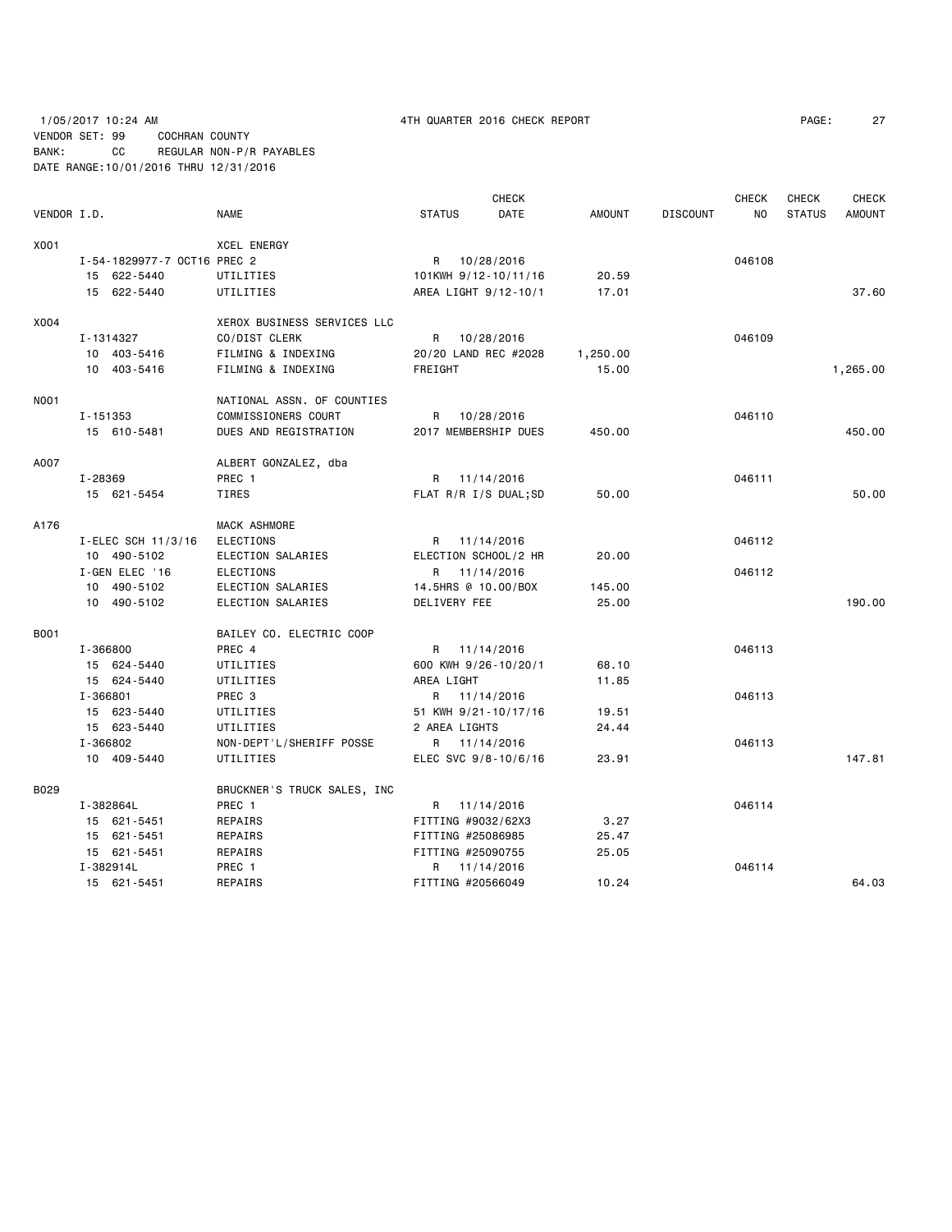1/05/2017 10:24 AM 4TH QUARTER 2016 CHECK REPORT

VENDOR SET: 99 COCHRAN COUNTY
BANK: CC REGULAR NON-P/R PAYABLES
DATE RANGE:10/01/2016 THRU 12/31/2016

| VENDOR I.D. | NAME | STATUS | CHECK DATE | AMOUNT | DISCOUNT | CHECK NO | CHECK STATUS | CHECK AMOUNT |
|---|---|---|---|---|---|---|---|---|
| X001 | XCEL ENERGY | | | | | | | |
| I-54-1829977-7 OCT16 | PREC 2 | R | 10/28/2016 | | | 046108 | | |
| 15 622-5440 | UTILITIES | 101KWH 9/12-10/11/16 | | 20.59 | | | | |
| 15 622-5440 | UTILITIES | AREA LIGHT 9/12-10/1 | | 17.01 | | | | 37.60 |
| X004 | XEROX BUSINESS SERVICES LLC | | | | | | | |
| I-1314327 | CO/DIST CLERK | R | 10/28/2016 | | | 046109 | | |
| 10 403-5416 | FILMING & INDEXING | 20/20 LAND REC #2028 | | 1,250.00 | | | | |
| 10 403-5416 | FILMING & INDEXING | FREIGHT | | 15.00 | | | | 1,265.00 |
| N001 | NATIONAL ASSN. OF COUNTIES | | | | | | | |
| I-151353 | COMMISSIONERS COURT | R | 10/28/2016 | | | 046110 | | |
| 15 610-5481 | DUES AND REGISTRATION | 2017 MEMBERSHIP DUES | | 450.00 | | | | 450.00 |
| A007 | ALBERT GONZALEZ, dba | | | | | | | |
| I-28369 | PREC 1 | R | 11/14/2016 | | | 046111 | | |
| 15 621-5454 | TIRES | FLAT R/R I/S DUAL;SD | | 50.00 | | | | 50.00 |
| A176 | MACK ASHMORE | | | | | | | |
| I-ELEC SCH 11/3/16 | ELECTIONS | R | 11/14/2016 | | | 046112 | | |
| 10 490-5102 | ELECTION SALARIES | ELECTION SCHOOL/2 HR | | 20.00 | | | | |
| I-GEN ELEC '16 | ELECTIONS | R | 11/14/2016 | | | 046112 | | |
| 10 490-5102 | ELECTION SALARIES | 14.5HRS @ 10.00/BOX | | 145.00 | | | | |
| 10 490-5102 | ELECTION SALARIES | DELIVERY FEE | | 25.00 | | | | 190.00 |
| B001 | BAILEY CO. ELECTRIC COOP | | | | | | | |
| I-366800 | PREC 4 | R | 11/14/2016 | | | 046113 | | |
| 15 624-5440 | UTILITIES | 600 KWH 9/26-10/20/1 | | 68.10 | | | | |
| 15 624-5440 | UTILITIES | AREA LIGHT | | 11.85 | | | | |
| I-366801 | PREC 3 | R | 11/14/2016 | | | 046113 | | |
| 15 623-5440 | UTILITIES | 51 KWH 9/21-10/17/16 | | 19.51 | | | | |
| 15 623-5440 | UTILITIES | 2 AREA LIGHTS | | 24.44 | | | | |
| I-366802 | NON-DEPT'L/SHERIFF POSSE | R | 11/14/2016 | | | 046113 | | |
| 10 409-5440 | UTILITIES | ELEC SVC 9/8-10/6/16 | | 23.91 | | | | 147.81 |
| B029 | BRUCKNER'S TRUCK SALES, INC | | | | | | | |
| I-382864L | PREC 1 | R | 11/14/2016 | | | 046114 | | |
| 15 621-5451 | REPAIRS | FITTING #9032/62X3 | | 3.27 | | | | |
| 15 621-5451 | REPAIRS | FITTING #25086985 | | 25.47 | | | | |
| 15 621-5451 | REPAIRS | FITTING #25090755 | | 25.05 | | | | |
| I-382914L | PREC 1 | R | 11/14/2016 | | | 046114 | | |
| 15 621-5451 | REPAIRS | FITTING #20566049 | | 10.24 | | | | 64.03 |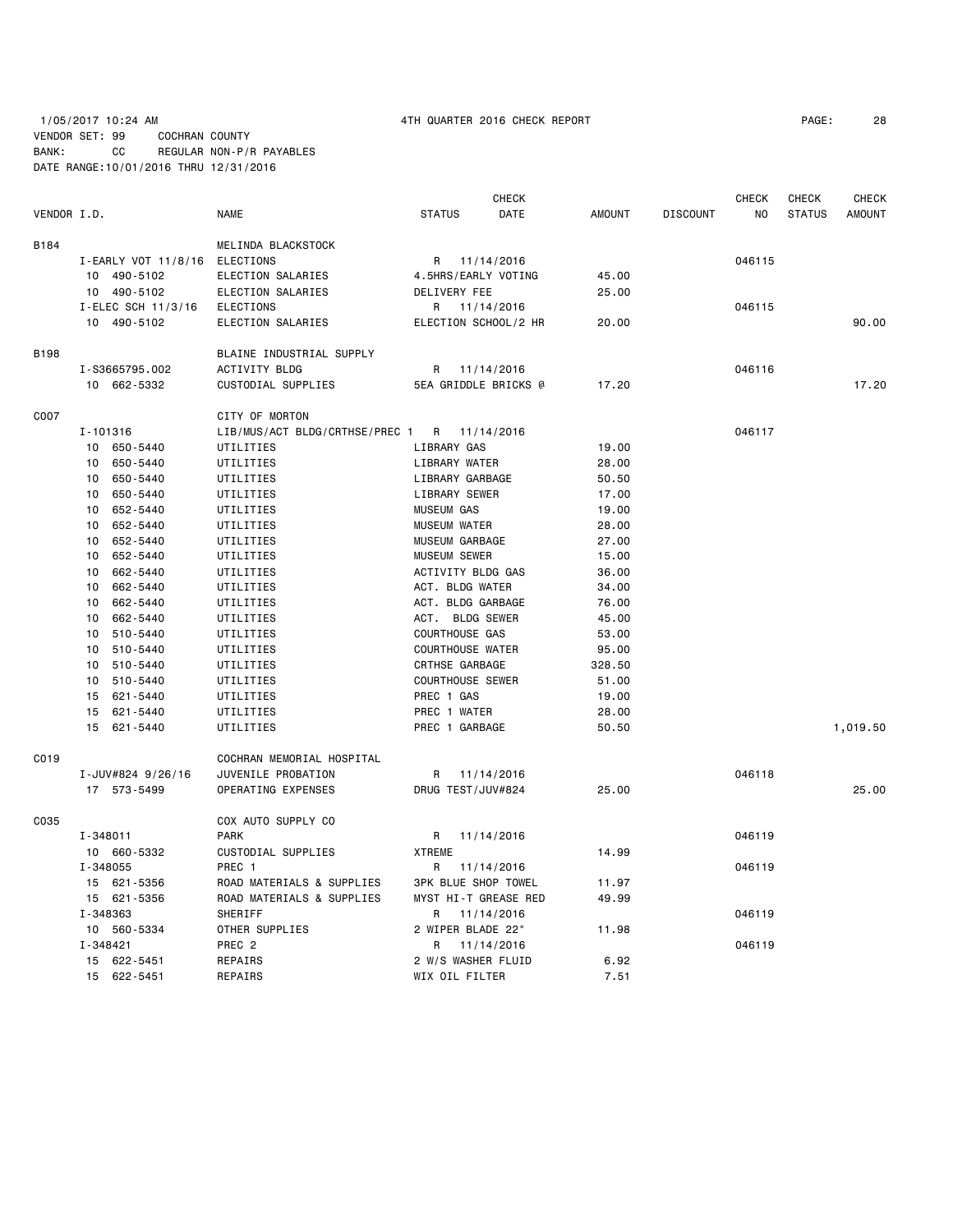1/05/2017 10:24 AM 4TH QUARTER 2016 CHECK REPORT

VENDOR SET: 99 COCHRAN COUNTY
BANK: CC REGULAR NON-P/R PAYABLES
DATE RANGE:10/01/2016 THRU 12/31/2016

| VENDOR I.D. | NAME | STATUS | CHECK DATE | AMOUNT | DISCOUNT | CHECK NO | CHECK STATUS | CHECK AMOUNT |
|---|---|---|---|---|---|---|---|---|
| B184 | MELINDA BLACKSTOCK | | | | | | | |
| I-EARLY VOT 11/8/16 | ELECTIONS | R | 11/14/2016 | | | 046115 | | |
| 10 490-5102 | ELECTION SALARIES | 4.5HRS/EARLY VOTING | | 45.00 | | | | |
| 10 490-5102 | ELECTION SALARIES | DELIVERY FEE | | 25.00 | | | | |
| I-ELEC SCH 11/3/16 | ELECTIONS | R | 11/14/2016 | | | 046115 | | |
| 10 490-5102 | ELECTION SALARIES | ELECTION SCHOOL/2 HR | | 20.00 | | | | 90.00 |
| B198 | BLAINE INDUSTRIAL SUPPLY | | | | | | | |
| I-S3665795.002 | ACTIVITY BLDG | R | 11/14/2016 | | | 046116 | | |
| 10 662-5332 | CUSTODIAL SUPPLIES | 5EA GRIDDLE BRICKS @ | | 17.20 | | | | 17.20 |
| C007 | CITY OF MORTON | | | | | | | |
| I-101316 | LIB/MUS/ACT BLDG/CRTHSE/PREC 1 | R | 11/14/2016 | | | 046117 | | |
| 10 650-5440 | UTILITIES | LIBRARY GAS | | 19.00 | | | | |
| 10 650-5440 | UTILITIES | LIBRARY WATER | | 28.00 | | | | |
| 10 650-5440 | UTILITIES | LIBRARY GARBAGE | | 50.50 | | | | |
| 10 650-5440 | UTILITIES | LIBRARY SEWER | | 17.00 | | | | |
| 10 652-5440 | UTILITIES | MUSEUM GAS | | 19.00 | | | | |
| 10 652-5440 | UTILITIES | MUSEUM WATER | | 28.00 | | | | |
| 10 652-5440 | UTILITIES | MUSEUM GARBAGE | | 27.00 | | | | |
| 10 652-5440 | UTILITIES | MUSEUM SEWER | | 15.00 | | | | |
| 10 662-5440 | UTILITIES | ACTIVITY BLDG GAS | | 36.00 | | | | |
| 10 662-5440 | UTILITIES | ACT. BLDG WATER | | 34.00 | | | | |
| 10 662-5440 | UTILITIES | ACT. BLDG GARBAGE | | 76.00 | | | | |
| 10 662-5440 | UTILITIES | ACT. BLDG SEWER | | 45.00 | | | | |
| 10 510-5440 | UTILITIES | COURTHOUSE GAS | | 53.00 | | | | |
| 10 510-5440 | UTILITIES | COURTHOUSE WATER | | 95.00 | | | | |
| 10 510-5440 | UTILITIES | CRTHSE GARBAGE | | 328.50 | | | | |
| 10 510-5440 | UTILITIES | COURTHOUSE SEWER | | 51.00 | | | | |
| 15 621-5440 | UTILITIES | PREC 1 GAS | | 19.00 | | | | |
| 15 621-5440 | UTILITIES | PREC 1 WATER | | 28.00 | | | | |
| 15 621-5440 | UTILITIES | PREC 1 GARBAGE | | 50.50 | | | | 1,019.50 |
| C019 | COCHRAN MEMORIAL HOSPITAL | | | | | | | |
| I-JUV#824 9/26/16 | JUVENILE PROBATION | R | 11/14/2016 | | | 046118 | | |
| 17 573-5499 | OPERATING EXPENSES | DRUG TEST/JUV#824 | | 25.00 | | | | 25.00 |
| C035 | COX AUTO SUPPLY CO | | | | | | | |
| I-348011 | PARK | R | 11/14/2016 | | | 046119 | | |
| 10 660-5332 | CUSTODIAL SUPPLIES | XTREME | | 14.99 | | | | |
| I-348055 | PREC 1 | R | 11/14/2016 | | | 046119 | | |
| 15 621-5356 | ROAD MATERIALS & SUPPLIES | 3PK BLUE SHOP TOWEL | | 11.97 | | | | |
| 15 621-5356 | ROAD MATERIALS & SUPPLIES | MYST HI-T GREASE RED | | 49.99 | | | | |
| I-348363 | SHERIFF | R | 11/14/2016 | | | 046119 | | |
| 10 560-5334 | OTHER SUPPLIES | 2 WIPER BLADE 22" | | 11.98 | | | | |
| I-348421 | PREC 2 | R | 11/14/2016 | | | 046119 | | |
| 15 622-5451 | REPAIRS | 2 W/S WASHER FLUID | | 6.92 | | | | |
| 15 622-5451 | REPAIRS | WIX OIL FILTER | | 7.51 | | | | |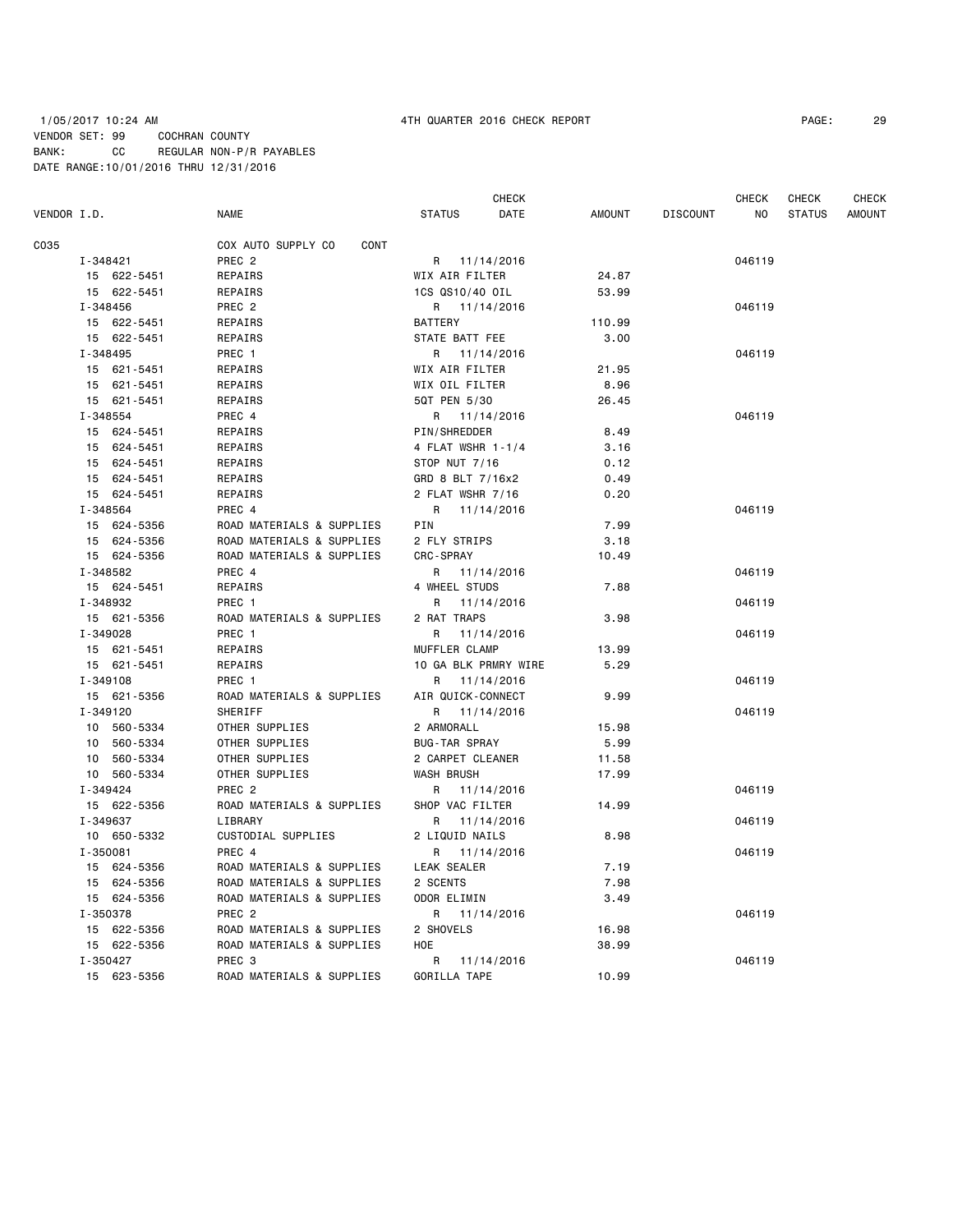1/05/2017 10:24 AM 4TH QUARTER 2016 CHECK REPORT

VENDOR SET: 99 COCHRAN COUNTY
BANK: CC REGULAR NON-P/R PAYABLES
DATE RANGE:10/01/2016 THRU 12/31/2016

| VENDOR I.D. | NAME | STATUS | CHECK DATE | AMOUNT | DISCOUNT | CHECK NO | CHECK STATUS | CHECK AMOUNT |
|---|---|---|---|---|---|---|---|---|
| C035 | COX AUTO SUPPLY CO CONT | | | | | | | |
| I-348421 | PREC 2 | R | 11/14/2016 | | | 046119 | | |
| 15 622-5451 | REPAIRS | WIX AIR FILTER | | 24.87 | | | | |
| 15 622-5451 | REPAIRS | 1CS QS10/40 OIL | | 53.99 | | | | |
| I-348456 | PREC 2 | R | 11/14/2016 | | | 046119 | | |
| 15 622-5451 | REPAIRS | BATTERY | | 110.99 | | | | |
| 15 622-5451 | REPAIRS | STATE BATT FEE | | 3.00 | | | | |
| I-348495 | PREC 1 | R | 11/14/2016 | | | 046119 | | |
| 15 621-5451 | REPAIRS | WIX AIR FILTER | | 21.95 | | | | |
| 15 621-5451 | REPAIRS | WIX OIL FILTER | | 8.96 | | | | |
| 15 621-5451 | REPAIRS | 5QT PEN 5/30 | | 26.45 | | | | |
| I-348554 | PREC 4 | R | 11/14/2016 | | | 046119 | | |
| 15 624-5451 | REPAIRS | PIN/SHREDDER | | 8.49 | | | | |
| 15 624-5451 | REPAIRS | 4 FLAT WSHR 1-1/4 | | 3.16 | | | | |
| 15 624-5451 | REPAIRS | STOP NUT 7/16 | | 0.12 | | | | |
| 15 624-5451 | REPAIRS | GRD 8 BLT 7/16x2 | | 0.49 | | | | |
| 15 624-5451 | REPAIRS | 2 FLAT WSHR 7/16 | | 0.20 | | | | |
| I-348564 | PREC 4 | R | 11/14/2016 | | | 046119 | | |
| 15 624-5356 | ROAD MATERIALS & SUPPLIES | PIN | | 7.99 | | | | |
| 15 624-5356 | ROAD MATERIALS & SUPPLIES | 2 FLY STRIPS | | 3.18 | | | | |
| 15 624-5356 | ROAD MATERIALS & SUPPLIES | CRC-SPRAY | | 10.49 | | | | |
| I-348582 | PREC 4 | R | 11/14/2016 | | | 046119 | | |
| 15 624-5451 | REPAIRS | 4 WHEEL STUDS | | 7.88 | | | | |
| I-348932 | PREC 1 | R | 11/14/2016 | | | 046119 | | |
| 15 621-5356 | ROAD MATERIALS & SUPPLIES | 2 RAT TRAPS | | 3.98 | | | | |
| I-349028 | PREC 1 | R | 11/14/2016 | | | 046119 | | |
| 15 621-5451 | REPAIRS | MUFFLER CLAMP | | 13.99 | | | | |
| 15 621-5451 | REPAIRS | 10 GA BLK PRMRY WIRE | | 5.29 | | | | |
| I-349108 | PREC 1 | R | 11/14/2016 | | | 046119 | | |
| 15 621-5356 | ROAD MATERIALS & SUPPLIES | AIR QUICK-CONNECT | | 9.99 | | | | |
| I-349120 | SHERIFF | R | 11/14/2016 | | | 046119 | | |
| 10 560-5334 | OTHER SUPPLIES | 2 ARMORALL | | 15.98 | | | | |
| 10 560-5334 | OTHER SUPPLIES | BUG-TAR SPRAY | | 5.99 | | | | |
| 10 560-5334 | OTHER SUPPLIES | 2 CARPET CLEANER | | 11.58 | | | | |
| 10 560-5334 | OTHER SUPPLIES | WASH BRUSH | | 17.99 | | | | |
| I-349424 | PREC 2 | R | 11/14/2016 | | | 046119 | | |
| 15 622-5356 | ROAD MATERIALS & SUPPLIES | SHOP VAC FILTER | | 14.99 | | | | |
| I-349637 | LIBRARY | R | 11/14/2016 | | | 046119 | | |
| 10 650-5332 | CUSTODIAL SUPPLIES | 2 LIQUID NAILS | | 8.98 | | | | |
| I-350081 | PREC 4 | R | 11/14/2016 | | | 046119 | | |
| 15 624-5356 | ROAD MATERIALS & SUPPLIES | LEAK SEALER | | 7.19 | | | | |
| 15 624-5356 | ROAD MATERIALS & SUPPLIES | 2 SCENTS | | 7.98 | | | | |
| 15 624-5356 | ROAD MATERIALS & SUPPLIES | ODOR ELIMIN | | 3.49 | | | | |
| I-350378 | PREC 2 | R | 11/14/2016 | | | 046119 | | |
| 15 622-5356 | ROAD MATERIALS & SUPPLIES | 2 SHOVELS | | 16.98 | | | | |
| 15 622-5356 | ROAD MATERIALS & SUPPLIES | HOE | | 38.99 | | | | |
| I-350427 | PREC 3 | R | 11/14/2016 | | | 046119 | | |
| 15 623-5356 | ROAD MATERIALS & SUPPLIES | GORILLA TAPE | | 10.99 | | | | |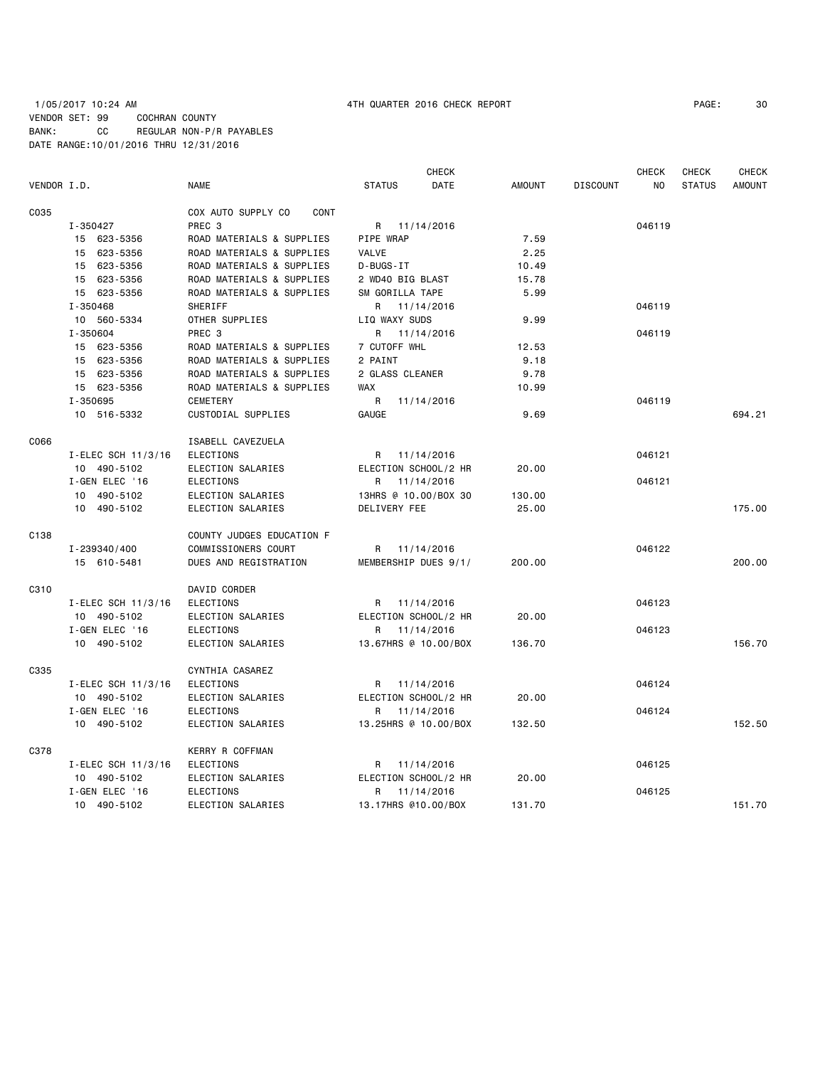1/05/2017 10:24 AM 4TH QUARTER 2016 CHECK REPORT

VENDOR SET: 99 COCHRAN COUNTY
BANK: CC REGULAR NON-P/R PAYABLES
DATE RANGE:10/01/2016 THRU 12/31/2016

| VENDOR I.D. | NAME | STATUS | CHECK DATE | AMOUNT | DISCOUNT | CHECK NO | CHECK STATUS | CHECK AMOUNT |
|---|---|---|---|---|---|---|---|---|
| C035 | COX AUTO SUPPLY CO CONT | | | | | | | |
| I-350427 | PREC 3 | R | 11/14/2016 | | | 046119 | | |
| 15 623-5356 | ROAD MATERIALS & SUPPLIES | PIPE WRAP | | 7.59 | | | | |
| 15 623-5356 | ROAD MATERIALS & SUPPLIES | VALVE | | 2.25 | | | | |
| 15 623-5356 | ROAD MATERIALS & SUPPLIES | D-BUGS-IT | | 10.49 | | | | |
| 15 623-5356 | ROAD MATERIALS & SUPPLIES | 2 WD40 BIG BLAST | | 15.78 | | | | |
| 15 623-5356 | ROAD MATERIALS & SUPPLIES | SM GORILLA TAPE | | 5.99 | | | | |
| I-350468 | SHERIFF | R | 11/14/2016 | | | 046119 | | |
| 10 560-5334 | OTHER SUPPLIES | LIQ WAXY SUDS | | 9.99 | | | | |
| I-350604 | PREC 3 | R | 11/14/2016 | | | 046119 | | |
| 15 623-5356 | ROAD MATERIALS & SUPPLIES | 7 CUTOFF WHL | | 12.53 | | | | |
| 15 623-5356 | ROAD MATERIALS & SUPPLIES | 2 PAINT | | 9.18 | | | | |
| 15 623-5356 | ROAD MATERIALS & SUPPLIES | 2 GLASS CLEANER | | 9.78 | | | | |
| 15 623-5356 | ROAD MATERIALS & SUPPLIES | WAX | | 10.99 | | | | |
| I-350695 | CEMETERY | R | 11/14/2016 | | | 046119 | | |
| 10 516-5332 | CUSTODIAL SUPPLIES | GAUGE | | 9.69 | | | | 694.21 |
| C066 | ISABELL CAVEZUELA | | | | | | | |
| I-ELEC SCH 11/3/16 | ELECTIONS | R | 11/14/2016 | | | 046121 | | |
| 10 490-5102 | ELECTION SALARIES | ELECTION SCHOOL/2 HR | | 20.00 | | | | |
| I-GEN ELEC '16 | ELECTIONS | R | 11/14/2016 | | | 046121 | | |
| 10 490-5102 | ELECTION SALARIES | 13HRS @ 10.00/BOX 30 | | 130.00 | | | | |
| 10 490-5102 | ELECTION SALARIES | DELIVERY FEE | | 25.00 | | | | 175.00 |
| C138 | COUNTY JUDGES EDUCATION F | | | | | | | |
| I-239340/400 | COMMISSIONERS COURT | R | 11/14/2016 | | | 046122 | | |
| 15 610-5481 | DUES AND REGISTRATION | MEMBERSHIP DUES 9/1/ | | 200.00 | | | | 200.00 |
| C310 | DAVID CORDER | | | | | | | |
| I-ELEC SCH 11/3/16 | ELECTIONS | R | 11/14/2016 | | | 046123 | | |
| 10 490-5102 | ELECTION SALARIES | ELECTION SCHOOL/2 HR | | 20.00 | | | | |
| I-GEN ELEC '16 | ELECTIONS | R | 11/14/2016 | | | 046123 | | |
| 10 490-5102 | ELECTION SALARIES | 13.67HRS @ 10.00/BOX | | 136.70 | | | | 156.70 |
| C335 | CYNTHIA CASAREZ | | | | | | | |
| I-ELEC SCH 11/3/16 | ELECTIONS | R | 11/14/2016 | | | 046124 | | |
| 10 490-5102 | ELECTION SALARIES | ELECTION SCHOOL/2 HR | | 20.00 | | | | |
| I-GEN ELEC '16 | ELECTIONS | R | 11/14/2016 | | | 046124 | | |
| 10 490-5102 | ELECTION SALARIES | 13.25HRS @ 10.00/BOX | | 132.50 | | | | 152.50 |
| C378 | KERRY R COFFMAN | | | | | | | |
| I-ELEC SCH 11/3/16 | ELECTIONS | R | 11/14/2016 | | | 046125 | | |
| 10 490-5102 | ELECTION SALARIES | ELECTION SCHOOL/2 HR | | 20.00 | | | | |
| I-GEN ELEC '16 | ELECTIONS | R | 11/14/2016 | | | 046125 | | |
| 10 490-5102 | ELECTION SALARIES | 13.17HRS @10.00/BOX | | 131.70 | | | | 151.70 |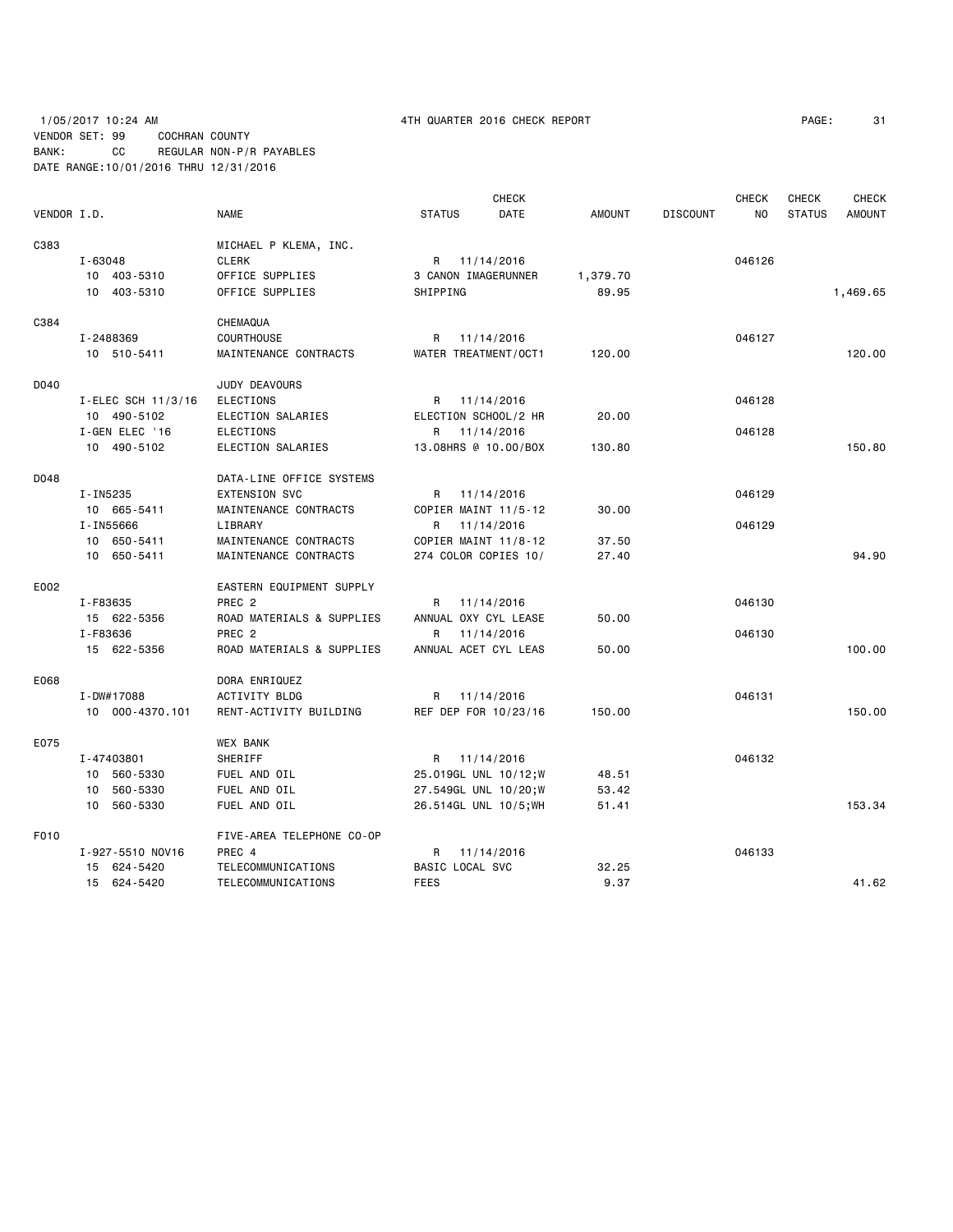1/05/2017 10:24 AM 4TH QUARTER 2016 CHECK REPORT

VENDOR SET: 99 COCHRAN COUNTY
BANK: CC REGULAR NON-P/R PAYABLES
DATE RANGE:10/01/2016 THRU 12/31/2016

| VENDOR I.D. | NAME | STATUS | CHECK DATE | AMOUNT | DISCOUNT | CHECK NO | CHECK STATUS | CHECK AMOUNT |
|---|---|---|---|---|---|---|---|---|
| C383 | MICHAEL P KLEMA, INC. | | | | | | | |
| I-63048 | CLERK | R | 11/14/2016 | | | 046126 | | |
| 10 403-5310 | OFFICE SUPPLIES | 3 CANON IMAGERUNNER | | 1,379.70 | | | | |
| 10 403-5310 | OFFICE SUPPLIES | SHIPPING | | 89.95 | | | | 1,469.65 |
| C384 | CHEMAQUA | | | | | | | |
| I-2488369 | COURTHOUSE | R | 11/14/2016 | | | 046127 | | |
| 10 510-5411 | MAINTENANCE CONTRACTS | WATER TREATMENT/OCT1 | | 120.00 | | | | 120.00 |
| D040 | JUDY DEAVOURS | | | | | | | |
| I-ELEC SCH 11/3/16 | ELECTIONS | R | 11/14/2016 | | | 046128 | | |
| 10 490-5102 | ELECTION SALARIES | ELECTION SCHOOL/2 HR | | 20.00 | | | | |
| I-GEN ELEC '16 | ELECTIONS | R | 11/14/2016 | | | 046128 | | |
| 10 490-5102 | ELECTION SALARIES | 13.08HRS @ 10.00/BOX | | 130.80 | | | | 150.80 |
| D048 | DATA-LINE OFFICE SYSTEMS | | | | | | | |
| I-IN5235 | EXTENSION SVC | R | 11/14/2016 | | | 046129 | | |
| 10 665-5411 | MAINTENANCE CONTRACTS | COPIER MAINT 11/5-12 | | 30.00 | | | | |
| I-IN55666 | LIBRARY | R | 11/14/2016 | | | 046129 | | |
| 10 650-5411 | MAINTENANCE CONTRACTS | COPIER MAINT 11/8-12 | | 37.50 | | | | |
| 10 650-5411 | MAINTENANCE CONTRACTS | 274 COLOR COPIES 10/ | | 27.40 | | | | 94.90 |
| E002 | EASTERN EQUIPMENT SUPPLY | | | | | | | |
| I-F83635 | PREC 2 | R | 11/14/2016 | | | 046130 | | |
| 15 622-5356 | ROAD MATERIALS & SUPPLIES | ANNUAL OXY CYL LEASE | | 50.00 | | | | |
| I-F83636 | PREC 2 | R | 11/14/2016 | | | 046130 | | |
| 15 622-5356 | ROAD MATERIALS & SUPPLIES | ANNUAL ACET CYL LEAS | | 50.00 | | | | 100.00 |
| E068 | DORA ENRIQUEZ | | | | | | | |
| I-DW#17088 | ACTIVITY BLDG | R | 11/14/2016 | | | 046131 | | |
| 10 000-4370.101 | RENT-ACTIVITY BUILDING | REF DEP FOR 10/23/16 | | 150.00 | | | | 150.00 |
| E075 | WEX BANK | | | | | | | |
| I-47403801 | SHERIFF | R | 11/14/2016 | | | 046132 | | |
| 10 560-5330 | FUEL AND OIL | 25.019GL UNL 10/12;W | | 48.51 | | | | |
| 10 560-5330 | FUEL AND OIL | 27.549GL UNL 10/20;W | | 53.42 | | | | |
| 10 560-5330 | FUEL AND OIL | 26.514GL UNL 10/5;WH | | 51.41 | | | | 153.34 |
| F010 | FIVE-AREA TELEPHONE CO-OP | | | | | | | |
| I-927-5510 NOV16 | PREC 4 | R | 11/14/2016 | | | 046133 | | |
| 15 624-5420 | TELECOMMUNICATIONS | BASIC LOCAL SVC | | 32.25 | | | | |
| 15 624-5420 | TELECOMMUNICATIONS | FEES | | 9.37 | | | | 41.62 |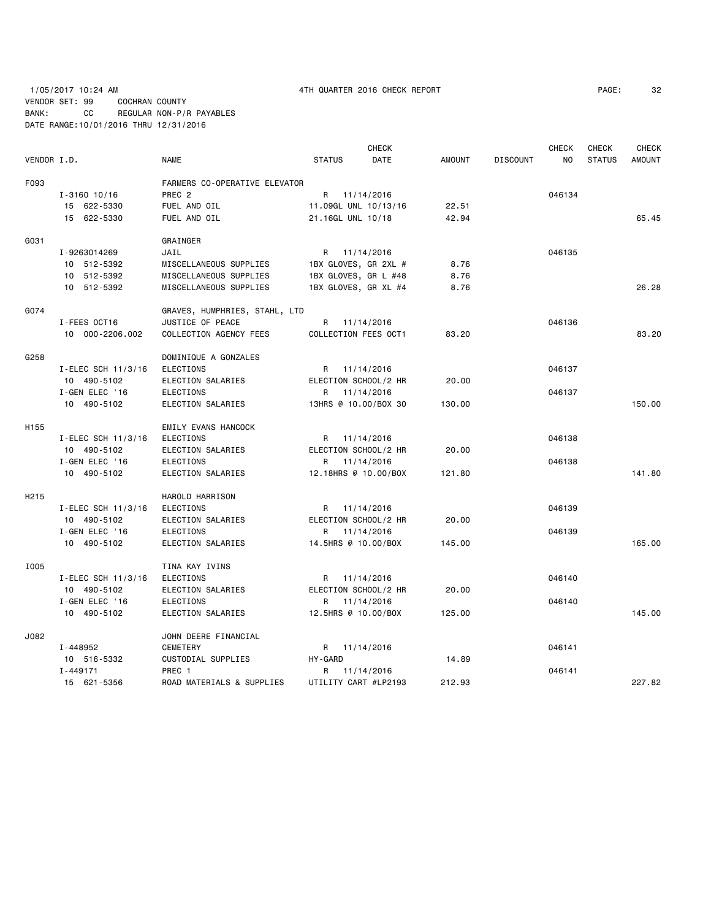1/05/2017 10:24 AM 4TH QUARTER 2016 CHECK REPORT

VENDOR SET: 99 COCHRAN COUNTY
BANK: CC REGULAR NON-P/R PAYABLES
DATE RANGE:10/01/2016 THRU 12/31/2016

| VENDOR I.D. | NAME | STATUS | CHECK DATE | AMOUNT | DISCOUNT | CHECK NO | CHECK STATUS | CHECK AMOUNT |
|---|---|---|---|---|---|---|---|---|
| F093 | FARMERS CO-OPERATIVE ELEVATOR | | | | | | | |
| I-3160 10/16 | PREC 2 | R | 11/14/2016 | | | 046134 | | |
| 15 622-5330 | FUEL AND OIL | 11.09GL UNL 10/13/16 | | 22.51 | | | | |
| 15 622-5330 | FUEL AND OIL | 21.16GL UNL 10/18 | | 42.94 | | | | 65.45 |
| G031 | GRAINGER | | | | | | | |
| I-9263014269 | JAIL | R | 11/14/2016 | | | 046135 | | |
| 10 512-5392 | MISCELLANEOUS SUPPLIES | 1BX GLOVES, GR 2XL # | | 8.76 | | | | |
| 10 512-5392 | MISCELLANEOUS SUPPLIES | 1BX GLOVES, GR L #48 | | 8.76 | | | | |
| 10 512-5392 | MISCELLANEOUS SUPPLIES | 1BX GLOVES, GR XL #4 | | 8.76 | | | | 26.28 |
| G074 | GRAVES, HUMPHRIES, STAHL, LTD | | | | | | | |
| I-FEES OCT16 | JUSTICE OF PEACE | R | 11/14/2016 | | | 046136 | | |
| 10 000-2206.002 | COLLECTION AGENCY FEES | COLLECTION FEES OCT1 | | 83.20 | | | | 83.20 |
| G258 | DOMINIQUE A GONZALES | | | | | | | |
| I-ELEC SCH 11/3/16 | ELECTIONS | R | 11/14/2016 | | | 046137 | | |
| 10 490-5102 | ELECTION SALARIES | ELECTION SCHOOL/2 HR | | 20.00 | | | | |
| I-GEN ELEC '16 | ELECTIONS | R | 11/14/2016 | | | 046137 | | |
| 10 490-5102 | ELECTION SALARIES | 13HRS @ 10.00/BOX 30 | | 130.00 | | | | 150.00 |
| H155 | EMILY EVANS HANCOCK | | | | | | | |
| I-ELEC SCH 11/3/16 | ELECTIONS | R | 11/14/2016 | | | 046138 | | |
| 10 490-5102 | ELECTION SALARIES | ELECTION SCHOOL/2 HR | | 20.00 | | | | |
| I-GEN ELEC '16 | ELECTIONS | R | 11/14/2016 | | | 046138 | | |
| 10 490-5102 | ELECTION SALARIES | 12.18HRS @ 10.00/BOX | | 121.80 | | | | 141.80 |
| H215 | HAROLD HARRISON | | | | | | | |
| I-ELEC SCH 11/3/16 | ELECTIONS | R | 11/14/2016 | | | 046139 | | |
| 10 490-5102 | ELECTION SALARIES | ELECTION SCHOOL/2 HR | | 20.00 | | | | |
| I-GEN ELEC '16 | ELECTIONS | R | 11/14/2016 | | | 046139 | | |
| 10 490-5102 | ELECTION SALARIES | 14.5HRS @ 10.00/BOX | | 145.00 | | | | 165.00 |
| I005 | TINA KAY IVINS | | | | | | | |
| I-ELEC SCH 11/3/16 | ELECTIONS | R | 11/14/2016 | | | 046140 | | |
| 10 490-5102 | ELECTION SALARIES | ELECTION SCHOOL/2 HR | | 20.00 | | | | |
| I-GEN ELEC '16 | ELECTIONS | R | 11/14/2016 | | | 046140 | | |
| 10 490-5102 | ELECTION SALARIES | 12.5HRS @ 10.00/BOX | | 125.00 | | | | 145.00 |
| J082 | JOHN DEERE FINANCIAL | | | | | | | |
| I-448952 | CEMETERY | R | 11/14/2016 | | | 046141 | | |
| 10 516-5332 | CUSTODIAL SUPPLIES | HY-GARD | | 14.89 | | | | |
| I-449171 | PREC 1 | R | 11/14/2016 | | | 046141 | | |
| 15 621-5356 | ROAD MATERIALS & SUPPLIES | UTILITY CART #LP2193 | | 212.93 | | | | 227.82 |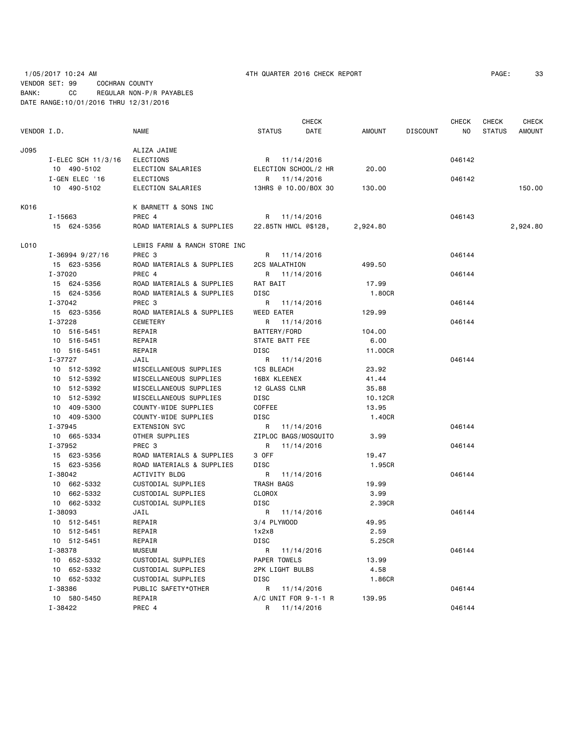1/05/2017 10:24 AM 4TH QUARTER 2016 CHECK REPORT

VENDOR SET: 99 COCHRAN COUNTY
BANK: CC REGULAR NON-P/R PAYABLES
DATE RANGE: 10/01/2016 THRU 12/31/2016

| VENDOR I.D. | NAME | STATUS | CHECK DATE | AMOUNT | DISCOUNT | CHECK NO | CHECK STATUS | CHECK AMOUNT |
|---|---|---|---|---|---|---|---|---|
| J095 | ALIZA JAIME | | | | | | | |
| I-ELEC SCH 11/3/16 | ELECTIONS | R | 11/14/2016 | | | 046142 | | |
| 10 490-5102 | ELECTION SALARIES | ELECTION SCHOOL/2 HR | | 20.00 | | | | |
| I-GEN ELEC '16 | ELECTIONS | R | 11/14/2016 | | | 046142 | | |
| 10 490-5102 | ELECTION SALARIES | 13HRS @ 10.00/BOX 30 | | 130.00 | | | | 150.00 |
| K016 | K BARNETT & SONS INC | | | | | | | |
| I-15663 | PREC 4 | R | 11/14/2016 | | | 046143 | | |
| 15 624-5356 | ROAD MATERIALS & SUPPLIES | 22.85TN HMCL @$128, | | 2,924.80 | | | | 2,924.80 |
| L010 | LEWIS FARM & RANCH STORE INC | | | | | | | |
| I-36994 9/27/16 | PREC 3 | R | 11/14/2016 | | | 046144 | | |
| 15 623-5356 | ROAD MATERIALS & SUPPLIES | 2CS MALATHION | | 499.50 | | | | |
| I-37020 | PREC 4 | R | 11/14/2016 | | | 046144 | | |
| 15 624-5356 | ROAD MATERIALS & SUPPLIES | RAT BAIT | | 17.99 | | | | |
| 15 624-5356 | ROAD MATERIALS & SUPPLIES | DISC | | 1.80CR | | | | |
| I-37042 | PREC 3 | R | 11/14/2016 | | | 046144 | | |
| 15 623-5356 | ROAD MATERIALS & SUPPLIES | WEED EATER | | 129.99 | | | | |
| I-37228 | CEMETERY | R | 11/14/2016 | | | 046144 | | |
| 10 516-5451 | REPAIR | BATTERY/FORD | | 104.00 | | | | |
| 10 516-5451 | REPAIR | STATE BATT FEE | | 6.00 | | | | |
| 10 516-5451 | REPAIR | DISC | | 11.00CR | | | | |
| I-37727 | JAIL | R | 11/14/2016 | | | 046144 | | |
| 10 512-5392 | MISCELLANEOUS SUPPLIES | 1CS BLEACH | | 23.92 | | | | |
| 10 512-5392 | MISCELLANEOUS SUPPLIES | 16BX KLEENEX | | 41.44 | | | | |
| 10 512-5392 | MISCELLANEOUS SUPPLIES | 12 GLASS CLNR | | 35.88 | | | | |
| 10 512-5392 | MISCELLANEOUS SUPPLIES | DISC | | 10.12CR | | | | |
| 10 409-5300 | COUNTY-WIDE SUPPLIES | COFFEE | | 13.95 | | | | |
| 10 409-5300 | COUNTY-WIDE SUPPLIES | DISC | | 1.40CR | | | | |
| I-37945 | EXTENSION SVC | R | 11/14/2016 | | | 046144 | | |
| 10 665-5334 | OTHER SUPPLIES | ZIPLOC BAGS/MOSQUITO | | 3.99 | | | | |
| I-37952 | PREC 3 | R | 11/14/2016 | | | 046144 | | |
| 15 623-5356 | ROAD MATERIALS & SUPPLIES | 3 OFF | | 19.47 | | | | |
| 15 623-5356 | ROAD MATERIALS & SUPPLIES | DISC | | 1.95CR | | | | |
| I-38042 | ACTIVITY BLDG | R | 11/14/2016 | | | 046144 | | |
| 10 662-5332 | CUSTODIAL SUPPLIES | TRASH BAGS | | 19.99 | | | | |
| 10 662-5332 | CUSTODIAL SUPPLIES | CLOROX | | 3.99 | | | | |
| 10 662-5332 | CUSTODIAL SUPPLIES | DISC | | 2.39CR | | | | |
| I-38093 | JAIL | R | 11/14/2016 | | | 046144 | | |
| 10 512-5451 | REPAIR | 3/4 PLYWOOD | | 49.95 | | | | |
| 10 512-5451 | REPAIR | 1x2x8 | | 2.59 | | | | |
| 10 512-5451 | REPAIR | DISC | | 5.25CR | | | | |
| I-38378 | MUSEUM | R | 11/14/2016 | | | 046144 | | |
| 10 652-5332 | CUSTODIAL SUPPLIES | PAPER TOWELS | | 13.99 | | | | |
| 10 652-5332 | CUSTODIAL SUPPLIES | 2PK LIGHT BULBS | | 4.58 | | | | |
| 10 652-5332 | CUSTODIAL SUPPLIES | DISC | | 1.86CR | | | | |
| I-38386 | PUBLIC SAFETY*OTHER | R | 11/14/2016 | | | 046144 | | |
| 10 580-5450 | REPAIR | A/C UNIT FOR 9-1-1 R | | 139.95 | | | | |
| I-38422 | PREC 4 | R | 11/14/2016 | | | 046144 | | |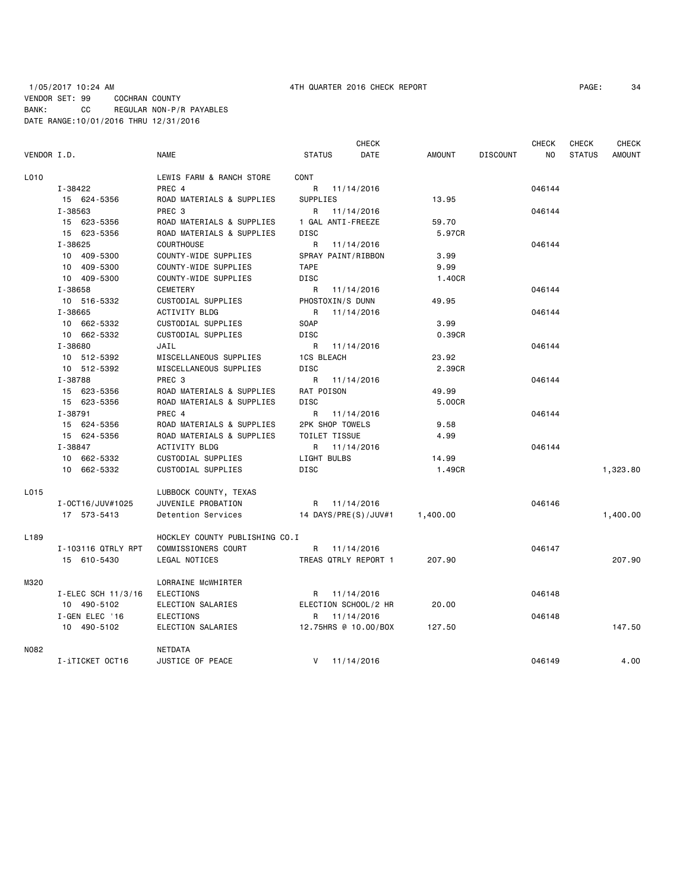1/05/2017 10:24 AM 4TH QUARTER 2016 CHECK REPORT

VENDOR SET: 99 COCHRAN COUNTY
BANK: CC REGULAR NON-P/R PAYABLES
DATE RANGE:10/01/2016 THRU 12/31/2016

| VENDOR I.D. | NAME | STATUS | CHECK DATE | AMOUNT | DISCOUNT | CHECK NO | CHECK STATUS | CHECK AMOUNT |
|---|---|---|---|---|---|---|---|---|
| L010 | LEWIS FARM & RANCH STORE | CONT | | | | | | |
| I-38422 | PREC 4 | R | 11/14/2016 | | | 046144 | | |
| 15 624-5356 | ROAD MATERIALS & SUPPLIES | SUPPLIES | | 13.95 | | | | |
| I-38563 | PREC 3 | R | 11/14/2016 | | | 046144 | | |
| 15 623-5356 | ROAD MATERIALS & SUPPLIES | 1 GAL ANTI-FREEZE | | 59.70 | | | | |
| 15 623-5356 | ROAD MATERIALS & SUPPLIES | DISC | | 5.97CR | | | | |
| I-38625 | COURTHOUSE | R | 11/14/2016 | | | 046144 | | |
| 10 409-5300 | COUNTY-WIDE SUPPLIES | SPRAY PAINT/RIBBON | | 3.99 | | | | |
| 10 409-5300 | COUNTY-WIDE SUPPLIES | TAPE | | 9.99 | | | | |
| 10 409-5300 | COUNTY-WIDE SUPPLIES | DISC | | 1.40CR | | | | |
| I-38658 | CEMETERY | R | 11/14/2016 | | | 046144 | | |
| 10 516-5332 | CUSTODIAL SUPPLIES | PHOSTOXIN/S DUNN | | 49.95 | | | | |
| I-38665 | ACTIVITY BLDG | R | 11/14/2016 | | | 046144 | | |
| 10 662-5332 | CUSTODIAL SUPPLIES | SOAP | | 3.99 | | | | |
| 10 662-5332 | CUSTODIAL SUPPLIES | DISC | | 0.39CR | | | | |
| I-38680 | JAIL | R | 11/14/2016 | | | 046144 | | |
| 10 512-5392 | MISCELLANEOUS SUPPLIES | 1CS BLEACH | | 23.92 | | | | |
| 10 512-5392 | MISCELLANEOUS SUPPLIES | DISC | | 2.39CR | | | | |
| I-38788 | PREC 3 | R | 11/14/2016 | | | 046144 | | |
| 15 623-5356 | ROAD MATERIALS & SUPPLIES | RAT POISON | | 49.99 | | | | |
| 15 623-5356 | ROAD MATERIALS & SUPPLIES | DISC | | 5.00CR | | | | |
| I-38791 | PREC 4 | R | 11/14/2016 | | | 046144 | | |
| 15 624-5356 | ROAD MATERIALS & SUPPLIES | 2PK SHOP TOWELS | | 9.58 | | | | |
| 15 624-5356 | ROAD MATERIALS & SUPPLIES | TOILET TISSUE | | 4.99 | | | | |
| I-38847 | ACTIVITY BLDG | R | 11/14/2016 | | | 046144 | | |
| 10 662-5332 | CUSTODIAL SUPPLIES | LIGHT BULBS | | 14.99 | | | | |
| 10 662-5332 | CUSTODIAL SUPPLIES | DISC | | 1.49CR | | | | 1,323.80 |
| L015 | LUBBOCK COUNTY, TEXAS | | | | | | | |
| I-OCT16/JUV#1025 | JUVENILE PROBATION | R | 11/14/2016 | | | 046146 | | |
| 17 573-5413 | Detention Services | 14 DAYS/PRE(S)/JUV#1 | | 1,400.00 | | | | 1,400.00 |
| L189 | HOCKLEY COUNTY PUBLISHING CO.I | | | | | | | |
| I-103116 QTRLY RPT | COMMISSIONERS COURT | R | 11/14/2016 | | | 046147 | | |
| 15 610-5430 | LEGAL NOTICES | TREAS QTRLY REPORT 1 | | 207.90 | | | | 207.90 |
| M320 | LORRAINE McWHIRTER | | | | | | | |
| I-ELEC SCH 11/3/16 | ELECTIONS | R | 11/14/2016 | | | 046148 | | |
| 10 490-5102 | ELECTION SALARIES | ELECTION SCHOOL/2 HR | | 20.00 | | | | |
| I-GEN ELEC '16 | ELECTIONS | R | 11/14/2016 | | | 046148 | | |
| 10 490-5102 | ELECTION SALARIES | 12.75HRS @ 10.00/BOX | | 127.50 | | | | 147.50 |
| N082 | NETDATA | | | | | | | |
| I-iTICKET OCT16 | JUSTICE OF PEACE | V | 11/14/2016 | | | 046149 | | 4.00 |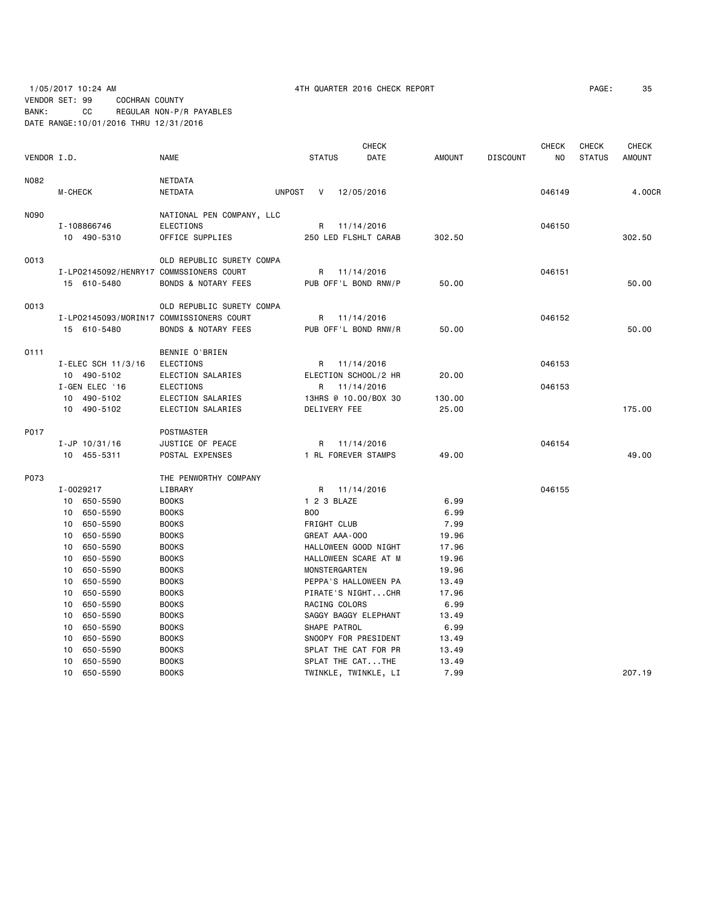1/05/2017 10:24 AM 4TH QUARTER 2016 CHECK REPORT

VENDOR SET: 99 COCHRAN COUNTY
BANK: CC REGULAR NON-P/R PAYABLES
DATE RANGE:10/01/2016 THRU 12/31/2016

| VENDOR I.D. | NAME | STATUS | CHECK DATE | AMOUNT | DISCOUNT | CHECK NO | CHECK STATUS | CHECK AMOUNT |
|---|---|---|---|---|---|---|---|---|
| N082 | NETDATA | | | | | | | |
| M-CHECK | NETDATA | UNPOST V | 12/05/2016 | | | 046149 | | 4.00CR |
| N090 | NATIONAL PEN COMPANY, LLC | | | | | | | |
| I-108866746 | ELECTIONS | R | 11/14/2016 | | | 046150 | | |
| 10 490-5310 | OFFICE SUPPLIES | 250 LED FLSHLT CARAB | | 302.50 | | | | 302.50 |
| O013 | OLD REPUBLIC SURETY COMPA | | | | | | | |
| I-LPO2145092/HENRY17 | COMMSSIONERS COURT | R | 11/14/2016 | | | 046151 | | |
| 15 610-5480 | BONDS & NOTARY FEES | PUB OFF'L BOND RNW/P | | 50.00 | | | | 50.00 |
| O013 | OLD REPUBLIC SURETY COMPA | | | | | | | |
| I-LPO2145093/MORIN17 | COMMISSIONERS COURT | R | 11/14/2016 | | | 046152 | | |
| 15 610-5480 | BONDS & NOTARY FEES | PUB OFF'L BOND RNW/R | | 50.00 | | | | 50.00 |
| O111 | BENNIE O'BRIEN | | | | | | | |
| I-ELEC SCH 11/3/16 | ELECTIONS | R | 11/14/2016 | | | 046153 | | |
| 10 490-5102 | ELECTION SALARIES | ELECTION SCHOOL/2 HR | | 20.00 | | | | |
| I-GEN ELEC '16 | ELECTIONS | R | 11/14/2016 | | | 046153 | | |
| 10 490-5102 | ELECTION SALARIES | 13HRS @ 10.00/BOX 30 | | 130.00 | | | | |
| 10 490-5102 | ELECTION SALARIES | DELIVERY FEE | | 25.00 | | | | 175.00 |
| P017 | POSTMASTER | | | | | | | |
| I-JP 10/31/16 | JUSTICE OF PEACE | R | 11/14/2016 | | | 046154 | | |
| 10 455-5311 | POSTAL EXPENSES | 1 RL FOREVER STAMPS | | 49.00 | | | | 49.00 |
| P073 | THE PENWORTHY COMPANY | | | | | | | |
| I-0029217 | LIBRARY | R | 11/14/2016 | | | 046155 | | |
| 10 650-5590 | BOOKS | 1 2 3 BLAZE | | 6.99 | | | | |
| 10 650-5590 | BOOKS | BOO | | 6.99 | | | | |
| 10 650-5590 | BOOKS | FRIGHT CLUB | | 7.99 | | | | |
| 10 650-5590 | BOOKS | GREAT AAA-OOO | | 19.96 | | | | |
| 10 650-5590 | BOOKS | HALLOWEEN GOOD NIGHT | | 17.96 | | | | |
| 10 650-5590 | BOOKS | HALLOWEEN SCARE AT M | | 19.96 | | | | |
| 10 650-5590 | BOOKS | MONSTERGARTEN | | 19.96 | | | | |
| 10 650-5590 | BOOKS | PEPPA'S HALLOWEEN PA | | 13.49 | | | | |
| 10 650-5590 | BOOKS | PIRATE'S NIGHT...CHR | | 17.96 | | | | |
| 10 650-5590 | BOOKS | RACING COLORS | | 6.99 | | | | |
| 10 650-5590 | BOOKS | SAGGY BAGGY ELEPHANT | | 13.49 | | | | |
| 10 650-5590 | BOOKS | SHAPE PATROL | | 6.99 | | | | |
| 10 650-5590 | BOOKS | SNOOPY FOR PRESIDENT | | 13.49 | | | | |
| 10 650-5590 | BOOKS | SPLAT THE CAT FOR PR | | 13.49 | | | | |
| 10 650-5590 | BOOKS | SPLAT THE CAT...THE | | 13.49 | | | | |
| 10 650-5590 | BOOKS | TWINKLE, TWINKLE, LI | | 7.99 | | | | 207.19 |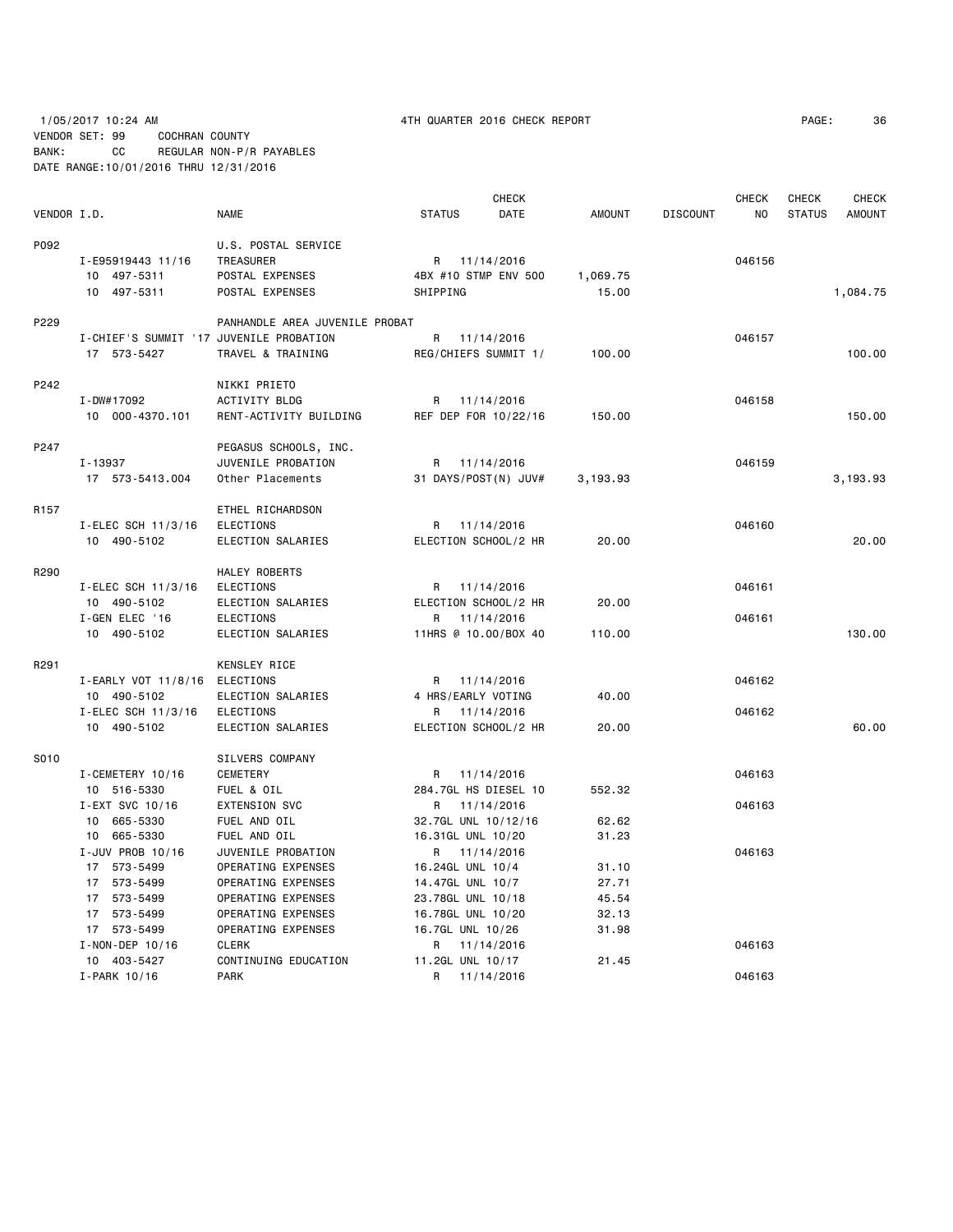1/05/2017 10:24 AM 4TH QUARTER 2016 CHECK REPORT

VENDOR SET: 99 COCHRAN COUNTY

BANK: CC REGULAR NON-P/R PAYABLES

DATE RANGE:10/01/2016 THRU 12/31/2016

| VENDOR I.D. | | NAME | STATUS | CHECK DATE | AMOUNT | DISCOUNT | CHECK NO | CHECK STATUS | CHECK AMOUNT |
|---|---|---|---|---|---|---|---|---|---|
| P092 | | U.S. POSTAL SERVICE | | | | | | | |
| | I-E95919443 11/16 | TREASURER | R | 11/14/2016 | | | 046156 | | |
| | 10 497-5311 | POSTAL EXPENSES | 4BX #10 STMP ENV 500 | | 1,069.75 | | | | |
| | 10 497-5311 | POSTAL EXPENSES | SHIPPING | | 15.00 | | | | 1,084.75 |
| P229 | | PANHANDLE AREA JUVENILE PROBAT | | | | | | | |
| | I-CHIEF'S SUMMIT '17 | JUVENILE PROBATION | R | 11/14/2016 | | | 046157 | | |
| | 17 573-5427 | TRAVEL & TRAINING | REG/CHIEFS SUMMIT 1/ | | 100.00 | | | | 100.00 |
| P242 | | NIKKI PRIETO | | | | | | | |
| | I-DW#17092 | ACTIVITY BLDG | R | 11/14/2016 | | | 046158 | | |
| | 10 000-4370.101 | RENT-ACTIVITY BUILDING | REF DEP FOR 10/22/16 | | 150.00 | | | | 150.00 |
| P247 | | PEGASUS SCHOOLS, INC. | | | | | | | |
| | I-13937 | JUVENILE PROBATION | R | 11/14/2016 | | | 046159 | | |
| | 17 573-5413.004 | Other Placements | 31 DAYS/POST(N) JUV# | | 3,193.93 | | | | 3,193.93 |
| R157 | | ETHEL RICHARDSON | | | | | | | |
| | I-ELEC SCH 11/3/16 | ELECTIONS | R | 11/14/2016 | | | 046160 | | |
| | 10 490-5102 | ELECTION SALARIES | ELECTION SCHOOL/2 HR | | 20.00 | | | | 20.00 |
| R290 | | HALEY ROBERTS | | | | | | | |
| | I-ELEC SCH 11/3/16 | ELECTIONS | R | 11/14/2016 | | | 046161 | | |
| | 10 490-5102 | ELECTION SALARIES | ELECTION SCHOOL/2 HR | | 20.00 | | | | |
| | I-GEN ELEC '16 | ELECTIONS | R | 11/14/2016 | | | 046161 | | |
| | 10 490-5102 | ELECTION SALARIES | 11HRS @ 10.00/BOX 40 | | 110.00 | | | | 130.00 |
| R291 | | KENSLEY RICE | | | | | | | |
| | I-EARLY VOT 11/8/16 | ELECTIONS | R | 11/14/2016 | | | 046162 | | |
| | 10 490-5102 | ELECTION SALARIES | 4 HRS/EARLY VOTING | | 40.00 | | | | |
| | I-ELEC SCH 11/3/16 | ELECTIONS | R | 11/14/2016 | | | 046162 | | |
| | 10 490-5102 | ELECTION SALARIES | ELECTION SCHOOL/2 HR | | 20.00 | | | | 60.00 |
| S010 | | SILVERS COMPANY | | | | | | | |
| | I-CEMETERY 10/16 | CEMETERY | R | 11/14/2016 | | | 046163 | | |
| | 10 516-5330 | FUEL & OIL | 284.7GL HS DIESEL 10 | | 552.32 | | | | |
| | I-EXT SVC 10/16 | EXTENSION SVC | R | 11/14/2016 | | | 046163 | | |
| | 10 665-5330 | FUEL AND OIL | 32.7GL UNL 10/12/16 | | 62.62 | | | | |
| | 10 665-5330 | FUEL AND OIL | 16.31GL UNL 10/20 | | 31.23 | | | | |
| | I-JUV PROB 10/16 | JUVENILE PROBATION | R | 11/14/2016 | | | 046163 | | |
| | 17 573-5499 | OPERATING EXPENSES | 16.24GL UNL 10/4 | | 31.10 | | | | |
| | 17 573-5499 | OPERATING EXPENSES | 14.47GL UNL 10/7 | | 27.71 | | | | |
| | 17 573-5499 | OPERATING EXPENSES | 23.78GL UNL 10/18 | | 45.54 | | | | |
| | 17 573-5499 | OPERATING EXPENSES | 16.78GL UNL 10/20 | | 32.13 | | | | |
| | 17 573-5499 | OPERATING EXPENSES | 16.7GL UNL 10/26 | | 31.98 | | | | |
| | I-NON-DEP 10/16 | CLERK | R | 11/14/2016 | | | 046163 | | |
| | 10 403-5427 | CONTINUING EDUCATION | 11.2GL UNL 10/17 | | 21.45 | | | | |
| | I-PARK 10/16 | PARK | R | 11/14/2016 | | | 046163 | | |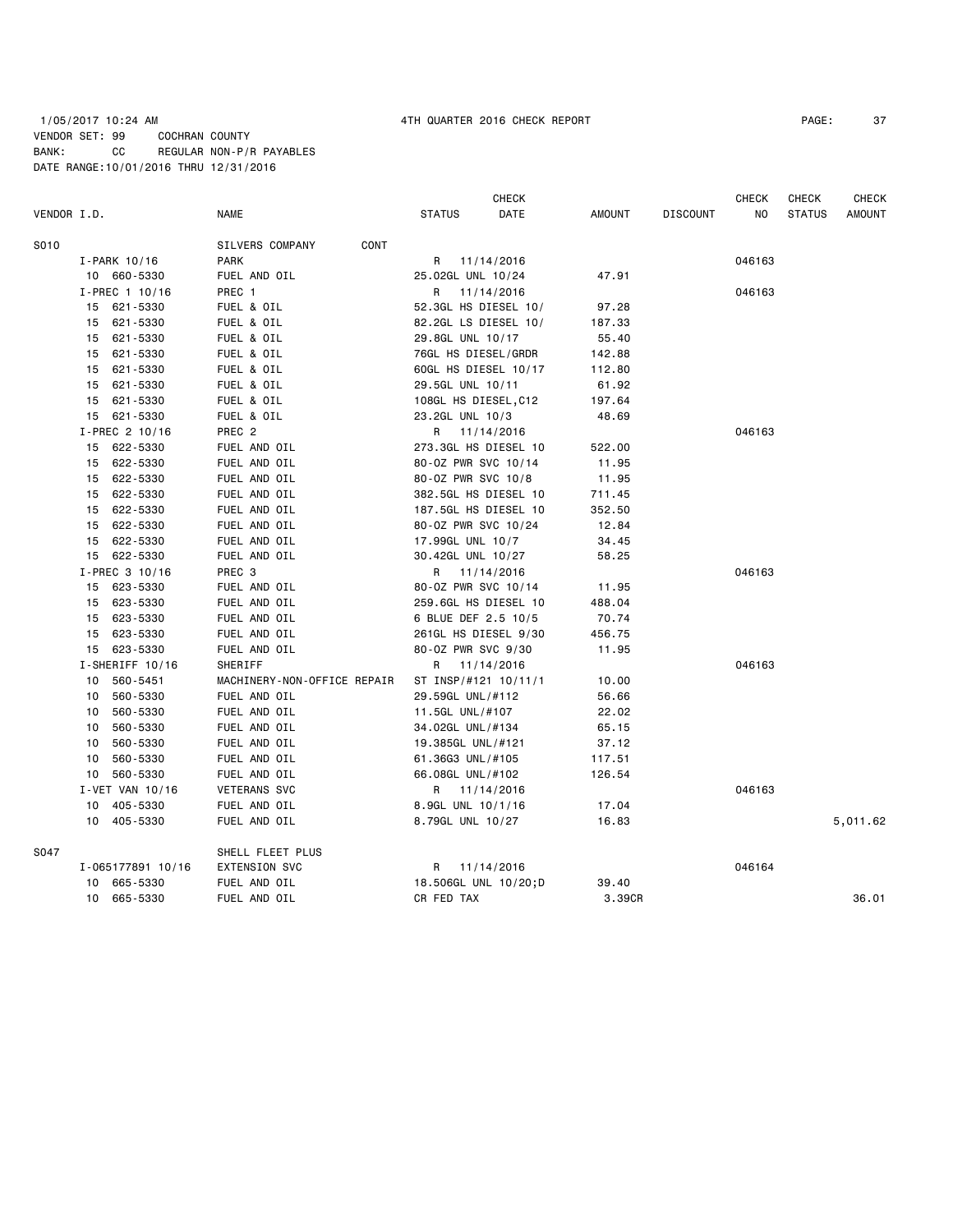1/05/2017 10:24 AM 4TH QUARTER 2016 CHECK REPORT

VENDOR SET: 99 COCHRAN COUNTY
BANK: CC REGULAR NON-P/R PAYABLES
DATE RANGE:10/01/2016 THRU 12/31/2016

| VENDOR I.D. | NAME | STATUS | CHECK DATE | AMOUNT | DISCOUNT | CHECK NO | CHECK STATUS | CHECK AMOUNT |
|---|---|---|---|---|---|---|---|---|
| S010 | SILVERS COMPANY CONT | | | | | | | |
| I-PARK 10/16 | PARK | R | 11/14/2016 | | | 046163 | | |
| 10 660-5330 | FUEL AND OIL | 25.02GL UNL 10/24 | | 47.91 | | | | |
| I-PREC 1 10/16 | PREC 1 | R | 11/14/2016 | | | 046163 | | |
| 15 621-5330 | FUEL & OIL | 52.3GL HS DIESEL 10/ | | 97.28 | | | | |
| 15 621-5330 | FUEL & OIL | 82.2GL LS DIESEL 10/ | | 187.33 | | | | |
| 15 621-5330 | FUEL & OIL | 29.8GL UNL 10/17 | | 55.40 | | | | |
| 15 621-5330 | FUEL & OIL | 76GL HS DIESEL/GRDR | | 142.88 | | | | |
| 15 621-5330 | FUEL & OIL | 60GL HS DIESEL 10/17 | | 112.80 | | | | |
| 15 621-5330 | FUEL & OIL | 29.5GL UNL 10/11 | | 61.92 | | | | |
| 15 621-5330 | FUEL & OIL | 108GL HS DIESEL,C12 | | 197.64 | | | | |
| 15 621-5330 | FUEL & OIL | 23.2GL UNL 10/3 | | 48.69 | | | | |
| I-PREC 2 10/16 | PREC 2 | R | 11/14/2016 | | | 046163 | | |
| 15 622-5330 | FUEL AND OIL | 273.3GL HS DIESEL 10 | | 522.00 | | | | |
| 15 622-5330 | FUEL AND OIL | 80-OZ PWR SVC 10/14 | | 11.95 | | | | |
| 15 622-5330 | FUEL AND OIL | 80-OZ PWR SVC 10/8 | | 11.95 | | | | |
| 15 622-5330 | FUEL AND OIL | 382.5GL HS DIESEL 10 | | 711.45 | | | | |
| 15 622-5330 | FUEL AND OIL | 187.5GL HS DIESEL 10 | | 352.50 | | | | |
| 15 622-5330 | FUEL AND OIL | 80-OZ PWR SVC 10/24 | | 12.84 | | | | |
| 15 622-5330 | FUEL AND OIL | 17.99GL UNL 10/7 | | 34.45 | | | | |
| 15 622-5330 | FUEL AND OIL | 30.42GL UNL 10/27 | | 58.25 | | | | |
| I-PREC 3 10/16 | PREC 3 | R | 11/14/2016 | | | 046163 | | |
| 15 623-5330 | FUEL AND OIL | 80-OZ PWR SVC 10/14 | | 11.95 | | | | |
| 15 623-5330 | FUEL AND OIL | 259.6GL HS DIESEL 10 | | 488.04 | | | | |
| 15 623-5330 | FUEL AND OIL | 6 BLUE DEF 2.5 10/5 | | 70.74 | | | | |
| 15 623-5330 | FUEL AND OIL | 261GL HS DIESEL 9/30 | | 456.75 | | | | |
| 15 623-5330 | FUEL AND OIL | 80-OZ PWR SVC 9/30 | | 11.95 | | | | |
| I-SHERIFF 10/16 | SHERIFF | R | 11/14/2016 | | | 046163 | | |
| 10 560-5451 | MACHINERY-NON-OFFICE REPAIR | ST INSP/#121 10/11/1 | | 10.00 | | | | |
| 10 560-5330 | FUEL AND OIL | 29.59GL UNL/#112 | | 56.66 | | | | |
| 10 560-5330 | FUEL AND OIL | 11.5GL UNL/#107 | | 22.02 | | | | |
| 10 560-5330 | FUEL AND OIL | 34.02GL UNL/#134 | | 65.15 | | | | |
| 10 560-5330 | FUEL AND OIL | 19.385GL UNL/#121 | | 37.12 | | | | |
| 10 560-5330 | FUEL AND OIL | 61.36G3 UNL/#105 | | 117.51 | | | | |
| 10 560-5330 | FUEL AND OIL | 66.08GL UNL/#102 | | 126.54 | | | | |
| I-VET VAN 10/16 | VETERANS SVC | R | 11/14/2016 | | | 046163 | | |
| 10 405-5330 | FUEL AND OIL | 8.9GL UNL 10/1/16 | | 17.04 | | | | |
| 10 405-5330 | FUEL AND OIL | 8.79GL UNL 10/27 | | 16.83 | | | | 5,011.62 |
| S047 | SHELL FLEET PLUS | | | | | | | |
| I-065177891 10/16 | EXTENSION SVC | R | 11/14/2016 | | | 046164 | | |
| 10 665-5330 | FUEL AND OIL | 18.506GL UNL 10/20;D | | 39.40 | | | | |
| 10 665-5330 | FUEL AND OIL | CR FED TAX | | 3.39CR | | | | 36.01 |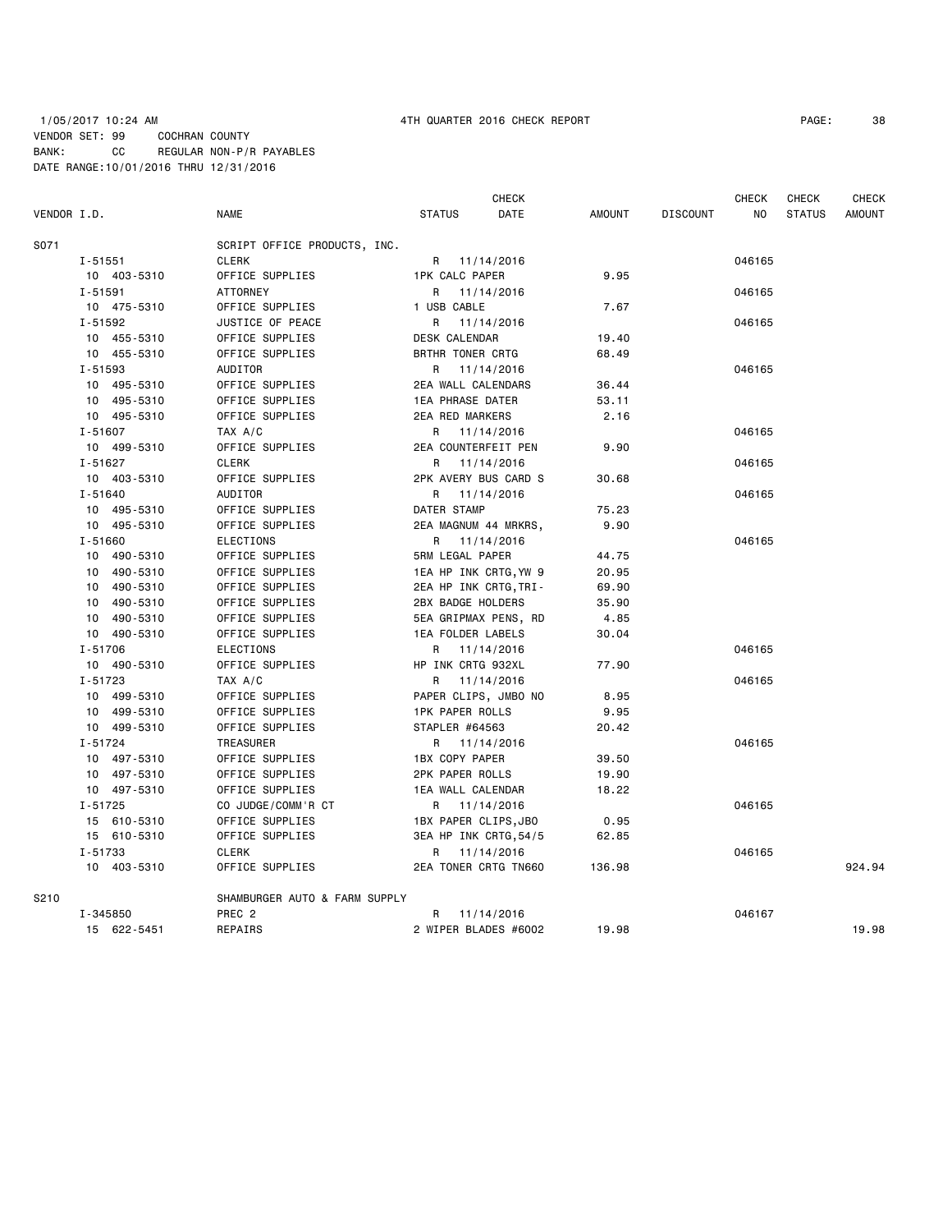1/05/2017 10:24 AM 4TH QUARTER 2016 CHECK REPORT

VENDOR SET: 99 COCHRAN COUNTY
BANK: CC REGULAR NON-P/R PAYABLES
DATE RANGE:10/01/2016 THRU 12/31/2016

| VENDOR I.D. | NAME | STATUS | CHECK DATE | AMOUNT | DISCOUNT | CHECK NO | CHECK STATUS | CHECK AMOUNT |
|---|---|---|---|---|---|---|---|---|
| S071 | SCRIPT OFFICE PRODUCTS, INC. | | | | | | | |
| I-51551 | CLERK | R | 11/14/2016 | | | 046165 | | |
| 10 403-5310 | OFFICE SUPPLIES | 1PK CALC PAPER | | 9.95 | | | | |
| I-51591 | ATTORNEY | R | 11/14/2016 | | | 046165 | | |
| 10 475-5310 | OFFICE SUPPLIES | 1 USB CABLE | | 7.67 | | | | |
| I-51592 | JUSTICE OF PEACE | R | 11/14/2016 | | | 046165 | | |
| 10 455-5310 | OFFICE SUPPLIES | DESK CALENDAR | | 19.40 | | | | |
| 10 455-5310 | OFFICE SUPPLIES | BRTHR TONER CRTG | | 68.49 | | | | |
| I-51593 | AUDITOR | R | 11/14/2016 | | | 046165 | | |
| 10 495-5310 | OFFICE SUPPLIES | 2EA WALL CALENDARS | | 36.44 | | | | |
| 10 495-5310 | OFFICE SUPPLIES | 1EA PHRASE DATER | | 53.11 | | | | |
| 10 495-5310 | OFFICE SUPPLIES | 2EA RED MARKERS | | 2.16 | | | | |
| I-51607 | TAX A/C | R | 11/14/2016 | | | 046165 | | |
| 10 499-5310 | OFFICE SUPPLIES | 2EA COUNTERFEIT PEN | | 9.90 | | | | |
| I-51627 | CLERK | R | 11/14/2016 | | | 046165 | | |
| 10 403-5310 | OFFICE SUPPLIES | 2PK AVERY BUS CARD S | | 30.68 | | | | |
| I-51640 | AUDITOR | R | 11/14/2016 | | | 046165 | | |
| 10 495-5310 | OFFICE SUPPLIES | DATER STAMP | | 75.23 | | | | |
| 10 495-5310 | OFFICE SUPPLIES | 2EA MAGNUM 44 MRKRS, | | 9.90 | | | | |
| I-51660 | ELECTIONS | R | 11/14/2016 | | | 046165 | | |
| 10 490-5310 | OFFICE SUPPLIES | 5RM LEGAL PAPER | | 44.75 | | | | |
| 10 490-5310 | OFFICE SUPPLIES | 1EA HP INK CRTG,YW 9 | | 20.95 | | | | |
| 10 490-5310 | OFFICE SUPPLIES | 2EA HP INK CRTG,TRI- | | 69.90 | | | | |
| 10 490-5310 | OFFICE SUPPLIES | 2BX BADGE HOLDERS | | 35.90 | | | | |
| 10 490-5310 | OFFICE SUPPLIES | 5EA GRIPMAX PENS, RD | | 4.85 | | | | |
| 10 490-5310 | OFFICE SUPPLIES | 1EA FOLDER LABELS | | 30.04 | | | | |
| I-51706 | ELECTIONS | R | 11/14/2016 | | | 046165 | | |
| 10 490-5310 | OFFICE SUPPLIES | HP INK CRTG 932XL | | 77.90 | | | | |
| I-51723 | TAX A/C | R | 11/14/2016 | | | 046165 | | |
| 10 499-5310 | OFFICE SUPPLIES | PAPER CLIPS, JMBO NO | | 8.95 | | | | |
| 10 499-5310 | OFFICE SUPPLIES | 1PK PAPER ROLLS | | 9.95 | | | | |
| 10 499-5310 | OFFICE SUPPLIES | STAPLER #64563 | | 20.42 | | | | |
| I-51724 | TREASURER | R | 11/14/2016 | | | 046165 | | |
| 10 497-5310 | OFFICE SUPPLIES | 1BX COPY PAPER | | 39.50 | | | | |
| 10 497-5310 | OFFICE SUPPLIES | 2PK PAPER ROLLS | | 19.90 | | | | |
| 10 497-5310 | OFFICE SUPPLIES | 1EA WALL CALENDAR | | 18.22 | | | | |
| I-51725 | CO JUDGE/COMM'R CT | R | 11/14/2016 | | | 046165 | | |
| 15 610-5310 | OFFICE SUPPLIES | 1BX PAPER CLIPS,JBO | | 0.95 | | | | |
| 15 610-5310 | OFFICE SUPPLIES | 3EA HP INK CRTG,54/5 | | 62.85 | | | | |
| I-51733 | CLERK | R | 11/14/2016 | | | 046165 | | |
| 10 403-5310 | OFFICE SUPPLIES | 2EA TONER CRTG TN660 | | 136.98 | | | | 924.94 |
| S210 | SHAMBURGER AUTO & FARM SUPPLY | | | | | | | |
| I-345850 | PREC 2 | R | 11/14/2016 | | | 046167 | | |
| 15 622-5451 | REPAIRS | 2 WIPER BLADES #6002 | | 19.98 | | | | 19.98 |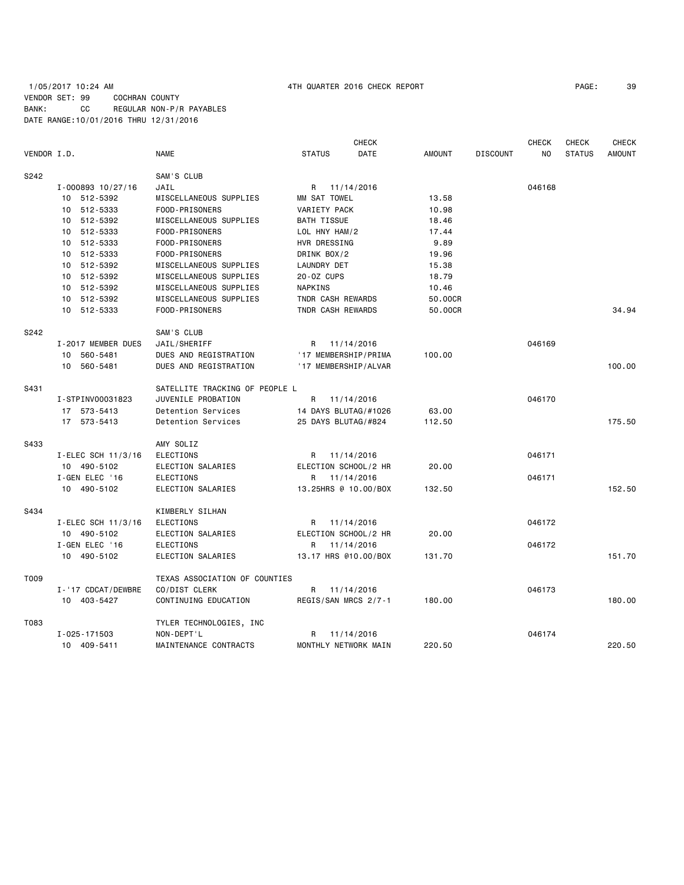1/05/2017 10:24 AM 4TH QUARTER 2016 CHECK REPORT

VENDOR SET: 99 COCHRAN COUNTY
BANK: CC REGULAR NON-P/R PAYABLES
DATE RANGE:10/01/2016 THRU 12/31/2016

| VENDOR I.D. | NAME | STATUS | CHECK DATE | AMOUNT | DISCOUNT | CHECK NO | CHECK STATUS | CHECK AMOUNT |
|---|---|---|---|---|---|---|---|---|
| S242 | SAM'S CLUB | | | | | | | |
| I-000893 10/27/16 | JAIL | R | 11/14/2016 | | | 046168 | | |
| 10 512-5392 | MISCELLANEOUS SUPPLIES | MM SAT TOWEL | | 13.58 | | | | |
| 10 512-5333 | FOOD-PRISONERS | VARIETY PACK | | 10.98 | | | | |
| 10 512-5392 | MISCELLANEOUS SUPPLIES | BATH TISSUE | | 18.46 | | | | |
| 10 512-5333 | FOOD-PRISONERS | LOL HNY HAM/2 | | 17.44 | | | | |
| 10 512-5333 | FOOD-PRISONERS | HVR DRESSING | | 9.89 | | | | |
| 10 512-5333 | FOOD-PRISONERS | DRINK BOX/2 | | 19.96 | | | | |
| 10 512-5392 | MISCELLANEOUS SUPPLIES | LAUNDRY DET | | 15.38 | | | | |
| 10 512-5392 | MISCELLANEOUS SUPPLIES | 20-OZ CUPS | | 18.79 | | | | |
| 10 512-5392 | MISCELLANEOUS SUPPLIES | NAPKINS | | 10.46 | | | | |
| 10 512-5392 | MISCELLANEOUS SUPPLIES | TNDR CASH REWARDS | | 50.00CR | | | | |
| 10 512-5333 | FOOD-PRISONERS | TNDR CASH REWARDS | | 50.00CR | | | | 34.94 |
| S242 | SAM'S CLUB | | | | | | | |
| I-2017 MEMBER DUES | JAIL/SHERIFF | R | 11/14/2016 | | | 046169 | | |
| 10 560-5481 | DUES AND REGISTRATION | '17 MEMBERSHIP/PRIMA | | 100.00 | | | | |
| 10 560-5481 | DUES AND REGISTRATION | '17 MEMBERSHIP/ALVAR | | | | | | 100.00 |
| S431 | SATELLITE TRACKING OF PEOPLE L | | | | | | | |
| I-STPINV00031823 | JUVENILE PROBATION | R | 11/14/2016 | | | 046170 | | |
| 17 573-5413 | Detention Services | 14 DAYS BLUTAG/#1026 | | 63.00 | | | | |
| 17 573-5413 | Detention Services | 25 DAYS BLUTAG/#824 | | 112.50 | | | | 175.50 |
| S433 | AMY SOLIZ | | | | | | | |
| I-ELEC SCH 11/3/16 | ELECTIONS | R | 11/14/2016 | | | 046171 | | |
| 10 490-5102 | ELECTION SALARIES | ELECTION SCHOOL/2 HR | | 20.00 | | | | |
| I-GEN ELEC '16 | ELECTIONS | R | 11/14/2016 | | | 046171 | | |
| 10 490-5102 | ELECTION SALARIES | 13.25HRS @ 10.00/BOX | | 132.50 | | | | 152.50 |
| S434 | KIMBERLY SILHAN | | | | | | | |
| I-ELEC SCH 11/3/16 | ELECTIONS | R | 11/14/2016 | | | 046172 | | |
| 10 490-5102 | ELECTION SALARIES | ELECTION SCHOOL/2 HR | | 20.00 | | | | |
| I-GEN ELEC '16 | ELECTIONS | R | 11/14/2016 | | | 046172 | | |
| 10 490-5102 | ELECTION SALARIES | 13.17 HRS @10.00/BOX | | 131.70 | | | | 151.70 |
| T009 | TEXAS ASSOCIATION OF COUNTIES | | | | | | | |
| I-'17 CDCAT/DEWBRE | CO/DIST CLERK | R | 11/14/2016 | | | 046173 | | |
| 10 403-5427 | CONTINUING EDUCATION | REGIS/SAN MRCS 2/7-1 | | 180.00 | | | | 180.00 |
| T083 | TYLER TECHNOLOGIES, INC | | | | | | | |
| I-025-171503 | NON-DEPT'L | R | 11/14/2016 | | | 046174 | | |
| 10 409-5411 | MAINTENANCE CONTRACTS | MONTHLY NETWORK MAIN | | 220.50 | | | | 220.50 |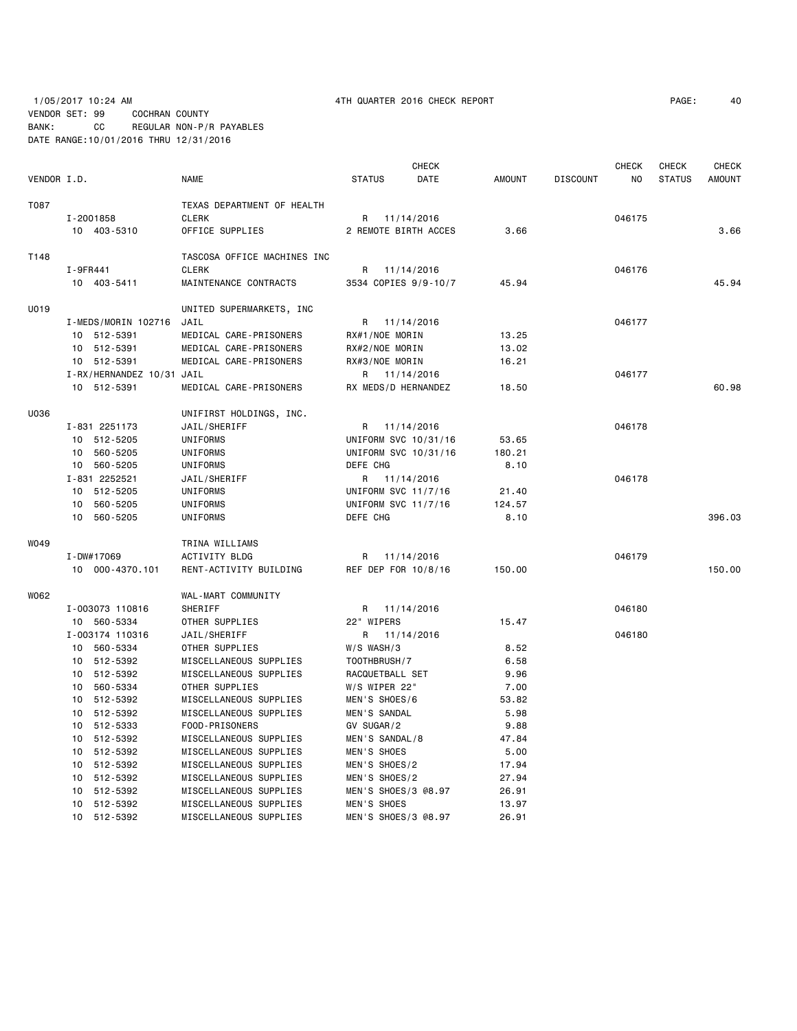1/05/2017 10:24 AM 4TH QUARTER 2016 CHECK REPORT

VENDOR SET: 99 COCHRAN COUNTY
BANK: CC REGULAR NON-P/R PAYABLES
DATE RANGE:10/01/2016 THRU 12/31/2016

| VENDOR I.D. | NAME | STATUS | CHECK DATE | AMOUNT | DISCOUNT | CHECK NO | CHECK STATUS | CHECK AMOUNT |
|---|---|---|---|---|---|---|---|---|
| T087 | TEXAS DEPARTMENT OF HEALTH | | | | | | | |
| I-2001858 | CLERK | R | 11/14/2016 | | | 046175 | | |
| 10 403-5310 | OFFICE SUPPLIES | 2 REMOTE BIRTH ACCES | | 3.66 | | | | 3.66 |
| T148 | TASCOSA OFFICE MACHINES INC | | | | | | | |
| I-9FR441 | CLERK | R | 11/14/2016 | | | 046176 | | |
| 10 403-5411 | MAINTENANCE CONTRACTS | 3534 COPIES 9/9-10/7 | | 45.94 | | | | 45.94 |
| U019 | UNITED SUPERMARKETS, INC | | | | | | | |
| I-MEDS/MORIN 102716 | JAIL | R | 11/14/2016 | | | 046177 | | |
| 10 512-5391 | MEDICAL CARE-PRISONERS | RX#1/NOE MORIN | | 13.25 | | | | |
| 10 512-5391 | MEDICAL CARE-PRISONERS | RX#2/NOE MORIN | | 13.02 | | | | |
| 10 512-5391 | MEDICAL CARE-PRISONERS | RX#3/NOE MORIN | | 16.21 | | | | |
| I-RX/HERNANDEZ 10/31 | JAIL | R | 11/14/2016 | | | 046177 | | |
| 10 512-5391 | MEDICAL CARE-PRISONERS | RX MEDS/D HERNANDEZ | | 18.50 | | | | 60.98 |
| U036 | UNIFIRST HOLDINGS, INC. | | | | | | | |
| I-831 2251173 | JAIL/SHERIFF | R | 11/14/2016 | | | 046178 | | |
| 10 512-5205 | UNIFORMS | UNIFORM SVC 10/31/16 | | 53.65 | | | | |
| 10 560-5205 | UNIFORMS | UNIFORM SVC 10/31/16 | | 180.21 | | | | |
| 10 560-5205 | UNIFORMS | DEFE CHG | | 8.10 | | | | |
| I-831 2252521 | JAIL/SHERIFF | R | 11/14/2016 | | | 046178 | | |
| 10 512-5205 | UNIFORMS | UNIFORM SVC 11/7/16 | | 21.40 | | | | |
| 10 560-5205 | UNIFORMS | UNIFORM SVC 11/7/16 | | 124.57 | | | | |
| 10 560-5205 | UNIFORMS | DEFE CHG | | 8.10 | | | | 396.03 |
| W049 | TRINA WILLIAMS | | | | | | | |
| I-DW#17069 | ACTIVITY BLDG | R | 11/14/2016 | | | 046179 | | |
| 10 000-4370.101 | RENT-ACTIVITY BUILDING | REF DEP FOR 10/8/16 | | 150.00 | | | | 150.00 |
| W062 | WAL-MART COMMUNITY | | | | | | | |
| I-003073 110816 | SHERIFF | R | 11/14/2016 | | | 046180 | | |
| 10 560-5334 | OTHER SUPPLIES | 22" WIPERS | | 15.47 | | | | |
| I-003174 110316 | JAIL/SHERIFF | R | 11/14/2016 | | | 046180 | | |
| 10 560-5334 | OTHER SUPPLIES | W/S WASH/3 | | 8.52 | | | | |
| 10 512-5392 | MISCELLANEOUS SUPPLIES | TOOTHBRUSH/7 | | 6.58 | | | | |
| 10 512-5392 | MISCELLANEOUS SUPPLIES | RACQUETBALL SET | | 9.96 | | | | |
| 10 560-5334 | OTHER SUPPLIES | W/S WIPER 22" | | 7.00 | | | | |
| 10 512-5392 | MISCELLANEOUS SUPPLIES | MEN'S SHOES/6 | | 53.82 | | | | |
| 10 512-5392 | MISCELLANEOUS SUPPLIES | MEN'S SANDAL | | 5.98 | | | | |
| 10 512-5333 | FOOD-PRISONERS | GV SUGAR/2 | | 9.88 | | | | |
| 10 512-5392 | MISCELLANEOUS SUPPLIES | MEN'S SANDAL/8 | | 47.84 | | | | |
| 10 512-5392 | MISCELLANEOUS SUPPLIES | MEN'S SHOES | | 5.00 | | | | |
| 10 512-5392 | MISCELLANEOUS SUPPLIES | MEN'S SHOES/2 | | 17.94 | | | | |
| 10 512-5392 | MISCELLANEOUS SUPPLIES | MEN'S SHOES/2 | | 27.94 | | | | |
| 10 512-5392 | MISCELLANEOUS SUPPLIES | MEN'S SHOES/3 @8.97 | | 26.91 | | | | |
| 10 512-5392 | MISCELLANEOUS SUPPLIES | MEN'S SHOES | | 13.97 | | | | |
| 10 512-5392 | MISCELLANEOUS SUPPLIES | MEN'S SHOES/3 @8.97 | | 26.91 | | | | |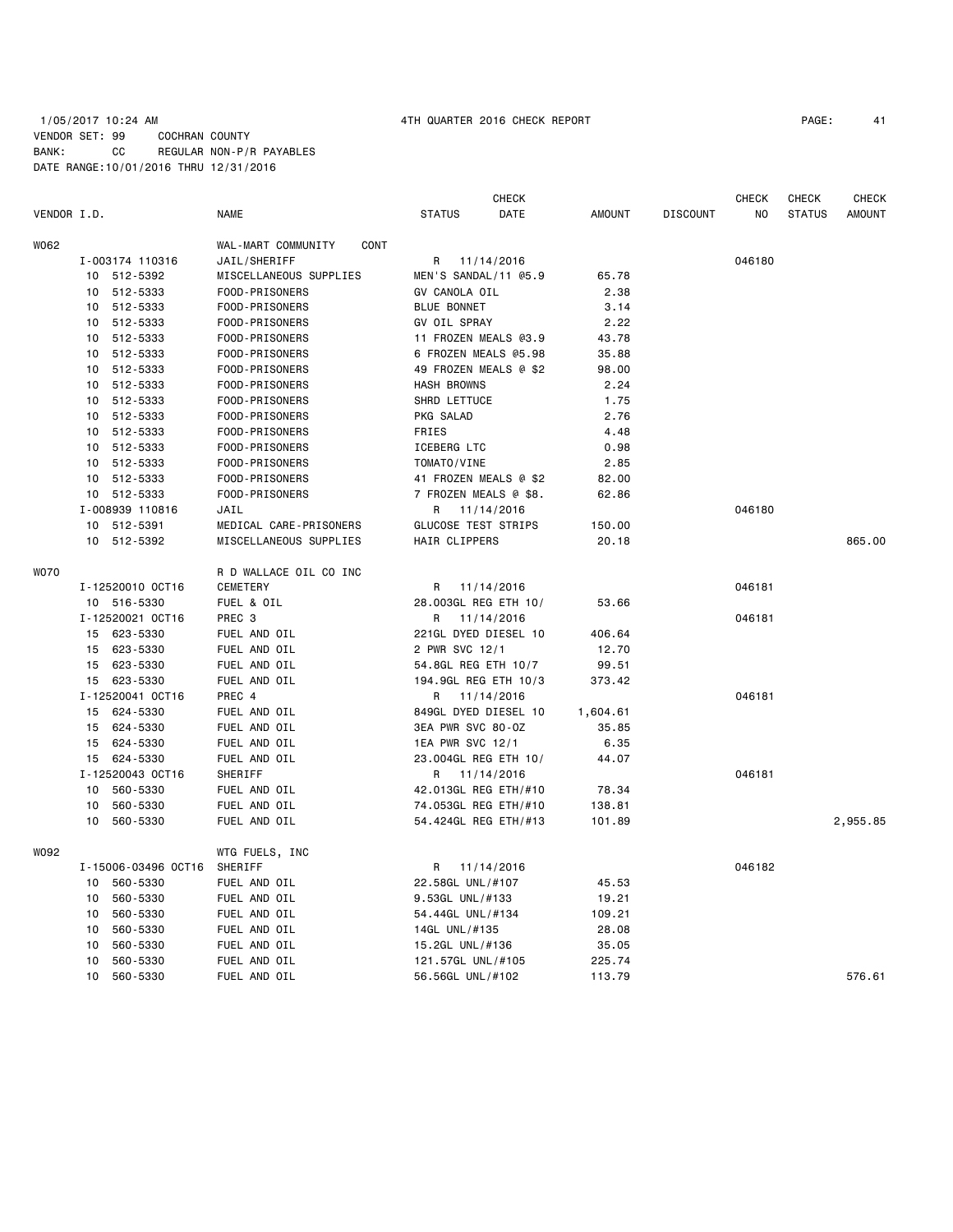1/05/2017 10:24 AM 4TH QUARTER 2016 CHECK REPORT

VENDOR SET: 99 COCHRAN COUNTY
BANK: CC REGULAR NON-P/R PAYABLES
DATE RANGE:10/01/2016 THRU 12/31/2016

| VENDOR I.D. | NAME | STATUS | CHECK DATE | AMOUNT | DISCOUNT | CHECK NO | CHECK STATUS | CHECK AMOUNT |
|---|---|---|---|---|---|---|---|---|
| W062 | WAL-MART COMMUNITY CONT | | | | | | | |
| I-003174 110316 | JAIL/SHERIFF | R | 11/14/2016 | | | 046180 | | |
| 10 512-5392 | MISCELLANEOUS SUPPLIES | MEN'S SANDAL/11 @5.9 | | 65.78 | | | | |
| 10 512-5333 | FOOD-PRISONERS | GV CANOLA OIL | | 2.38 | | | | |
| 10 512-5333 | FOOD-PRISONERS | BLUE BONNET | | 3.14 | | | | |
| 10 512-5333 | FOOD-PRISONERS | GV OIL SPRAY | | 2.22 | | | | |
| 10 512-5333 | FOOD-PRISONERS | 11 FROZEN MEALS @3.9 | | 43.78 | | | | |
| 10 512-5333 | FOOD-PRISONERS | 6 FROZEN MEALS @5.98 | | 35.88 | | | | |
| 10 512-5333 | FOOD-PRISONERS | 49 FROZEN MEALS @ $2 | | 98.00 | | | | |
| 10 512-5333 | FOOD-PRISONERS | HASH BROWNS | | 2.24 | | | | |
| 10 512-5333 | FOOD-PRISONERS | SHRD LETTUCE | | 1.75 | | | | |
| 10 512-5333 | FOOD-PRISONERS | PKG SALAD | | 2.76 | | | | |
| 10 512-5333 | FOOD-PRISONERS | FRIES | | 4.48 | | | | |
| 10 512-5333 | FOOD-PRISONERS | ICEBERG LTC | | 0.98 | | | | |
| 10 512-5333 | FOOD-PRISONERS | TOMATO/VINE | | 2.85 | | | | |
| 10 512-5333 | FOOD-PRISONERS | 41 FROZEN MEALS @ $2 | | 82.00 | | | | |
| 10 512-5333 | FOOD-PRISONERS | 7 FROZEN MEALS @ $8. | | 62.86 | | | | |
| I-008939 110816 | JAIL | R | 11/14/2016 | | | 046180 | | |
| 10 512-5391 | MEDICAL CARE-PRISONERS | GLUCOSE TEST STRIPS | | 150.00 | | | | |
| 10 512-5392 | MISCELLANEOUS SUPPLIES | HAIR CLIPPERS | | 20.18 | | | | 865.00 |
| W070 | R D WALLACE OIL CO INC | | | | | | | |
| I-12520010 OCT16 | CEMETERY | R | 11/14/2016 | | | 046181 | | |
| 10 516-5330 | FUEL & OIL | 28.003GL REG ETH 10/ | | 53.66 | | | | |
| I-12520021 OCT16 | PREC 3 | R | 11/14/2016 | | | 046181 | | |
| 15 623-5330 | FUEL AND OIL | 221GL DYED DIESEL 10 | | 406.64 | | | | |
| 15 623-5330 | FUEL AND OIL | 2 PWR SVC 12/1 | | 12.70 | | | | |
| 15 623-5330 | FUEL AND OIL | 54.8GL REG ETH 10/7 | | 99.51 | | | | |
| 15 623-5330 | FUEL AND OIL | 194.9GL REG ETH 10/3 | | 373.42 | | | | |
| I-12520041 OCT16 | PREC 4 | R | 11/14/2016 | | | 046181 | | |
| 15 624-5330 | FUEL AND OIL | 849GL DYED DIESEL 10 | | 1,604.61 | | | | |
| 15 624-5330 | FUEL AND OIL | 3EA PWR SVC 80-OZ | | 35.85 | | | | |
| 15 624-5330 | FUEL AND OIL | 1EA PWR SVC 12/1 | | 6.35 | | | | |
| 15 624-5330 | FUEL AND OIL | 23.004GL REG ETH 10/ | | 44.07 | | | | |
| I-12520043 OCT16 | SHERIFF | R | 11/14/2016 | | | 046181 | | |
| 10 560-5330 | FUEL AND OIL | 42.013GL REG ETH/#10 | | 78.34 | | | | |
| 10 560-5330 | FUEL AND OIL | 74.053GL REG ETH/#10 | | 138.81 | | | | |
| 10 560-5330 | FUEL AND OIL | 54.424GL REG ETH/#13 | | 101.89 | | | | 2,955.85 |
| W092 | WTG FUELS, INC | | | | | | | |
| I-15006-03496 OCT16 | SHERIFF | R | 11/14/2016 | | | 046182 | | |
| 10 560-5330 | FUEL AND OIL | 22.58GL UNL/#107 | | 45.53 | | | | |
| 10 560-5330 | FUEL AND OIL | 9.53GL UNL/#133 | | 19.21 | | | | |
| 10 560-5330 | FUEL AND OIL | 54.44GL UNL/#134 | | 109.21 | | | | |
| 10 560-5330 | FUEL AND OIL | 14GL UNL/#135 | | 28.08 | | | | |
| 10 560-5330 | FUEL AND OIL | 15.2GL UNL/#136 | | 35.05 | | | | |
| 10 560-5330 | FUEL AND OIL | 121.57GL UNL/#105 | | 225.74 | | | | |
| 10 560-5330 | FUEL AND OIL | 56.56GL UNL/#102 | | 113.79 | | | | 576.61 |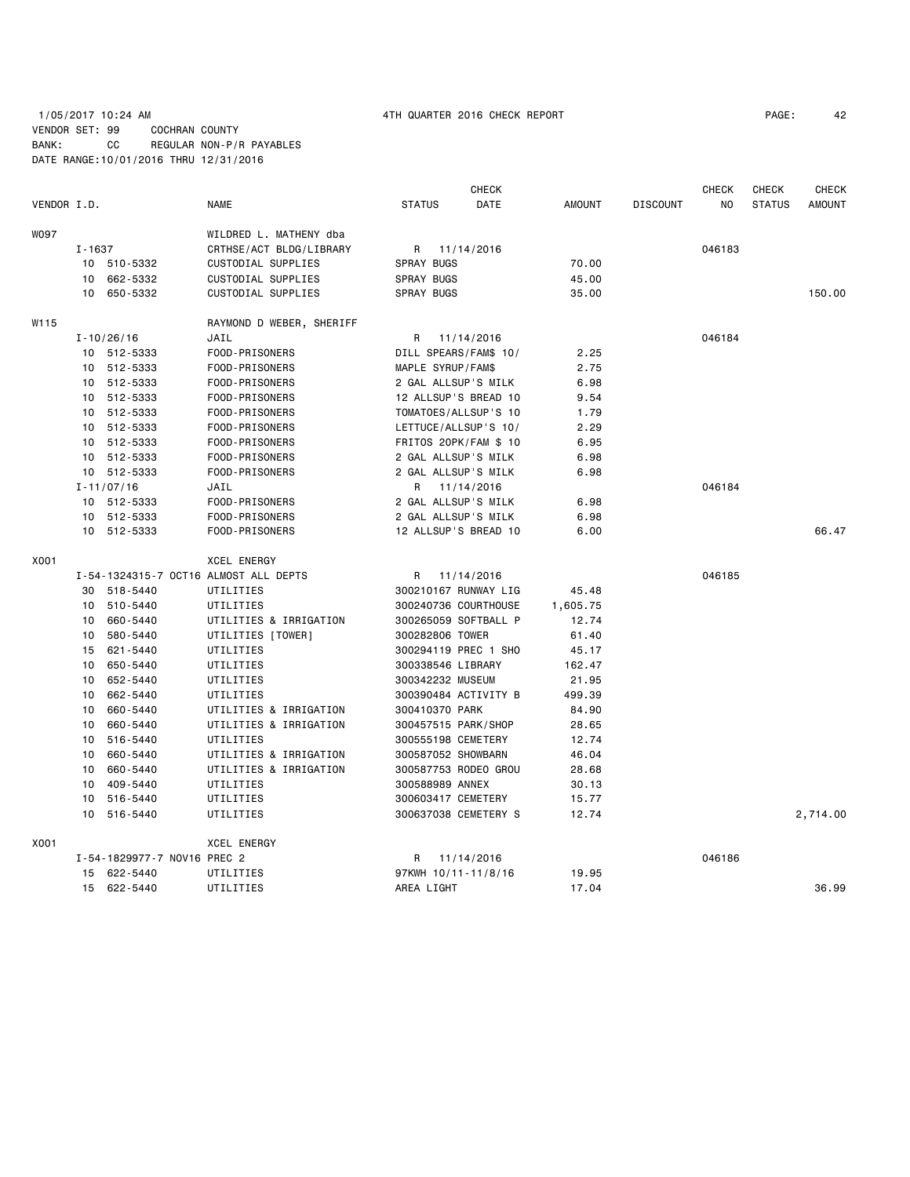1/05/2017 10:24 AM 4TH QUARTER 2016 CHECK REPORT

VENDOR SET: 99 COCHRAN COUNTY
BANK: CC REGULAR NON-P/R PAYABLES
DATE RANGE:10/01/2016 THRU 12/31/2016

| VENDOR I.D. | NAME | STATUS | CHECK DATE | AMOUNT | DISCOUNT | CHECK NO | CHECK STATUS | CHECK AMOUNT |
|---|---|---|---|---|---|---|---|---|
| W097 | WILDRED L. MATHENY dba | | | | | | | |
| I-1637 | CRTHSE/ACT BLDG/LIBRARY | R | 11/14/2016 | | | 046183 | | |
| 10 510-5332 | CUSTODIAL SUPPLIES | SPRAY BUGS | | 70.00 | | | | |
| 10 662-5332 | CUSTODIAL SUPPLIES | SPRAY BUGS | | 45.00 | | | | |
| 10 650-5332 | CUSTODIAL SUPPLIES | SPRAY BUGS | | 35.00 | | | | 150.00 |
| W115 | RAYMOND D WEBER, SHERIFF | | | | | | | |
| I-10/26/16 | JAIL | R | 11/14/2016 | | | 046184 | | |
| 10 512-5333 | FOOD-PRISONERS | DILL SPEARS/FAM$ 10/ | | 2.25 | | | | |
| 10 512-5333 | FOOD-PRISONERS | MAPLE SYRUP/FAM$ | | 2.75 | | | | |
| 10 512-5333 | FOOD-PRISONERS | 2 GAL ALLSUP'S MILK | | 6.98 | | | | |
| 10 512-5333 | FOOD-PRISONERS | 12 ALLSUP'S BREAD 10 | | 9.54 | | | | |
| 10 512-5333 | FOOD-PRISONERS | TOMATOES/ALLSUP'S 10 | | 1.79 | | | | |
| 10 512-5333 | FOOD-PRISONERS | LETTUCE/ALLSUP'S 10/ | | 2.29 | | | | |
| 10 512-5333 | FOOD-PRISONERS | FRITOS 20PK/FAM $ 10 | | 6.95 | | | | |
| 10 512-5333 | FOOD-PRISONERS | 2 GAL ALLSUP'S MILK | | 6.98 | | | | |
| 10 512-5333 | FOOD-PRISONERS | 2 GAL ALLSUP'S MILK | | 6.98 | | | | |
| I-11/07/16 | JAIL | R | 11/14/2016 | | | 046184 | | |
| 10 512-5333 | FOOD-PRISONERS | 2 GAL ALLSUP'S MILK | | 6.98 | | | | |
| 10 512-5333 | FOOD-PRISONERS | 2 GAL ALLSUP'S MILK | | 6.98 | | | | |
| 10 512-5333 | FOOD-PRISONERS | 12 ALLSUP'S BREAD 10 | | 6.00 | | | | 66.47 |
| X001 | XCEL ENERGY | | | | | | | |
| I-54-1324315-7 OCT16 | ALMOST ALL DEPTS | R | 11/14/2016 | | | 046185 | | |
| 30 518-5440 | UTILITIES | 300210167 RUNWAY LIG | | 45.48 | | | | |
| 10 510-5440 | UTILITIES | 300240736 COURTHOUSE | | 1,605.75 | | | | |
| 10 660-5440 | UTILITIES & IRRIGATION | 300265059 SOFTBALL P | | 12.74 | | | | |
| 10 580-5440 | UTILITIES [TOWER] | 300282806 TOWER | | 61.40 | | | | |
| 15 621-5440 | UTILITIES | 300294119 PREC 1 SHO | | 45.17 | | | | |
| 10 650-5440 | UTILITIES | 300338546 LIBRARY | | 162.47 | | | | |
| 10 652-5440 | UTILITIES | 300342232 MUSEUM | | 21.95 | | | | |
| 10 662-5440 | UTILITIES | 300390484 ACTIVITY B | | 499.39 | | | | |
| 10 660-5440 | UTILITIES & IRRIGATION | 300410370 PARK | | 84.90 | | | | |
| 10 660-5440 | UTILITIES & IRRIGATION | 300457515 PARK/SHOP | | 28.65 | | | | |
| 10 516-5440 | UTILITIES | 300555198 CEMETERY | | 12.74 | | | | |
| 10 660-5440 | UTILITIES & IRRIGATION | 300587052 SHOWBARN | | 46.04 | | | | |
| 10 660-5440 | UTILITIES & IRRIGATION | 300587753 RODEO GROU | | 28.68 | | | | |
| 10 409-5440 | UTILITIES | 300588989 ANNEX | | 30.13 | | | | |
| 10 516-5440 | UTILITIES | 300603417 CEMETERY | | 15.77 | | | | |
| 10 516-5440 | UTILITIES | 300637038 CEMETERY S | | 12.74 | | | | 2,714.00 |
| X001 | XCEL ENERGY | | | | | | | |
| I-54-1829977-7 NOV16 | PREC 2 | R | 11/14/2016 | | | 046186 | | |
| 15 622-5440 | UTILITIES | 97KWH 10/11-11/8/16 | | 19.95 | | | | |
| 15 622-5440 | UTILITIES | AREA LIGHT | | 17.04 | | | | 36.99 |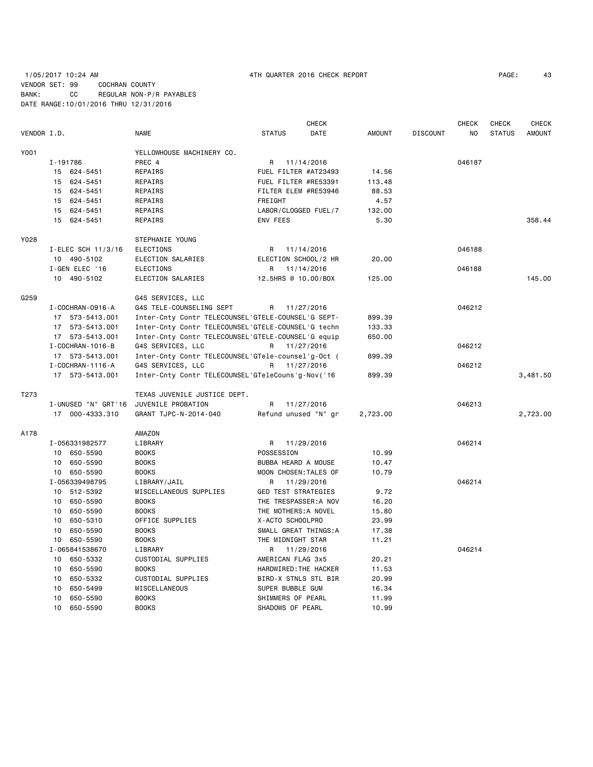1/05/2017 10:24 AM 4TH QUARTER 2016 CHECK REPORT

VENDOR SET: 99 COCHRAN COUNTY
BANK: CC REGULAR NON-P/R PAYABLES
DATE RANGE:10/01/2016 THRU 12/31/2016

| VENDOR I.D. | NAME | STATUS | CHECK DATE | AMOUNT | DISCOUNT | CHECK NO | CHECK STATUS | CHECK AMOUNT |
|---|---|---|---|---|---|---|---|---|
| Y001 | YELLOWHOUSE MACHINERY CO. | | | | | | | |
| I-191786 | PREC 4 | R | 11/14/2016 | | | 046187 | | |
| 15 624-5451 | REPAIRS | FUEL FILTER #AT23493 | | 14.56 | | | | |
| 15 624-5451 | REPAIRS | FUEL FILTER #RE53391 | | 113.48 | | | | |
| 15 624-5451 | REPAIRS | FILTER ELEM #RE53946 | | 88.53 | | | | |
| 15 624-5451 | REPAIRS | FREIGHT | | 4.57 | | | | |
| 15 624-5451 | REPAIRS | LABOR/CLOGGED FUEL/7 | | 132.00 | | | | |
| 15 624-5451 | REPAIRS | ENV FEES | | 5.30 | | | | 358.44 |
| Y028 | STEPHANIE YOUNG | | | | | | | |
| I-ELEC SCH 11/3/16 | ELECTIONS | R | 11/14/2016 | | | 046188 | | |
| 10 490-5102 | ELECTION SALARIES | ELECTION SCHOOL/2 HR | | 20.00 | | | | |
| I-GEN ELEC '16 | ELECTIONS | R | 11/14/2016 | | | 046188 | | |
| 10 490-5102 | ELECTION SALARIES | 12.5HRS @ 10.00/BOX | | 125.00 | | | | 145.00 |
| G259 | G4S SERVICES, LLC | | | | | | | |
| I-COCHRAN-0916-A | G4S TELE-COUNSELING SEPT | R | 11/27/2016 | | | 046212 | | |
| 17 573-5413.001 | Inter-Cnty Contr TELECOUNSEL'G | TELE-COUNSEL'G SEPT- | | 899.39 | | | | |
| 17 573-5413.001 | Inter-Cnty Contr TELECOUNSEL'G | TELE-COUNSEL'G techn | | 133.33 | | | | |
| 17 573-5413.001 | Inter-Cnty Contr TELECOUNSEL'G | TELE-COUNSEL'G equip | | 650.00 | | | | |
| I-COCHRAN-1016-B | G4S SERVICES, LLC | R | 11/27/2016 | | | 046212 | | |
| 17 573-5413.001 | Inter-Cnty Contr TELECOUNSEL'G | Tele-counsel'g-Oct ( | | 899.39 | | | | |
| I-COCHRAN-1116-A | G4S SERVICES, LLC | R | 11/27/2016 | | | 046212 | | |
| 17 573-5413.001 | Inter-Cnty Contr TELECOUNSEL'G | TeleCouns'g-Nov('16 | | 899.39 | | | | 3,481.50 |
| T273 | TEXAS JUVENILE JUSTICE DEPT. | | | | | | | |
| I-UNUSED "N" GRT'16 | JUVENILE PROBATION | R | 11/27/2016 | | | 046213 | | |
| 17 000-4333.310 | GRANT TJPC-N-2014-040 | Refund unused "N" gr | | 2,723.00 | | | | 2,723.00 |
| A178 | AMAZON | | | | | | | |
| I-056331982577 | LIBRARY | R | 11/29/2016 | | | 046214 | | |
| 10 650-5590 | BOOKS | POSSESSION | | 10.99 | | | | |
| 10 650-5590 | BOOKS | BUBBA HEARD A MOUSE | | 10.47 | | | | |
| 10 650-5590 | BOOKS | MOON CHOSEN:TALES OF | | 10.79 | | | | |
| I-056339498795 | LIBRARY/JAIL | R | 11/29/2016 | | | 046214 | | |
| 10 512-5392 | MISCELLANEOUS SUPPLIES | GED TEST STRATEGIES | | 9.72 | | | | |
| 10 650-5590 | BOOKS | THE TRESPASSER:A NOV | | 16.20 | | | | |
| 10 650-5590 | BOOKS | THE MOTHERS:A NOVEL | | 15.80 | | | | |
| 10 650-5310 | OFFICE SUPPLIES | X-ACTO SCHOOLPRO | | 23.99 | | | | |
| 10 650-5590 | BOOKS | SMALL GREAT THINGS:A | | 17.38 | | | | |
| 10 650-5590 | BOOKS | THE MIDNIGHT STAR | | 11.21 | | | | |
| I-065841538670 | LIBRARY | R | 11/29/2016 | | | 046214 | | |
| 10 650-5332 | CUSTODIAL SUPPLIES | AMERICAN FLAG 3x5 | | 20.21 | | | | |
| 10 650-5590 | BOOKS | HARDWIRED:THE HACKER | | 11.53 | | | | |
| 10 650-5332 | CUSTODIAL SUPPLIES | BIRD-X STNLS STL BIR | | 20.99 | | | | |
| 10 650-5499 | MISCELLANEOUS | SUPER BUBBLE GUM | | 16.34 | | | | |
| 10 650-5590 | BOOKS | SHIMMERS OF PEARL | | 11.99 | | | | |
| 10 650-5590 | BOOKS | SHADOWS OF PEARL | | 10.99 | | | | |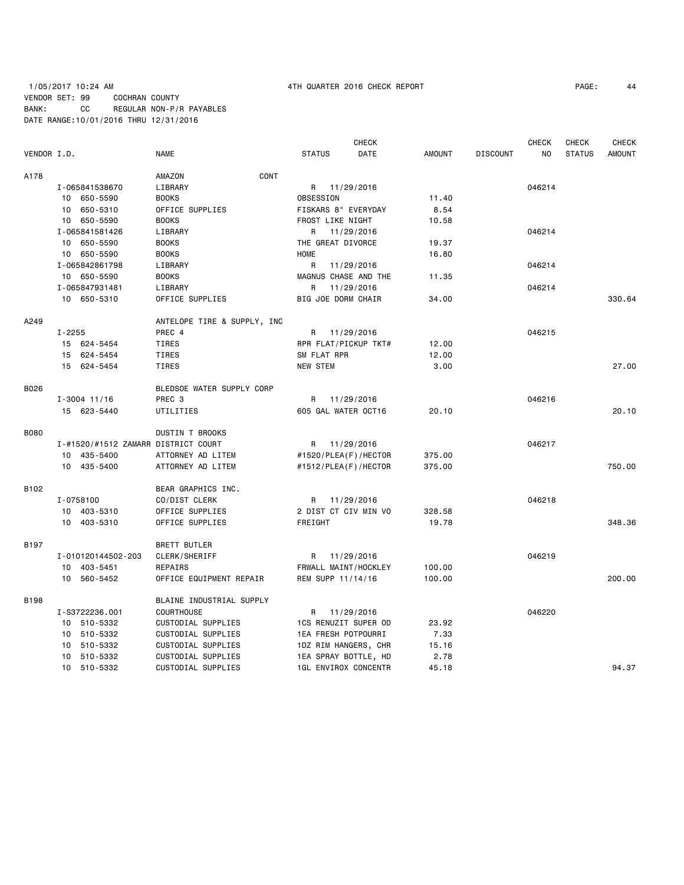1/05/2017 10:24 AM 4TH QUARTER 2016 CHECK REPORT

VENDOR SET: 99 COCHRAN COUNTY
BANK: CC REGULAR NON-P/R PAYABLES
DATE RANGE:10/01/2016 THRU 12/31/2016

| VENDOR I.D. | NAME | STATUS | CHECK DATE | AMOUNT | DISCOUNT | CHECK NO | CHECK STATUS | CHECK AMOUNT |
|---|---|---|---|---|---|---|---|---|
| A178 | AMAZON CONT | | | | | | | |
| I-065841538670 | LIBRARY | R | 11/29/2016 | | | 046214 | | |
| 10 650-5590 | BOOKS | OBSESSION | | 11.40 | | | | |
| 10 650-5310 | OFFICE SUPPLIES | FISKARS 8" EVERYDAY | | 8.54 | | | | |
| 10 650-5590 | BOOKS | FROST LIKE NIGHT | | 10.58 | | | | |
| I-065841581426 | LIBRARY | R | 11/29/2016 | | | 046214 | | |
| 10 650-5590 | BOOKS | THE GREAT DIVORCE | | 19.37 | | | | |
| 10 650-5590 | BOOKS | HOME | | 16.80 | | | | |
| I-065842861798 | LIBRARY | R | 11/29/2016 | | | 046214 | | |
| 10 650-5590 | BOOKS | MAGNUS CHASE AND THE | | 11.35 | | | | |
| I-065847931481 | LIBRARY | R | 11/29/2016 | | | 046214 | | |
| 10 650-5310 | OFFICE SUPPLIES | BIG JOE DORM CHAIR | | 34.00 | | | | 330.64 |
| A249 | ANTELOPE TIRE & SUPPLY, INC | | | | | | | |
| I-2255 | PREC 4 | R | 11/29/2016 | | | 046215 | | |
| 15 624-5454 | TIRES | RPR FLAT/PICKUP TKT# | | 12.00 | | | | |
| 15 624-5454 | TIRES | SM FLAT RPR | | 12.00 | | | | |
| 15 624-5454 | TIRES | NEW STEM | | 3.00 | | | | 27.00 |
| B026 | BLEDSOE WATER SUPPLY CORP | | | | | | | |
| I-3004 11/16 | PREC 3 | R | 11/29/2016 | | | 046216 | | |
| 15 623-5440 | UTILITIES | 605 GAL WATER OCT16 | | 20.10 | | | | 20.10 |
| B080 | DUSTIN T BROOKS | | | | | | | |
| I-#1520/#1512 ZAMARR | DISTRICT COURT | R | 11/29/2016 | | | 046217 | | |
| 10 435-5400 | ATTORNEY AD LITEM | #1520/PLEA(F)/HECTOR | | 375.00 | | | | |
| 10 435-5400 | ATTORNEY AD LITEM | #1512/PLEA(F)/HECTOR | | 375.00 | | | | 750.00 |
| B102 | BEAR GRAPHICS INC. | | | | | | | |
| I-0758100 | CO/DIST CLERK | R | 11/29/2016 | | | 046218 | | |
| 10 403-5310 | OFFICE SUPPLIES | 2 DIST CT CIV MIN VO | | 328.58 | | | | |
| 10 403-5310 | OFFICE SUPPLIES | FREIGHT | | 19.78 | | | | 348.36 |
| B197 | BRETT BUTLER | | | | | | | |
| I-010120144502-203 | CLERK/SHERIFF | R | 11/29/2016 | | | 046219 | | |
| 10 403-5451 | REPAIRS | FRWALL MAINT/HOCKLEY | | 100.00 | | | | |
| 10 560-5452 | OFFICE EQUIPMENT REPAIR | REM SUPP 11/14/16 | | 100.00 | | | | 200.00 |
| B198 | BLAINE INDUSTRIAL SUPPLY | | | | | | | |
| I-S3722236.001 | COURTHOUSE | R | 11/29/2016 | | | 046220 | | |
| 10 510-5332 | CUSTODIAL SUPPLIES | 1CS RENUZIT SUPER OD | | 23.92 | | | | |
| 10 510-5332 | CUSTODIAL SUPPLIES | 1EA FRESH POTPOURRI | | 7.33 | | | | |
| 10 510-5332 | CUSTODIAL SUPPLIES | 1DZ RIM HANGERS, CHR | | 15.16 | | | | |
| 10 510-5332 | CUSTODIAL SUPPLIES | 1EA SPRAY BOTTLE, HD | | 2.78 | | | | |
| 10 510-5332 | CUSTODIAL SUPPLIES | 1GL ENVIROX CONCENTR | | 45.18 | | | | 94.37 |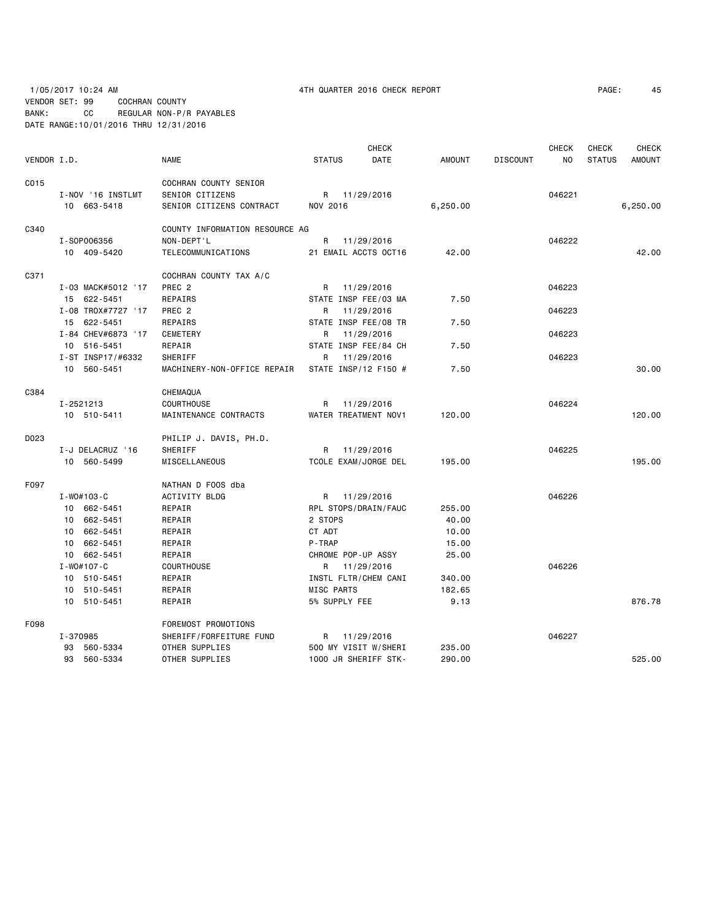1/05/2017 10:24 AM 4TH QUARTER 2016 CHECK REPORT

VENDOR SET: 99 COCHRAN COUNTY
BANK: CC REGULAR NON-P/R PAYABLES
DATE RANGE:10/01/2016 THRU 12/31/2016

| VENDOR I.D. | NAME | STATUS | CHECK DATE | AMOUNT | DISCOUNT | CHECK NO | CHECK STATUS | CHECK AMOUNT |
|---|---|---|---|---|---|---|---|---|
| C015 | COCHRAN COUNTY SENIOR | | | | | | | |
| I-NOV '16 INSTLMT | SENIOR CITIZENS | R | 11/29/2016 | | | 046221 | | |
| 10 663-5418 | SENIOR CITIZENS CONTRACT | NOV 2016 | | 6,250.00 | | | | 6,250.00 |
| C340 | COUNTY INFORMATION RESOURCE AG | | | | | | | |
| I-SOP006356 | NON-DEPT'L | R | 11/29/2016 | | | 046222 | | |
| 10 409-5420 | TELECOMMUNICATIONS | 21 EMAIL ACCTS OCT16 | | 42.00 | | | | 42.00 |
| C371 | COCHRAN COUNTY TAX A/C | | | | | | | |
| I-03 MACK#5012 '17 | PREC 2 | R | 11/29/2016 | | | 046223 | | |
| 15 622-5451 | REPAIRS | STATE INSP FEE/03 MA | | 7.50 | | | | |
| I-08 TROX#7727 '17 | PREC 2 | R | 11/29/2016 | | | 046223 | | |
| 15 622-5451 | REPAIRS | STATE INSP FEE/08 TR | | 7.50 | | | | |
| I-84 CHEV#6873 '17 | CEMETERY | R | 11/29/2016 | | | 046223 | | |
| 10 516-5451 | REPAIR | STATE INSP FEE/84 CH | | 7.50 | | | | |
| I-ST INSP17/#6332 | SHERIFF | R | 11/29/2016 | | | 046223 | | |
| 10 560-5451 | MACHINERY-NON-OFFICE REPAIR | STATE INSP/12 F150 # | | 7.50 | | | | 30.00 |
| C384 | CHEMAQUA | | | | | | | |
| I-2521213 | COURTHOUSE | R | 11/29/2016 | | | 046224 | | |
| 10 510-5411 | MAINTENANCE CONTRACTS | WATER TREATMENT NOV1 | | 120.00 | | | | 120.00 |
| D023 | PHILIP J. DAVIS, PH.D. | | | | | | | |
| I-J DELACRUZ '16 | SHERIFF | R | 11/29/2016 | | | 046225 | | |
| 10 560-5499 | MISCELLANEOUS | TCOLE EXAM/JORGE DEL | | 195.00 | | | | 195.00 |
| F097 | NATHAN D FOOS dba | | | | | | | |
| I-WO#103-C | ACTIVITY BLDG | R | 11/29/2016 | | | 046226 | | |
| 10 662-5451 | REPAIR | RPL STOPS/DRAIN/FAUC | | 255.00 | | | | |
| 10 662-5451 | REPAIR | 2 STOPS | | 40.00 | | | | |
| 10 662-5451 | REPAIR | CT ADT | | 10.00 | | | | |
| 10 662-5451 | REPAIR | P-TRAP | | 15.00 | | | | |
| 10 662-5451 | REPAIR | CHROME POP-UP ASSY | | 25.00 | | | | |
| I-WO#107-C | COURTHOUSE | R | 11/29/2016 | | | 046226 | | |
| 10 510-5451 | REPAIR | INSTL FLTR/CHEM CANI | | 340.00 | | | | |
| 10 510-5451 | REPAIR | MISC PARTS | | 182.65 | | | | |
| 10 510-5451 | REPAIR | 5% SUPPLY FEE | | 9.13 | | | | 876.78 |
| F098 | FOREMOST PROMOTIONS | | | | | | | |
| I-370985 | SHERIFF/FORFEITURE FUND | R | 11/29/2016 | | | 046227 | | |
| 93 560-5334 | OTHER SUPPLIES | 500 MY VISIT W/SHERI | | 235.00 | | | | |
| 93 560-5334 | OTHER SUPPLIES | 1000 JR SHERIFF STK- | | 290.00 | | | | 525.00 |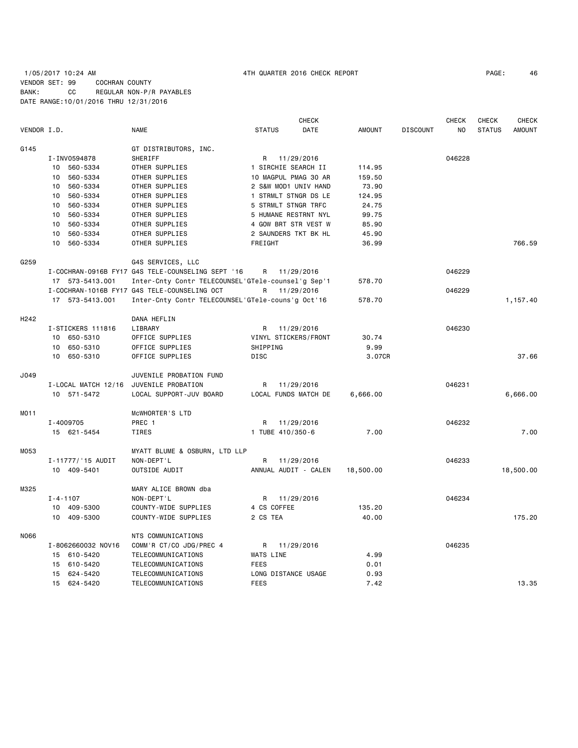1/05/2017 10:24 AM 4TH QUARTER 2016 CHECK REPORT

VENDOR SET: 99 COCHRAN COUNTY
BANK: CC REGULAR NON-P/R PAYABLES
DATE RANGE:10/01/2016 THRU 12/31/2016

| VENDOR I.D. | NAME | STATUS | CHECK DATE | AMOUNT | DISCOUNT | CHECK NO | CHECK STATUS | CHECK AMOUNT |
|---|---|---|---|---|---|---|---|---|
| G145 | GT DISTRIBUTORS, INC. | | | | | | | |
| I-INV0594878 | SHERIFF | R | 11/29/2016 | | | 046228 | | |
| 10 560-5334 | OTHER SUPPLIES | 1 SIRCHIE SEARCH II | | 114.95 | | | | |
| 10 560-5334 | OTHER SUPPLIES | 10 MAGPUL PMAG 30 AR | | 159.50 | | | | |
| 10 560-5334 | OTHER SUPPLIES | 2 S&W MOD1 UNIV HAND | | 73.90 | | | | |
| 10 560-5334 | OTHER SUPPLIES | 1 STRMLT STNGR DS LE | | 124.95 | | | | |
| 10 560-5334 | OTHER SUPPLIES | 5 STRMLT STNGR TRFC | | 24.75 | | | | |
| 10 560-5334 | OTHER SUPPLIES | 5 HUMANE RESTRNT NYL | | 99.75 | | | | |
| 10 560-5334 | OTHER SUPPLIES | 4 GOW BRT STR VEST W | | 85.90 | | | | |
| 10 560-5334 | OTHER SUPPLIES | 2 SAUNDERS TKT BK HL | | 45.90 | | | | |
| 10 560-5334 | OTHER SUPPLIES | FREIGHT | | 36.99 | | | | 766.59 |
| G259 | G4S SERVICES, LLC | | | | | | | |
| I-COCHRAN-0916B | FY17 G4S TELE-COUNSELING SEPT '16 | R | 11/29/2016 | | | 046229 | | |
| 17 573-5413.001 | Inter-Cnty Contr TELECOUNSEL'GTele-counsel'g Sep'1 | | | 578.70 | | | | |
| I-COCHRAN-1016B | FY17 G4S TELE-COUNSELING OCT | R | 11/29/2016 | | | 046229 | | |
| 17 573-5413.001 | Inter-Cnty Contr TELECOUNSEL'GTele-couns'g Oct'16 | | | 578.70 | | | | 1,157.40 |
| H242 | DANA HEFLIN | | | | | | | |
| I-STICKERS 111816 | LIBRARY | R | 11/29/2016 | | | 046230 | | |
| 10 650-5310 | OFFICE SUPPLIES | VINYL STICKERS/FRONT | | 30.74 | | | | |
| 10 650-5310 | OFFICE SUPPLIES | SHIPPING | | 9.99 | | | | |
| 10 650-5310 | OFFICE SUPPLIES | DISC | | 3.07CR | | | | 37.66 |
| J049 | JUVENILE PROBATION FUND | | | | | | | |
| I-LOCAL MATCH 12/16 | JUVENILE PROBATION | R | 11/29/2016 | | | 046231 | | |
| 10 571-5472 | LOCAL SUPPORT-JUV BOARD | LOCAL FUNDS MATCH DE | | 6,666.00 | | | | 6,666.00 |
| M011 | McWHORTER'S LTD | | | | | | | |
| I-4009705 | PREC 1 | R | 11/29/2016 | | | 046232 | | |
| 15 621-5454 | TIRES | 1 TUBE 410/350-6 | | 7.00 | | | | 7.00 |
| M053 | MYATT BLUME & OSBURN, LTD LLP | | | | | | | |
| I-11777/'15 AUDIT | NON-DEPT'L | R | 11/29/2016 | | | 046233 | | |
| 10 409-5401 | OUTSIDE AUDIT | ANNUAL AUDIT - CALEN | | 18,500.00 | | | | 18,500.00 |
| M325 | MARY ALICE BROWN dba | | | | | | | |
| I-4-1107 | NON-DEPT'L | R | 11/29/2016 | | | 046234 | | |
| 10 409-5300 | COUNTY-WIDE SUPPLIES | 4 CS COFFEE | | 135.20 | | | | |
| 10 409-5300 | COUNTY-WIDE SUPPLIES | 2 CS TEA | | 40.00 | | | | 175.20 |
| N066 | NTS COMMUNICATIONS | | | | | | | |
| I-8062660032 NOV16 | COMM'R CT/CO JDG/PREC 4 | R | 11/29/2016 | | | 046235 | | |
| 15 610-5420 | TELECOMMUNICATIONS | WATS LINE | | 4.99 | | | | |
| 15 610-5420 | TELECOMMUNICATIONS | FEES | | 0.01 | | | | |
| 15 624-5420 | TELECOMMUNICATIONS | LONG DISTANCE USAGE | | 0.93 | | | | |
| 15 624-5420 | TELECOMMUNICATIONS | FEES | | 7.42 | | | | 13.35 |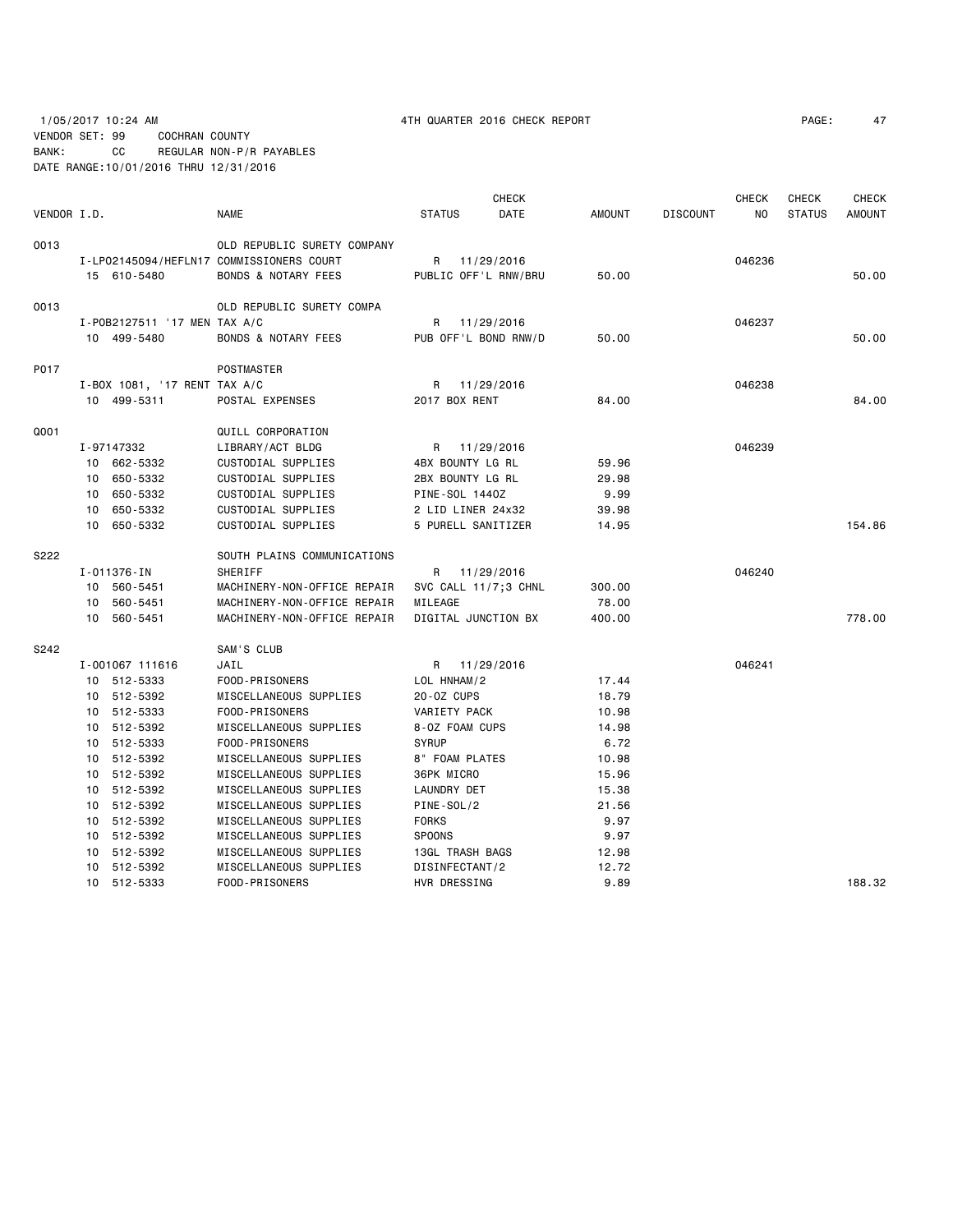1/05/2017 10:24 AM 4TH QUARTER 2016 CHECK REPORT

VENDOR SET: 99 COCHRAN COUNTY
BANK: CC REGULAR NON-P/R PAYABLES
DATE RANGE:10/01/2016 THRU 12/31/2016

| VENDOR I.D. | | NAME | STATUS | CHECK DATE | AMOUNT | DISCOUNT | CHECK NO | CHECK STATUS | CHECK AMOUNT |
|---|---|---|---|---|---|---|---|---|---|
| 0013 | | OLD REPUBLIC SURETY COMPANY | | | | | | | |
| | I-LP02145094/HEFLN17 | COMMISSIONERS COURT | R | 11/29/2016 | | | 046236 | | |
| | 15 610-5480 | BONDS & NOTARY FEES | PUBLIC OFF'L RNW/BRU | | 50.00 | | | | 50.00 |
| 0013 | | OLD REPUBLIC SURETY COMPA | | | | | | | |
| | I-POB2127511 '17 MEN | TAX A/C | R | 11/29/2016 | | | 046237 | | |
| | 10 499-5480 | BONDS & NOTARY FEES | PUB OFF'L BOND RNW/D | | 50.00 | | | | 50.00 |
| P017 | | POSTMASTER | | | | | | | |
| | I-BOX 1081, '17 RENT | TAX A/C | R | 11/29/2016 | | | 046238 | | |
| | 10 499-5311 | POSTAL EXPENSES | 2017 BOX RENT | | 84.00 | | | | 84.00 |
| Q001 | | QUILL CORPORATION | | | | | | | |
| | I-97147332 | LIBRARY/ACT BLDG | R | 11/29/2016 | | | 046239 | | |
| | 10 662-5332 | CUSTODIAL SUPPLIES | 4BX BOUNTY LG RL | | 59.96 | | | | |
| | 10 650-5332 | CUSTODIAL SUPPLIES | 2BX BOUNTY LG RL | | 29.98 | | | | |
| | 10 650-5332 | CUSTODIAL SUPPLIES | PINE-SOL 144OZ | | 9.99 | | | | |
| | 10 650-5332 | CUSTODIAL SUPPLIES | 2 LID LINER 24x32 | | 39.98 | | | | |
| | 10 650-5332 | CUSTODIAL SUPPLIES | 5 PURELL SANITIZER | | 14.95 | | | | 154.86 |
| S222 | | SOUTH PLAINS COMMUNICATIONS | | | | | | | |
| | I-011376-IN | SHERIFF | R | 11/29/2016 | | | 046240 | | |
| | 10 560-5451 | MACHINERY-NON-OFFICE REPAIR | SVC CALL 11/7;3 CHNL | | 300.00 | | | | |
| | 10 560-5451 | MACHINERY-NON-OFFICE REPAIR | MILEAGE | | 78.00 | | | | |
| | 10 560-5451 | MACHINERY-NON-OFFICE REPAIR | DIGITAL JUNCTION BX | | 400.00 | | | | 778.00 |
| S242 | | SAM'S CLUB | | | | | | | |
| | I-001067 111616 | JAIL | R | 11/29/2016 | | | 046241 | | |
| | 10 512-5333 | FOOD-PRISONERS | LOL HNHAM/2 | | 17.44 | | | | |
| | 10 512-5392 | MISCELLANEOUS SUPPLIES | 20-OZ CUPS | | 18.79 | | | | |
| | 10 512-5333 | FOOD-PRISONERS | VARIETY PACK | | 10.98 | | | | |
| | 10 512-5392 | MISCELLANEOUS SUPPLIES | 8-OZ FOAM CUPS | | 14.98 | | | | |
| | 10 512-5333 | FOOD-PRISONERS | SYRUP | | 6.72 | | | | |
| | 10 512-5392 | MISCELLANEOUS SUPPLIES | 8" FOAM PLATES | | 10.98 | | | | |
| | 10 512-5392 | MISCELLANEOUS SUPPLIES | 36PK MICRO | | 15.96 | | | | |
| | 10 512-5392 | MISCELLANEOUS SUPPLIES | LAUNDRY DET | | 15.38 | | | | |
| | 10 512-5392 | MISCELLANEOUS SUPPLIES | PINE-SOL/2 | | 21.56 | | | | |
| | 10 512-5392 | MISCELLANEOUS SUPPLIES | FORKS | | 9.97 | | | | |
| | 10 512-5392 | MISCELLANEOUS SUPPLIES | SPOONS | | 9.97 | | | | |
| | 10 512-5392 | MISCELLANEOUS SUPPLIES | 13GL TRASH BAGS | | 12.98 | | | | |
| | 10 512-5392 | MISCELLANEOUS SUPPLIES | DISINFECTANT/2 | | 12.72 | | | | |
| | 10 512-5333 | FOOD-PRISONERS | HVR DRESSING | | 9.89 | | | | 188.32 |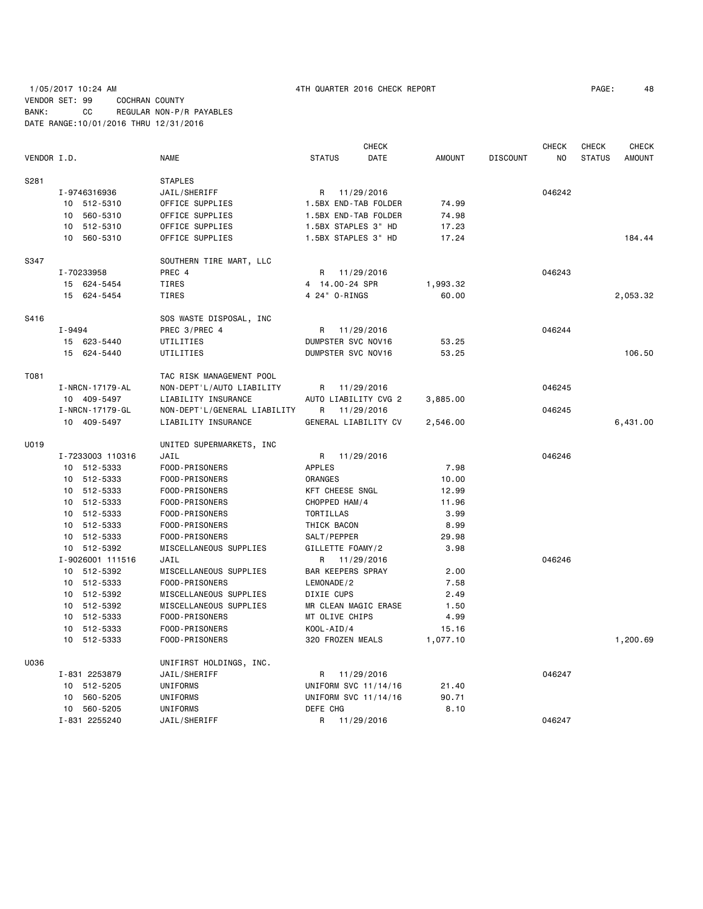1/05/2017 10:24 AM 4TH QUARTER 2016 CHECK REPORT

VENDOR SET: 99 COCHRAN COUNTY
BANK: CC REGULAR NON-P/R PAYABLES
DATE RANGE:10/01/2016 THRU 12/31/2016

| VENDOR I.D. | NAME | STATUS | CHECK DATE | AMOUNT | DISCOUNT | CHECK NO | CHECK STATUS | CHECK AMOUNT |
|---|---|---|---|---|---|---|---|---|
| S281 | STAPLES | | | | | | | |
| I-9746316936 | JAIL/SHERIFF | R | 11/29/2016 | | | 046242 | | |
| 10 512-5310 | OFFICE SUPPLIES | 1.5BX END-TAB FOLDER | | 74.99 | | | | |
| 10 560-5310 | OFFICE SUPPLIES | 1.5BX END-TAB FOLDER | | 74.98 | | | | |
| 10 512-5310 | OFFICE SUPPLIES | 1.5BX STAPLES 3" HD | | 17.23 | | | | |
| 10 560-5310 | OFFICE SUPPLIES | 1.5BX STAPLES 3" HD | | 17.24 | | | | 184.44 |
| S347 | SOUTHERN TIRE MART, LLC | | | | | | | |
| I-70233958 | PREC 4 | R | 11/29/2016 | | | 046243 | | |
| 15 624-5454 | TIRES | 4 14.00-24 SPR | | 1,993.32 | | | | |
| 15 624-5454 | TIRES | 4 24" O-RINGS | | 60.00 | | | | 2,053.32 |
| S416 | SOS WASTE DISPOSAL, INC | | | | | | | |
| I-9494 | PREC 3/PREC 4 | R | 11/29/2016 | | | 046244 | | |
| 15 623-5440 | UTILITIES | DUMPSTER SVC NOV16 | | 53.25 | | | | |
| 15 624-5440 | UTILITIES | DUMPSTER SVC NOV16 | | 53.25 | | | | 106.50 |
| T081 | TAC RISK MANAGEMENT POOL | | | | | | | |
| I-NRCN-17179-AL | NON-DEPT'L/AUTO LIABILITY | R | 11/29/2016 | | | 046245 | | |
| 10 409-5497 | LIABILITY INSURANCE | AUTO LIABILITY CVG 2 | | 3,885.00 | | | | |
| I-NRCN-17179-GL | NON-DEPT'L/GENERAL LIABILITY | R | 11/29/2016 | | | 046245 | | |
| 10 409-5497 | LIABILITY INSURANCE | GENERAL LIABILITY CV | | 2,546.00 | | | | 6,431.00 |
| U019 | UNITED SUPERMARKETS, INC | | | | | | | |
| I-7233003 110316 | JAIL | R | 11/29/2016 | | | 046246 | | |
| 10 512-5333 | FOOD-PRISONERS | APPLES | | 7.98 | | | | |
| 10 512-5333 | FOOD-PRISONERS | ORANGES | | 10.00 | | | | |
| 10 512-5333 | FOOD-PRISONERS | KFT CHEESE SNGL | | 12.99 | | | | |
| 10 512-5333 | FOOD-PRISONERS | CHOPPED HAM/4 | | 11.96 | | | | |
| 10 512-5333 | FOOD-PRISONERS | TORTILLAS | | 3.99 | | | | |
| 10 512-5333 | FOOD-PRISONERS | THICK BACON | | 8.99 | | | | |
| 10 512-5333 | FOOD-PRISONERS | SALT/PEPPER | | 29.98 | | | | |
| 10 512-5392 | MISCELLANEOUS SUPPLIES | GILLETTE FOAMY/2 | | 3.98 | | | | |
| I-9026001 111516 | JAIL | R | 11/29/2016 | | | 046246 | | |
| 10 512-5392 | MISCELLANEOUS SUPPLIES | BAR KEEPERS SPRAY | | 2.00 | | | | |
| 10 512-5333 | FOOD-PRISONERS | LEMONADE/2 | | 7.58 | | | | |
| 10 512-5392 | MISCELLANEOUS SUPPLIES | DIXIE CUPS | | 2.49 | | | | |
| 10 512-5392 | MISCELLANEOUS SUPPLIES | MR CLEAN MAGIC ERASE | | 1.50 | | | | |
| 10 512-5333 | FOOD-PRISONERS | MT OLIVE CHIPS | | 4.99 | | | | |
| 10 512-5333 | FOOD-PRISONERS | KOOL-AID/4 | | 15.16 | | | | |
| 10 512-5333 | FOOD-PRISONERS | 320 FROZEN MEALS | | 1,077.10 | | | | 1,200.69 |
| U036 | UNIFIRST HOLDINGS, INC. | | | | | | | |
| I-831 2253879 | JAIL/SHERIFF | R | 11/29/2016 | | | 046247 | | |
| 10 512-5205 | UNIFORMS | UNIFORM SVC 11/14/16 | | 21.40 | | | | |
| 10 560-5205 | UNIFORMS | UNIFORM SVC 11/14/16 | | 90.71 | | | | |
| 10 560-5205 | UNIFORMS | DEFE CHG | | 8.10 | | | | |
| I-831 2255240 | JAIL/SHERIFF | R | 11/29/2016 | | | 046247 | | |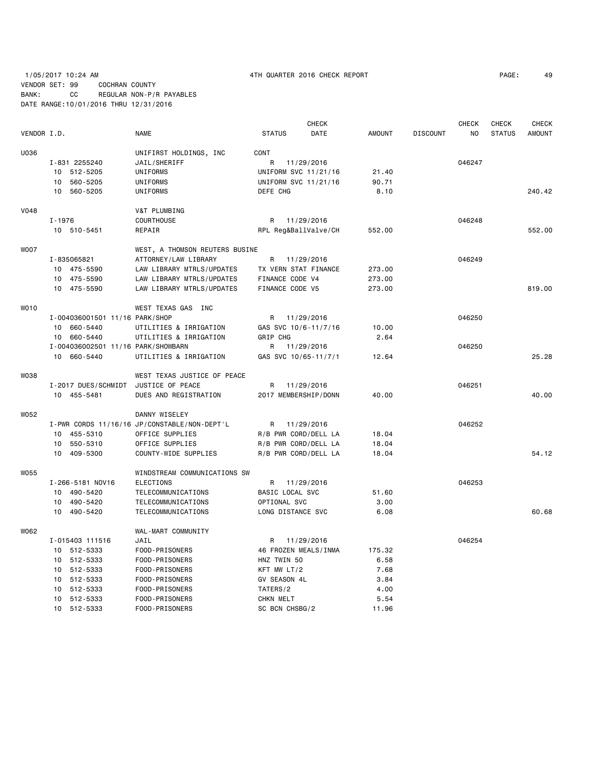1/05/2017 10:24 AM 4TH QUARTER 2016 CHECK REPORT

VENDOR SET: 99 COCHRAN COUNTY
BANK: CC REGULAR NON-P/R PAYABLES
DATE RANGE:10/01/2016 THRU 12/31/2016

| VENDOR I.D. | NAME | STATUS | CHECK DATE | AMOUNT | DISCOUNT | CHECK NO | CHECK STATUS | CHECK AMOUNT |
|---|---|---|---|---|---|---|---|---|
| U036 | UNIFIRST HOLDINGS, INC | CONT | | | | | | |
| I-831 2255240 | JAIL/SHERIFF | R | 11/29/2016 | | | 046247 | | |
| 10 512-5205 | UNIFORMS | UNIFORM SVC 11/21/16 | | 21.40 | | | | |
| 10 560-5205 | UNIFORMS | UNIFORM SVC 11/21/16 | | 90.71 | | | | |
| 10 560-5205 | UNIFORMS | DEFE CHG | | 8.10 | | | | 240.42 |
| V048 | V&T PLUMBING | | | | | | | |
| I-1976 | COURTHOUSE | R | 11/29/2016 | | | 046248 | | |
| 10 510-5451 | REPAIR | RPL Reg&BallValve/CH | | 552.00 | | | | 552.00 |
| W007 | WEST, A THOMSON REUTERS BUSINE | | | | | | | |
| I-835065821 | ATTORNEY/LAW LIBRARY | R | 11/29/2016 | | | 046249 | | |
| 10 475-5590 | LAW LIBRARY MTRLS/UPDATES | TX VERN STAT FINANCE | | 273.00 | | | | |
| 10 475-5590 | LAW LIBRARY MTRLS/UPDATES | FINANCE CODE V4 | | 273.00 | | | | |
| 10 475-5590 | LAW LIBRARY MTRLS/UPDATES | FINANCE CODE V5 | | 273.00 | | | | 819.00 |
| W010 | WEST TEXAS GAS INC | | | | | | | |
| I-004036001501 11/16 | PARK/SHOP | R | 11/29/2016 | | | 046250 | | |
| 10 660-5440 | UTILITIES & IRRIGATION | GAS SVC 10/6-11/7/16 | | 10.00 | | | | |
| 10 660-5440 | UTILITIES & IRRIGATION | GRIP CHG | | 2.64 | | | | |
| I-004036002501 11/16 | PARK/SHOWBARN | R | 11/29/2016 | | | 046250 | | |
| 10 660-5440 | UTILITIES & IRRIGATION | GAS SVC 10/65-11/7/1 | | 12.64 | | | | 25.28 |
| W038 | WEST TEXAS JUSTICE OF PEACE | | | | | | | |
| I-2017 DUES/SCHMIDT | JUSTICE OF PEACE | R | 11/29/2016 | | | 046251 | | |
| 10 455-5481 | DUES AND REGISTRATION | 2017 MEMBERSHIP/DONN | | 40.00 | | | | 40.00 |
| W052 | DANNY WISELEY | | | | | | | |
| I-PWR CORDS 11/16/16 | JP/CONSTABLE/NON-DEPT'L | R | 11/29/2016 | | | 046252 | | |
| 10 455-5310 | OFFICE SUPPLIES | R/B PWR CORD/DELL LA | | 18.04 | | | | |
| 10 550-5310 | OFFICE SUPPLIES | R/B PWR CORD/DELL LA | | 18.04 | | | | |
| 10 409-5300 | COUNTY-WIDE SUPPLIES | R/B PWR CORD/DELL LA | | 18.04 | | | | 54.12 |
| W055 | WINDSTREAM COMMUNICATIONS SW | | | | | | | |
| I-266-5181 NOV16 | ELECTIONS | R | 11/29/2016 | | | 046253 | | |
| 10 490-5420 | TELECOMMUNICATIONS | BASIC LOCAL SVC | | 51.60 | | | | |
| 10 490-5420 | TELECOMMUNICATIONS | OPTIONAL SVC | | 3.00 | | | | |
| 10 490-5420 | TELECOMMUNICATIONS | LONG DISTANCE SVC | | 6.08 | | | | 60.68 |
| W062 | WAL-MART COMMUNITY | | | | | | | |
| I-015403 111516 | JAIL | R | 11/29/2016 | | | 046254 | | |
| 10 512-5333 | FOOD-PRISONERS | 46 FROZEN MEALS/INMA | | 175.32 | | | | |
| 10 512-5333 | FOOD-PRISONERS | HNZ TWIN 50 | | 6.58 | | | | |
| 10 512-5333 | FOOD-PRISONERS | KFT MW LT/2 | | 7.68 | | | | |
| 10 512-5333 | FOOD-PRISONERS | GV SEASON 4L | | 3.84 | | | | |
| 10 512-5333 | FOOD-PRISONERS | TATERS/2 | | 4.00 | | | | |
| 10 512-5333 | FOOD-PRISONERS | CHKN MELT | | 5.54 | | | | |
| 10 512-5333 | FOOD-PRISONERS | SC BCN CHSBG/2 | | 11.96 | | | | |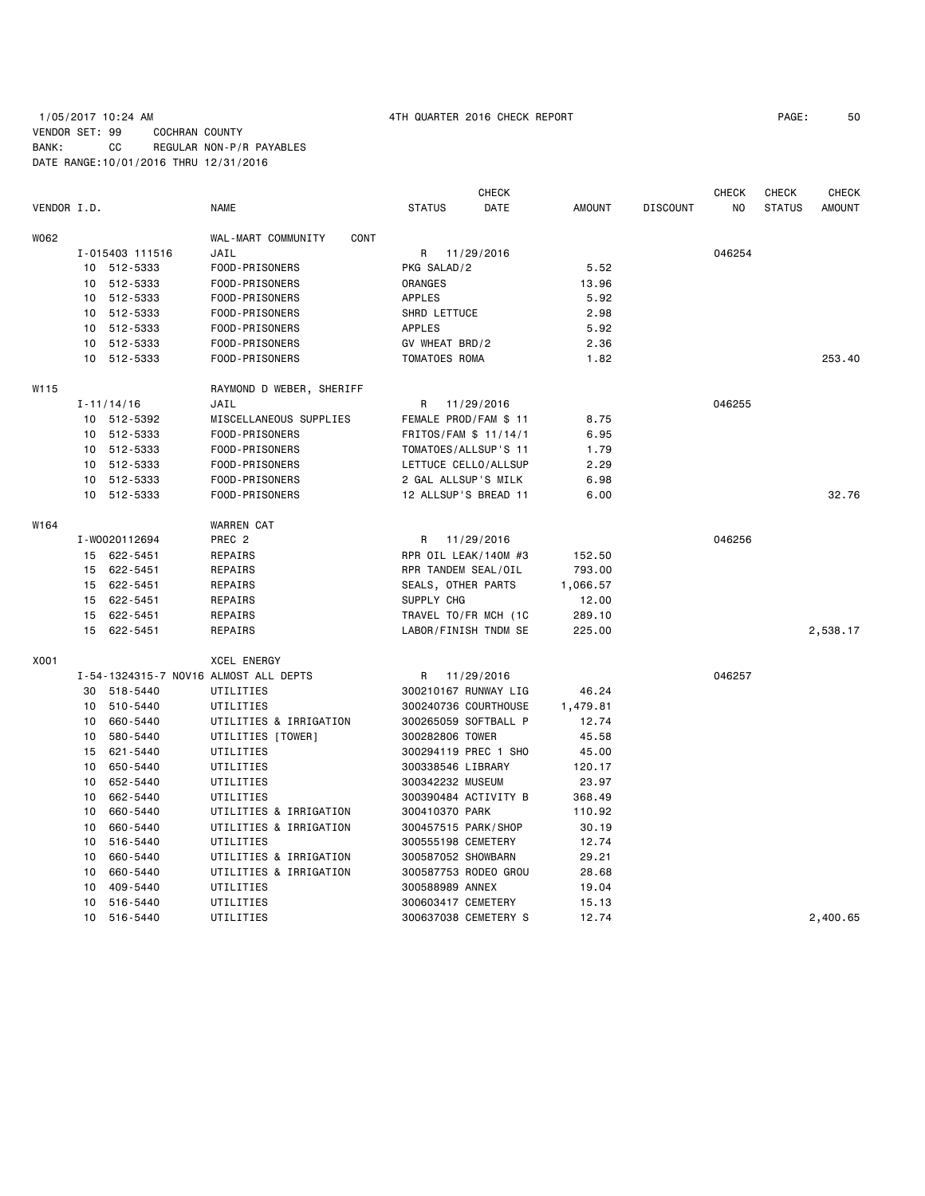1/05/2017 10:24 AM 4TH QUARTER 2016 CHECK REPORT

VENDOR SET: 99 COCHRAN COUNTY
BANK: CC REGULAR NON-P/R PAYABLES
DATE RANGE:10/01/2016 THRU 12/31/2016

| VENDOR I.D. | | NAME | STATUS | CHECK DATE | AMOUNT | DISCOUNT | CHECK NO | CHECK STATUS | CHECK AMOUNT |
|---|---|---|---|---|---|---|---|---|---|
| W062 | | WAL-MART COMMUNITY CONT | | | | | | | |
| | I-015403 111516 | JAIL | R | 11/29/2016 | | | 046254 | | |
| | 10 512-5333 | FOOD-PRISONERS | PKG SALAD/2 | | 5.52 | | | | |
| | 10 512-5333 | FOOD-PRISONERS | ORANGES | | 13.96 | | | | |
| | 10 512-5333 | FOOD-PRISONERS | APPLES | | 5.92 | | | | |
| | 10 512-5333 | FOOD-PRISONERS | SHRD LETTUCE | | 2.98 | | | | |
| | 10 512-5333 | FOOD-PRISONERS | APPLES | | 5.92 | | | | |
| | 10 512-5333 | FOOD-PRISONERS | GV WHEAT BRD/2 | | 2.36 | | | | |
| | 10 512-5333 | FOOD-PRISONERS | TOMATOES ROMA | | 1.82 | | | | 253.40 |
| W115 | | RAYMOND D WEBER, SHERIFF | | | | | | | |
| | I-11/14/16 | JAIL | R | 11/29/2016 | | | 046255 | | |
| | 10 512-5392 | MISCELLANEOUS SUPPLIES | FEMALE PROD/FAM $ 11 | | 8.75 | | | | |
| | 10 512-5333 | FOOD-PRISONERS | FRITOS/FAM $ 11/14/1 | | 6.95 | | | | |
| | 10 512-5333 | FOOD-PRISONERS | TOMATOES/ALLSUP'S 11 | | 1.79 | | | | |
| | 10 512-5333 | FOOD-PRISONERS | LETTUCE CELLO/ALLSUP | | 2.29 | | | | |
| | 10 512-5333 | FOOD-PRISONERS | 2 GAL ALLSUP'S MILK | | 6.98 | | | | |
| | 10 512-5333 | FOOD-PRISONERS | 12 ALLSUP'S BREAD 11 | | 6.00 | | | | 32.76 |
| W164 | | WARREN CAT | | | | | | | |
| | I-W0020112694 | PREC 2 | R | 11/29/2016 | | | 046256 | | |
| | 15 622-5451 | REPAIRS | RPR OIL LEAK/140M #3 | | 152.50 | | | | |
| | 15 622-5451 | REPAIRS | RPR TANDEM SEAL/OIL | | 793.00 | | | | |
| | 15 622-5451 | REPAIRS | SEALS, OTHER PARTS | | 1,066.57 | | | | |
| | 15 622-5451 | REPAIRS | SUPPLY CHG | | 12.00 | | | | |
| | 15 622-5451 | REPAIRS | TRAVEL TO/FR MCH (1C | | 289.10 | | | | |
| | 15 622-5451 | REPAIRS | LABOR/FINISH TNDM SE | | 225.00 | | | | 2,538.17 |
| X001 | | XCEL ENERGY | | | | | | | |
| | I-54-1324315-7 NOV16 | ALMOST ALL DEPTS | R | 11/29/2016 | | | 046257 | | |
| | 30 518-5440 | UTILITIES | 300210167 RUNWAY LIG | | 46.24 | | | | |
| | 10 510-5440 | UTILITIES | 300240736 COURTHOUSE | | 1,479.81 | | | | |
| | 10 660-5440 | UTILITIES & IRRIGATION | 300265059 SOFTBALL P | | 12.74 | | | | |
| | 10 580-5440 | UTILITIES [TOWER] | 300282806 TOWER | | 45.58 | | | | |
| | 15 621-5440 | UTILITIES | 300294119 PREC 1 SHO | | 45.00 | | | | |
| | 10 650-5440 | UTILITIES | 300338546 LIBRARY | | 120.17 | | | | |
| | 10 652-5440 | UTILITIES | 300342232 MUSEUM | | 23.97 | | | | |
| | 10 662-5440 | UTILITIES | 300390484 ACTIVITY B | | 368.49 | | | | |
| | 10 660-5440 | UTILITIES & IRRIGATION | 300410370 PARK | | 110.92 | | | | |
| | 10 660-5440 | UTILITIES & IRRIGATION | 300457515 PARK/SHOP | | 30.19 | | | | |
| | 10 516-5440 | UTILITIES | 300555198 CEMETERY | | 12.74 | | | | |
| | 10 660-5440 | UTILITIES & IRRIGATION | 300587052 SHOWBARN | | 29.21 | | | | |
| | 10 660-5440 | UTILITIES & IRRIGATION | 300587753 RODEO GROU | | 28.68 | | | | |
| | 10 409-5440 | UTILITIES | 300588989 ANNEX | | 19.04 | | | | |
| | 10 516-5440 | UTILITIES | 300603417 CEMETERY | | 15.13 | | | | |
| | 10 516-5440 | UTILITIES | 300637038 CEMETERY S | | 12.74 | | | | 2,400.65 |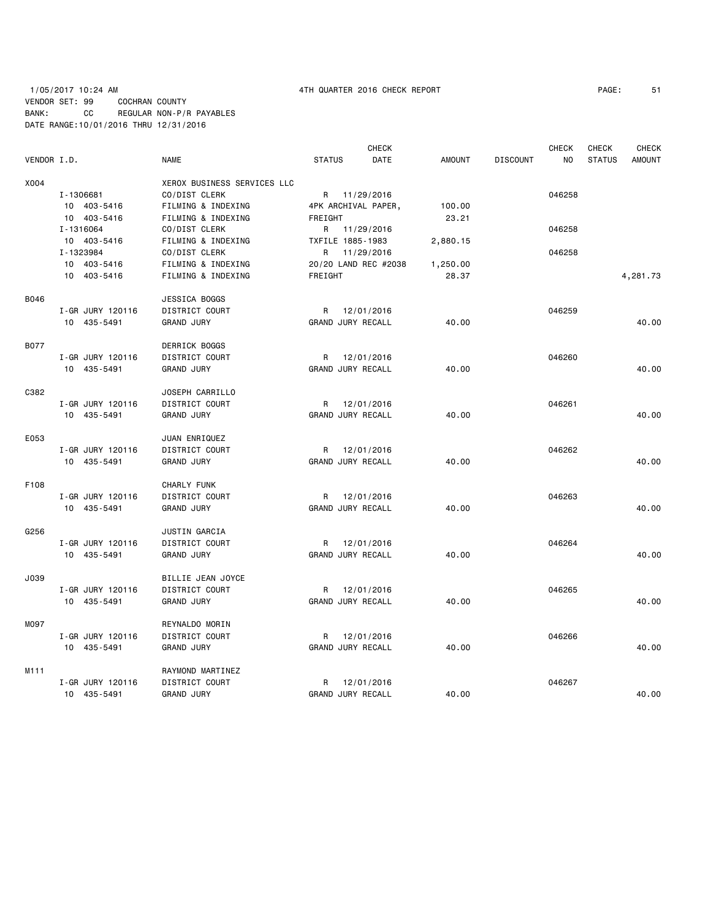1/05/2017 10:24 AM 4TH QUARTER 2016 CHECK REPORT

VENDOR SET: 99 COCHRAN COUNTY
BANK: CC REGULAR NON-P/R PAYABLES
DATE RANGE:10/01/2016 THRU 12/31/2016

| VENDOR I.D. | NAME | STATUS | CHECK DATE | AMOUNT | DISCOUNT | CHECK NO | CHECK STATUS | CHECK AMOUNT |
|---|---|---|---|---|---|---|---|---|
| X004 | XEROX BUSINESS SERVICES LLC | | | | | | | |
| I-1306681 | CO/DIST CLERK | R | 11/29/2016 | | | 046258 | | |
| 10 403-5416 | FILMING & INDEXING | 4PK ARCHIVAL PAPER, | | 100.00 | | | | |
| 10 403-5416 | FILMING & INDEXING | FREIGHT | | 23.21 | | | | |
| I-1316064 | CO/DIST CLERK | R | 11/29/2016 | | | 046258 | | |
| 10 403-5416 | FILMING & INDEXING | TXFILE 1885-1983 | | 2,880.15 | | | | |
| I-1323984 | CO/DIST CLERK | R | 11/29/2016 | | | 046258 | | |
| 10 403-5416 | FILMING & INDEXING | 20/20 LAND REC #2038 | | 1,250.00 | | | | |
| 10 403-5416 | FILMING & INDEXING | FREIGHT | | 28.37 | | | | 4,281.73 |
| B046 | JESSICA BOGGS | | | | | | | |
| I-GR JURY 120116 | DISTRICT COURT | R | 12/01/2016 | | | 046259 | | |
| 10 435-5491 | GRAND JURY | GRAND JURY RECALL | | 40.00 | | | | 40.00 |
| B077 | DERRICK BOGGS | | | | | | | |
| I-GR JURY 120116 | DISTRICT COURT | R | 12/01/2016 | | | 046260 | | |
| 10 435-5491 | GRAND JURY | GRAND JURY RECALL | | 40.00 | | | | 40.00 |
| C382 | JOSEPH CARRILLO | | | | | | | |
| I-GR JURY 120116 | DISTRICT COURT | R | 12/01/2016 | | | 046261 | | |
| 10 435-5491 | GRAND JURY | GRAND JURY RECALL | | 40.00 | | | | 40.00 |
| E053 | JUAN ENRIQUEZ | | | | | | | |
| I-GR JURY 120116 | DISTRICT COURT | R | 12/01/2016 | | | 046262 | | |
| 10 435-5491 | GRAND JURY | GRAND JURY RECALL | | 40.00 | | | | 40.00 |
| F108 | CHARLY FUNK | | | | | | | |
| I-GR JURY 120116 | DISTRICT COURT | R | 12/01/2016 | | | 046263 | | |
| 10 435-5491 | GRAND JURY | GRAND JURY RECALL | | 40.00 | | | | 40.00 |
| G256 | JUSTIN GARCIA | | | | | | | |
| I-GR JURY 120116 | DISTRICT COURT | R | 12/01/2016 | | | 046264 | | |
| 10 435-5491 | GRAND JURY | GRAND JURY RECALL | | 40.00 | | | | 40.00 |
| J039 | BILLIE JEAN JOYCE | | | | | | | |
| I-GR JURY 120116 | DISTRICT COURT | R | 12/01/2016 | | | 046265 | | |
| 10 435-5491 | GRAND JURY | GRAND JURY RECALL | | 40.00 | | | | 40.00 |
| M097 | REYNALDO MORIN | | | | | | | |
| I-GR JURY 120116 | DISTRICT COURT | R | 12/01/2016 | | | 046266 | | |
| 10 435-5491 | GRAND JURY | GRAND JURY RECALL | | 40.00 | | | | 40.00 |
| M111 | RAYMOND MARTINEZ | | | | | | | |
| I-GR JURY 120116 | DISTRICT COURT | R | 12/01/2016 | | | 046267 | | |
| 10 435-5491 | GRAND JURY | GRAND JURY RECALL | | 40.00 | | | | 40.00 |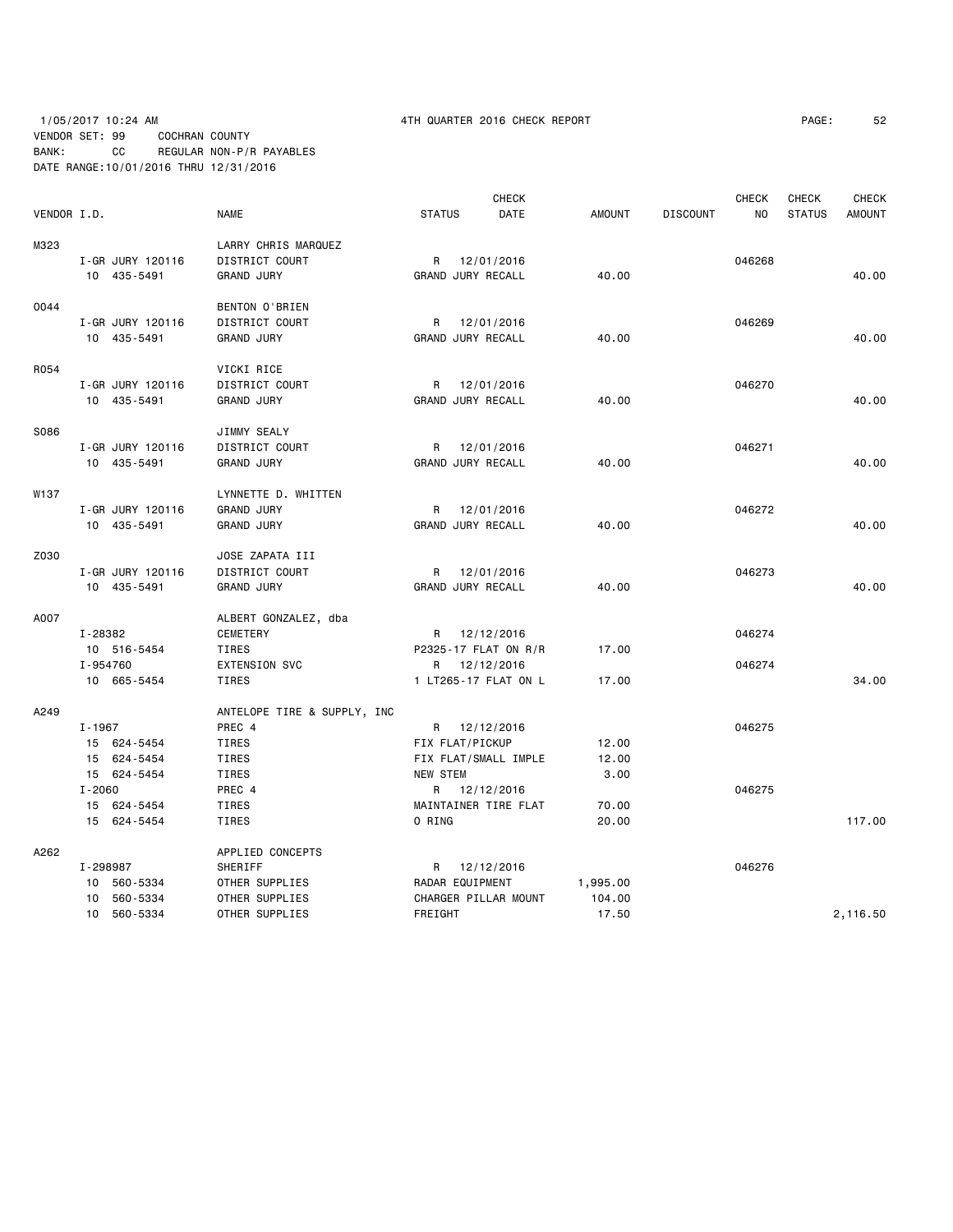1/05/2017 10:24 AM 4TH QUARTER 2016 CHECK REPORT

VENDOR SET: 99 COCHRAN COUNTY
BANK: CC REGULAR NON-P/R PAYABLES
DATE RANGE:10/01/2016 THRU 12/31/2016

| VENDOR I.D. | NAME | STATUS | CHECK DATE | AMOUNT | DISCOUNT | CHECK NO | CHECK STATUS | CHECK AMOUNT |
|---|---|---|---|---|---|---|---|---|
| M323 | LARRY CHRIS MARQUEZ | | | | | | | |
| I-GR JURY 120116 | DISTRICT COURT | R | 12/01/2016 | | | 046268 | | |
| 10 435-5491 | GRAND JURY | GRAND JURY RECALL | | 40.00 | | | | 40.00 |
| O044 | BENTON O'BRIEN | | | | | | | |
| I-GR JURY 120116 | DISTRICT COURT | R | 12/01/2016 | | | 046269 | | |
| 10 435-5491 | GRAND JURY | GRAND JURY RECALL | | 40.00 | | | | 40.00 |
| R054 | VICKI RICE | | | | | | | |
| I-GR JURY 120116 | DISTRICT COURT | R | 12/01/2016 | | | 046270 | | |
| 10 435-5491 | GRAND JURY | GRAND JURY RECALL | | 40.00 | | | | 40.00 |
| S086 | JIMMY SEALY | | | | | | | |
| I-GR JURY 120116 | DISTRICT COURT | R | 12/01/2016 | | | 046271 | | |
| 10 435-5491 | GRAND JURY | GRAND JURY RECALL | | 40.00 | | | | 40.00 |
| W137 | LYNNETTE D. WHITTEN | | | | | | | |
| I-GR JURY 120116 | GRAND JURY | R | 12/01/2016 | | | 046272 | | |
| 10 435-5491 | GRAND JURY | GRAND JURY RECALL | | 40.00 | | | | 40.00 |
| Z030 | JOSE ZAPATA III | | | | | | | |
| I-GR JURY 120116 | DISTRICT COURT | R | 12/01/2016 | | | 046273 | | |
| 10 435-5491 | GRAND JURY | GRAND JURY RECALL | | 40.00 | | | | 40.00 |
| A007 | ALBERT GONZALEZ, dba | | | | | | | |
| I-28382 | CEMETERY | R | 12/12/2016 | | | 046274 | | |
| 10 516-5454 | TIRES | P2325-17 FLAT ON R/R | | 17.00 | | | | |
| I-954760 | EXTENSION SVC | R | 12/12/2016 | | | 046274 | | |
| 10 665-5454 | TIRES | 1 LT265-17 FLAT ON L | | 17.00 | | | | 34.00 |
| A249 | ANTELOPE TIRE & SUPPLY, INC | | | | | | | |
| I-1967 | PREC 4 | R | 12/12/2016 | | | 046275 | | |
| 15 624-5454 | TIRES | FIX FLAT/PICKUP | | 12.00 | | | | |
| 15 624-5454 | TIRES | FIX FLAT/SMALL IMPLE | | 12.00 | | | | |
| 15 624-5454 | TIRES | NEW STEM | | 3.00 | | | | |
| I-2060 | PREC 4 | R | 12/12/2016 | | | 046275 | | |
| 15 624-5454 | TIRES | MAINTAINER TIRE FLAT | | 70.00 | | | | |
| 15 624-5454 | TIRES | O RING | | 20.00 | | | | 117.00 |
| A262 | APPLIED CONCEPTS | | | | | | | |
| I-298987 | SHERIFF | R | 12/12/2016 | | | 046276 | | |
| 10 560-5334 | OTHER SUPPLIES | RADAR EQUIPMENT | | 1,995.00 | | | | |
| 10 560-5334 | OTHER SUPPLIES | CHARGER PILLAR MOUNT | | 104.00 | | | | |
| 10 560-5334 | OTHER SUPPLIES | FREIGHT | | 17.50 | | | | 2,116.50 |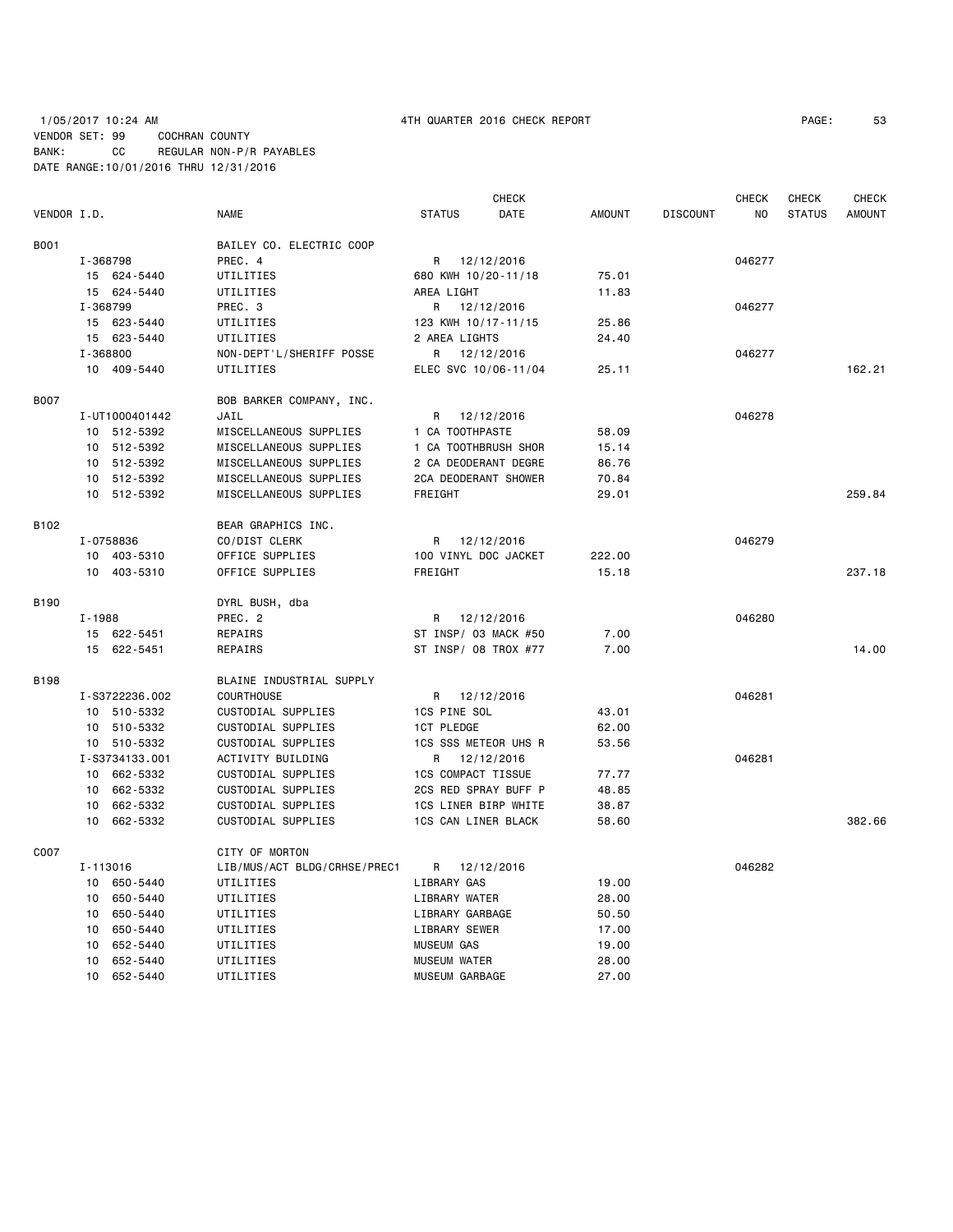1/05/2017 10:24 AM 4TH QUARTER 2016 CHECK REPORT

VENDOR SET: 99 COCHRAN COUNTY
BANK: CC REGULAR NON-P/R PAYABLES
DATE RANGE:10/01/2016 THRU 12/31/2016

| VENDOR I.D. | NAME | STATUS | CHECK DATE | AMOUNT | DISCOUNT | CHECK NO | CHECK STATUS | CHECK AMOUNT |
|---|---|---|---|---|---|---|---|---|
| B001 | BAILEY CO. ELECTRIC COOP | | | | | | | |
| I-368798 | PREC. 4 | R | 12/12/2016 | | | 046277 | | |
| 15 624-5440 | UTILITIES | 680 KWH 10/20-11/18 | | 75.01 | | | | |
| 15 624-5440 | UTILITIES | AREA LIGHT | | 11.83 | | | | |
| I-368799 | PREC. 3 | R | 12/12/2016 | | | 046277 | | |
| 15 623-5440 | UTILITIES | 123 KWH 10/17-11/15 | | 25.86 | | | | |
| 15 623-5440 | UTILITIES | 2 AREA LIGHTS | | 24.40 | | | | |
| I-368800 | NON-DEPT'L/SHERIFF POSSE | R | 12/12/2016 | | | 046277 | | |
| 10 409-5440 | UTILITIES | ELEC SVC 10/06-11/04 | | 25.11 | | | | 162.21 |
| B007 | BOB BARKER COMPANY, INC. | | | | | | | |
| I-UT1000401442 | JAIL | R | 12/12/2016 | | | 046278 | | |
| 10 512-5392 | MISCELLANEOUS SUPPLIES | 1 CA TOOTHPASTE | | 58.09 | | | | |
| 10 512-5392 | MISCELLANEOUS SUPPLIES | 1 CA TOOTHBRUSH SHOR | | 15.14 | | | | |
| 10 512-5392 | MISCELLANEOUS SUPPLIES | 2 CA DEODERANT DEGRE | | 86.76 | | | | |
| 10 512-5392 | MISCELLANEOUS SUPPLIES | 2CA DEODERANT SHOWER | | 70.84 | | | | |
| 10 512-5392 | MISCELLANEOUS SUPPLIES | FREIGHT | | 29.01 | | | | 259.84 |
| B102 | BEAR GRAPHICS INC. | | | | | | | |
| I-0758836 | CO/DIST CLERK | R | 12/12/2016 | | | 046279 | | |
| 10 403-5310 | OFFICE SUPPLIES | 100 VINYL DOC JACKET | | 222.00 | | | | |
| 10 403-5310 | OFFICE SUPPLIES | FREIGHT | | 15.18 | | | | 237.18 |
| B190 | DYRL BUSH, dba | | | | | | | |
| I-1988 | PREC. 2 | R | 12/12/2016 | | | 046280 | | |
| 15 622-5451 | REPAIRS | ST INSP/ 03 MACK #50 | | 7.00 | | | | |
| 15 622-5451 | REPAIRS | ST INSP/ 08 TROX #77 | | 7.00 | | | | 14.00 |
| B198 | BLAINE INDUSTRIAL SUPPLY | | | | | | | |
| I-S3722236.002 | COURTHOUSE | R | 12/12/2016 | | | 046281 | | |
| 10 510-5332 | CUSTODIAL SUPPLIES | 1CS PINE SOL | | 43.01 | | | | |
| 10 510-5332 | CUSTODIAL SUPPLIES | 1CT PLEDGE | | 62.00 | | | | |
| 10 510-5332 | CUSTODIAL SUPPLIES | 1CS SSS METEOR UHS R | | 53.56 | | | | |
| I-S3734133.001 | ACTIVITY BUILDING | R | 12/12/2016 | | | 046281 | | |
| 10 662-5332 | CUSTODIAL SUPPLIES | 1CS COMPACT TISSUE | | 77.77 | | | | |
| 10 662-5332 | CUSTODIAL SUPPLIES | 2CS RED SPRAY BUFF P | | 48.85 | | | | |
| 10 662-5332 | CUSTODIAL SUPPLIES | 1CS LINER BIRP WHITE | | 38.87 | | | | |
| 10 662-5332 | CUSTODIAL SUPPLIES | 1CS CAN LINER BLACK | | 58.60 | | | | 382.66 |
| C007 | CITY OF MORTON | | | | | | | |
| I-113016 | LIB/MUS/ACT BLDG/CRHSE/PREC1 | R | 12/12/2016 | | | 046282 | | |
| 10 650-5440 | UTILITIES | LIBRARY GAS | | 19.00 | | | | |
| 10 650-5440 | UTILITIES | LIBRARY WATER | | 28.00 | | | | |
| 10 650-5440 | UTILITIES | LIBRARY GARBAGE | | 50.50 | | | | |
| 10 650-5440 | UTILITIES | LIBRARY SEWER | | 17.00 | | | | |
| 10 652-5440 | UTILITIES | MUSEUM GAS | | 19.00 | | | | |
| 10 652-5440 | UTILITIES | MUSEUM WATER | | 28.00 | | | | |
| 10 652-5440 | UTILITIES | MUSEUM GARBAGE | | 27.00 | | | | |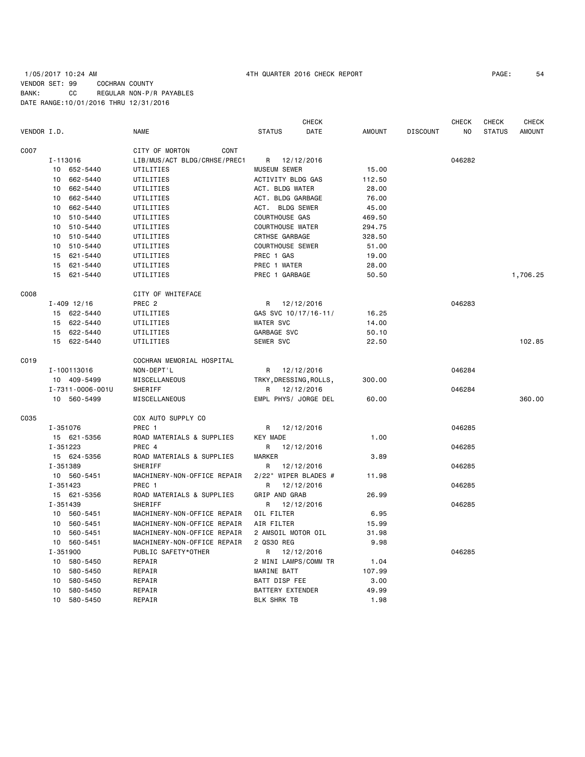1/05/2017 10:24 AM 4TH QUARTER 2016 CHECK REPORT

VENDOR SET: 99 COCHRAN COUNTY
BANK: CC REGULAR NON-P/R PAYABLES
DATE RANGE:10/01/2016 THRU 12/31/2016

| VENDOR I.D. | NAME | STATUS | CHECK DATE | AMOUNT | DISCOUNT | CHECK NO | CHECK STATUS | CHECK AMOUNT |
|---|---|---|---|---|---|---|---|---|
| C007 | CITY OF MORTON CONT | | | | | | | |
| I-113016 | LIB/MUS/ACT BLDG/CRHSE/PREC1 | R | 12/12/2016 | | | 046282 | | |
| 10 652-5440 | UTILITIES | MUSEUM SEWER | | 15.00 | | | | |
| 10 662-5440 | UTILITIES | ACTIVITY BLDG GAS | | 112.50 | | | | |
| 10 662-5440 | UTILITIES | ACT. BLDG WATER | | 28.00 | | | | |
| 10 662-5440 | UTILITIES | ACT. BLDG GARBAGE | | 76.00 | | | | |
| 10 662-5440 | UTILITIES | ACT. BLDG SEWER | | 45.00 | | | | |
| 10 510-5440 | UTILITIES | COURTHOUSE GAS | | 469.50 | | | | |
| 10 510-5440 | UTILITIES | COURTHOUSE WATER | | 294.75 | | | | |
| 10 510-5440 | UTILITIES | CRTHSE GARBAGE | | 328.50 | | | | |
| 10 510-5440 | UTILITIES | COURTHOUSE SEWER | | 51.00 | | | | |
| 15 621-5440 | UTILITIES | PREC 1 GAS | | 19.00 | | | | |
| 15 621-5440 | UTILITIES | PREC 1 WATER | | 28.00 | | | | |
| 15 621-5440 | UTILITIES | PREC 1 GARBAGE | | 50.50 | | | | 1,706.25 |
| C008 | CITY OF WHITEFACE | | | | | | | |
| I-409 12/16 | PREC 2 | R | 12/12/2016 | | | 046283 | | |
| 15 622-5440 | UTILITIES | GAS SVC 10/17/16-11/ | | 16.25 | | | | |
| 15 622-5440 | UTILITIES | WATER SVC | | 14.00 | | | | |
| 15 622-5440 | UTILITIES | GARBAGE SVC | | 50.10 | | | | |
| 15 622-5440 | UTILITIES | SEWER SVC | | 22.50 | | | | 102.85 |
| C019 | COCHRAN MEMORIAL HOSPITAL | | | | | | | |
| I-100113016 | NON-DEPT'L | R | 12/12/2016 | | | 046284 | | |
| 10 409-5499 | MISCELLANEOUS | TRKY,DRESSING,ROLLS, | | 300.00 | | | | |
| I-7311-0006-001U | SHERIFF | R | 12/12/2016 | | | 046284 | | |
| 10 560-5499 | MISCELLANEOUS | EMPL PHYS/ JORGE DEL | | 60.00 | | | | 360.00 |
| C035 | COX AUTO SUPPLY CO | | | | | | | |
| I-351076 | PREC 1 | R | 12/12/2016 | | | 046285 | | |
| 15 621-5356 | ROAD MATERIALS & SUPPLIES | KEY MADE | | 1.00 | | | | |
| I-351223 | PREC 4 | R | 12/12/2016 | | | 046285 | | |
| 15 624-5356 | ROAD MATERIALS & SUPPLIES | MARKER | | 3.89 | | | | |
| I-351389 | SHERIFF | R | 12/12/2016 | | | 046285 | | |
| 10 560-5451 | MACHINERY-NON-OFFICE REPAIR | 2/22" WIPER BLADES # | | 11.98 | | | | |
| I-351423 | PREC 1 | R | 12/12/2016 | | | 046285 | | |
| 15 621-5356 | ROAD MATERIALS & SUPPLIES | GRIP AND GRAB | | 26.99 | | | | |
| I-351439 | SHERIFF | R | 12/12/2016 | | | 046285 | | |
| 10 560-5451 | MACHINERY-NON-OFFICE REPAIR | OIL FILTER | | 6.95 | | | | |
| 10 560-5451 | MACHINERY-NON-OFFICE REPAIR | AIR FILTER | | 15.99 | | | | |
| 10 560-5451 | MACHINERY-NON-OFFICE REPAIR | 2 AMSOIL MOTOR OIL | | 31.98 | | | | |
| 10 560-5451 | MACHINERY-NON-OFFICE REPAIR | 2 QS30 REG | | 9.98 | | | | |
| I-351900 | PUBLIC SAFETY*OTHER | R | 12/12/2016 | | | 046285 | | |
| 10 580-5450 | REPAIR | 2 MINI LAMPS/COMM TR | | 1.04 | | | | |
| 10 580-5450 | REPAIR | MARINE BATT | | 107.99 | | | | |
| 10 580-5450 | REPAIR | BATT DISP FEE | | 3.00 | | | | |
| 10 580-5450 | REPAIR | BATTERY EXTENDER | | 49.99 | | | | |
| 10 580-5450 | REPAIR | BLK SHRK TB | | 1.98 | | | | |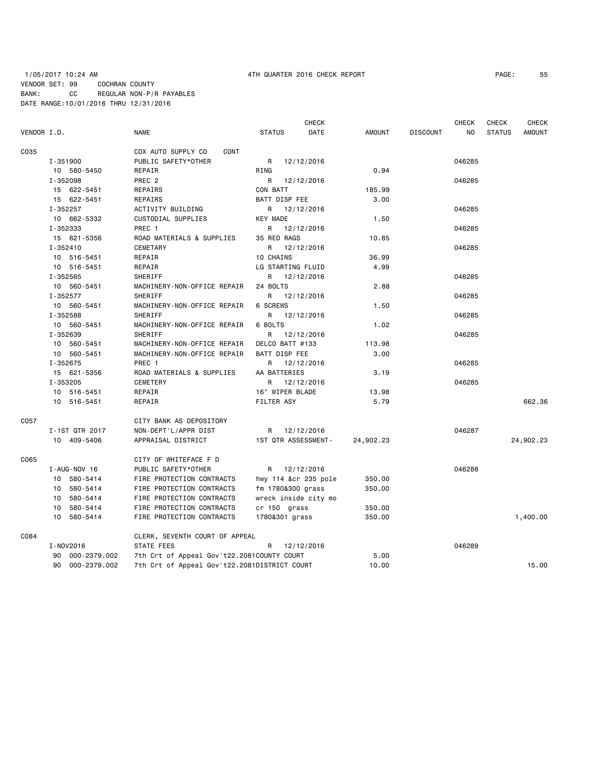1/05/2017 10:24 AM 4TH QUARTER 2016 CHECK REPORT

VENDOR SET: 99 COCHRAN COUNTY
BANK: CC REGULAR NON-P/R PAYABLES
DATE RANGE:10/01/2016 THRU 12/31/2016

| VENDOR I.D. | NAME | STATUS | CHECK DATE | AMOUNT | DISCOUNT | CHECK NO | CHECK STATUS | CHECK AMOUNT |
|---|---|---|---|---|---|---|---|---|
| C035 | COX AUTO SUPPLY CO CONT | | | | | | | |
| I-351900 | PUBLIC SAFETY*OTHER | R | 12/12/2016 | | | 046285 | | |
| 10 580-5450 | REPAIR | RING | | 0.94 | | | | |
| I-352098 | PREC 2 | R | 12/12/2016 | | | 046285 | | |
| 15 622-5451 | REPAIRS | CON BATT | | 185.99 | | | | |
| 15 622-5451 | REPAIRS | BATT DISP FEE | | 3.00 | | | | |
| I-352257 | ACTIVITY BUILDING | R | 12/12/2016 | | | 046285 | | |
| 10 662-5332 | CUSTODIAL SUPPLIES | KEY MADE | | 1.50 | | | | |
| I-352333 | PREC 1 | R | 12/12/2016 | | | 046285 | | |
| 15 621-5356 | ROAD MATERIALS & SUPPLIES | 35 RED RAGS | | 10.85 | | | | |
| I-352410 | CEMETARY | R | 12/12/2016 | | | 046285 | | |
| 10 516-5451 | REPAIR | 10 CHAINS | | 36.99 | | | | |
| 10 516-5451 | REPAIR | LG STARTING FLUID | | 4.99 | | | | |
| I-352565 | SHERIFF | R | 12/12/2016 | | | 046285 | | |
| 10 560-5451 | MACHINERY-NON-OFFICE REPAIR | 24 BOLTS | | 2.88 | | | | |
| I-352577 | SHERIFF | R | 12/12/2016 | | | 046285 | | |
| 10 560-5451 | MACHINERY-NON-OFFICE REPAIR | 6 SCREWS | | 1.50 | | | | |
| I-352588 | SHERIFF | R | 12/12/2016 | | | 046285 | | |
| 10 560-5451 | MACHINERY-NON-OFFICE REPAIR | 6 BOLTS | | 1.02 | | | | |
| I-352639 | SHERIFF | R | 12/12/2016 | | | 046285 | | |
| 10 560-5451 | MACHINERY-NON-OFFICE REPAIR | DELCO BATT #133 | | 113.98 | | | | |
| 10 560-5451 | MACHINERY-NON-OFFICE REPAIR | BATT DISP FEE | | 3.00 | | | | |
| I-352675 | PREC 1 | R | 12/12/2016 | | | 046285 | | |
| 15 621-5356 | ROAD MATERIALS & SUPPLIES | AA BATTERIES | | 3.19 | | | | |
| I-353205 | CEMETERY | R | 12/12/2016 | | | 046285 | | |
| 10 516-5451 | REPAIR | 16" WIPER BLADE | | 13.98 | | | | |
| 10 516-5451 | REPAIR | FILTER ASY | | 5.79 | | | | 662.36 |
| C057 | CITY BANK AS DEPOSITORY | | | | | | | |
| I-1ST QTR 2017 | NON-DEPT'L/APPR DIST | R | 12/12/2016 | | | 046287 | | |
| 10 409-5406 | APPRAISAL DISTRICT | 1ST QTR ASSESSMENT- | | 24,902.23 | | | | 24,902.23 |
| C065 | CITY OF WHITEFACE F D | | | | | | | |
| I-AUG-NOV 16 | PUBLIC SAFETY*OTHER | R | 12/12/2016 | | | 046288 | | |
| 10 580-5414 | FIRE PROTECTION CONTRACTS | hwy 114 &cr 235 pole | | 350.00 | | | | |
| 10 580-5414 | FIRE PROTECTION CONTRACTS | fm 1780&300 grass | | 350.00 | | | | |
| 10 580-5414 | FIRE PROTECTION CONTRACTS | wreck inside city mo | | | | | | |
| 10 580-5414 | FIRE PROTECTION CONTRACTS | cr 150 grass | | 350.00 | | | | |
| 10 580-5414 | FIRE PROTECTION CONTRACTS | 1780&301 grass | | 350.00 | | | | 1,400.00 |
| C084 | CLERK, SEVENTH COURT OF APPEAL | | | | | | | |
| I-NOV2016 | STATE FEES | R | 12/12/2016 | | | 046289 | | |
| 90 000-2379.002 | 7th Crt of Appeal Gov't22.2081 | COUNTY COURT | | 5.00 | | | | |
| 90 000-2379.002 | 7th Crt of Appeal Gov't22.2081 | DISTRICT COURT | | 10.00 | | | | 15.00 |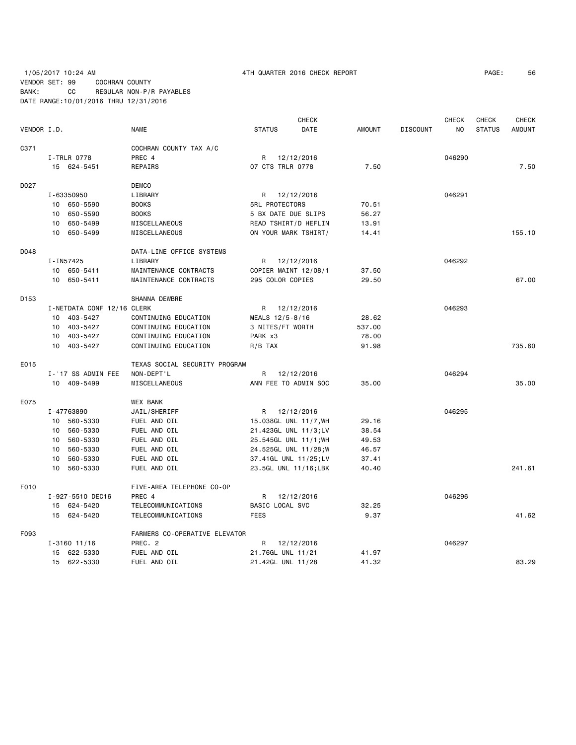1/05/2017 10:24 AM 4TH QUARTER 2016 CHECK REPORT

VENDOR SET: 99 COCHRAN COUNTY
BANK: CC REGULAR NON-P/R PAYABLES
DATE RANGE:10/01/2016 THRU 12/31/2016

| VENDOR I.D. | NAME | STATUS | CHECK DATE | AMOUNT | DISCOUNT | CHECK NO | CHECK STATUS | CHECK AMOUNT |
|---|---|---|---|---|---|---|---|---|
| C371 | COCHRAN COUNTY TAX A/C | | | | | | | |
| I-TRLR 0778 | PREC 4 | R | 12/12/2016 | | | 046290 | | |
| 15 624-5451 | REPAIRS | 07 CTS TRLR 0778 | | 7.50 | | | | 7.50 |
| D027 | DEMCO | | | | | | | |
| I-63350950 | LIBRARY | R | 12/12/2016 | | | 046291 | | |
| 10 650-5590 | BOOKS | 5RL PROTECTORS | | 70.51 | | | | |
| 10 650-5590 | BOOKS | 5 BX DATE DUE SLIPS | | 56.27 | | | | |
| 10 650-5499 | MISCELLANEOUS | READ TSHIRT/D HEFLIN | | 13.91 | | | | |
| 10 650-5499 | MISCELLANEOUS | ON YOUR MARK TSHIRT/ | | 14.41 | | | | 155.10 |
| D048 | DATA-LINE OFFICE SYSTEMS | | | | | | | |
| I-IN57425 | LIBRARY | R | 12/12/2016 | | | 046292 | | |
| 10 650-5411 | MAINTENANCE CONTRACTS | COPIER MAINT 12/08/1 | | 37.50 | | | | |
| 10 650-5411 | MAINTENANCE CONTRACTS | 295 COLOR COPIES | | 29.50 | | | | 67.00 |
| D153 | SHANNA DEWBRE | | | | | | | |
| I-NETDATA CONF 12/16 | CLERK | R | 12/12/2016 | | | 046293 | | |
| 10 403-5427 | CONTINUING EDUCATION | MEALS 12/5-8/16 | | 28.62 | | | | |
| 10 403-5427 | CONTINUING EDUCATION | 3 NITES/FT WORTH | | 537.00 | | | | |
| 10 403-5427 | CONTINUING EDUCATION | PARK x3 | | 78.00 | | | | |
| 10 403-5427 | CONTINUING EDUCATION | R/B TAX | | 91.98 | | | | 735.60 |
| E015 | TEXAS SOCIAL SECURITY PROGRAM | | | | | | | |
| I-'17 SS ADMIN FEE | NON-DEPT'L | R | 12/12/2016 | | | 046294 | | |
| 10 409-5499 | MISCELLANEOUS | ANN FEE TO ADMIN SOC | | 35.00 | | | | 35.00 |
| E075 | WEX BANK | | | | | | | |
| I-47763890 | JAIL/SHERIFF | R | 12/12/2016 | | | 046295 | | |
| 10 560-5330 | FUEL AND OIL | 15.038GL UNL 11/7,WH | | 29.16 | | | | |
| 10 560-5330 | FUEL AND OIL | 21.423GL UNL 11/3;LV | | 38.54 | | | | |
| 10 560-5330 | FUEL AND OIL | 25.545GL UNL 11/1;WH | | 49.53 | | | | |
| 10 560-5330 | FUEL AND OIL | 24.525GL UNL 11/28;W | | 46.57 | | | | |
| 10 560-5330 | FUEL AND OIL | 37.41GL UNL 11/25;LV | | 37.41 | | | | |
| 10 560-5330 | FUEL AND OIL | 23.5GL UNL 11/16;LBK | | 40.40 | | | | 241.61 |
| F010 | FIVE-AREA TELEPHONE CO-OP | | | | | | | |
| I-927-5510 DEC16 | PREC 4 | R | 12/12/2016 | | | 046296 | | |
| 15 624-5420 | TELECOMMUNICATIONS | BASIC LOCAL SVC | | 32.25 | | | | |
| 15 624-5420 | TELECOMMUNICATIONS | FEES | | 9.37 | | | | 41.62 |
| F093 | FARMERS CO-OPERATIVE ELEVATOR | | | | | | | |
| I-3160 11/16 | PREC. 2 | R | 12/12/2016 | | | 046297 | | |
| 15 622-5330 | FUEL AND OIL | 21.76GL UNL 11/21 | | 41.97 | | | | |
| 15 622-5330 | FUEL AND OIL | 21.42GL UNL 11/28 | | 41.32 | | | | 83.29 |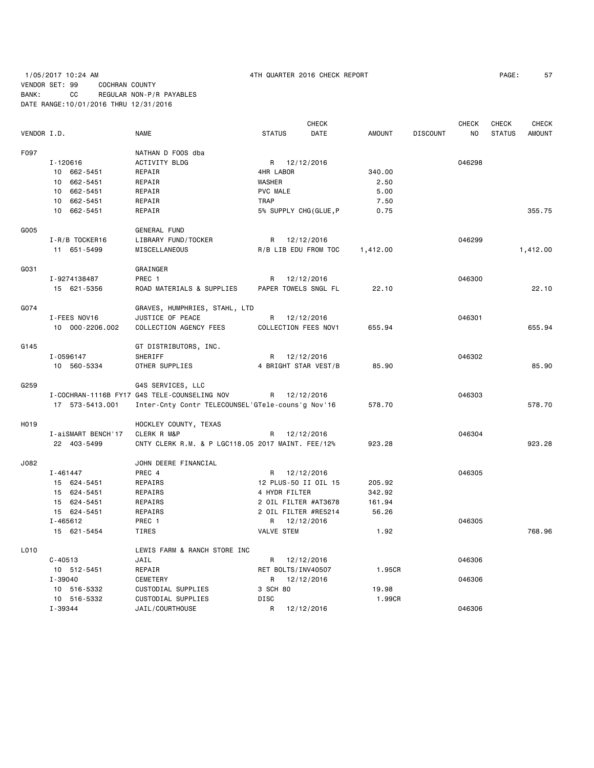1/05/2017 10:24 AM 4TH QUARTER 2016 CHECK REPORT

VENDOR SET: 99 COCHRAN COUNTY
BANK: CC REGULAR NON-P/R PAYABLES
DATE RANGE:10/01/2016 THRU 12/31/2016

| VENDOR I.D. | NAME | STATUS | CHECK DATE | AMOUNT | DISCOUNT | CHECK NO | CHECK STATUS | CHECK AMOUNT |
|---|---|---|---|---|---|---|---|---|
| F097 | NATHAN D FOOS dba | | | | | | | |
| I-120616 | ACTIVITY BLDG | R | 12/12/2016 | | | 046298 | | |
| 10 662-5451 | REPAIR | 4HR LABOR | | 340.00 | | | | |
| 10 662-5451 | REPAIR | WASHER | | 2.50 | | | | |
| 10 662-5451 | REPAIR | PVC MALE | | 5.00 | | | | |
| 10 662-5451 | REPAIR | TRAP | | 7.50 | | | | |
| 10 662-5451 | REPAIR | 5% SUPPLY CHG(GLUE,P | | 0.75 | | | | 355.75 |
| G005 | GENERAL FUND | | | | | | | |
| I-R/B TOCKER16 | LIBRARY FUND/TOCKER | R | 12/12/2016 | | | 046299 | | |
| 11 651-5499 | MISCELLANEOUS | R/B LIB EDU FROM TOC | | 1,412.00 | | | | 1,412.00 |
| G031 | GRAINGER | | | | | | | |
| I-9274138487 | PREC 1 | R | 12/12/2016 | | | 046300 | | |
| 15 621-5356 | ROAD MATERIALS & SUPPLIES | PAPER TOWELS SNGL FL | | 22.10 | | | | 22.10 |
| G074 | GRAVES, HUMPHRIES, STAHL, LTD | | | | | | | |
| I-FEES NOV16 | JUSTICE OF PEACE | R | 12/12/2016 | | | 046301 | | |
| 10 000-2206.002 | COLLECTION AGENCY FEES | COLLECTION FEES NOV1 | | 655.94 | | | | 655.94 |
| G145 | GT DISTRIBUTORS, INC. | | | | | | | |
| I-0596147 | SHERIFF | R | 12/12/2016 | | | 046302 | | |
| 10 560-5334 | OTHER SUPPLIES | 4 BRIGHT STAR VEST/B | | 85.90 | | | | 85.90 |
| G259 | G4S SERVICES, LLC | | | | | | | |
| I-COCHRAN-1116B | FY17 G4S TELE-COUNSELING NOV | R | 12/12/2016 | | | 046303 | | |
| 17 573-5413.001 | Inter-Cnty Contr TELECOUNSEL'G | Tele-couns'g Nov'16 | | 578.70 | | | | 578.70 |
| H019 | HOCKLEY COUNTY, TEXAS | | | | | | | |
| I-aiSMART BENCH'17 | CLERK R M&P | R | 12/12/2016 | | | 046304 | | |
| 22 403-5499 | CNTY CLERK R.M. & P LGC118.05 | 2017 MAINT. FEE/12% | | 923.28 | | | | 923.28 |
| J082 | JOHN DEERE FINANCIAL | | | | | | | |
| I-461447 | PREC 4 | R | 12/12/2016 | | | 046305 | | |
| 15 624-5451 | REPAIRS | 12 PLUS-50 II OIL 15 | | 205.92 | | | | |
| 15 624-5451 | REPAIRS | 4 HYDR FILTER | | 342.92 | | | | |
| 15 624-5451 | REPAIRS | 2 OIL FILTER #AT3678 | | 161.94 | | | | |
| 15 624-5451 | REPAIRS | 2 OIL FILTER #RE5214 | | 56.26 | | | | |
| I-465612 | PREC 1 | R | 12/12/2016 | | | 046305 | | |
| 15 621-5454 | TIRES | VALVE STEM | | 1.92 | | | | 768.96 |
| L010 | LEWIS FARM & RANCH STORE INC | | | | | | | |
| C-40513 | JAIL | R | 12/12/2016 | | | 046306 | | |
| 10 512-5451 | REPAIR | RET BOLTS/INV40507 | | 1.95CR | | | | |
| I-39040 | CEMETERY | R | 12/12/2016 | | | 046306 | | |
| 10 516-5332 | CUSTODIAL SUPPLIES | 3 SCH 80 | | 19.98 | | | | |
| 10 516-5332 | CUSTODIAL SUPPLIES | DISC | | 1.99CR | | | | |
| I-39344 | JAIL/COURTHOUSE | R | 12/12/2016 | | | 046306 | | |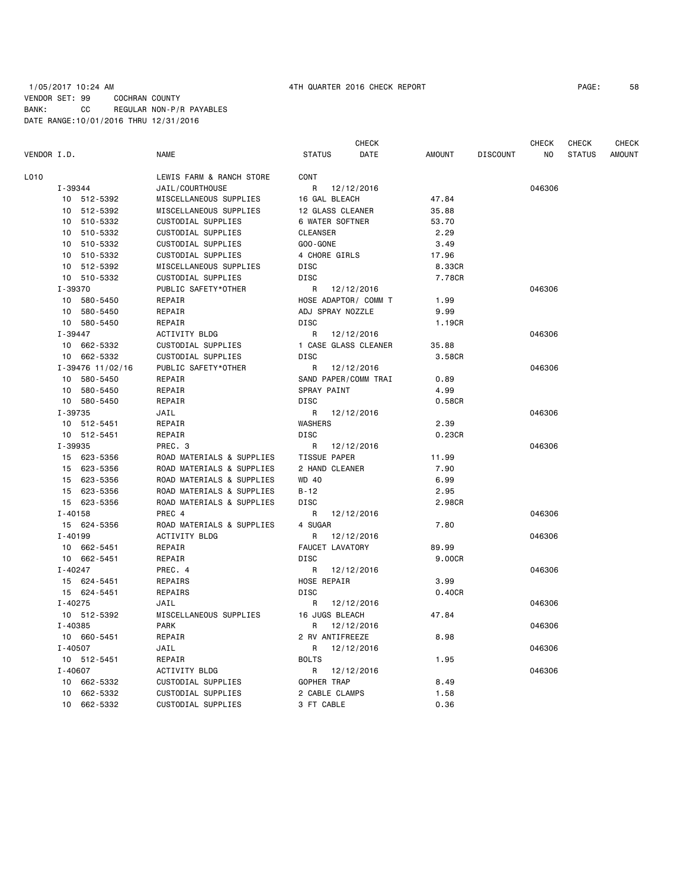1/05/2017 10:24 AM 4TH QUARTER 2016 CHECK REPORT

VENDOR SET: 99 COCHRAN COUNTY
BANK: CC REGULAR NON-P/R PAYABLES
DATE RANGE:10/01/2016 THRU 12/31/2016

| VENDOR I.D. | NAME | STATUS | CHECK DATE | AMOUNT | DISCOUNT | CHECK NO | CHECK STATUS | CHECK AMOUNT |
|---|---|---|---|---|---|---|---|---|
| L010 | LEWIS FARM & RANCH STORE | CONT | | | | | | |
| I-39344 | JAIL/COURTHOUSE | R | 12/12/2016 | | | 046306 | | |
| 10 512-5392 | MISCELLANEOUS SUPPLIES | 16 GAL BLEACH | | 47.84 | | | | |
| 10 512-5392 | MISCELLANEOUS SUPPLIES | 12 GLASS CLEANER | | 35.88 | | | | |
| 10 510-5332 | CUSTODIAL SUPPLIES | 6 WATER SOFTNER | | 53.70 | | | | |
| 10 510-5332 | CUSTODIAL SUPPLIES | CLEANSER | | 2.29 | | | | |
| 10 510-5332 | CUSTODIAL SUPPLIES | GOO-GONE | | 3.49 | | | | |
| 10 510-5332 | CUSTODIAL SUPPLIES | 4 CHORE GIRLS | | 17.96 | | | | |
| 10 512-5392 | MISCELLANEOUS SUPPLIES | DISC | | 8.33CR | | | | |
| 10 510-5332 | CUSTODIAL SUPPLIES | DISC | | 7.78CR | | | | |
| I-39370 | PUBLIC SAFETY*OTHER | R | 12/12/2016 | | | 046306 | | |
| 10 580-5450 | REPAIR | HOSE ADAPTOR/ COMM T | | 1.99 | | | | |
| 10 580-5450 | REPAIR | ADJ SPRAY NOZZLE | | 9.99 | | | | |
| 10 580-5450 | REPAIR | DISC | | 1.19CR | | | | |
| I-39447 | ACTIVITY BLDG | R | 12/12/2016 | | | 046306 | | |
| 10 662-5332 | CUSTODIAL SUPPLIES | 1 CASE GLASS CLEANER | | 35.88 | | | | |
| 10 662-5332 | CUSTODIAL SUPPLIES | DISC | | 3.58CR | | | | |
| I-39476 11/02/16 | PUBLIC SAFETY*OTHER | R | 12/12/2016 | | | 046306 | | |
| 10 580-5450 | REPAIR | SAND PAPER/COMM TRAI | | 0.89 | | | | |
| 10 580-5450 | REPAIR | SPRAY PAINT | | 4.99 | | | | |
| 10 580-5450 | REPAIR | DISC | | 0.58CR | | | | |
| I-39735 | JAIL | R | 12/12/2016 | | | 046306 | | |
| 10 512-5451 | REPAIR | WASHERS | | 2.39 | | | | |
| 10 512-5451 | REPAIR | DISC | | 0.23CR | | | | |
| I-39935 | PREC. 3 | R | 12/12/2016 | | | 046306 | | |
| 15 623-5356 | ROAD MATERIALS & SUPPLIES | TISSUE PAPER | | 11.99 | | | | |
| 15 623-5356 | ROAD MATERIALS & SUPPLIES | 2 HAND CLEANER | | 7.90 | | | | |
| 15 623-5356 | ROAD MATERIALS & SUPPLIES | WD 40 | | 6.99 | | | | |
| 15 623-5356 | ROAD MATERIALS & SUPPLIES | B-12 | | 2.95 | | | | |
| 15 623-5356 | ROAD MATERIALS & SUPPLIES | DISC | | 2.98CR | | | | |
| I-40158 | PREC 4 | R | 12/12/2016 | | | 046306 | | |
| 15 624-5356 | ROAD MATERIALS & SUPPLIES | 4 SUGAR | | 7.80 | | | | |
| I-40199 | ACTIVITY BLDG | R | 12/12/2016 | | | 046306 | | |
| 10 662-5451 | REPAIR | FAUCET LAVATORY | | 89.99 | | | | |
| 10 662-5451 | REPAIR | DISC | | 9.00CR | | | | |
| I-40247 | PREC. 4 | R | 12/12/2016 | | | 046306 | | |
| 15 624-5451 | REPAIRS | HOSE REPAIR | | 3.99 | | | | |
| 15 624-5451 | REPAIRS | DISC | | 0.40CR | | | | |
| I-40275 | JAIL | R | 12/12/2016 | | | 046306 | | |
| 10 512-5392 | MISCELLANEOUS SUPPLIES | 16 JUGS BLEACH | | 47.84 | | | | |
| I-40385 | PARK | R | 12/12/2016 | | | 046306 | | |
| 10 660-5451 | REPAIR | 2 RV ANTIFREEZE | | 8.98 | | | | |
| I-40507 | JAIL | R | 12/12/2016 | | | 046306 | | |
| 10 512-5451 | REPAIR | BOLTS | | 1.95 | | | | |
| I-40607 | ACTIVITY BLDG | R | 12/12/2016 | | | 046306 | | |
| 10 662-5332 | CUSTODIAL SUPPLIES | GOPHER TRAP | | 8.49 | | | | |
| 10 662-5332 | CUSTODIAL SUPPLIES | 2 CABLE CLAMPS | | 1.58 | | | | |
| 10 662-5332 | CUSTODIAL SUPPLIES | 3 FT CABLE | | 0.36 | | | | |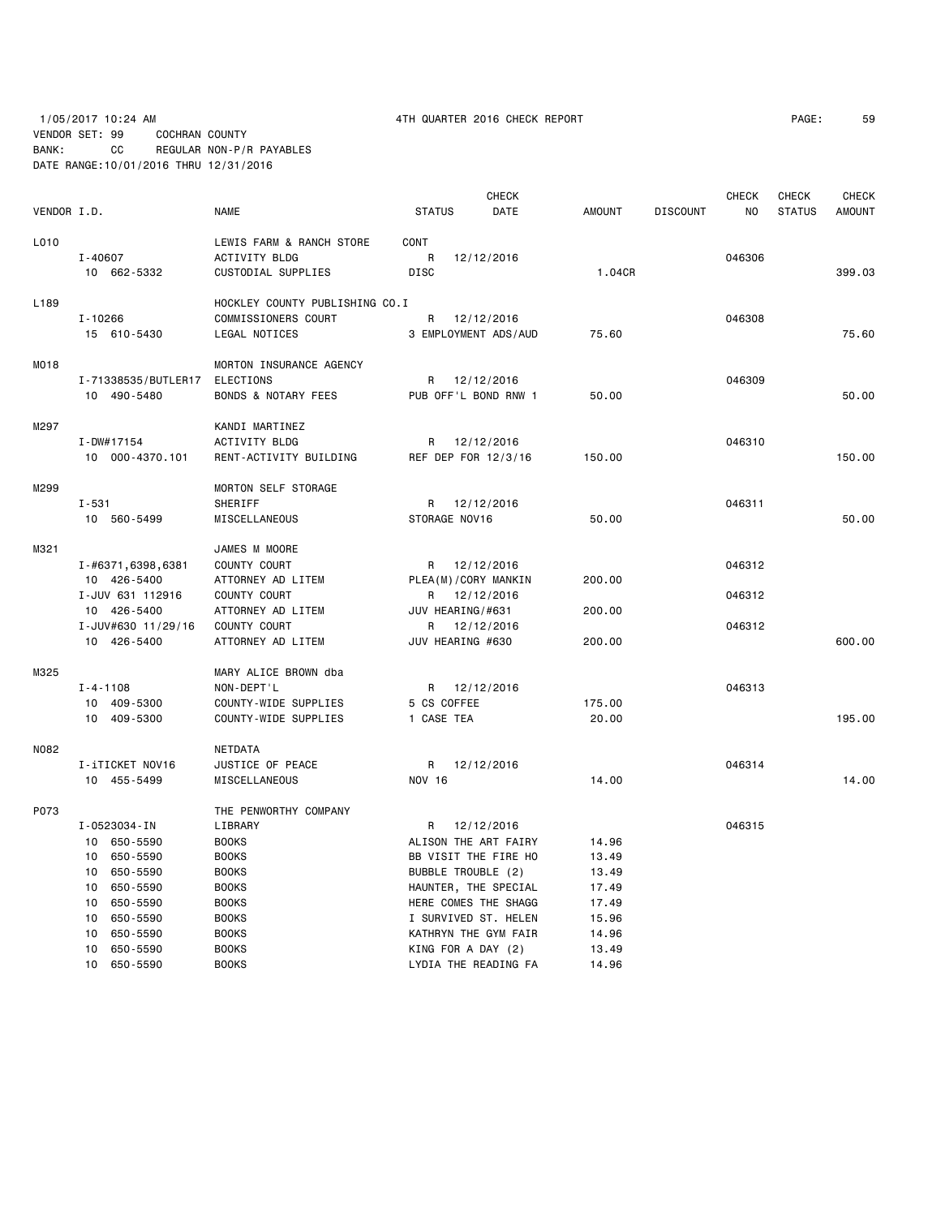1/05/2017 10:24 AM    4TH QUARTER 2016 CHECK REPORT    PAGE: 59

VENDOR SET: 99    COCHRAN COUNTY
BANK: CC    REGULAR NON-P/R PAYABLES
DATE RANGE:10/01/2016 THRU 12/31/2016

| VENDOR I.D. | NAME | STATUS | CHECK DATE | AMOUNT | DISCOUNT | CHECK NO | CHECK STATUS | CHECK AMOUNT |
|---|---|---|---|---|---|---|---|---|
| L010 | LEWIS FARM & RANCH STORE | CONT | | | | | | |
| I-40607 | ACTIVITY BLDG | R | 12/12/2016 | | | 046306 | | |
| 10 662-5332 | CUSTODIAL SUPPLIES | DISC | | 1.04CR | | | | 399.03 |
| L189 | HOCKLEY COUNTY PUBLISHING CO.I | | | | | | | |
| I-10266 | COMMISSIONERS COURT | R | 12/12/2016 | | | 046308 | | |
| 15 610-5430 | LEGAL NOTICES | 3 EMPLOYMENT ADS/AUD | | 75.60 | | | | 75.60 |
| M018 | MORTON INSURANCE AGENCY | | | | | | | |
| I-71338535/BUTLER17 | ELECTIONS | R | 12/12/2016 | | | 046309 | | |
| 10 490-5480 | BONDS & NOTARY FEES | PUB OFF'L BOND RNW 1 | | 50.00 | | | | 50.00 |
| M297 | KANDI MARTINEZ | | | | | | | |
| I-DW#17154 | ACTIVITY BLDG | R | 12/12/2016 | | | 046310 | | |
| 10 000-4370.101 | RENT-ACTIVITY BUILDING | REF DEP FOR 12/3/16 | | 150.00 | | | | 150.00 |
| M299 | MORTON SELF STORAGE | | | | | | | |
| I-531 | SHERIFF | R | 12/12/2016 | | | 046311 | | |
| 10 560-5499 | MISCELLANEOUS | STORAGE NOV16 | | 50.00 | | | | 50.00 |
| M321 | JAMES M MOORE | | | | | | | |
| I-#6371,6398,6381 | COUNTY COURT | R | 12/12/2016 | | | 046312 | | |
| 10 426-5400 | ATTORNEY AD LITEM | PLEA(M)/CORY MANKIN | | 200.00 | | | | |
| I-JUV 631 112916 | COUNTY COURT | R | 12/12/2016 | | | 046312 | | |
| 10 426-5400 | ATTORNEY AD LITEM | JUV HEARING/#631 | | 200.00 | | | | |
| I-JUV#630 11/29/16 | COUNTY COURT | R | 12/12/2016 | | | 046312 | | |
| 10 426-5400 | ATTORNEY AD LITEM | JUV HEARING #630 | | 200.00 | | | | 600.00 |
| M325 | MARY ALICE BROWN dba | | | | | | | |
| I-4-1108 | NON-DEPT'L | R | 12/12/2016 | | | 046313 | | |
| 10 409-5300 | COUNTY-WIDE SUPPLIES | 5 CS COFFEE | | 175.00 | | | | |
| 10 409-5300 | COUNTY-WIDE SUPPLIES | 1 CASE TEA | | 20.00 | | | | 195.00 |
| N082 | NETDATA | | | | | | | |
| I-iTICKET NOV16 | JUSTICE OF PEACE | R | 12/12/2016 | | | 046314 | | |
| 10 455-5499 | MISCELLANEOUS | NOV 16 | | 14.00 | | | | 14.00 |
| P073 | THE PENWORTHY COMPANY | | | | | | | |
| I-0523034-IN | LIBRARY | R | 12/12/2016 | | | 046315 | | |
| 10 650-5590 | BOOKS | ALISON THE ART FAIRY | | 14.96 | | | | |
| 10 650-5590 | BOOKS | BB VISIT THE FIRE HO | | 13.49 | | | | |
| 10 650-5590 | BOOKS | BUBBLE TROUBLE (2) | | 13.49 | | | | |
| 10 650-5590 | BOOKS | HAUNTER, THE SPECIAL | | 17.49 | | | | |
| 10 650-5590 | BOOKS | HERE COMES THE SHAGG | | 17.49 | | | | |
| 10 650-5590 | BOOKS | I SURVIVED ST. HELEN | | 15.96 | | | | |
| 10 650-5590 | BOOKS | KATHRYN THE GYM FAIR | | 14.96 | | | | |
| 10 650-5590 | BOOKS | KING FOR A DAY (2) | | 13.49 | | | | |
| 10 650-5590 | BOOKS | LYDIA THE READING FA | | 14.96 | | | | |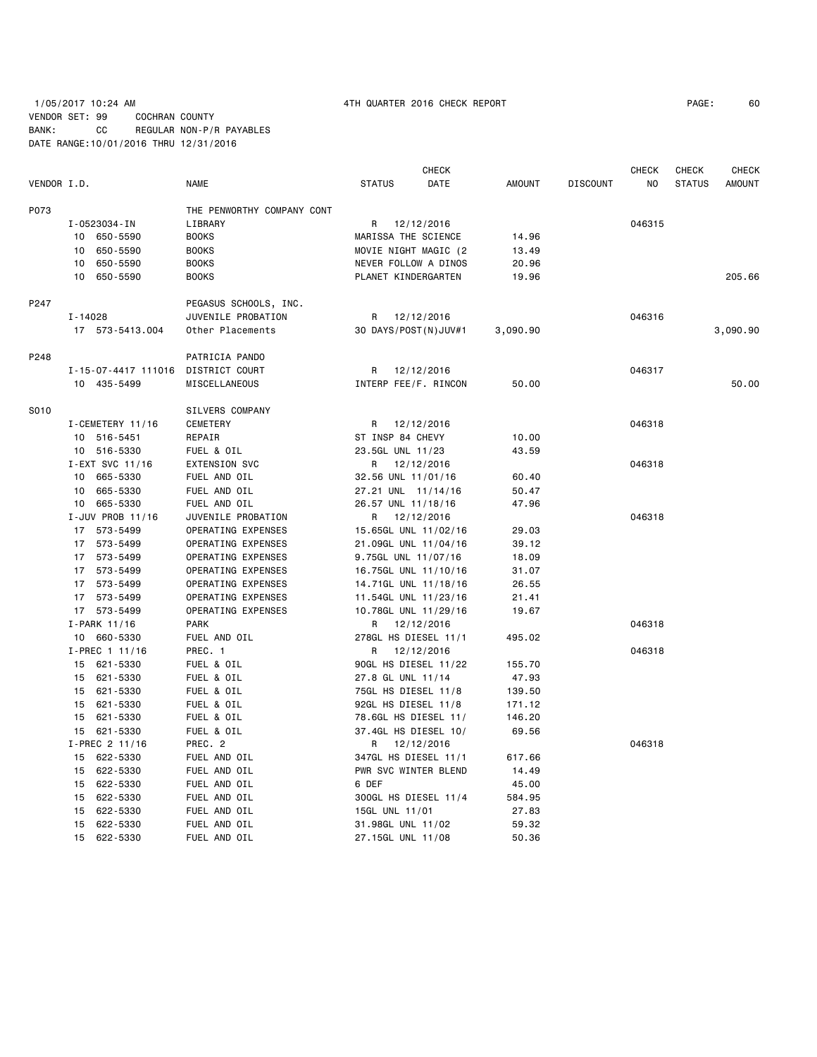1/05/2017 10:24 AM 4TH QUARTER 2016 CHECK REPORT

VENDOR SET: 99 COCHRAN COUNTY
BANK: CC REGULAR NON-P/R PAYABLES
DATE RANGE:10/01/2016 THRU 12/31/2016

| VENDOR I.D. | NAME | STATUS | CHECK DATE | AMOUNT | DISCOUNT | CHECK NO | CHECK STATUS | CHECK AMOUNT |
|---|---|---|---|---|---|---|---|---|
| P073 | THE PENWORTHY COMPANY CONT | | | | | | | |
| I-0523034-IN | LIBRARY | R | 12/12/2016 | | | 046315 | | |
| 10 650-5590 | BOOKS | MARISSA THE SCIENCE | | 14.96 | | | | |
| 10 650-5590 | BOOKS | MOVIE NIGHT MAGIC (2 | | 13.49 | | | | |
| 10 650-5590 | BOOKS | NEVER FOLLOW A DINOS | | 20.96 | | | | |
| 10 650-5590 | BOOKS | PLANET KINDERGARTEN | | 19.96 | | | | 205.66 |
| P247 | PEGASUS SCHOOLS, INC. | | | | | | | |
| I-14028 | JUVENILE PROBATION | R | 12/12/2016 | | | 046316 | | |
| 17 573-5413.004 | Other Placements | 30 DAYS/POST(N)JUV#1 | | 3,090.90 | | | | 3,090.90 |
| P248 | PATRICIA PANDO | | | | | | | |
| I-15-07-4417 111016 | DISTRICT COURT | R | 12/12/2016 | | | 046317 | | |
| 10 435-5499 | MISCELLANEOUS | INTERP FEE/F. RINCON | | 50.00 | | | | 50.00 |
| S010 | SILVERS COMPANY | | | | | | | |
| I-CEMETERY 11/16 | CEMETERY | R | 12/12/2016 | | | 046318 | | |
| 10 516-5451 | REPAIR | ST INSP 84 CHEVY | | 10.00 | | | | |
| 10 516-5330 | FUEL & OIL | 23.5GL UNL 11/23 | | 43.59 | | | | |
| I-EXT SVC 11/16 | EXTENSION SVC | R | 12/12/2016 | | | 046318 | | |
| 10 665-5330 | FUEL AND OIL | 32.56 UNL 11/01/16 | | 60.40 | | | | |
| 10 665-5330 | FUEL AND OIL | 27.21 UNL 11/14/16 | | 50.47 | | | | |
| 10 665-5330 | FUEL AND OIL | 26.57 UNL 11/18/16 | | 47.96 | | | | |
| I-JUV PROB 11/16 | JUVENILE PROBATION | R | 12/12/2016 | | | 046318 | | |
| 17 573-5499 | OPERATING EXPENSES | 15.65GL UNL 11/02/16 | | 29.03 | | | | |
| 17 573-5499 | OPERATING EXPENSES | 21.09GL UNL 11/04/16 | | 39.12 | | | | |
| 17 573-5499 | OPERATING EXPENSES | 9.75GL UNL 11/07/16 | | 18.09 | | | | |
| 17 573-5499 | OPERATING EXPENSES | 16.75GL UNL 11/10/16 | | 31.07 | | | | |
| 17 573-5499 | OPERATING EXPENSES | 14.71GL UNL 11/18/16 | | 26.55 | | | | |
| 17 573-5499 | OPERATING EXPENSES | 11.54GL UNL 11/23/16 | | 21.41 | | | | |
| 17 573-5499 | OPERATING EXPENSES | 10.78GL UNL 11/29/16 | | 19.67 | | | | |
| I-PARK 11/16 | PARK | R | 12/12/2016 | | | 046318 | | |
| 10 660-5330 | FUEL AND OIL | 278GL HS DIESEL 11/1 | | 495.02 | | | | |
| I-PREC 1 11/16 | PREC. 1 | R | 12/12/2016 | | | 046318 | | |
| 15 621-5330 | FUEL & OIL | 90GL HS DIESEL 11/22 | | 155.70 | | | | |
| 15 621-5330 | FUEL & OIL | 27.8 GL UNL 11/14 | | 47.93 | | | | |
| 15 621-5330 | FUEL & OIL | 75GL HS DIESEL 11/8 | | 139.50 | | | | |
| 15 621-5330 | FUEL & OIL | 92GL HS DIESEL 11/8 | | 171.12 | | | | |
| 15 621-5330 | FUEL & OIL | 78.6GL HS DIESEL 11/ | | 146.20 | | | | |
| 15 621-5330 | FUEL & OIL | 37.4GL HS DIESEL 10/ | | 69.56 | | | | |
| I-PREC 2 11/16 | PREC. 2 | R | 12/12/2016 | | | 046318 | | |
| 15 622-5330 | FUEL AND OIL | 347GL HS DIESEL 11/1 | | 617.66 | | | | |
| 15 622-5330 | FUEL AND OIL | PWR SVC WINTER BLEND | | 14.49 | | | | |
| 15 622-5330 | FUEL AND OIL | 6 DEF | | 45.00 | | | | |
| 15 622-5330 | FUEL AND OIL | 300GL HS DIESEL 11/4 | | 584.95 | | | | |
| 15 622-5330 | FUEL AND OIL | 15GL UNL 11/01 | | 27.83 | | | | |
| 15 622-5330 | FUEL AND OIL | 31.98GL UNL 11/02 | | 59.32 | | | | |
| 15 622-5330 | FUEL AND OIL | 27.15GL UNL 11/08 | | 50.36 | | | | |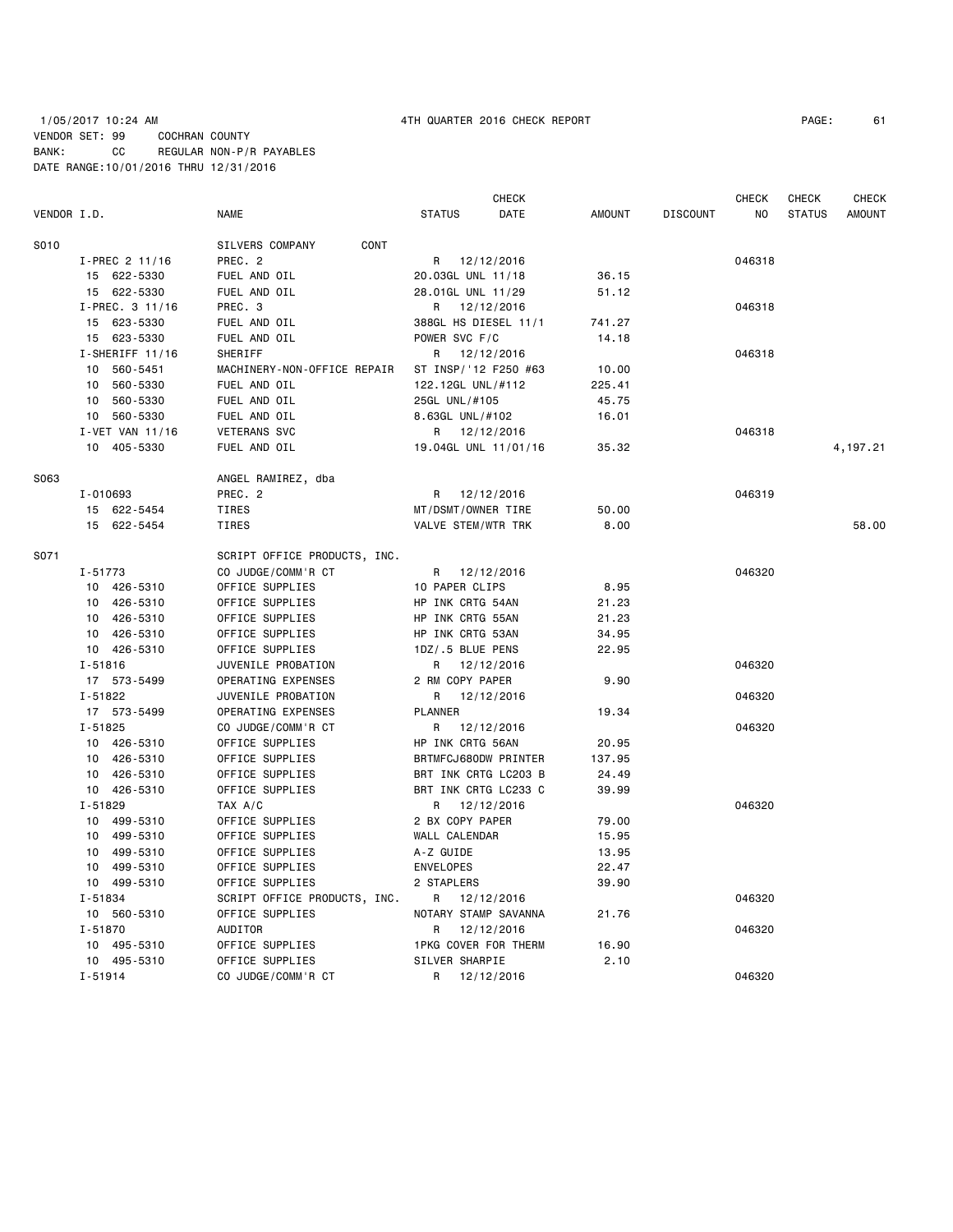1/05/2017 10:24 AM 4TH QUARTER 2016 CHECK REPORT

VENDOR SET: 99 COCHRAN COUNTY
BANK: CC REGULAR NON-P/R PAYABLES
DATE RANGE:10/01/2016 THRU 12/31/2016

| VENDOR I.D. | NAME | STATUS | CHECK DATE | AMOUNT | DISCOUNT | CHECK NO | CHECK STATUS | CHECK AMOUNT |
|---|---|---|---|---|---|---|---|---|
| S010 | SILVERS COMPANY CONT | | | | | | | |
| I-PREC 2 11/16 | PREC. 2 | R | 12/12/2016 | | | 046318 | | |
| 15 622-5330 | FUEL AND OIL | 20.03GL UNL 11/18 | | 36.15 | | | | |
| 15 622-5330 | FUEL AND OIL | 28.01GL UNL 11/29 | | 51.12 | | | | |
| I-PREC. 3 11/16 | PREC. 3 | R | 12/12/2016 | | | 046318 | | |
| 15 623-5330 | FUEL AND OIL | 388GL HS DIESEL 11/1 | | 741.27 | | | | |
| 15 623-5330 | FUEL AND OIL | POWER SVC F/C | | 14.18 | | | | |
| I-SHERIFF 11/16 | SHERIFF | R | 12/12/2016 | | | 046318 | | |
| 10 560-5451 | MACHINERY-NON-OFFICE REPAIR | ST INSP/'12 F250 #63 | | 10.00 | | | | |
| 10 560-5330 | FUEL AND OIL | 122.12GL UNL/#112 | | 225.41 | | | | |
| 10 560-5330 | FUEL AND OIL | 25GL UNL/#105 | | 45.75 | | | | |
| 10 560-5330 | FUEL AND OIL | 8.63GL UNL/#102 | | 16.01 | | | | |
| I-VET VAN 11/16 | VETERANS SVC | R | 12/12/2016 | | | 046318 | | |
| 10 405-5330 | FUEL AND OIL | 19.04GL UNL 11/01/16 | | 35.32 | | | | 4,197.21 |
| S063 | ANGEL RAMIREZ, dba | | | | | | | |
| I-010693 | PREC. 2 | R | 12/12/2016 | | | 046319 | | |
| 15 622-5454 | TIRES | MT/DSMT/OWNER TIRE | | 50.00 | | | | |
| 15 622-5454 | TIRES | VALVE STEM/WTR TRK | | 8.00 | | | | 58.00 |
| S071 | SCRIPT OFFICE PRODUCTS, INC. | | | | | | | |
| I-51773 | CO JUDGE/COMM'R CT | R | 12/12/2016 | | | 046320 | | |
| 10 426-5310 | OFFICE SUPPLIES | 10 PAPER CLIPS | | 8.95 | | | | |
| 10 426-5310 | OFFICE SUPPLIES | HP INK CRTG 54AN | | 21.23 | | | | |
| 10 426-5310 | OFFICE SUPPLIES | HP INK CRTG 55AN | | 21.23 | | | | |
| 10 426-5310 | OFFICE SUPPLIES | HP INK CRTG 53AN | | 34.95 | | | | |
| 10 426-5310 | OFFICE SUPPLIES | 1DZ/.5 BLUE PENS | | 22.95 | | | | |
| I-51816 | JUVENILE PROBATION | R | 12/12/2016 | | | 046320 | | |
| 17 573-5499 | OPERATING EXPENSES | 2 RM COPY PAPER | | 9.90 | | | | |
| I-51822 | JUVENILE PROBATION | R | 12/12/2016 | | | 046320 | | |
| 17 573-5499 | OPERATING EXPENSES | PLANNER | | 19.34 | | | | |
| I-51825 | CO JUDGE/COMM'R CT | R | 12/12/2016 | | | 046320 | | |
| 10 426-5310 | OFFICE SUPPLIES | HP INK CRTG 56AN | | 20.95 | | | | |
| 10 426-5310 | OFFICE SUPPLIES | BRTMFCJ680DW PRINTER | | 137.95 | | | | |
| 10 426-5310 | OFFICE SUPPLIES | BRT INK CRTG LC203 B | | 24.49 | | | | |
| 10 426-5310 | OFFICE SUPPLIES | BRT INK CRTG LC233 C | | 39.99 | | | | |
| I-51829 | TAX A/C | R | 12/12/2016 | | | 046320 | | |
| 10 499-5310 | OFFICE SUPPLIES | 2 BX COPY PAPER | | 79.00 | | | | |
| 10 499-5310 | OFFICE SUPPLIES | WALL CALENDAR | | 15.95 | | | | |
| 10 499-5310 | OFFICE SUPPLIES | A-Z GUIDE | | 13.95 | | | | |
| 10 499-5310 | OFFICE SUPPLIES | ENVELOPES | | 22.47 | | | | |
| 10 499-5310 | OFFICE SUPPLIES | 2 STAPLERS | | 39.90 | | | | |
| I-51834 | SCRIPT OFFICE PRODUCTS, INC. | R | 12/12/2016 | | | 046320 | | |
| 10 560-5310 | OFFICE SUPPLIES | NOTARY STAMP SAVANNA | | 21.76 | | | | |
| I-51870 | AUDITOR | R | 12/12/2016 | | | 046320 | | |
| 10 495-5310 | OFFICE SUPPLIES | 1PKG COVER FOR THERM | | 16.90 | | | | |
| 10 495-5310 | OFFICE SUPPLIES | SILVER SHARPIE | | 2.10 | | | | |
| I-51914 | CO JUDGE/COMM'R CT | R | 12/12/2016 | | | 046320 | | |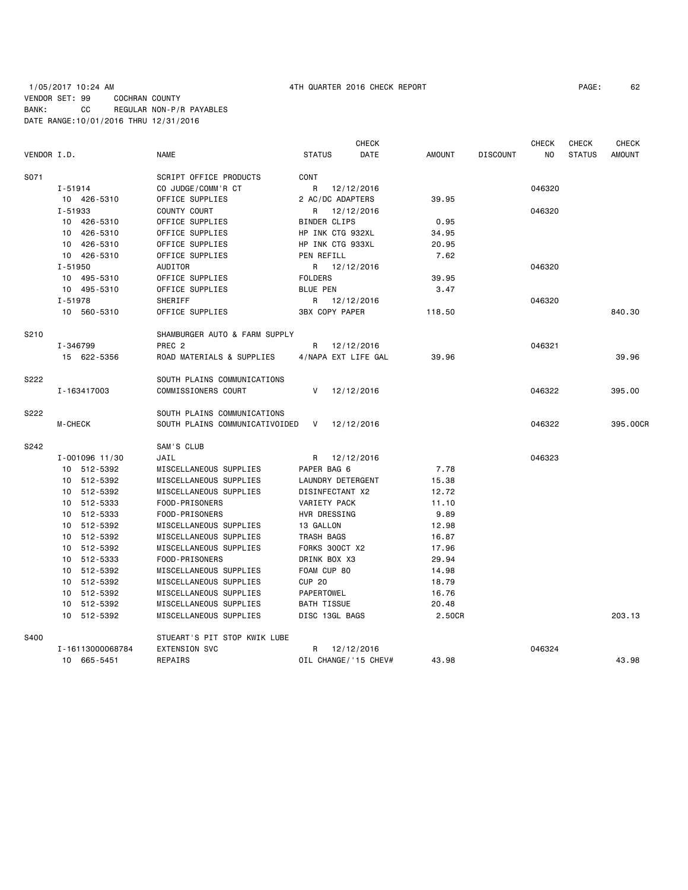1/05/2017 10:24 AM 4TH QUARTER 2016 CHECK REPORT

VENDOR SET: 99 COCHRAN COUNTY
BANK: CC REGULAR NON-P/R PAYABLES
DATE RANGE:10/01/2016 THRU 12/31/2016

| VENDOR I.D. | NAME | STATUS | CHECK DATE | AMOUNT | DISCOUNT | CHECK NO | CHECK STATUS | CHECK AMOUNT |
|---|---|---|---|---|---|---|---|---|
| S071 | SCRIPT OFFICE PRODUCTS | CONT | | | | | | |
| I-51914 | CO JUDGE/COMM'R CT | R | 12/12/2016 | | | 046320 | | |
| 10 426-5310 | OFFICE SUPPLIES | 2 AC/DC ADAPTERS | | 39.95 | | | | |
| I-51933 | COUNTY COURT | R | 12/12/2016 | | | 046320 | | |
| 10 426-5310 | OFFICE SUPPLIES | BINDER CLIPS | | 0.95 | | | | |
| 10 426-5310 | OFFICE SUPPLIES | HP INK CTG 932XL | | 34.95 | | | | |
| 10 426-5310 | OFFICE SUPPLIES | HP INK CTG 933XL | | 20.95 | | | | |
| 10 426-5310 | OFFICE SUPPLIES | PEN REFILL | | 7.62 | | | | |
| I-51950 | AUDITOR | R | 12/12/2016 | | | 046320 | | |
| 10 495-5310 | OFFICE SUPPLIES | FOLDERS | | 39.95 | | | | |
| 10 495-5310 | OFFICE SUPPLIES | BLUE PEN | | 3.47 | | | | |
| I-51978 | SHERIFF | R | 12/12/2016 | | | 046320 | | |
| 10 560-5310 | OFFICE SUPPLIES | 3BX COPY PAPER | | 118.50 | | | | 840.30 |
| S210 | SHAMBURGER AUTO & FARM SUPPLY | | | | | | | |
| I-346799 | PREC 2 | R | 12/12/2016 | | | 046321 | | |
| 15 622-5356 | ROAD MATERIALS & SUPPLIES | 4/NAPA EXT LIFE GAL | | 39.96 | | | | 39.96 |
| S222 | SOUTH PLAINS COMMUNICATIONS | | | | | | | |
| I-163417003 | COMMISSIONERS COURT | V | 12/12/2016 | | | 046322 | | 395.00 |
| S222 | SOUTH PLAINS COMMUNICATIONS | | | | | | | |
| M-CHECK | SOUTH PLAINS COMMUNICATIVOIDED | V | 12/12/2016 | | | 046322 | | 395.00CR |
| S242 | SAM'S CLUB | | | | | | | |
| I-001096 11/30 | JAIL | R | 12/12/2016 | | | 046323 | | |
| 10 512-5392 | MISCELLANEOUS SUPPLIES | PAPER BAG 6 | | 7.78 | | | | |
| 10 512-5392 | MISCELLANEOUS SUPPLIES | LAUNDRY DETERGENT | | 15.38 | | | | |
| 10 512-5392 | MISCELLANEOUS SUPPLIES | DISINFECTANT X2 | | 12.72 | | | | |
| 10 512-5333 | FOOD-PRISONERS | VARIETY PACK | | 11.10 | | | | |
| 10 512-5333 | FOOD-PRISONERS | HVR DRESSING | | 9.89 | | | | |
| 10 512-5392 | MISCELLANEOUS SUPPLIES | 13 GALLON | | 12.98 | | | | |
| 10 512-5392 | MISCELLANEOUS SUPPLIES | TRASH BAGS | | 16.87 | | | | |
| 10 512-5392 | MISCELLANEOUS SUPPLIES | FORKS 300CT X2 | | 17.96 | | | | |
| 10 512-5333 | FOOD-PRISONERS | DRINK BOX X3 | | 29.94 | | | | |
| 10 512-5392 | MISCELLANEOUS SUPPLIES | FOAM CUP 80 | | 14.98 | | | | |
| 10 512-5392 | MISCELLANEOUS SUPPLIES | CUP 20 | | 18.79 | | | | |
| 10 512-5392 | MISCELLANEOUS SUPPLIES | PAPERTOWEL | | 16.76 | | | | |
| 10 512-5392 | MISCELLANEOUS SUPPLIES | BATH TISSUE | | 20.48 | | | | |
| 10 512-5392 | MISCELLANEOUS SUPPLIES | DISC 13GL BAGS | | 2.50CR | | | | 203.13 |
| S400 | STUEART'S PIT STOP KWIK LUBE | | | | | | | |
| I-16113000068784 | EXTENSION SVC | R | 12/12/2016 | | | 046324 | | |
| 10 665-5451 | REPAIRS | OIL CHANGE/'15 CHEV# | | 43.98 | | | | 43.98 |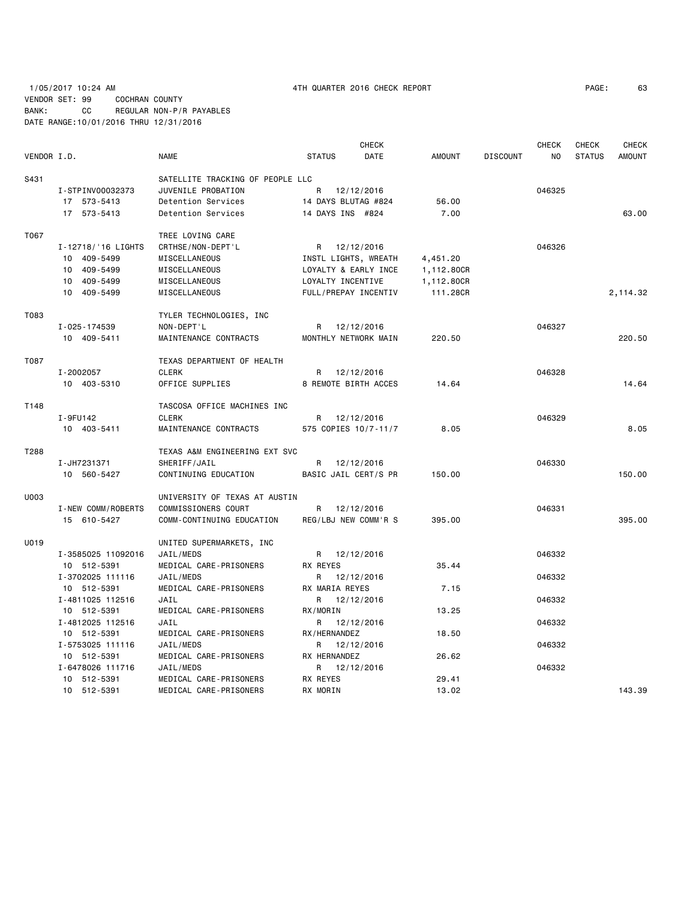1/05/2017 10:24 AM 4TH QUARTER 2016 CHECK REPORT

VENDOR SET: 99 COCHRAN COUNTY
BANK: CC REGULAR NON-P/R PAYABLES
DATE RANGE:10/01/2016 THRU 12/31/2016

| VENDOR I.D. | NAME | STATUS | CHECK DATE | AMOUNT | DISCOUNT | CHECK NO | CHECK STATUS | CHECK AMOUNT |
|---|---|---|---|---|---|---|---|---|
| S431 | SATELLITE TRACKING OF PEOPLE LLC | | | | | | | |
| I-STPINV00032373 | JUVENILE PROBATION | R | 12/12/2016 | | | 046325 | | |
| 17 573-5413 | Detention Services | 14 DAYS BLUTAG #824 | | 56.00 | | | | |
| 17 573-5413 | Detention Services | 14 DAYS INS #824 | | 7.00 | | | | 63.00 |
| T067 | TREE LOVING CARE | | | | | | | |
| I-12718/'16 LIGHTS | CRTHSE/NON-DEPT'L | R | 12/12/2016 | | | 046326 | | |
| 10 409-5499 | MISCELLANEOUS | INSTL LIGHTS, WREATH | | 4,451.20 | | | | |
| 10 409-5499 | MISCELLANEOUS | LOYALTY & EARLY INCE | | 1,112.80CR | | | | |
| 10 409-5499 | MISCELLANEOUS | LOYALTY INCENTIVE | | 1,112.80CR | | | | |
| 10 409-5499 | MISCELLANEOUS | FULL/PREPAY INCENTIV | | 111.28CR | | | | 2,114.32 |
| T083 | TYLER TECHNOLOGIES, INC | | | | | | | |
| I-025-174539 | NON-DEPT'L | R | 12/12/2016 | | | 046327 | | |
| 10 409-5411 | MAINTENANCE CONTRACTS | MONTHLY NETWORK MAIN | | 220.50 | | | | 220.50 |
| T087 | TEXAS DEPARTMENT OF HEALTH | | | | | | | |
| I-2002057 | CLERK | R | 12/12/2016 | | | 046328 | | |
| 10 403-5310 | OFFICE SUPPLIES | 8 REMOTE BIRTH ACCES | | 14.64 | | | | 14.64 |
| T148 | TASCOSA OFFICE MACHINES INC | | | | | | | |
| I-9FU142 | CLERK | R | 12/12/2016 | | | 046329 | | |
| 10 403-5411 | MAINTENANCE CONTRACTS | 575 COPIES 10/7-11/7 | | 8.05 | | | | 8.05 |
| T288 | TEXAS A&M ENGINEERING EXT SVC | | | | | | | |
| I-JH7231371 | SHERIFF/JAIL | R | 12/12/2016 | | | 046330 | | |
| 10 560-5427 | CONTINUING EDUCATION | BASIC JAIL CERT/S PR | | 150.00 | | | | 150.00 |
| U003 | UNIVERSITY OF TEXAS AT AUSTIN | | | | | | | |
| I-NEW COMM/ROBERTS | COMMISSIONERS COURT | R | 12/12/2016 | | | 046331 | | |
| 15 610-5427 | COMM-CONTINUING EDUCATION | REG/LBJ NEW COMM'R S | | 395.00 | | | | 395.00 |
| U019 | UNITED SUPERMARKETS, INC | | | | | | | |
| I-3585025 11092016 | JAIL/MEDS | R | 12/12/2016 | | | 046332 | | |
| 10 512-5391 | MEDICAL CARE-PRISONERS | RX REYES | | 35.44 | | | | |
| I-3702025 111116 | JAIL/MEDS | R | 12/12/2016 | | | 046332 | | |
| 10 512-5391 | MEDICAL CARE-PRISONERS | RX MARIA REYES | | 7.15 | | | | |
| I-4811025 112516 | JAIL | R | 12/12/2016 | | | 046332 | | |
| 10 512-5391 | MEDICAL CARE-PRISONERS | RX/MORIN | | 13.25 | | | | |
| I-4812025 112516 | JAIL | R | 12/12/2016 | | | 046332 | | |
| 10 512-5391 | MEDICAL CARE-PRISONERS | RX/HERNANDEZ | | 18.50 | | | | |
| I-5753025 111116 | JAIL/MEDS | R | 12/12/2016 | | | 046332 | | |
| 10 512-5391 | MEDICAL CARE-PRISONERS | RX HERNANDEZ | | 26.62 | | | | |
| I-6478026 111716 | JAIL/MEDS | R | 12/12/2016 | | | 046332 | | |
| 10 512-5391 | MEDICAL CARE-PRISONERS | RX REYES | | 29.41 | | | | |
| 10 512-5391 | MEDICAL CARE-PRISONERS | RX MORIN | | 13.02 | | | | 143.39 |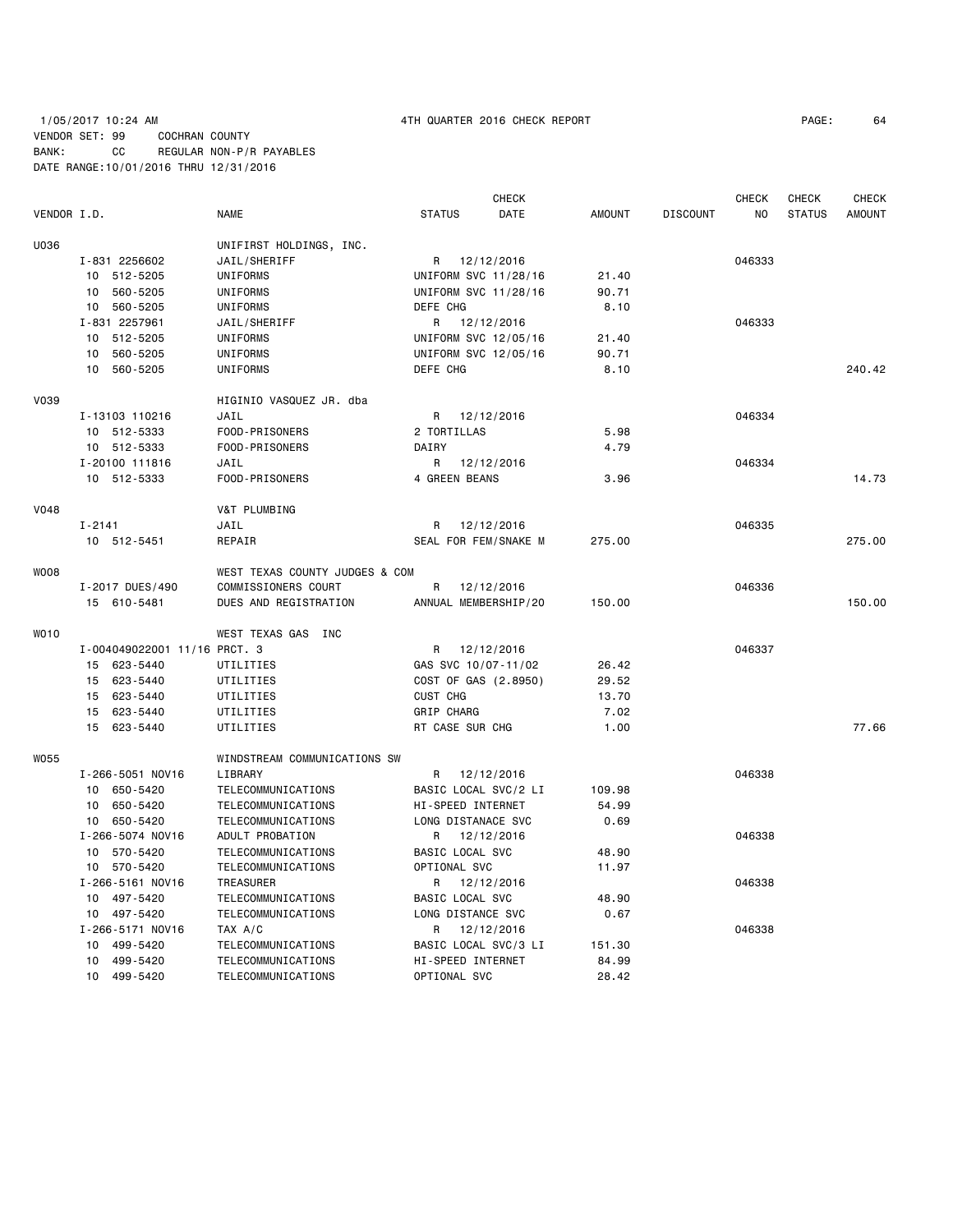1/05/2017 10:24 AM 4TH QUARTER 2016 CHECK REPORT

VENDOR SET: 99 COCHRAN COUNTY
BANK: CC REGULAR NON-P/R PAYABLES
DATE RANGE:10/01/2016 THRU 12/31/2016

| VENDOR I.D. | NAME | STATUS | CHECK DATE | AMOUNT | DISCOUNT | CHECK NO | CHECK STATUS | CHECK AMOUNT |
|---|---|---|---|---|---|---|---|---|
| U036 | UNIFIRST HOLDINGS, INC. | | | | | | | |
| I-831 2256602 | JAIL/SHERIFF | R | 12/12/2016 | | | 046333 | | |
| 10 512-5205 | UNIFORMS | UNIFORM SVC 11/28/16 | | 21.40 | | | | |
| 10 560-5205 | UNIFORMS | UNIFORM SVC 11/28/16 | | 90.71 | | | | |
| 10 560-5205 | UNIFORMS | DEFE CHG | | 8.10 | | | | |
| I-831 2257961 | JAIL/SHERIFF | R | 12/12/2016 | | | 046333 | | |
| 10 512-5205 | UNIFORMS | UNIFORM SVC 12/05/16 | | 21.40 | | | | |
| 10 560-5205 | UNIFORMS | UNIFORM SVC 12/05/16 | | 90.71 | | | | |
| 10 560-5205 | UNIFORMS | DEFE CHG | | 8.10 | | | | 240.42 |
| V039 | HIGINIO VASQUEZ JR. dba | | | | | | | |
| I-13103 110216 | JAIL | R | 12/12/2016 | | | 046334 | | |
| 10 512-5333 | FOOD-PRISONERS | 2 TORTILLAS | | 5.98 | | | | |
| 10 512-5333 | FOOD-PRISONERS | DAIRY | | 4.79 | | | | |
| I-20100 111816 | JAIL | R | 12/12/2016 | | | 046334 | | |
| 10 512-5333 | FOOD-PRISONERS | 4 GREEN BEANS | | 3.96 | | | | 14.73 |
| V048 | V&T PLUMBING | | | | | | | |
| I-2141 | JAIL | R | 12/12/2016 | | | 046335 | | |
| 10 512-5451 | REPAIR | SEAL FOR FEM/SNAKE M | | 275.00 | | | | 275.00 |
| W008 | WEST TEXAS COUNTY JUDGES & COM | | | | | | | |
| I-2017 DUES/490 | COMMISSIONERS COURT | R | 12/12/2016 | | | 046336 | | |
| 15 610-5481 | DUES AND REGISTRATION | ANNUAL MEMBERSHIP/20 | | 150.00 | | | | 150.00 |
| W010 | WEST TEXAS GAS INC | | | | | | | |
| I-004049022001 11/16 | PRCT. 3 | R | 12/12/2016 | | | 046337 | | |
| 15 623-5440 | UTILITIES | GAS SVC 10/07-11/02 | | 26.42 | | | | |
| 15 623-5440 | UTILITIES | COST OF GAS (2.8950) | | 29.52 | | | | |
| 15 623-5440 | UTILITIES | CUST CHG | | 13.70 | | | | |
| 15 623-5440 | UTILITIES | GRIP CHARG | | 7.02 | | | | |
| 15 623-5440 | UTILITIES | RT CASE SUR CHG | | 1.00 | | | | 77.66 |
| W055 | WINDSTREAM COMMUNICATIONS SW | | | | | | | |
| I-266-5051 NOV16 | LIBRARY | R | 12/12/2016 | | | 046338 | | |
| 10 650-5420 | TELECOMMUNICATIONS | BASIC LOCAL SVC/2 LI | | 109.98 | | | | |
| 10 650-5420 | TELECOMMUNICATIONS | HI-SPEED INTERNET | | 54.99 | | | | |
| 10 650-5420 | TELECOMMUNICATIONS | LONG DISTANACE SVC | | 0.69 | | | | |
| I-266-5074 NOV16 | ADULT PROBATION | R | 12/12/2016 | | | 046338 | | |
| 10 570-5420 | TELECOMMUNICATIONS | BASIC LOCAL SVC | | 48.90 | | | | |
| 10 570-5420 | TELECOMMUNICATIONS | OPTIONAL SVC | | 11.97 | | | | |
| I-266-5161 NOV16 | TREASURER | R | 12/12/2016 | | | 046338 | | |
| 10 497-5420 | TELECOMMUNICATIONS | BASIC LOCAL SVC | | 48.90 | | | | |
| 10 497-5420 | TELECOMMUNICATIONS | LONG DISTANCE SVC | | 0.67 | | | | |
| I-266-5171 NOV16 | TAX A/C | R | 12/12/2016 | | | 046338 | | |
| 10 499-5420 | TELECOMMUNICATIONS | BASIC LOCAL SVC/3 LI | | 151.30 | | | | |
| 10 499-5420 | TELECOMMUNICATIONS | HI-SPEED INTERNET | | 84.99 | | | | |
| 10 499-5420 | TELECOMMUNICATIONS | OPTIONAL SVC | | 28.42 | | | | |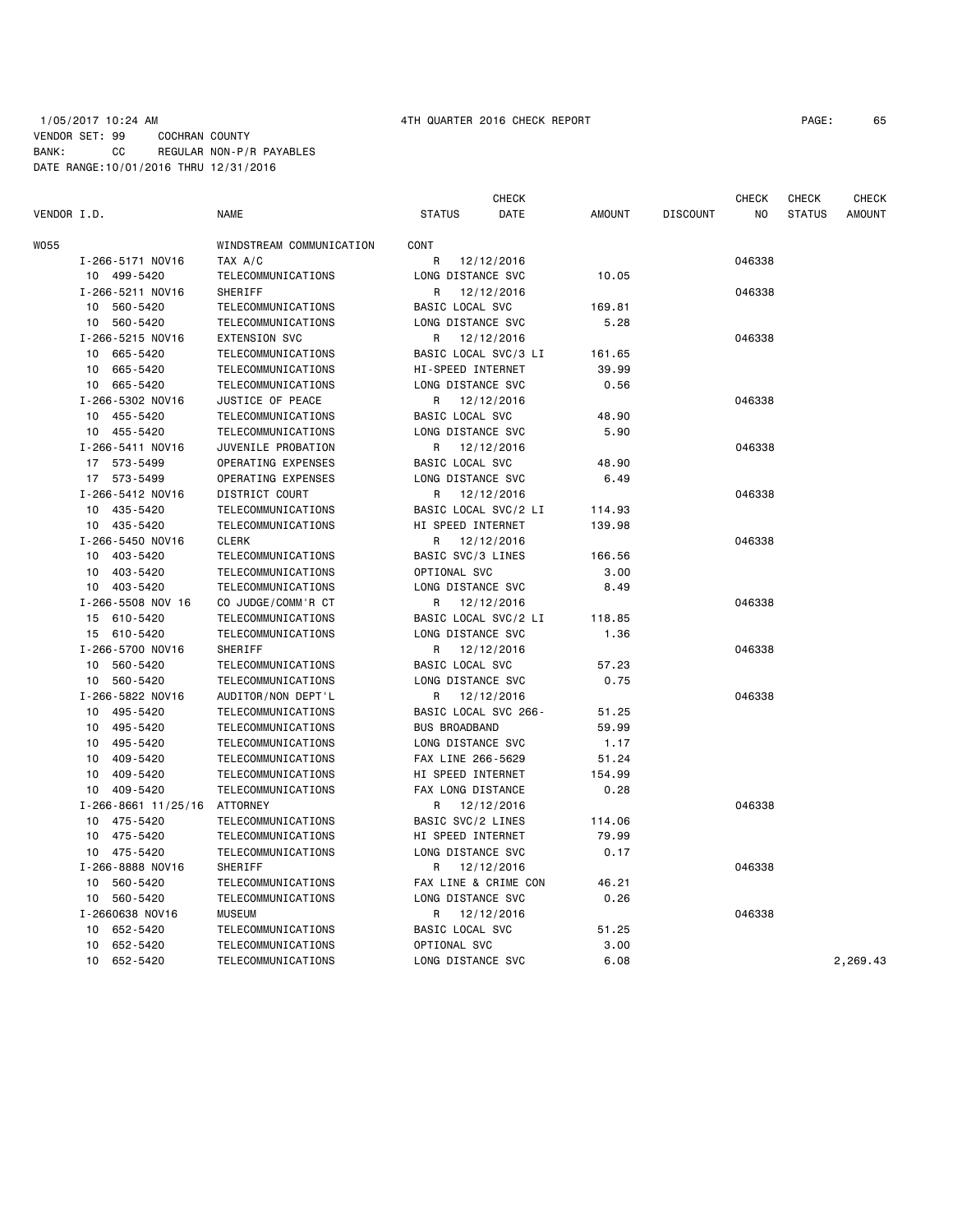1/05/2017 10:24 AM 4TH QUARTER 2016 CHECK REPORT

VENDOR SET: 99 COCHRAN COUNTY
BANK: CC REGULAR NON-P/R PAYABLES
DATE RANGE:10/01/2016 THRU 12/31/2016

| VENDOR I.D. | NAME | STATUS | CHECK DATE | AMOUNT | DISCOUNT | CHECK NO | CHECK STATUS | CHECK AMOUNT |
|---|---|---|---|---|---|---|---|---|
| W055 | WINDSTREAM COMMUNICATION | CONT | | | | | | |
| I-266-5171 NOV16 | TAX A/C | R | 12/12/2016 | | | 046338 | | |
| 10 499-5420 | TELECOMMUNICATIONS | LONG DISTANCE SVC | | 10.05 | | | | |
| I-266-5211 NOV16 | SHERIFF | R | 12/12/2016 | | | 046338 | | |
| 10 560-5420 | TELECOMMUNICATIONS | BASIC LOCAL SVC | | 169.81 | | | | |
| 10 560-5420 | TELECOMMUNICATIONS | LONG DISTANCE SVC | | 5.28 | | | | |
| I-266-5215 NOV16 | EXTENSION SVC | R | 12/12/2016 | | | 046338 | | |
| 10 665-5420 | TELECOMMUNICATIONS | BASIC LOCAL SVC/3 LI | | 161.65 | | | | |
| 10 665-5420 | TELECOMMUNICATIONS | HI-SPEED INTERNET | | 39.99 | | | | |
| 10 665-5420 | TELECOMMUNICATIONS | LONG DISTANCE SVC | | 0.56 | | | | |
| I-266-5302 NOV16 | JUSTICE OF PEACE | R | 12/12/2016 | | | 046338 | | |
| 10 455-5420 | TELECOMMUNICATIONS | BASIC LOCAL SVC | | 48.90 | | | | |
| 10 455-5420 | TELECOMMUNICATIONS | LONG DISTANCE SVC | | 5.90 | | | | |
| I-266-5411 NOV16 | JUVENILE PROBATION | R | 12/12/2016 | | | 046338 | | |
| 17 573-5499 | OPERATING EXPENSES | BASIC LOCAL SVC | | 48.90 | | | | |
| 17 573-5499 | OPERATING EXPENSES | LONG DISTANCE SVC | | 6.49 | | | | |
| I-266-5412 NOV16 | DISTRICT COURT | R | 12/12/2016 | | | 046338 | | |
| 10 435-5420 | TELECOMMUNICATIONS | BASIC LOCAL SVC/2 LI | | 114.93 | | | | |
| 10 435-5420 | TELECOMMUNICATIONS | HI SPEED INTERNET | | 139.98 | | | | |
| I-266-5450 NOV16 | CLERK | R | 12/12/2016 | | | 046338 | | |
| 10 403-5420 | TELECOMMUNICATIONS | BASIC SVC/3 LINES | | 166.56 | | | | |
| 10 403-5420 | TELECOMMUNICATIONS | OPTIONAL SVC | | 3.00 | | | | |
| 10 403-5420 | TELECOMMUNICATIONS | LONG DISTANCE SVC | | 8.49 | | | | |
| I-266-5508 NOV 16 | CO JUDGE/COMM'R CT | R | 12/12/2016 | | | 046338 | | |
| 15 610-5420 | TELECOMMUNICATIONS | BASIC LOCAL SVC/2 LI | | 118.85 | | | | |
| 15 610-5420 | TELECOMMUNICATIONS | LONG DISTANCE SVC | | 1.36 | | | | |
| I-266-5700 NOV16 | SHERIFF | R | 12/12/2016 | | | 046338 | | |
| 10 560-5420 | TELECOMMUNICATIONS | BASIC LOCAL SVC | | 57.23 | | | | |
| 10 560-5420 | TELECOMMUNICATIONS | LONG DISTANCE SVC | | 0.75 | | | | |
| I-266-5822 NOV16 | AUDITOR/NON DEPT'L | R | 12/12/2016 | | | 046338 | | |
| 10 495-5420 | TELECOMMUNICATIONS | BASIC LOCAL SVC 266- | | 51.25 | | | | |
| 10 495-5420 | TELECOMMUNICATIONS | BUS BROADBAND | | 59.99 | | | | |
| 10 495-5420 | TELECOMMUNICATIONS | LONG DISTANCE SVC | | 1.17 | | | | |
| 10 409-5420 | TELECOMMUNICATIONS | FAX LINE 266-5629 | | 51.24 | | | | |
| 10 409-5420 | TELECOMMUNICATIONS | HI SPEED INTERNET | | 154.99 | | | | |
| 10 409-5420 | TELECOMMUNICATIONS | FAX LONG DISTANCE | | 0.28 | | | | |
| I-266-8661 11/25/16 | ATTORNEY | R | 12/12/2016 | | | 046338 | | |
| 10 475-5420 | TELECOMMUNICATIONS | BASIC SVC/2 LINES | | 114.06 | | | | |
| 10 475-5420 | TELECOMMUNICATIONS | HI SPEED INTERNET | | 79.99 | | | | |
| 10 475-5420 | TELECOMMUNICATIONS | LONG DISTANCE SVC | | 0.17 | | | | |
| I-266-8888 NOV16 | SHERIFF | R | 12/12/2016 | | | 046338 | | |
| 10 560-5420 | TELECOMMUNICATIONS | FAX LINE & CRIME CON | | 46.21 | | | | |
| 10 560-5420 | TELECOMMUNICATIONS | LONG DISTANCE SVC | | 0.26 | | | | |
| I-2660638 NOV16 | MUSEUM | R | 12/12/2016 | | | 046338 | | |
| 10 652-5420 | TELECOMMUNICATIONS | BASIC LOCAL SVC | | 51.25 | | | | |
| 10 652-5420 | TELECOMMUNICATIONS | OPTIONAL SVC | | 3.00 | | | | |
| 10 652-5420 | TELECOMMUNICATIONS | LONG DISTANCE SVC | | 6.08 | | | | 2,269.43 |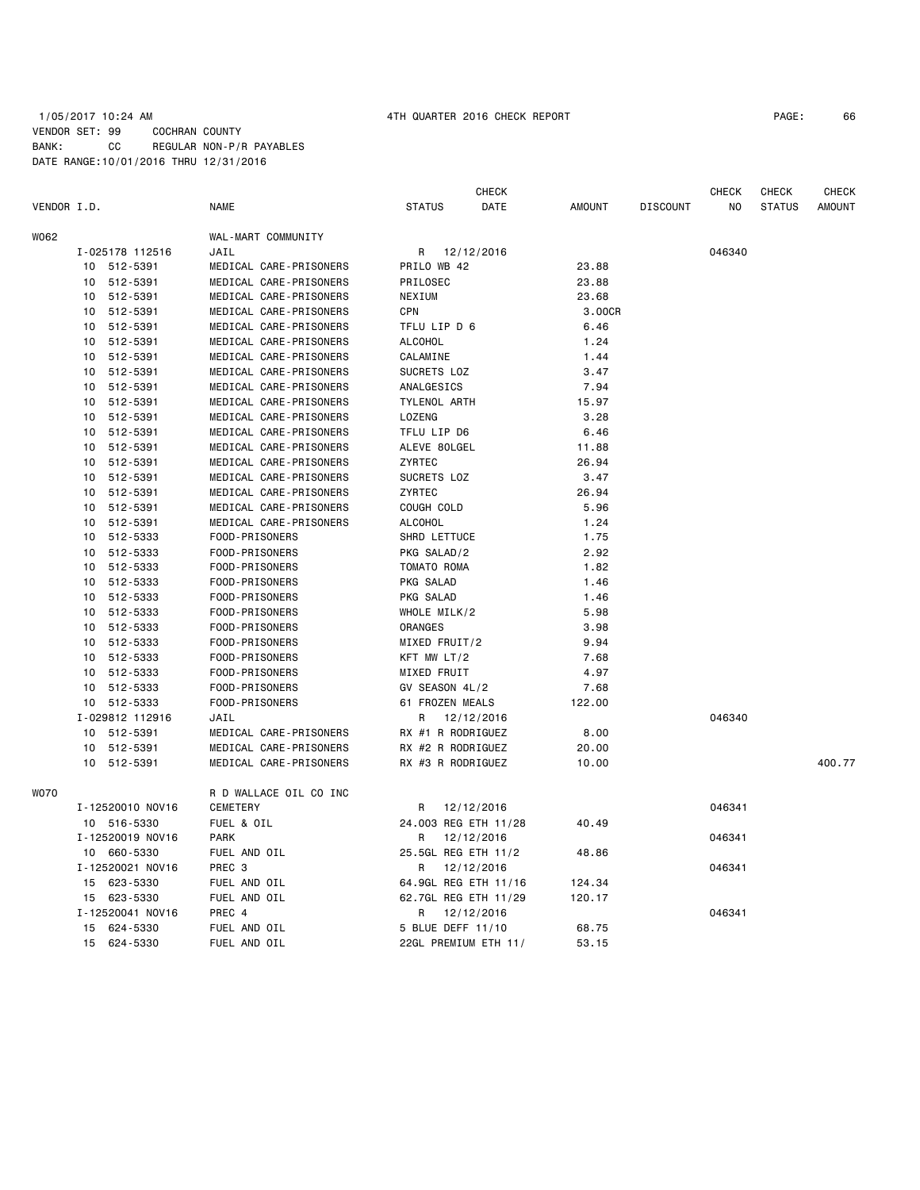1/05/2017 10:24 AM 4TH QUARTER 2016 CHECK REPORT

VENDOR SET: 99 COCHRAN COUNTY
BANK: CC REGULAR NON-P/R PAYABLES
DATE RANGE:10/01/2016 THRU 12/31/2016

| VENDOR I.D. | NAME | STATUS | CHECK DATE | AMOUNT | DISCOUNT | CHECK NO | CHECK STATUS | CHECK AMOUNT |
|---|---|---|---|---|---|---|---|---|
| W062 | WAL-MART COMMUNITY | | | | | | | |
| I-025178 112516 | JAIL | R | 12/12/2016 | | | 046340 | | |
| 10 512-5391 | MEDICAL CARE-PRISONERS | PRILO WB 42 | | 23.88 | | | | |
| 10 512-5391 | MEDICAL CARE-PRISONERS | PRILOSEC | | 23.88 | | | | |
| 10 512-5391 | MEDICAL CARE-PRISONERS | NEXIUM | | 23.68 | | | | |
| 10 512-5391 | MEDICAL CARE-PRISONERS | CPN | | 3.00CR | | | | |
| 10 512-5391 | MEDICAL CARE-PRISONERS | TFLU LIP D 6 | | 6.46 | | | | |
| 10 512-5391 | MEDICAL CARE-PRISONERS | ALCOHOL | | 1.24 | | | | |
| 10 512-5391 | MEDICAL CARE-PRISONERS | CALAMINE | | 1.44 | | | | |
| 10 512-5391 | MEDICAL CARE-PRISONERS | SUCRETS LOZ | | 3.47 | | | | |
| 10 512-5391 | MEDICAL CARE-PRISONERS | ANALGESICS | | 7.94 | | | | |
| 10 512-5391 | MEDICAL CARE-PRISONERS | TYLENOL ARTH | | 15.97 | | | | |
| 10 512-5391 | MEDICAL CARE-PRISONERS | LOZENG | | 3.28 | | | | |
| 10 512-5391 | MEDICAL CARE-PRISONERS | TFLU LIP D6 | | 6.46 | | | | |
| 10 512-5391 | MEDICAL CARE-PRISONERS | ALEVE 80LGEL | | 11.88 | | | | |
| 10 512-5391 | MEDICAL CARE-PRISONERS | ZYRTEC | | 26.94 | | | | |
| 10 512-5391 | MEDICAL CARE-PRISONERS | SUCRETS LOZ | | 3.47 | | | | |
| 10 512-5391 | MEDICAL CARE-PRISONERS | ZYRTEC | | 26.94 | | | | |
| 10 512-5391 | MEDICAL CARE-PRISONERS | COUGH COLD | | 5.96 | | | | |
| 10 512-5391 | MEDICAL CARE-PRISONERS | ALCOHOL | | 1.24 | | | | |
| 10 512-5333 | FOOD-PRISONERS | SHRD LETTUCE | | 1.75 | | | | |
| 10 512-5333 | FOOD-PRISONERS | PKG SALAD/2 | | 2.92 | | | | |
| 10 512-5333 | FOOD-PRISONERS | TOMATO ROMA | | 1.82 | | | | |
| 10 512-5333 | FOOD-PRISONERS | PKG SALAD | | 1.46 | | | | |
| 10 512-5333 | FOOD-PRISONERS | PKG SALAD | | 1.46 | | | | |
| 10 512-5333 | FOOD-PRISONERS | WHOLE MILK/2 | | 5.98 | | | | |
| 10 512-5333 | FOOD-PRISONERS | ORANGES | | 3.98 | | | | |
| 10 512-5333 | FOOD-PRISONERS | MIXED FRUIT/2 | | 9.94 | | | | |
| 10 512-5333 | FOOD-PRISONERS | KFT MW LT/2 | | 7.68 | | | | |
| 10 512-5333 | FOOD-PRISONERS | MIXED FRUIT | | 4.97 | | | | |
| 10 512-5333 | FOOD-PRISONERS | GV SEASON 4L/2 | | 7.68 | | | | |
| 10 512-5333 | FOOD-PRISONERS | 61 FROZEN MEALS | | 122.00 | | | | |
| I-029812 112916 | JAIL | R | 12/12/2016 | | | 046340 | | |
| 10 512-5391 | MEDICAL CARE-PRISONERS | RX #1 R RODRIGUEZ | | 8.00 | | | | |
| 10 512-5391 | MEDICAL CARE-PRISONERS | RX #2 R RODRIGUEZ | | 20.00 | | | | |
| 10 512-5391 | MEDICAL CARE-PRISONERS | RX #3 R RODRIGUEZ | | 10.00 | | | | 400.77 |
| W070 | R D WALLACE OIL CO INC | | | | | | | |
| I-12520010 NOV16 | CEMETERY | R | 12/12/2016 | | | 046341 | | |
| 10 516-5330 | FUEL & OIL | 24.003 REG ETH 11/28 | | 40.49 | | | | |
| I-12520019 NOV16 | PARK | R | 12/12/2016 | | | 046341 | | |
| 10 660-5330 | FUEL AND OIL | 25.5GL REG ETH 11/2 | | 48.86 | | | | |
| I-12520021 NOV16 | PREC 3 | R | 12/12/2016 | | | 046341 | | |
| 15 623-5330 | FUEL AND OIL | 64.9GL REG ETH 11/16 | | 124.34 | | | | |
| 15 623-5330 | FUEL AND OIL | 62.7GL REG ETH 11/29 | | 120.17 | | | | |
| I-12520041 NOV16 | PREC 4 | R | 12/12/2016 | | | 046341 | | |
| 15 624-5330 | FUEL AND OIL | 5 BLUE DEFF 11/10 | | 68.75 | | | | |
| 15 624-5330 | FUEL AND OIL | 22GL PREMIUM ETH 11/ | | 53.15 | | | | |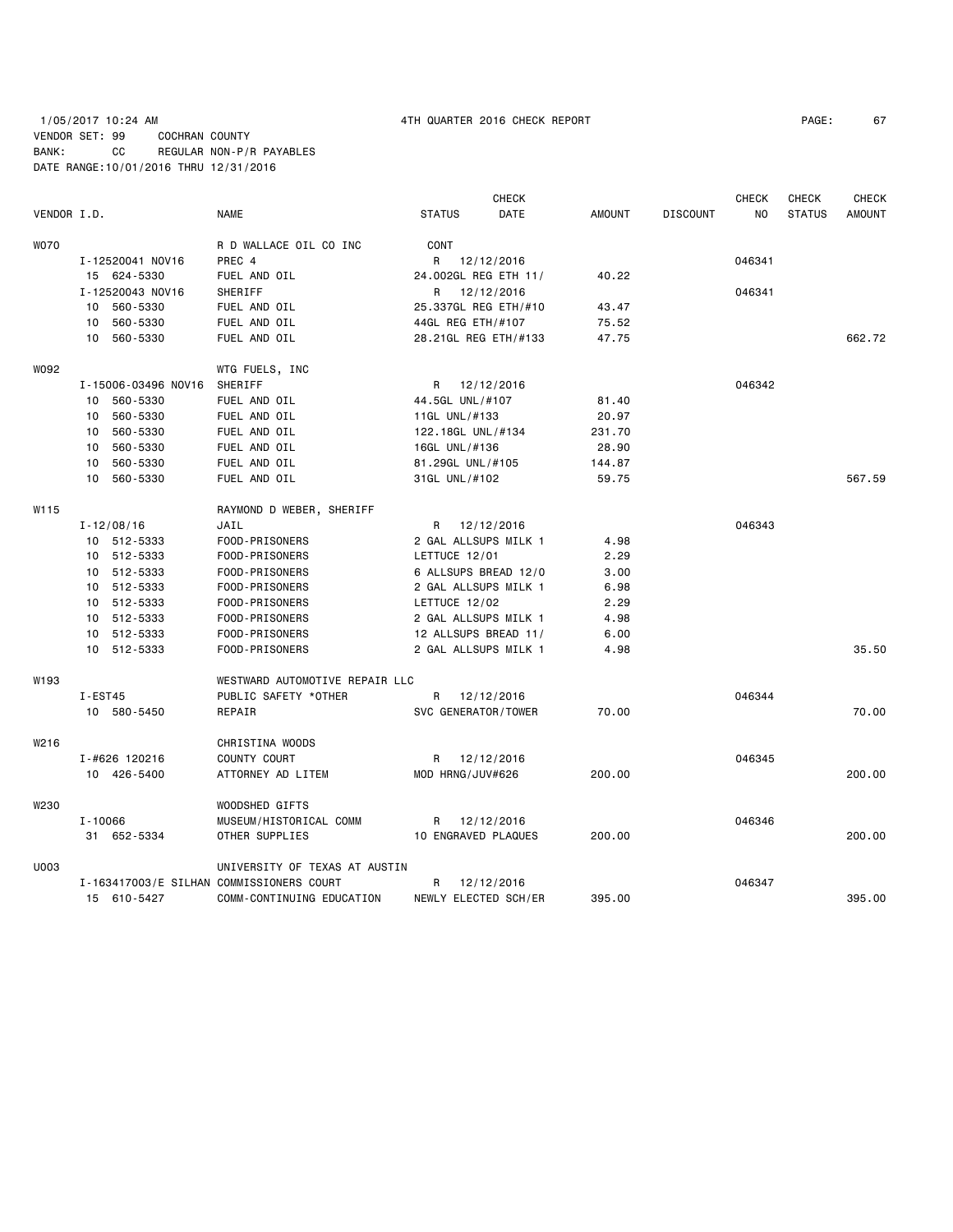1/05/2017 10:24 AM 4TH QUARTER 2016 CHECK REPORT

VENDOR SET: 99 COCHRAN COUNTY
BANK: CC REGULAR NON-P/R PAYABLES
DATE RANGE:10/01/2016 THRU 12/31/2016

| VENDOR I.D. | NAME | STATUS | CHECK DATE | AMOUNT | DISCOUNT | CHECK NO | CHECK STATUS | CHECK AMOUNT |
|---|---|---|---|---|---|---|---|---|
| W070 | R D WALLACE OIL CO INC | CONT | | | | | | |
| I-12520041 NOV16 | PREC 4 | R | 12/12/2016 | | | 046341 | | |
| 15 624-5330 | FUEL AND OIL | 24.002GL REG ETH 11/ | | 40.22 | | | | |
| I-12520043 NOV16 | SHERIFF | R | 12/12/2016 | | | 046341 | | |
| 10 560-5330 | FUEL AND OIL | 25.337GL REG ETH/#10 | | 43.47 | | | | |
| 10 560-5330 | FUEL AND OIL | 44GL REG ETH/#107 | | 75.52 | | | | |
| 10 560-5330 | FUEL AND OIL | 28.21GL REG ETH/#133 | | 47.75 | | | | 662.72 |
| W092 | WTG FUELS, INC | | | | | | | |
| I-15006-03496 NOV16 | SHERIFF | R | 12/12/2016 | | | 046342 | | |
| 10 560-5330 | FUEL AND OIL | 44.5GL UNL/#107 | | 81.40 | | | | |
| 10 560-5330 | FUEL AND OIL | 11GL UNL/#133 | | 20.97 | | | | |
| 10 560-5330 | FUEL AND OIL | 122.18GL UNL/#134 | | 231.70 | | | | |
| 10 560-5330 | FUEL AND OIL | 16GL UNL/#136 | | 28.90 | | | | |
| 10 560-5330 | FUEL AND OIL | 81.29GL UNL/#105 | | 144.87 | | | | |
| 10 560-5330 | FUEL AND OIL | 31GL UNL/#102 | | 59.75 | | | | 567.59 |
| W115 | RAYMOND D WEBER, SHERIFF | | | | | | | |
| I-12/08/16 | JAIL | R | 12/12/2016 | | | 046343 | | |
| 10 512-5333 | FOOD-PRISONERS | 2 GAL ALLSUPS MILK 1 | | 4.98 | | | | |
| 10 512-5333 | FOOD-PRISONERS | LETTUCE 12/01 | | 2.29 | | | | |
| 10 512-5333 | FOOD-PRISONERS | 6 ALLSUPS BREAD 12/0 | | 3.00 | | | | |
| 10 512-5333 | FOOD-PRISONERS | 2 GAL ALLSUPS MILK 1 | | 6.98 | | | | |
| 10 512-5333 | FOOD-PRISONERS | LETTUCE 12/02 | | 2.29 | | | | |
| 10 512-5333 | FOOD-PRISONERS | 2 GAL ALLSUPS MILK 1 | | 4.98 | | | | |
| 10 512-5333 | FOOD-PRISONERS | 12 ALLSUPS BREAD 11/ | | 6.00 | | | | |
| 10 512-5333 | FOOD-PRISONERS | 2 GAL ALLSUPS MILK 1 | | 4.98 | | | | 35.50 |
| W193 | WESTWARD AUTOMOTIVE REPAIR LLC | | | | | | | |
| I-EST45 | PUBLIC SAFETY *OTHER | R | 12/12/2016 | | | 046344 | | |
| 10 580-5450 | REPAIR | SVC GENERATOR/TOWER | | 70.00 | | | | 70.00 |
| W216 | CHRISTINA WOODS | | | | | | | |
| I-#626 120216 | COUNTY COURT | R | 12/12/2016 | | | 046345 | | |
| 10 426-5400 | ATTORNEY AD LITEM | MOD HRNG/JUV#626 | | 200.00 | | | | 200.00 |
| W230 | WOODSHED GIFTS | | | | | | | |
| I-10066 | MUSEUM/HISTORICAL COMM | R | 12/12/2016 | | | 046346 | | |
| 31 652-5334 | OTHER SUPPLIES | 10 ENGRAVED PLAQUES | | 200.00 | | | | 200.00 |
| U003 | UNIVERSITY OF TEXAS AT AUSTIN | | | | | | | |
| I-163417003/E SILHAN | COMMISSIONERS COURT | R | 12/12/2016 | | | 046347 | | |
| 15 610-5427 | COMM-CONTINUING EDUCATION | NEWLY ELECTED SCH/ER | | 395.00 | | | | 395.00 |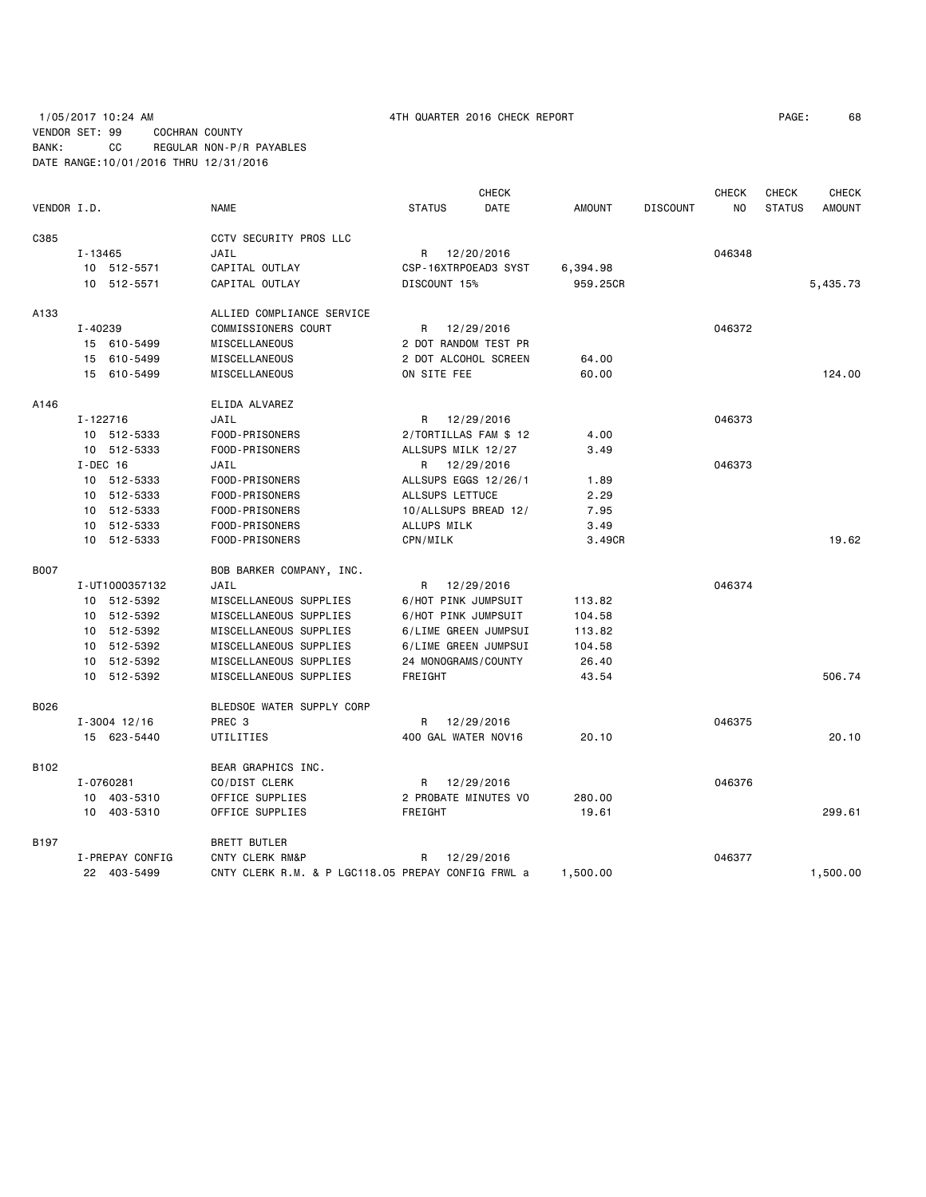1/05/2017 10:24 AM 4TH QUARTER 2016 CHECK REPORT

VENDOR SET: 99 COCHRAN COUNTY
BANK: CC REGULAR NON-P/R PAYABLES
DATE RANGE:10/01/2016 THRU 12/31/2016

| VENDOR I.D. | NAME | STATUS | CHECK DATE | AMOUNT | DISCOUNT | CHECK NO | CHECK STATUS | CHECK AMOUNT |
|---|---|---|---|---|---|---|---|---|
| C385 | CCTV SECURITY PROS LLC | | | | | | | |
| I-13465 | JAIL | R | 12/20/2016 | | | 046348 | | |
| 10 512-5571 | CAPITAL OUTLAY | CSP-16XTRPOEAD3 SYST | | 6,394.98 | | | | |
| 10 512-5571 | CAPITAL OUTLAY | DISCOUNT 15% | | 959.25CR | | | | 5,435.73 |
| A133 | ALLIED COMPLIANCE SERVICE | | | | | | | |
| I-40239 | COMMISSIONERS COURT | R | 12/29/2016 | | | 046372 | | |
| 15 610-5499 | MISCELLANEOUS | 2 DOT RANDOM TEST PR | | | | | | |
| 15 610-5499 | MISCELLANEOUS | 2 DOT ALCOHOL SCREEN | | 64.00 | | | | |
| 15 610-5499 | MISCELLANEOUS | ON SITE FEE | | 60.00 | | | | 124.00 |
| A146 | ELIDA ALVAREZ | | | | | | | |
| I-122716 | JAIL | R | 12/29/2016 | | | 046373 | | |
| 10 512-5333 | FOOD-PRISONERS | 2/TORTILLAS FAM $ 12 | | 4.00 | | | | |
| 10 512-5333 | FOOD-PRISONERS | ALLSUPS MILK 12/27 | | 3.49 | | | | |
| I-DEC 16 | JAIL | R | 12/29/2016 | | | 046373 | | |
| 10 512-5333 | FOOD-PRISONERS | ALLSUPS EGGS 12/26/1 | | 1.89 | | | | |
| 10 512-5333 | FOOD-PRISONERS | ALLSUPS LETTUCE | | 2.29 | | | | |
| 10 512-5333 | FOOD-PRISONERS | 10/ALLSUPS BREAD 12/ | | 7.95 | | | | |
| 10 512-5333 | FOOD-PRISONERS | ALLUPS MILK | | 3.49 | | | | |
| 10 512-5333 | FOOD-PRISONERS | CPN/MILK | | 3.49CR | | | | 19.62 |
| B007 | BOB BARKER COMPANY, INC. | | | | | | | |
| I-UT1000357132 | JAIL | R | 12/29/2016 | | | 046374 | | |
| 10 512-5392 | MISCELLANEOUS SUPPLIES | 6/HOT PINK JUMPSUIT | | 113.82 | | | | |
| 10 512-5392 | MISCELLANEOUS SUPPLIES | 6/HOT PINK JUMPSUIT | | 104.58 | | | | |
| 10 512-5392 | MISCELLANEOUS SUPPLIES | 6/LIME GREEN JUMPSUI | | 113.82 | | | | |
| 10 512-5392 | MISCELLANEOUS SUPPLIES | 6/LIME GREEN JUMPSUI | | 104.58 | | | | |
| 10 512-5392 | MISCELLANEOUS SUPPLIES | 24 MONOGRAMS/COUNTY | | 26.40 | | | | |
| 10 512-5392 | MISCELLANEOUS SUPPLIES | FREIGHT | | 43.54 | | | | 506.74 |
| B026 | BLEDSOE WATER SUPPLY CORP | | | | | | | |
| I-3004 12/16 | PREC 3 | R | 12/29/2016 | | | 046375 | | |
| 15 623-5440 | UTILITIES | 400 GAL WATER NOV16 | | 20.10 | | | | 20.10 |
| B102 | BEAR GRAPHICS INC. | | | | | | | |
| I-0760281 | CO/DIST CLERK | R | 12/29/2016 | | | 046376 | | |
| 10 403-5310 | OFFICE SUPPLIES | 2 PROBATE MINUTES VO | | 280.00 | | | | |
| 10 403-5310 | OFFICE SUPPLIES | FREIGHT | | 19.61 | | | | 299.61 |
| B197 | BRETT BUTLER | | | | | | | |
| I-PREPAY CONFIG | CNTY CLERK RM&P | R | 12/29/2016 | | | 046377 | | |
| 22 403-5499 | CNTY CLERK R.M. & P LGC118.05 PREPAY CONFIG FRWL a | | | 1,500.00 | | | | 1,500.00 |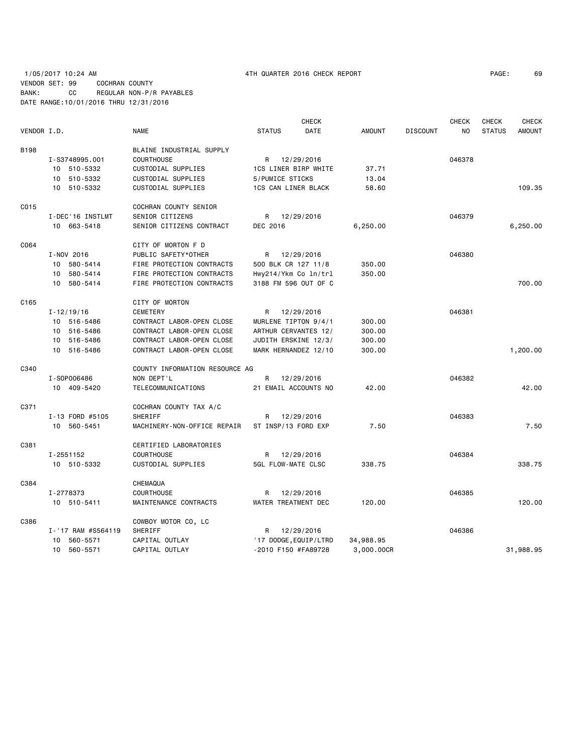1/05/2017 10:24 AM 4TH QUARTER 2016 CHECK REPORT

VENDOR SET: 99 COCHRAN COUNTY
BANK: CC REGULAR NON-P/R PAYABLES
DATE RANGE:10/01/2016 THRU 12/31/2016

| VENDOR I.D. | NAME | STATUS | CHECK DATE | AMOUNT | DISCOUNT | CHECK NO | CHECK STATUS | CHECK AMOUNT |
|---|---|---|---|---|---|---|---|---|
| B198 | BLAINE INDUSTRIAL SUPPLY | | | | | | | |
| I-S3748995.001 | COURTHOUSE | R | 12/29/2016 | | | 046378 | | |
| 10 510-5332 | CUSTODIAL SUPPLIES | 1CS LINER BIRP WHITE | | 37.71 | | | | |
| 10 510-5332 | CUSTODIAL SUPPLIES | 5/PUMICE STICKS | | 13.04 | | | | |
| 10 510-5332 | CUSTODIAL SUPPLIES | 1CS CAN LINER BLACK | | 58.60 | | | | 109.35 |
| C015 | COCHRAN COUNTY SENIOR | | | | | | | |
| I-DEC'16 INSTLMT | SENIOR CITIZENS | R | 12/29/2016 | | | 046379 | | |
| 10 663-5418 | SENIOR CITIZENS CONTRACT | DEC 2016 | | 6,250.00 | | | | 6,250.00 |
| C064 | CITY OF MORTON F D | | | | | | | |
| I-NOV 2016 | PUBLIC SAFETY*OTHER | R | 12/29/2016 | | | 046380 | | |
| 10 580-5414 | FIRE PROTECTION CONTRACTS | 500 BLK CR 127 11/8 | | 350.00 | | | | |
| 10 580-5414 | FIRE PROTECTION CONTRACTS | Hwy214/Ykm Co ln/trl | | 350.00 | | | | |
| 10 580-5414 | FIRE PROTECTION CONTRACTS | 3188 FM 596 OUT OF C | | | | | | 700.00 |
| C165 | CITY OF MORTON | | | | | | | |
| I-12/19/16 | CEMETERY | R | 12/29/2016 | | | 046381 | | |
| 10 516-5486 | CONTRACT LABOR-OPEN CLOSE | MURLENE TIPTON 9/4/1 | | 300.00 | | | | |
| 10 516-5486 | CONTRACT LABOR-OPEN CLOSE | ARTHUR CERVANTES 12/ | | 300.00 | | | | |
| 10 516-5486 | CONTRACT LABOR-OPEN CLOSE | JUDITH ERSKINE 12/3/ | | 300.00 | | | | |
| 10 516-5486 | CONTRACT LABOR-OPEN CLOSE | MARK HERNANDEZ 12/10 | | 300.00 | | | | 1,200.00 |
| C340 | COUNTY INFORMATION RESOURCE AG | | | | | | | |
| I-SOP006486 | NON DEPT'L | R | 12/29/2016 | | | 046382 | | |
| 10 409-5420 | TELECOMMUNICATIONS | 21 EMAIL ACCOUNTS NO | | 42.00 | | | | 42.00 |
| C371 | COCHRAN COUNTY TAX A/C | | | | | | | |
| I-13 FORD #5105 | SHERIFF | R | 12/29/2016 | | | 046383 | | |
| 10 560-5451 | MACHINERY-NON-OFFICE REPAIR | ST INSP/13 FORD EXP | | 7.50 | | | | 7.50 |
| C381 | CERTIFIED LABORATORIES | | | | | | | |
| I-2551152 | COURTHOUSE | R | 12/29/2016 | | | 046384 | | |
| 10 510-5332 | CUSTODIAL SUPPLIES | 5GL FLOW-MATE CLSC | | 338.75 | | | | 338.75 |
| C384 | CHEMAQUA | | | | | | | |
| I-2778373 | COURTHOUSE | R | 12/29/2016 | | | 046385 | | |
| 10 510-5411 | MAINTENANCE CONTRACTS | WATER TREATMENT DEC | | 120.00 | | | | 120.00 |
| C386 | COWBOY MOTOR CO, LC | | | | | | | |
| I-'17 RAM #S564119 | SHERIFF | R | 12/29/2016 | | | 046386 | | |
| 10 560-5571 | CAPITAL OUTLAY | '17 DODGE,EQUIP/LTRD | | 34,988.95 | | | | |
| 10 560-5571 | CAPITAL OUTLAY | -2010 F150 #FA89728 | | 3,000.00CR | | | | 31,988.95 |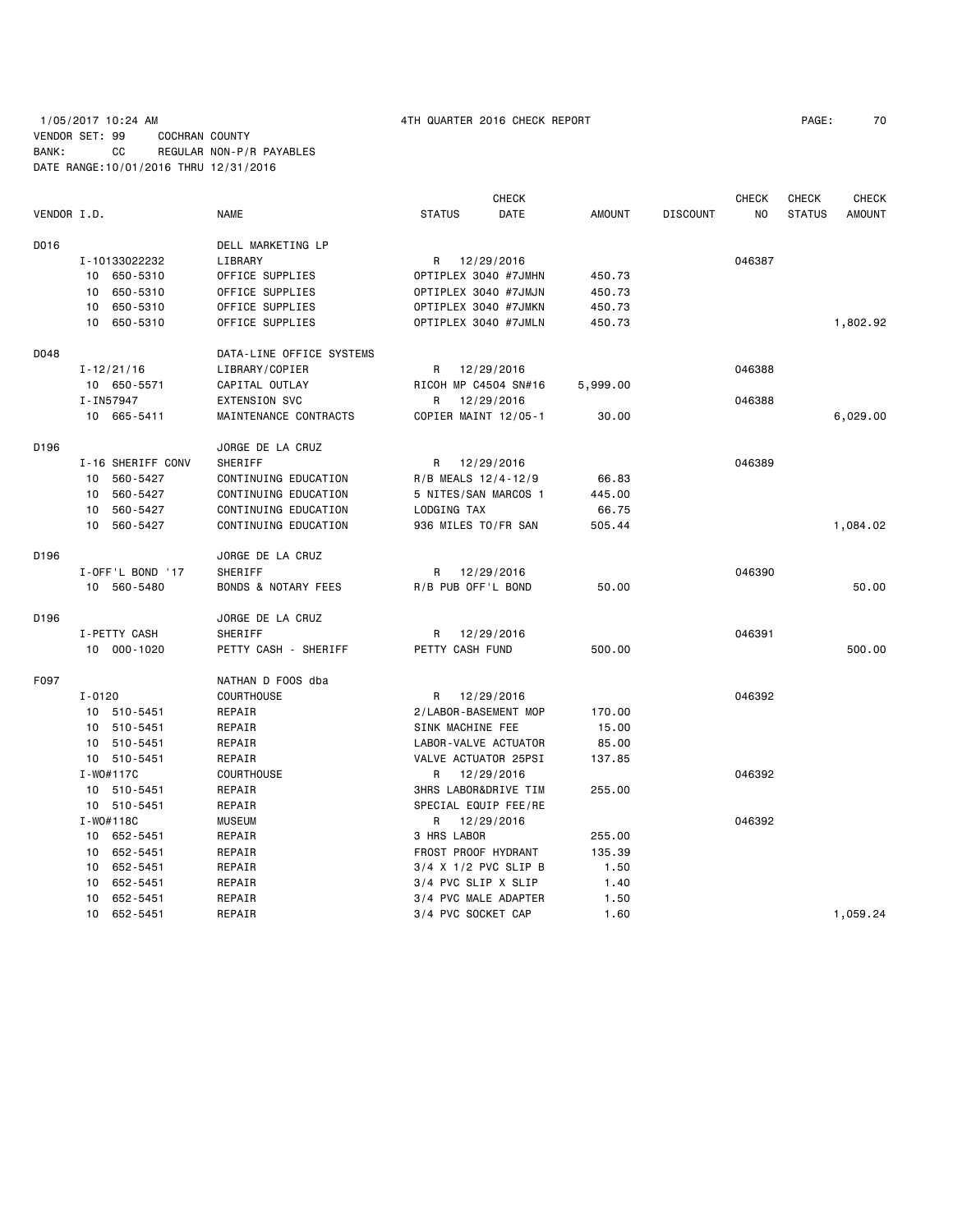1/05/2017 10:24 AM 4TH QUARTER 2016 CHECK REPORT

VENDOR SET: 99 COCHRAN COUNTY
BANK: CC REGULAR NON-P/R PAYABLES
DATE RANGE:10/01/2016 THRU 12/31/2016

| VENDOR I.D. | NAME | STATUS | CHECK DATE | AMOUNT | DISCOUNT | CHECK NO | CHECK STATUS | CHECK AMOUNT |
|---|---|---|---|---|---|---|---|---|
| D016 | DELL MARKETING LP | | | | | | | |
| I-10133022232 | LIBRARY | R | 12/29/2016 | | | 046387 | | |
| 10 650-5310 | OFFICE SUPPLIES | OPTIPLEX 3040 #7JMHN | | 450.73 | | | | |
| 10 650-5310 | OFFICE SUPPLIES | OPTIPLEX 3040 #7JMJN | | 450.73 | | | | |
| 10 650-5310 | OFFICE SUPPLIES | OPTIPLEX 3040 #7JMKN | | 450.73 | | | | |
| 10 650-5310 | OFFICE SUPPLIES | OPTIPLEX 3040 #7JMLN | | 450.73 | | | | 1,802.92 |
| D048 | DATA-LINE OFFICE SYSTEMS | | | | | | | |
| I-12/21/16 | LIBRARY/COPIER | R | 12/29/2016 | | | 046388 | | |
| 10 650-5571 | CAPITAL OUTLAY | RICOH MP C4504 SN#16 | | 5,999.00 | | | | |
| I-IN57947 | EXTENSION SVC | R | 12/29/2016 | | | 046388 | | |
| 10 665-5411 | MAINTENANCE CONTRACTS | COPIER MAINT 12/05-1 | | 30.00 | | | | 6,029.00 |
| D196 | JORGE DE LA CRUZ | | | | | | | |
| I-16 SHERIFF CONV | SHERIFF | R | 12/29/2016 | | | 046389 | | |
| 10 560-5427 | CONTINUING EDUCATION | R/B MEALS 12/4-12/9 | | 66.83 | | | | |
| 10 560-5427 | CONTINUING EDUCATION | 5 NITES/SAN MARCOS 1 | | 445.00 | | | | |
| 10 560-5427 | CONTINUING EDUCATION | LODGING TAX | | 66.75 | | | | |
| 10 560-5427 | CONTINUING EDUCATION | 936 MILES TO/FR SAN | | 505.44 | | | | 1,084.02 |
| D196 | JORGE DE LA CRUZ | | | | | | | |
| I-OFF'L BOND '17 | SHERIFF | R | 12/29/2016 | | | 046390 | | |
| 10 560-5480 | BONDS & NOTARY FEES | R/B PUB OFF'L BOND | | 50.00 | | | | 50.00 |
| D196 | JORGE DE LA CRUZ | | | | | | | |
| I-PETTY CASH | SHERIFF | R | 12/29/2016 | | | 046391 | | |
| 10 000-1020 | PETTY CASH - SHERIFF | PETTY CASH FUND | | 500.00 | | | | 500.00 |
| F097 | NATHAN D FOOS dba | | | | | | | |
| I-0120 | COURTHOUSE | R | 12/29/2016 | | | 046392 | | |
| 10 510-5451 | REPAIR | 2/LABOR-BASEMENT MOP | | 170.00 | | | | |
| 10 510-5451 | REPAIR | SINK MACHINE FEE | | 15.00 | | | | |
| 10 510-5451 | REPAIR | LABOR-VALVE ACTUATOR | | 85.00 | | | | |
| 10 510-5451 | REPAIR | VALVE ACTUATOR 25PSI | | 137.85 | | | | |
| I-WO#117C | COURTHOUSE | R | 12/29/2016 | | | 046392 | | |
| 10 510-5451 | REPAIR | 3HRS LABOR&DRIVE TIM | | 255.00 | | | | |
| 10 510-5451 | REPAIR | SPECIAL EQUIP FEE/RE | | | | | | |
| I-WO#118C | MUSEUM | R | 12/29/2016 | | | 046392 | | |
| 10 652-5451 | REPAIR | 3 HRS LABOR | | 255.00 | | | | |
| 10 652-5451 | REPAIR | FROST PROOF HYDRANT | | 135.39 | | | | |
| 10 652-5451 | REPAIR | 3/4 X 1/2 PVC SLIP B | | 1.50 | | | | |
| 10 652-5451 | REPAIR | 3/4 PVC SLIP X SLIP | | 1.40 | | | | |
| 10 652-5451 | REPAIR | 3/4 PVC MALE ADAPTER | | 1.50 | | | | |
| 10 652-5451 | REPAIR | 3/4 PVC SOCKET CAP | | 1.60 | | | | 1,059.24 |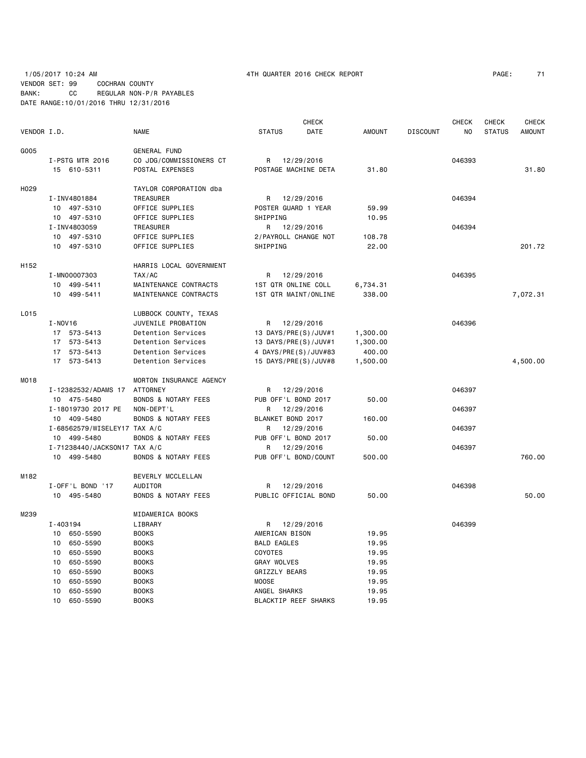1/05/2017 10:24 AM 4TH QUARTER 2016 CHECK REPORT

VENDOR SET: 99 COCHRAN COUNTY
BANK: CC REGULAR NON-P/R PAYABLES
DATE RANGE:10/01/2016 THRU 12/31/2016

| VENDOR I.D. | NAME | STATUS | CHECK DATE | AMOUNT | DISCOUNT | CHECK NO | CHECK STATUS | CHECK AMOUNT |
|---|---|---|---|---|---|---|---|---|
| G005 | GENERAL FUND | | | | | | | |
| I-PSTG MTR 2016 | CO JDG/COMMISSIONERS CT | R | 12/29/2016 | | | 046393 | | |
| 15 610-5311 | POSTAL EXPENSES | POSTAGE MACHINE DETA | | 31.80 | | | | 31.80 |
| H029 | TAYLOR CORPORATION dba | | | | | | | |
| I-INV4801884 | TREASURER | R | 12/29/2016 | | | 046394 | | |
| 10 497-5310 | OFFICE SUPPLIES | POSTER GUARD 1 YEAR | | 59.99 | | | | |
| 10 497-5310 | OFFICE SUPPLIES | SHIPPING | | 10.95 | | | | |
| I-INV4803059 | TREASURER | R | 12/29/2016 | | | 046394 | | |
| 10 497-5310 | OFFICE SUPPLIES | 2/PAYROLL CHANGE NOT | | 108.78 | | | | |
| 10 497-5310 | OFFICE SUPPLIES | SHIPPING | | 22.00 | | | | 201.72 |
| H152 | HARRIS LOCAL GOVERNMENT | | | | | | | |
| I-MN00007303 | TAX/AC | R | 12/29/2016 | | | 046395 | | |
| 10 499-5411 | MAINTENANCE CONTRACTS | 1ST QTR ONLINE COLL | | 6,734.31 | | | | |
| 10 499-5411 | MAINTENANCE CONTRACTS | 1ST QTR MAINT/ONLINE | | 338.00 | | | | 7,072.31 |
| L015 | LUBBOCK COUNTY, TEXAS | | | | | | | |
| I-NOV16 | JUVENILE PROBATION | R | 12/29/2016 | | | 046396 | | |
| 17 573-5413 | Detention Services | 13 DAYS/PRE(S)/JUV#1 | | 1,300.00 | | | | |
| 17 573-5413 | Detention Services | 13 DAYS/PRE(S)/JUV#1 | | 1,300.00 | | | | |
| 17 573-5413 | Detention Services | 4 DAYS/PRE(S)/JUV#83 | | 400.00 | | | | |
| 17 573-5413 | Detention Services | 15 DAYS/PRE(S)/JUV#8 | | 1,500.00 | | | | 4,500.00 |
| M018 | MORTON INSURANCE AGENCY | | | | | | | |
| I-12382532/ADAMS 17 | ATTORNEY | R | 12/29/2016 | | | 046397 | | |
| 10 475-5480 | BONDS & NOTARY FEES | PUB OFF'L BOND 2017 | | 50.00 | | | | |
| I-18019730 2017 PE | NON-DEPT'L | R | 12/29/2016 | | | 046397 | | |
| 10 409-5480 | BONDS & NOTARY FEES | BLANKET BOND 2017 | | 160.00 | | | | |
| I-68562579/WISELEY17 | TAX A/C | R | 12/29/2016 | | | 046397 | | |
| 10 499-5480 | BONDS & NOTARY FEES | PUB OFF'L BOND 2017 | | 50.00 | | | | |
| I-71238440/JACKSON17 | TAX A/C | R | 12/29/2016 | | | 046397 | | |
| 10 499-5480 | BONDS & NOTARY FEES | PUB OFF'L BOND/COUNT | | 500.00 | | | | 760.00 |
| M182 | BEVERLY MCCLELLAN | | | | | | | |
| I-OFF'L BOND '17 | AUDITOR | R | 12/29/2016 | | | 046398 | | |
| 10 495-5480 | BONDS & NOTARY FEES | PUBLIC OFFICIAL BOND | | 50.00 | | | | 50.00 |
| M239 | MIDAMERICA BOOKS | | | | | | | |
| I-403194 | LIBRARY | R | 12/29/2016 | | | 046399 | | |
| 10 650-5590 | BOOKS | AMERICAN BISON | | 19.95 | | | | |
| 10 650-5590 | BOOKS | BALD EAGLES | | 19.95 | | | | |
| 10 650-5590 | BOOKS | COYOTES | | 19.95 | | | | |
| 10 650-5590 | BOOKS | GRAY WOLVES | | 19.95 | | | | |
| 10 650-5590 | BOOKS | GRIZZLY BEARS | | 19.95 | | | | |
| 10 650-5590 | BOOKS | MOOSE | | 19.95 | | | | |
| 10 650-5590 | BOOKS | ANGEL SHARKS | | 19.95 | | | | |
| 10 650-5590 | BOOKS | BLACKTIP REEF SHARKS | | 19.95 | | | | |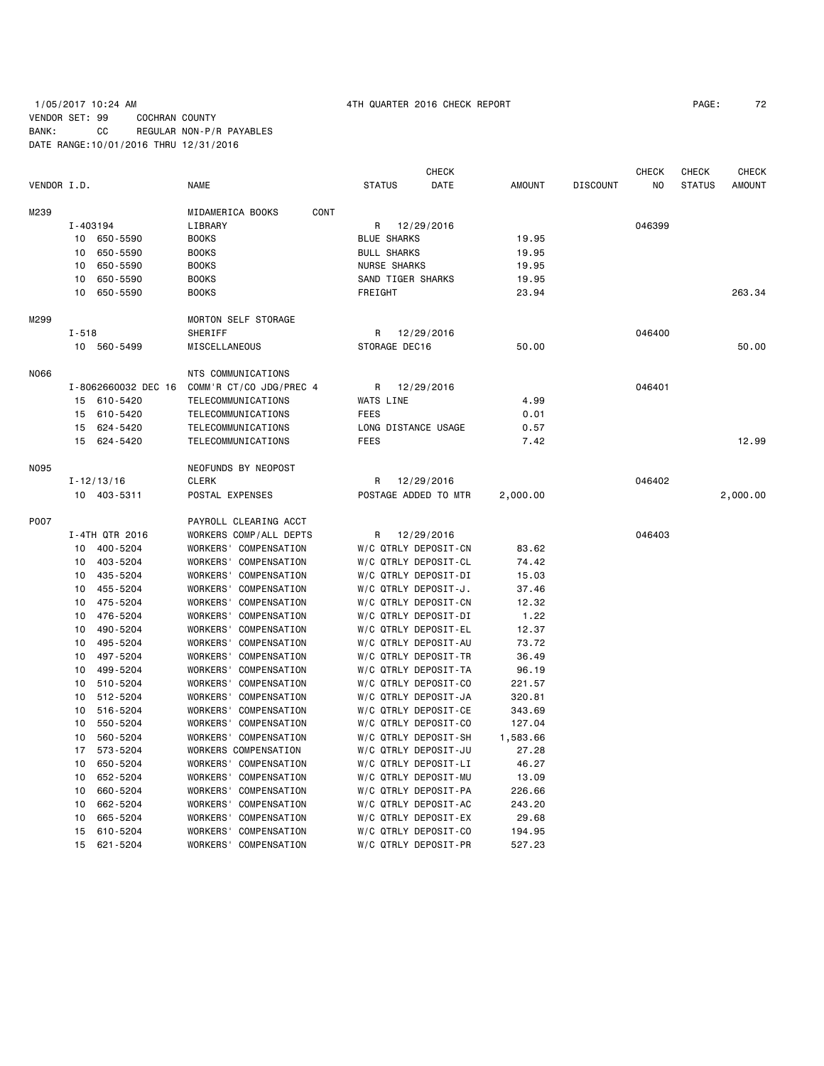1/05/2017 10:24 AM 4TH QUARTER 2016 CHECK REPORT

VENDOR SET: 99 COCHRAN COUNTY
BANK: CC REGULAR NON-P/R PAYABLES
DATE RANGE:10/01/2016 THRU 12/31/2016

| VENDOR I.D. | NAME | STATUS | CHECK DATE | AMOUNT | DISCOUNT | CHECK NO | CHECK STATUS | CHECK AMOUNT |
|---|---|---|---|---|---|---|---|---|
| M239 | MIDAMERICA BOOKS CONT | | | | | | | |
| I-403194 | LIBRARY | R | 12/29/2016 | | | 046399 | | |
| 10 650-5590 | BOOKS | BLUE SHARKS | | 19.95 | | | | |
| 10 650-5590 | BOOKS | BULL SHARKS | | 19.95 | | | | |
| 10 650-5590 | BOOKS | NURSE SHARKS | | 19.95 | | | | |
| 10 650-5590 | BOOKS | SAND TIGER SHARKS | | 19.95 | | | | |
| 10 650-5590 | BOOKS | FREIGHT | | 23.94 | | | | 263.34 |
| M299 | MORTON SELF STORAGE | | | | | | | |
| I-518 | SHERIFF | R | 12/29/2016 | | | 046400 | | |
| 10 560-5499 | MISCELLANEOUS | STORAGE DEC16 | | 50.00 | | | | 50.00 |
| N066 | NTS COMMUNICATIONS | | | | | | | |
| I-8062660032 DEC 16 | COMM'R CT/CO JDG/PREC 4 | R | 12/29/2016 | | | 046401 | | |
| 15 610-5420 | TELECOMMUNICATIONS | WATS LINE | | 4.99 | | | | |
| 15 610-5420 | TELECOMMUNICATIONS | FEES | | 0.01 | | | | |
| 15 624-5420 | TELECOMMUNICATIONS | LONG DISTANCE USAGE | | 0.57 | | | | |
| 15 624-5420 | TELECOMMUNICATIONS | FEES | | 7.42 | | | | 12.99 |
| N095 | NEOFUNDS BY NEOPOST | | | | | | | |
| I-12/13/16 | CLERK | R | 12/29/2016 | | | 046402 | | |
| 10 403-5311 | POSTAL EXPENSES | POSTAGE ADDED TO MTR | | 2,000.00 | | | | 2,000.00 |
| P007 | PAYROLL CLEARING ACCT | | | | | | | |
| I-4TH QTR 2016 | WORKERS COMP/ALL DEPTS | R | 12/29/2016 | | | 046403 | | |
| 10 400-5204 | WORKERS' COMPENSATION | W/C QTRLY DEPOSIT-CN | | 83.62 | | | | |
| 10 403-5204 | WORKERS' COMPENSATION | W/C QTRLY DEPOSIT-CL | | 74.42 | | | | |
| 10 435-5204 | WORKERS' COMPENSATION | W/C QTRLY DEPOSIT-DI | | 15.03 | | | | |
| 10 455-5204 | WORKERS' COMPENSATION | W/C QTRLY DEPOSIT-J. | | 37.46 | | | | |
| 10 475-5204 | WORKERS' COMPENSATION | W/C QTRLY DEPOSIT-CN | | 12.32 | | | | |
| 10 476-5204 | WORKERS' COMPENSATION | W/C QTRLY DEPOSIT-DI | | 1.22 | | | | |
| 10 490-5204 | WORKERS' COMPENSATION | W/C QTRLY DEPOSIT-EL | | 12.37 | | | | |
| 10 495-5204 | WORKERS' COMPENSATION | W/C QTRLY DEPOSIT-AU | | 73.72 | | | | |
| 10 497-5204 | WORKERS' COMPENSATION | W/C QTRLY DEPOSIT-TR | | 36.49 | | | | |
| 10 499-5204 | WORKERS' COMPENSATION | W/C QTRLY DEPOSIT-TA | | 96.19 | | | | |
| 10 510-5204 | WORKERS' COMPENSATION | W/C QTRLY DEPOSIT-CO | | 221.57 | | | | |
| 10 512-5204 | WORKERS' COMPENSATION | W/C QTRLY DEPOSIT-JA | | 320.81 | | | | |
| 10 516-5204 | WORKERS' COMPENSATION | W/C QTRLY DEPOSIT-CE | | 343.69 | | | | |
| 10 550-5204 | WORKERS' COMPENSATION | W/C QTRLY DEPOSIT-CO | | 127.04 | | | | |
| 10 560-5204 | WORKERS' COMPENSATION | W/C QTRLY DEPOSIT-SH | | 1,583.66 | | | | |
| 17 573-5204 | WORKERS COMPENSATION | W/C QTRLY DEPOSIT-JU | | 27.28 | | | | |
| 10 650-5204 | WORKERS' COMPENSATION | W/C QTRLY DEPOSIT-LI | | 46.27 | | | | |
| 10 652-5204 | WORKERS' COMPENSATION | W/C QTRLY DEPOSIT-MU | | 13.09 | | | | |
| 10 660-5204 | WORKERS' COMPENSATION | W/C QTRLY DEPOSIT-PA | | 226.66 | | | | |
| 10 662-5204 | WORKERS' COMPENSATION | W/C QTRLY DEPOSIT-AC | | 243.20 | | | | |
| 10 665-5204 | WORKERS' COMPENSATION | W/C QTRLY DEPOSIT-EX | | 29.68 | | | | |
| 15 610-5204 | WORKERS' COMPENSATION | W/C QTRLY DEPOSIT-CO | | 194.95 | | | | |
| 15 621-5204 | WORKERS' COMPENSATION | W/C QTRLY DEPOSIT-PR | | 527.23 | | | | |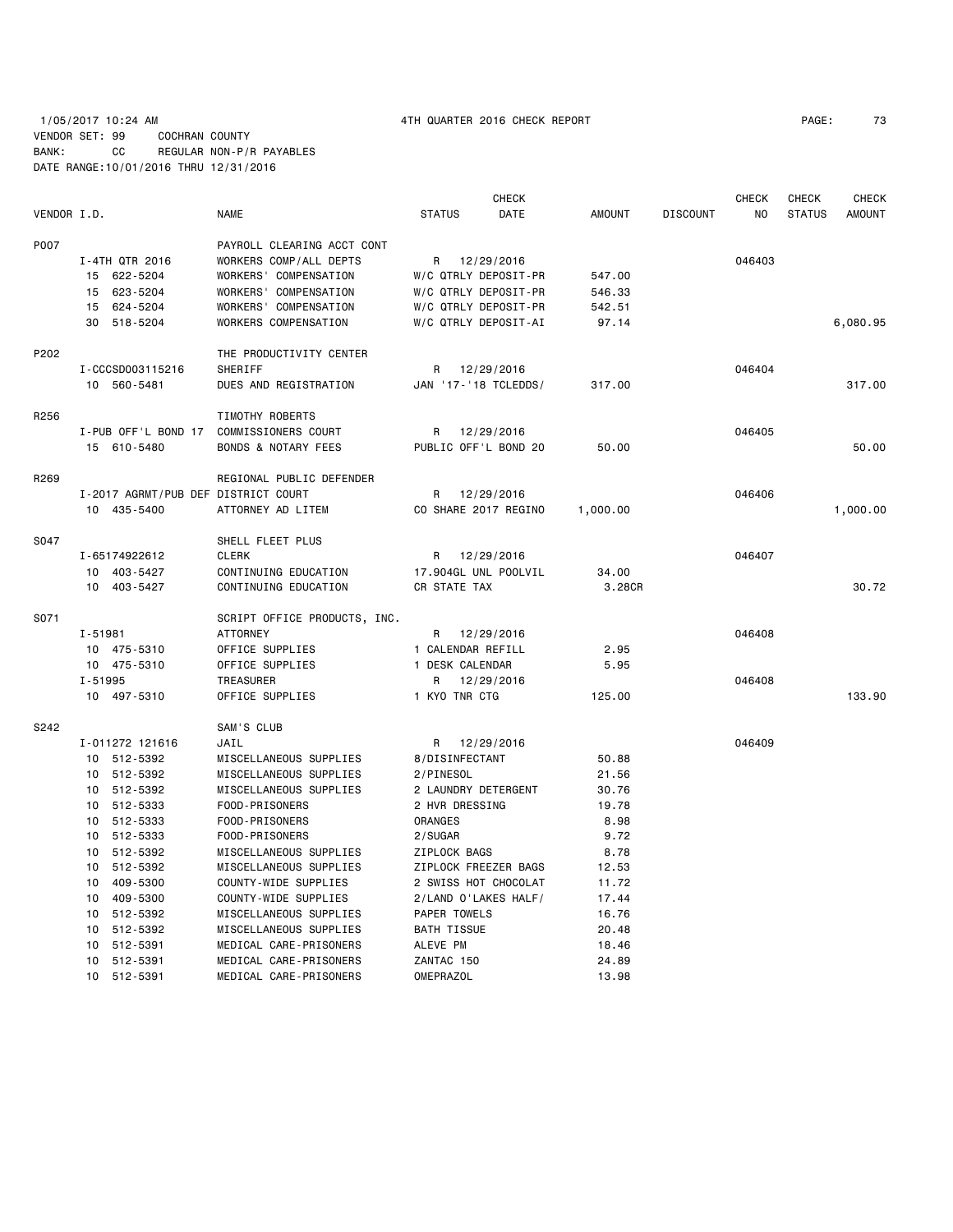1/05/2017 10:24 AM 4TH QUARTER 2016 CHECK REPORT

VENDOR SET: 99 COCHRAN COUNTY

BANK: CC REGULAR NON-P/R PAYABLES

DATE RANGE:10/01/2016 THRU 12/31/2016

| VENDOR I.D. | NAME | STATUS | CHECK DATE | AMOUNT | DISCOUNT | CHECK NO | CHECK STATUS | CHECK AMOUNT |
|---|---|---|---|---|---|---|---|---|
| P007 | PAYROLL CLEARING ACCT CONT | | | | | | | |
| I-4TH QTR 2016 | WORKERS COMP/ALL DEPTS | R | 12/29/2016 | | | 046403 | | |
| 15 622-5204 | WORKERS' COMPENSATION | W/C QTRLY DEPOSIT-PR | | 547.00 | | | | |
| 15 623-5204 | WORKERS' COMPENSATION | W/C QTRLY DEPOSIT-PR | | 546.33 | | | | |
| 15 624-5204 | WORKERS' COMPENSATION | W/C QTRLY DEPOSIT-PR | | 542.51 | | | | |
| 30 518-5204 | WORKERS COMPENSATION | W/C QTRLY DEPOSIT-AI | | 97.14 | | | | 6,080.95 |
| P202 | THE PRODUCTIVITY CENTER | | | | | | | |
| I-CCCSD003115216 | SHERIFF | R | 12/29/2016 | | | 046404 | | |
| 10 560-5481 | DUES AND REGISTRATION | JAN '17-'18 TCLEDDS/ | | 317.00 | | | | 317.00 |
| R256 | TIMOTHY ROBERTS | | | | | | | |
| I-PUB OFF'L BOND 17 | COMMISSIONERS COURT | R | 12/29/2016 | | | 046405 | | |
| 15 610-5480 | BONDS & NOTARY FEES | PUBLIC OFF'L BOND 20 | | 50.00 | | | | 50.00 |
| R269 | REGIONAL PUBLIC DEFENDER | | | | | | | |
| I-2017 AGRMT/PUB DEF | DISTRICT COURT | R | 12/29/2016 | | | 046406 | | |
| 10 435-5400 | ATTORNEY AD LITEM | CO SHARE 2017 REGINO | | 1,000.00 | | | | 1,000.00 |
| S047 | SHELL FLEET PLUS | | | | | | | |
| I-65174922612 | CLERK | R | 12/29/2016 | | | 046407 | | |
| 10 403-5427 | CONTINUING EDUCATION | 17.904GL UNL POOLVIL | | 34.00 | | | | |
| 10 403-5427 | CONTINUING EDUCATION | CR STATE TAX | | 3.28CR | | | | 30.72 |
| S071 | SCRIPT OFFICE PRODUCTS, INC. | | | | | | | |
| I-51981 | ATTORNEY | R | 12/29/2016 | | | 046408 | | |
| 10 475-5310 | OFFICE SUPPLIES | 1 CALENDAR REFILL | | 2.95 | | | | |
| 10 475-5310 | OFFICE SUPPLIES | 1 DESK CALENDAR | | 5.95 | | | | |
| I-51995 | TREASURER | R | 12/29/2016 | | | 046408 | | |
| 10 497-5310 | OFFICE SUPPLIES | 1 KYO TNR CTG | | 125.00 | | | | 133.90 |
| S242 | SAM'S CLUB | | | | | | | |
| I-011272 121616 | JAIL | R | 12/29/2016 | | | 046409 | | |
| 10 512-5392 | MISCELLANEOUS SUPPLIES | 8/DISINFECTANT | | 50.88 | | | | |
| 10 512-5392 | MISCELLANEOUS SUPPLIES | 2/PINESOL | | 21.56 | | | | |
| 10 512-5392 | MISCELLANEOUS SUPPLIES | 2 LAUNDRY DETERGENT | | 30.76 | | | | |
| 10 512-5333 | FOOD-PRISONERS | 2 HVR DRESSING | | 19.78 | | | | |
| 10 512-5333 | FOOD-PRISONERS | ORANGES | | 8.98 | | | | |
| 10 512-5333 | FOOD-PRISONERS | 2/SUGAR | | 9.72 | | | | |
| 10 512-5392 | MISCELLANEOUS SUPPLIES | ZIPLOCK BAGS | | 8.78 | | | | |
| 10 512-5392 | MISCELLANEOUS SUPPLIES | ZIPLOCK FREEZER BAGS | | 12.53 | | | | |
| 10 409-5300 | COUNTY-WIDE SUPPLIES | 2 SWISS HOT CHOCOLAT | | 11.72 | | | | |
| 10 409-5300 | COUNTY-WIDE SUPPLIES | 2/LAND O'LAKES HALF/ | | 17.44 | | | | |
| 10 512-5392 | MISCELLANEOUS SUPPLIES | PAPER TOWELS | | 16.76 | | | | |
| 10 512-5392 | MISCELLANEOUS SUPPLIES | BATH TISSUE | | 20.48 | | | | |
| 10 512-5391 | MEDICAL CARE-PRISONERS | ALEVE PM | | 18.46 | | | | |
| 10 512-5391 | MEDICAL CARE-PRISONERS | ZANTAC 150 | | 24.89 | | | | |
| 10 512-5391 | MEDICAL CARE-PRISONERS | OMEPRAZOL | | 13.98 | | | | |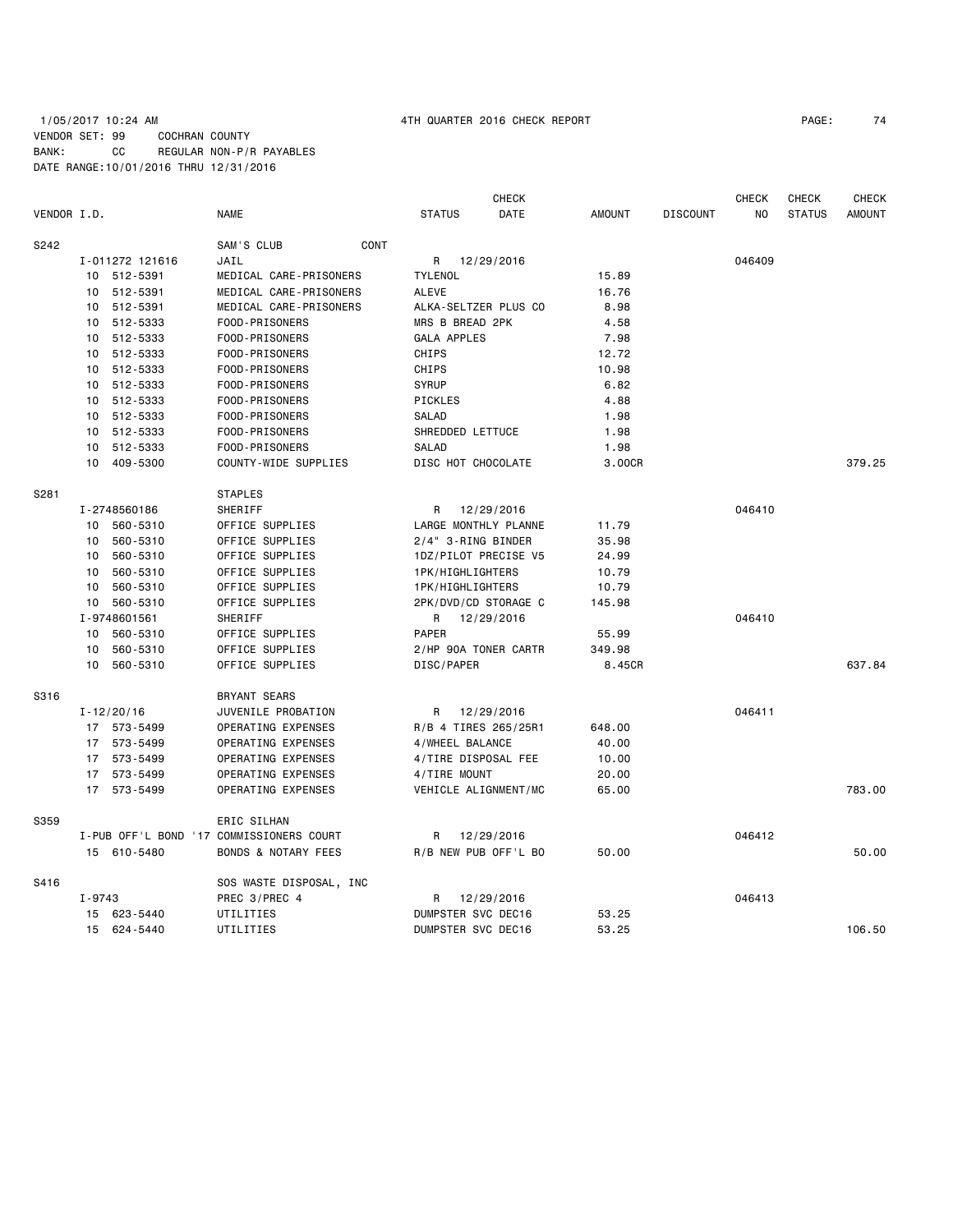1/05/2017 10:24 AM 4TH QUARTER 2016 CHECK REPORT

VENDOR SET: 99 COCHRAN COUNTY
BANK: CC REGULAR NON-P/R PAYABLES
DATE RANGE:10/01/2016 THRU 12/31/2016

| VENDOR I.D. | | NAME | STATUS | CHECK DATE | AMOUNT | DISCOUNT | CHECK NO | CHECK STATUS | CHECK AMOUNT |
|---|---|---|---|---|---|---|---|---|---|
| S242 | | SAM'S CLUB CONT | | | | | | | |
| | I-011272 121616 | JAIL | R | 12/29/2016 | | | 046409 | | |
| | 10 512-5391 | MEDICAL CARE-PRISONERS | TYLENOL | | 15.89 | | | | |
| | 10 512-5391 | MEDICAL CARE-PRISONERS | ALEVE | | 16.76 | | | | |
| | 10 512-5391 | MEDICAL CARE-PRISONERS | ALKA-SELTZER PLUS CO | | 8.98 | | | | |
| | 10 512-5333 | FOOD-PRISONERS | MRS B BREAD 2PK | | 4.58 | | | | |
| | 10 512-5333 | FOOD-PRISONERS | GALA APPLES | | 7.98 | | | | |
| | 10 512-5333 | FOOD-PRISONERS | CHIPS | | 12.72 | | | | |
| | 10 512-5333 | FOOD-PRISONERS | CHIPS | | 10.98 | | | | |
| | 10 512-5333 | FOOD-PRISONERS | SYRUP | | 6.82 | | | | |
| | 10 512-5333 | FOOD-PRISONERS | PICKLES | | 4.88 | | | | |
| | 10 512-5333 | FOOD-PRISONERS | SALAD | | 1.98 | | | | |
| | 10 512-5333 | FOOD-PRISONERS | SHREDDED LETTUCE | | 1.98 | | | | |
| | 10 512-5333 | FOOD-PRISONERS | SALAD | | 1.98 | | | | |
| | 10 409-5300 | COUNTY-WIDE SUPPLIES | DISC HOT CHOCOLATE | | 3.00CR | | | | 379.25 |
| S281 | | STAPLES | | | | | | | |
| | I-2748560186 | SHERIFF | R | 12/29/2016 | | | 046410 | | |
| | 10 560-5310 | OFFICE SUPPLIES | LARGE MONTHLY PLANNE | | 11.79 | | | | |
| | 10 560-5310 | OFFICE SUPPLIES | 2/4" 3-RING BINDER | | 35.98 | | | | |
| | 10 560-5310 | OFFICE SUPPLIES | 1DZ/PILOT PRECISE V5 | | 24.99 | | | | |
| | 10 560-5310 | OFFICE SUPPLIES | 1PK/HIGHLIGHTERS | | 10.79 | | | | |
| | 10 560-5310 | OFFICE SUPPLIES | 1PK/HIGHLIGHTERS | | 10.79 | | | | |
| | 10 560-5310 | OFFICE SUPPLIES | 2PK/DVD/CD STORAGE C | | 145.98 | | | | |
| | I-9748601561 | SHERIFF | R | 12/29/2016 | | | 046410 | | |
| | 10 560-5310 | OFFICE SUPPLIES | PAPER | | 55.99 | | | | |
| | 10 560-5310 | OFFICE SUPPLIES | 2/HP 90A TONER CARTR | | 349.98 | | | | |
| | 10 560-5310 | OFFICE SUPPLIES | DISC/PAPER | | 8.45CR | | | | 637.84 |
| S316 | | BRYANT SEARS | | | | | | | |
| | I-12/20/16 | JUVENILE PROBATION | R | 12/29/2016 | | | 046411 | | |
| | 17 573-5499 | OPERATING EXPENSES | R/B 4 TIRES 265/25R1 | | 648.00 | | | | |
| | 17 573-5499 | OPERATING EXPENSES | 4/WHEEL BALANCE | | 40.00 | | | | |
| | 17 573-5499 | OPERATING EXPENSES | 4/TIRE DISPOSAL FEE | | 10.00 | | | | |
| | 17 573-5499 | OPERATING EXPENSES | 4/TIRE MOUNT | | 20.00 | | | | |
| | 17 573-5499 | OPERATING EXPENSES | VEHICLE ALIGNMENT/MC | | 65.00 | | | | 783.00 |
| S359 | | ERIC SILHAN | | | | | | | |
| | I-PUB OFF'L BOND '17 | COMMISSIONERS COURT | R | 12/29/2016 | | | 046412 | | |
| | 15 610-5480 | BONDS & NOTARY FEES | R/B NEW PUB OFF'L BO | | 50.00 | | | | 50.00 |
| S416 | | SOS WASTE DISPOSAL, INC | | | | | | | |
| | I-9743 | PREC 3/PREC 4 | R | 12/29/2016 | | | 046413 | | |
| | 15 623-5440 | UTILITIES | DUMPSTER SVC DEC16 | | 53.25 | | | | |
| | 15 624-5440 | UTILITIES | DUMPSTER SVC DEC16 | | 53.25 | | | | 106.50 |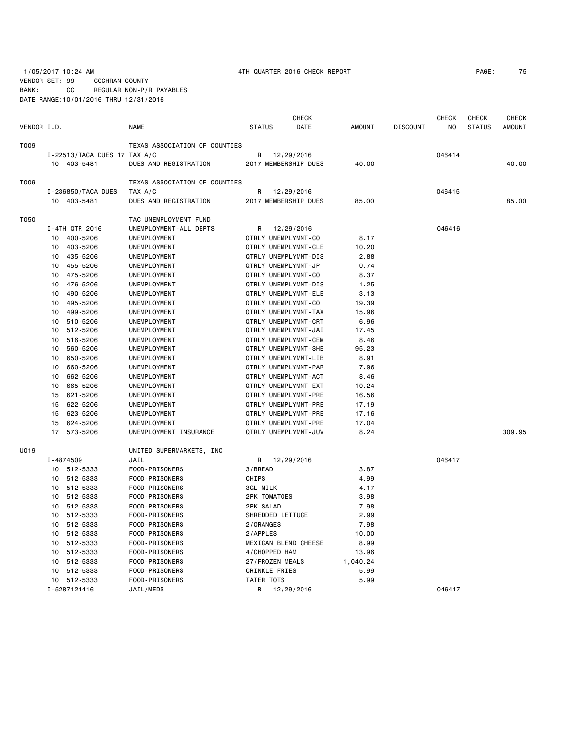1/05/2017 10:24 AM 4TH QUARTER 2016 CHECK REPORT

VENDOR SET: 99 COCHRAN COUNTY
BANK: CC REGULAR NON-P/R PAYABLES
DATE RANGE:10/01/2016 THRU 12/31/2016

| VENDOR I.D. | NAME | STATUS | CHECK DATE | AMOUNT | DISCOUNT | CHECK NO | CHECK STATUS | CHECK AMOUNT |
|---|---|---|---|---|---|---|---|---|
| T009 | TEXAS ASSOCIATION OF COUNTIES | | | | | | | |
| I-22513/TACA DUES 17 | TAX A/C | R | 12/29/2016 | | | 046414 | | |
| 10 403-5481 | DUES AND REGISTRATION | 2017 MEMBERSHIP DUES | | 40.00 | | | | 40.00 |
| T009 | TEXAS ASSOCIATION OF COUNTIES | | | | | | | |
| I-236850/TACA DUES | TAX A/C | R | 12/29/2016 | | | 046415 | | |
| 10 403-5481 | DUES AND REGISTRATION | 2017 MEMBERSHIP DUES | | 85.00 | | | | 85.00 |
| T050 | TAC UNEMPLOYMENT FUND | | | | | | | |
| I-4TH QTR 2016 | UNEMPLOYMENT-ALL DEPTS | R | 12/29/2016 | | | 046416 | | |
| 10 400-5206 | UNEMPLOYMENT | QTRLY UNEMPLYMNT-CO | | 8.17 | | | | |
| 10 403-5206 | UNEMPLOYMENT | QTRLY UNEMPLYMNT-CLE | | 10.20 | | | | |
| 10 435-5206 | UNEMPLOYMENT | QTRLY UNEMPLYMNT-DIS | | 2.88 | | | | |
| 10 455-5206 | UNEMPLOYMENT | QTRLY UNEMPLYMNT-JP | | 0.74 | | | | |
| 10 475-5206 | UNEMPLOYMENT | QTRLY UNEMPLYMNT-CO | | 8.37 | | | | |
| 10 476-5206 | UNEMPLOYMENT | QTRLY UNEMPLYMNT-DIS | | 1.25 | | | | |
| 10 490-5206 | UNEMPLOYMENT | QTRLY UNEMPLYMNT-ELE | | 3.13 | | | | |
| 10 495-5206 | UNEMPLOYMENT | QTRLY UNEMPLYMNT-CO | | 19.39 | | | | |
| 10 499-5206 | UNEMPLOYMENT | QTRLY UNEMPLYMNT-TAX | | 15.96 | | | | |
| 10 510-5206 | UNEMPLOYMENT | QTRLY UNEMPLYMNT-CRT | | 6.96 | | | | |
| 10 512-5206 | UNEMPLOYMENT | QTRLY UNEMPLYMNT-JAI | | 17.45 | | | | |
| 10 516-5206 | UNEMPLOYMENT | QTRLY UNEMPLYMNT-CEM | | 8.46 | | | | |
| 10 560-5206 | UNEMPLOYMENT | QTRLY UNEMPLYMNT-SHE | | 95.23 | | | | |
| 10 650-5206 | UNEMPLOYMENT | QTRLY UNEMPLYMNT-LIB | | 8.91 | | | | |
| 10 660-5206 | UNEMPLOYMENT | QTRLY UNEMPLYMNT-PAR | | 7.96 | | | | |
| 10 662-5206 | UNEMPLOYMENT | QTRLY UNEMPLYMNT-ACT | | 8.46 | | | | |
| 10 665-5206 | UNEMPLOYMENT | QTRLY UNEMPLYMNT-EXT | | 10.24 | | | | |
| 15 621-5206 | UNEMPLOYMENT | QTRLY UNEMPLYMNT-PRE | | 16.56 | | | | |
| 15 622-5206 | UNEMPLOYMENT | QTRLY UNEMPLYMNT-PRE | | 17.19 | | | | |
| 15 623-5206 | UNEMPLOYMENT | QTRLY UNEMPLYMNT-PRE | | 17.16 | | | | |
| 15 624-5206 | UNEMPLOYMENT | QTRLY UNEMPLYMNT-PRE | | 17.04 | | | | |
| 17 573-5206 | UNEMPLOYMENT INSURANCE | QTRLY UNEMPLYMNT-JUV | | 8.24 | | | | 309.95 |
| U019 | UNITED SUPERMARKETS, INC | | | | | | | |
| I-4874509 | JAIL | R | 12/29/2016 | | | 046417 | | |
| 10 512-5333 | FOOD-PRISONERS | 3/BREAD | | 3.87 | | | | |
| 10 512-5333 | FOOD-PRISONERS | CHIPS | | 4.99 | | | | |
| 10 512-5333 | FOOD-PRISONERS | 3GL MILK | | 4.17 | | | | |
| 10 512-5333 | FOOD-PRISONERS | 2PK TOMATOES | | 3.98 | | | | |
| 10 512-5333 | FOOD-PRISONERS | 2PK SALAD | | 7.98 | | | | |
| 10 512-5333 | FOOD-PRISONERS | SHREDDED LETTUCE | | 2.99 | | | | |
| 10 512-5333 | FOOD-PRISONERS | 2/ORANGES | | 7.98 | | | | |
| 10 512-5333 | FOOD-PRISONERS | 2/APPLES | | 10.00 | | | | |
| 10 512-5333 | FOOD-PRISONERS | MEXICAN BLEND CHEESE | | 8.99 | | | | |
| 10 512-5333 | FOOD-PRISONERS | 4/CHOPPED HAM | | 13.96 | | | | |
| 10 512-5333 | FOOD-PRISONERS | 27/FROZEN MEALS | | 1,040.24 | | | | |
| 10 512-5333 | FOOD-PRISONERS | CRINKLE FRIES | | 5.99 | | | | |
| 10 512-5333 | FOOD-PRISONERS | TATER TOTS | | 5.99 | | | | |
| I-5287121416 | JAIL/MEDS | R | 12/29/2016 | | | 046417 | | |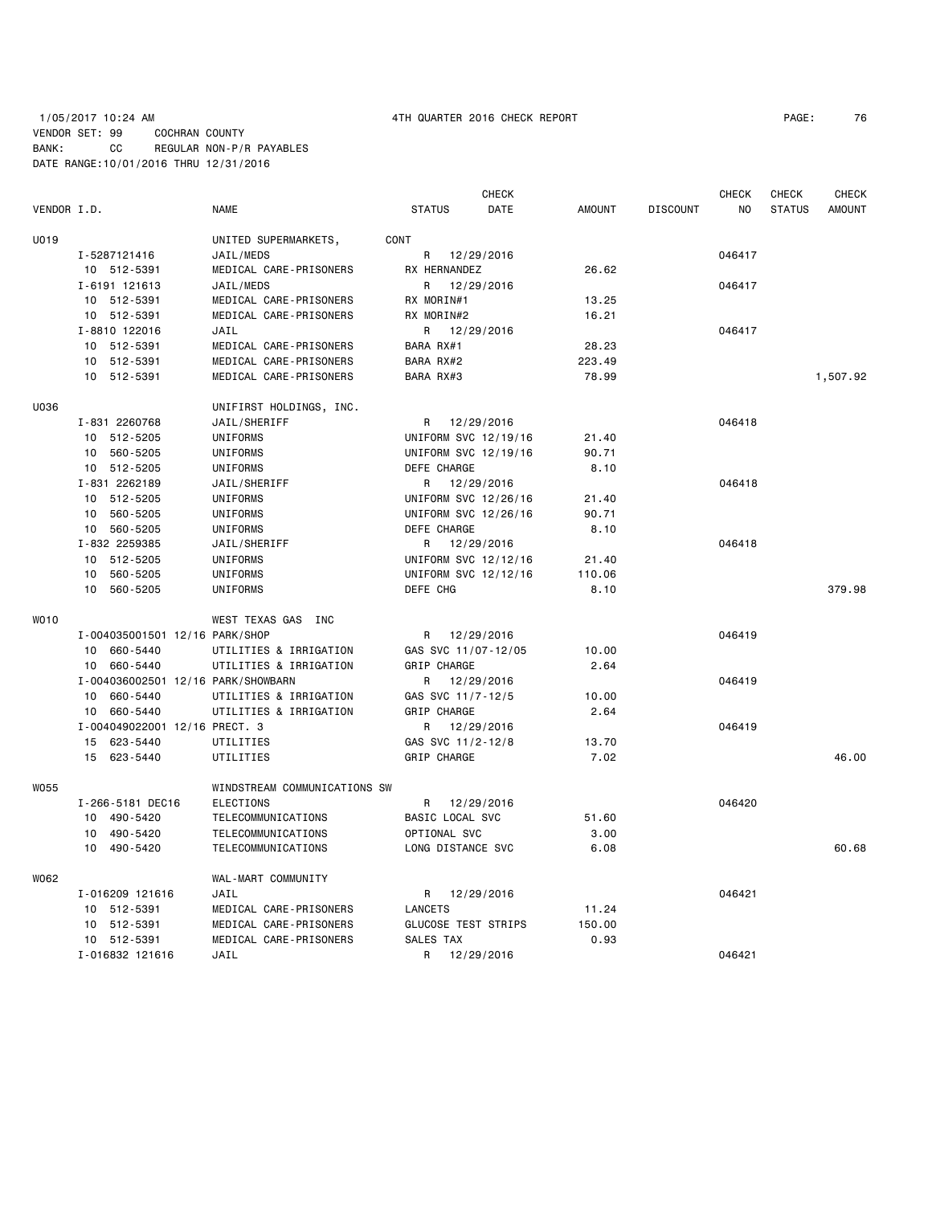1/05/2017 10:24 AM 4TH QUARTER 2016 CHECK REPORT

VENDOR SET: 99 COCHRAN COUNTY
BANK: CC REGULAR NON-P/R PAYABLES
DATE RANGE:10/01/2016 THRU 12/31/2016

| VENDOR I.D. | NAME | STATUS | CHECK DATE | AMOUNT | DISCOUNT | CHECK NO | CHECK STATUS | CHECK AMOUNT |
|---|---|---|---|---|---|---|---|---|
| U019 | UNITED SUPERMARKETS, | CONT | | | | | | |
| I-5287121416 | JAIL/MEDS | R | 12/29/2016 | | | 046417 | | |
| 10 512-5391 | MEDICAL CARE-PRISONERS | RX HERNANDEZ | | 26.62 | | | | |
| I-6191 121613 | JAIL/MEDS | R | 12/29/2016 | | | 046417 | | |
| 10 512-5391 | MEDICAL CARE-PRISONERS | RX MORIN#1 | | 13.25 | | | | |
| 10 512-5391 | MEDICAL CARE-PRISONERS | RX MORIN#2 | | 16.21 | | | | |
| I-8810 122016 | JAIL | R | 12/29/2016 | | | 046417 | | |
| 10 512-5391 | MEDICAL CARE-PRISONERS | BARA RX#1 | | 28.23 | | | | |
| 10 512-5391 | MEDICAL CARE-PRISONERS | BARA RX#2 | | 223.49 | | | | |
| 10 512-5391 | MEDICAL CARE-PRISONERS | BARA RX#3 | | 78.99 | | | | 1,507.92 |
| U036 | UNIFIRST HOLDINGS, INC. | | | | | | | |
| I-831 2260768 | JAIL/SHERIFF | R | 12/29/2016 | | | 046418 | | |
| 10 512-5205 | UNIFORMS | UNIFORM SVC 12/19/16 | | 21.40 | | | | |
| 10 560-5205 | UNIFORMS | UNIFORM SVC 12/19/16 | | 90.71 | | | | |
| 10 512-5205 | UNIFORMS | DEFE CHARGE | | 8.10 | | | | |
| I-831 2262189 | JAIL/SHERIFF | R | 12/29/2016 | | | 046418 | | |
| 10 512-5205 | UNIFORMS | UNIFORM SVC 12/26/16 | | 21.40 | | | | |
| 10 560-5205 | UNIFORMS | UNIFORM SVC 12/26/16 | | 90.71 | | | | |
| 10 560-5205 | UNIFORMS | DEFE CHARGE | | 8.10 | | | | |
| I-832 2259385 | JAIL/SHERIFF | R | 12/29/2016 | | | 046418 | | |
| 10 512-5205 | UNIFORMS | UNIFORM SVC 12/12/16 | | 21.40 | | | | |
| 10 560-5205 | UNIFORMS | UNIFORM SVC 12/12/16 | | 110.06 | | | | |
| 10 560-5205 | UNIFORMS | DEFE CHG | | 8.10 | | | | 379.98 |
| W010 | WEST TEXAS GAS INC | | | | | | | |
| I-004035001501 12/16 PARK/SHOP | | R | 12/29/2016 | | | 046419 | | |
| 10 660-5440 | UTILITIES & IRRIGATION | GAS SVC 11/07-12/05 | | 10.00 | | | | |
| 10 660-5440 | UTILITIES & IRRIGATION | GRIP CHARGE | | 2.64 | | | | |
| I-004036002501 12/16 PARK/SHOWBARN | | R | 12/29/2016 | | | 046419 | | |
| 10 660-5440 | UTILITIES & IRRIGATION | GAS SVC 11/7-12/5 | | 10.00 | | | | |
| 10 660-5440 | UTILITIES & IRRIGATION | GRIP CHARGE | | 2.64 | | | | |
| I-004049022001 12/16 PRECT. 3 | | R | 12/29/2016 | | | 046419 | | |
| 15 623-5440 | UTILITIES | GAS SVC 11/2-12/8 | | 13.70 | | | | |
| 15 623-5440 | UTILITIES | GRIP CHARGE | | 7.02 | | | | 46.00 |
| W055 | WINDSTREAM COMMUNICATIONS SW | | | | | | | |
| I-266-5181 DEC16 | ELECTIONS | R | 12/29/2016 | | | 046420 | | |
| 10 490-5420 | TELECOMMUNICATIONS | BASIC LOCAL SVC | | 51.60 | | | | |
| 10 490-5420 | TELECOMMUNICATIONS | OPTIONAL SVC | | 3.00 | | | | |
| 10 490-5420 | TELECOMMUNICATIONS | LONG DISTANCE SVC | | 6.08 | | | | 60.68 |
| W062 | WAL-MART COMMUNITY | | | | | | | |
| I-016209 121616 | JAIL | R | 12/29/2016 | | | 046421 | | |
| 10 512-5391 | MEDICAL CARE-PRISONERS | LANCETS | | 11.24 | | | | |
| 10 512-5391 | MEDICAL CARE-PRISONERS | GLUCOSE TEST STRIPS | | 150.00 | | | | |
| 10 512-5391 | MEDICAL CARE-PRISONERS | SALES TAX | | 0.93 | | | | |
| I-016832 121616 | JAIL | R | 12/29/2016 | | | 046421 | | |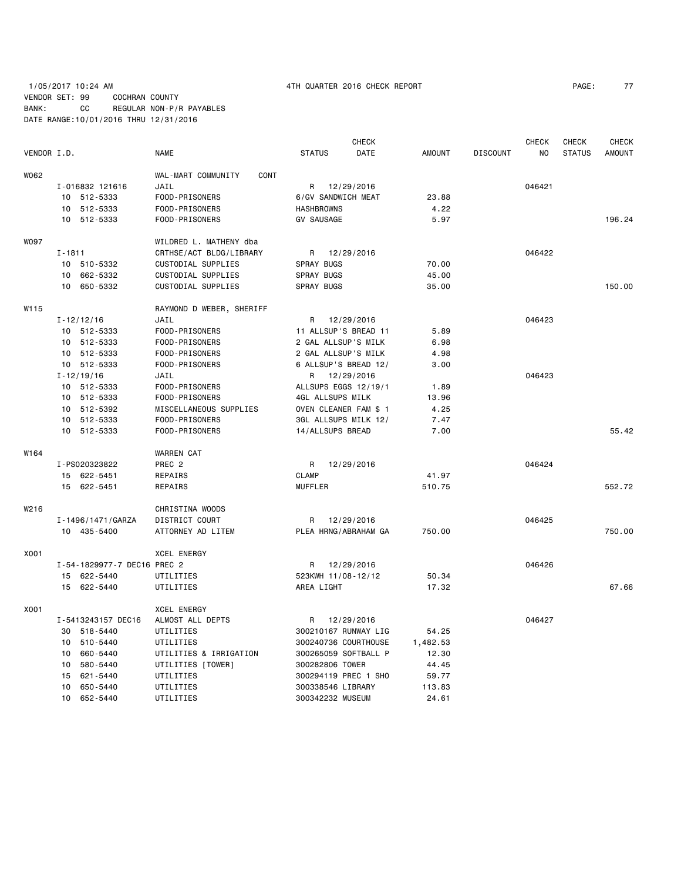1/05/2017 10:24 AM 4TH QUARTER 2016 CHECK REPORT

VENDOR SET: 99 COCHRAN COUNTY
BANK: CC REGULAR NON-P/R PAYABLES
DATE RANGE:10/01/2016 THRU 12/31/2016

| VENDOR I.D. | NAME | STATUS | CHECK DATE | AMOUNT | DISCOUNT | CHECK NO | CHECK STATUS | CHECK AMOUNT |
|---|---|---|---|---|---|---|---|---|
| W062 | WAL-MART COMMUNITY CONT | | | | | | | |
| I-016832 121616 | JAIL | R | 12/29/2016 | | | 046421 | | |
| 10 512-5333 | FOOD-PRISONERS | 6/GV SANDWICH MEAT | | 23.88 | | | | |
| 10 512-5333 | FOOD-PRISONERS | HASHBROWNS | | 4.22 | | | | |
| 10 512-5333 | FOOD-PRISONERS | GV SAUSAGE | | 5.97 | | | | 196.24 |
| W097 | WILDRED L. MATHENY dba | | | | | | | |
| I-1811 | CRTHSE/ACT BLDG/LIBRARY | R | 12/29/2016 | | | 046422 | | |
| 10 510-5332 | CUSTODIAL SUPPLIES | SPRAY BUGS | | 70.00 | | | | |
| 10 662-5332 | CUSTODIAL SUPPLIES | SPRAY BUGS | | 45.00 | | | | |
| 10 650-5332 | CUSTODIAL SUPPLIES | SPRAY BUGS | | 35.00 | | | | 150.00 |
| W115 | RAYMOND D WEBER, SHERIFF | | | | | | | |
| I-12/12/16 | JAIL | R | 12/29/2016 | | | 046423 | | |
| 10 512-5333 | FOOD-PRISONERS | 11 ALLSUP'S BREAD 11 | | 5.89 | | | | |
| 10 512-5333 | FOOD-PRISONERS | 2 GAL ALLSUP'S MILK | | 6.98 | | | | |
| 10 512-5333 | FOOD-PRISONERS | 2 GAL ALLSUP'S MILK | | 4.98 | | | | |
| 10 512-5333 | FOOD-PRISONERS | 6 ALLSUP'S BREAD 12/ | | 3.00 | | | | |
| I-12/19/16 | JAIL | R | 12/29/2016 | | | 046423 | | |
| 10 512-5333 | FOOD-PRISONERS | ALLSUPS EGGS 12/19/1 | | 1.89 | | | | |
| 10 512-5333 | FOOD-PRISONERS | 4GL ALLSUPS MILK | | 13.96 | | | | |
| 10 512-5392 | MISCELLANEOUS SUPPLIES | OVEN CLEANER FAM $ 1 | | 4.25 | | | | |
| 10 512-5333 | FOOD-PRISONERS | 3GL ALLSUPS MILK 12/ | | 7.47 | | | | |
| 10 512-5333 | FOOD-PRISONERS | 14/ALLSUPS BREAD | | 7.00 | | | | 55.42 |
| W164 | WARREN CAT | | | | | | | |
| I-PS020323822 | PREC 2 | R | 12/29/2016 | | | 046424 | | |
| 15 622-5451 | REPAIRS | CLAMP | | 41.97 | | | | |
| 15 622-5451 | REPAIRS | MUFFLER | | 510.75 | | | | 552.72 |
| W216 | CHRISTINA WOODS | | | | | | | |
| I-1496/1471/GARZA | DISTRICT COURT | R | 12/29/2016 | | | 046425 | | |
| 10 435-5400 | ATTORNEY AD LITEM | PLEA HRNG/ABRAHAM GA | | 750.00 | | | | 750.00 |
| X001 | XCEL ENERGY | | | | | | | |
| I-54-1829977-7 DEC16 | PREC 2 | R | 12/29/2016 | | | 046426 | | |
| 15 622-5440 | UTILITIES | 523KWH 11/08-12/12 | | 50.34 | | | | |
| 15 622-5440 | UTILITIES | AREA LIGHT | | 17.32 | | | | 67.66 |
| X001 | XCEL ENERGY | | | | | | | |
| I-5413243157 DEC16 | ALMOST ALL DEPTS | R | 12/29/2016 | | | 046427 | | |
| 30 518-5440 | UTILITIES | 300210167 RUNWAY LIG | | 54.25 | | | | |
| 10 510-5440 | UTILITIES | 300240736 COURTHOUSE | | 1,482.53 | | | | |
| 10 660-5440 | UTILITIES & IRRIGATION | 300265059 SOFTBALL P | | 12.30 | | | | |
| 10 580-5440 | UTILITIES [TOWER] | 300282806 TOWER | | 44.45 | | | | |
| 15 621-5440 | UTILITIES | 300294119 PREC 1 SHO | | 59.77 | | | | |
| 10 650-5440 | UTILITIES | 300338546 LIBRARY | | 113.83 | | | | |
| 10 652-5440 | UTILITIES | 300342232 MUSEUM | | 24.61 | | | | |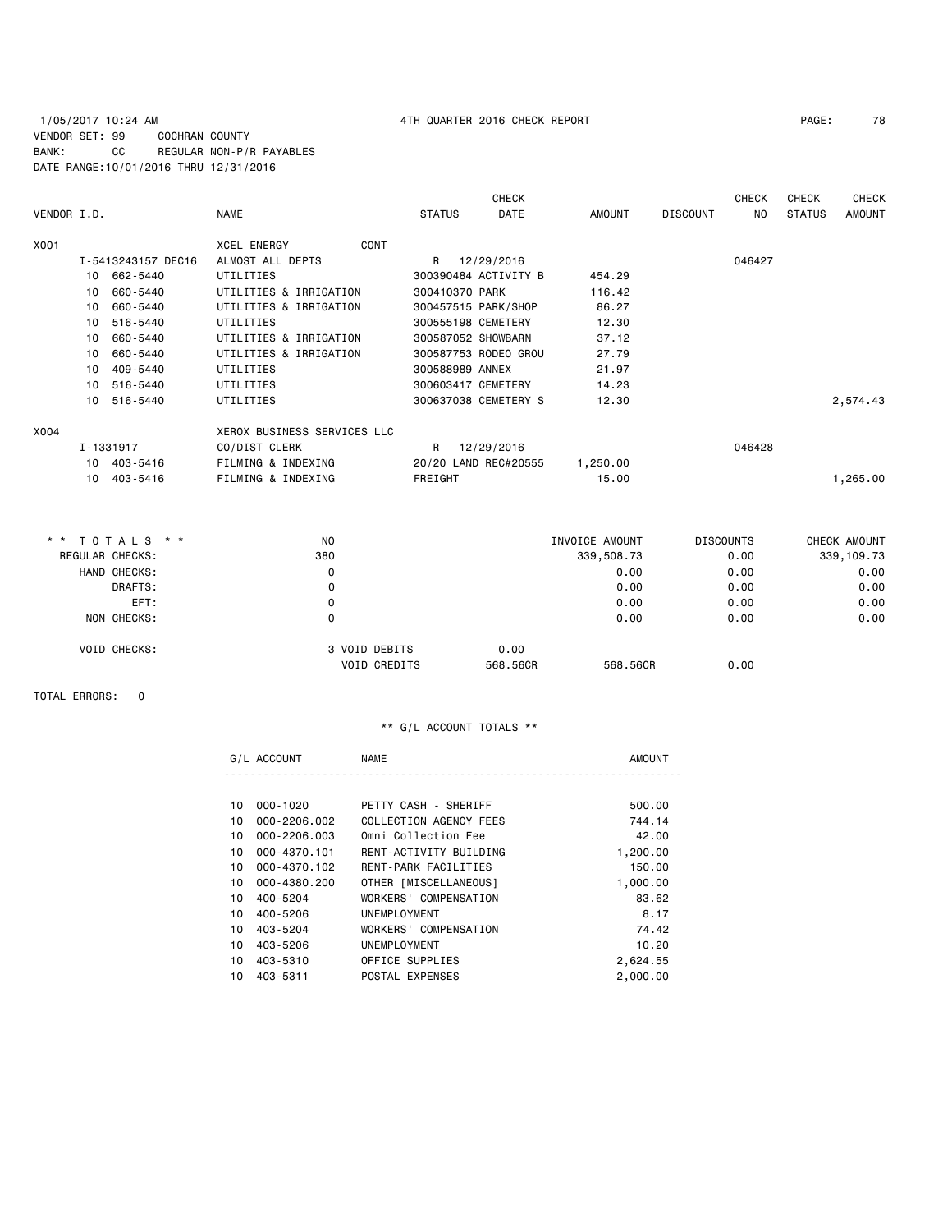1/05/2017 10:24 AM 4TH QUARTER 2016 CHECK REPORT

VENDOR SET: 99 COCHRAN COUNTY
BANK: CC REGULAR NON-P/R PAYABLES
DATE RANGE:10/01/2016 THRU 12/31/2016

| VENDOR I.D. | NAME | STATUS | CHECK DATE | AMOUNT | DISCOUNT | CHECK NO | CHECK STATUS | CHECK AMOUNT |
|---|---|---|---|---|---|---|---|---|
| X001 | XCEL ENERGY CONT | | | | | | | |
| I-5413243157 DEC16 | ALMOST ALL DEPTS | R | 12/29/2016 | | | 046427 | | |
| 10 662-5440 | UTILITIES | 300390484 ACTIVITY B | | 454.29 | | | | |
| 10 660-5440 | UTILITIES & IRRIGATION | 300410370 PARK | | 116.42 | | | | |
| 10 660-5440 | UTILITIES & IRRIGATION | 300457515 PARK/SHOP | | 86.27 | | | | |
| 10 516-5440 | UTILITIES | 300555198 CEMETERY | | 12.30 | | | | |
| 10 660-5440 | UTILITIES & IRRIGATION | 300587052 SHOWBARN | | 37.12 | | | | |
| 10 660-5440 | UTILITIES & IRRIGATION | 300587753 RODEO GROU | | 27.79 | | | | |
| 10 409-5440 | UTILITIES | 300588989 ANNEX | | 21.97 | | | | |
| 10 516-5440 | UTILITIES | 300603417 CEMETERY | | 14.23 | | | | |
| 10 516-5440 | UTILITIES | 300637038 CEMETERY S | | 12.30 | | | | 2,574.43 |
| X004 | XEROX BUSINESS SERVICES LLC | | | | | | | |
| I-1331917 | CO/DIST CLERK | R | 12/29/2016 | | | 046428 | | |
| 10 403-5416 | FILMING & INDEXING | 20/20 LAND REC#20555 | | 1,250.00 | | | | |
| 10 403-5416 | FILMING & INDEXING | FREIGHT | | 15.00 | | | | 1,265.00 |

| ** TOTALS ** | NO | | INVOICE AMOUNT | DISCOUNTS | CHECK AMOUNT |
|---|---|---|---|---|---|
| REGULAR CHECKS: | 380 | | 339,508.73 | 0.00 | 339,109.73 |
| HAND CHECKS: | 0 | | 0.00 | 0.00 | 0.00 |
| DRAFTS: | 0 | | 0.00 | 0.00 | 0.00 |
| EFT: | 0 | | 0.00 | 0.00 | 0.00 |
| NON CHECKS: | 0 | | 0.00 | 0.00 | 0.00 |
| VOID CHECKS: | 3 VOID DEBITS | 0.00 | | | |
| | VOID CREDITS | 568.56CR | 568.56CR | 0.00 | |

TOTAL ERRORS: 0

** G/L ACCOUNT TOTALS **

| G/L ACCOUNT | NAME | AMOUNT |
|---|---|---|
| 10 000-1020 | PETTY CASH - SHERIFF | 500.00 |
| 10 000-2206.002 | COLLECTION AGENCY FEES | 744.14 |
| 10 000-2206.003 | Omni Collection Fee | 42.00 |
| 10 000-4370.101 | RENT-ACTIVITY BUILDING | 1,200.00 |
| 10 000-4370.102 | RENT-PARK FACILITIES | 150.00 |
| 10 000-4380.200 | OTHER [MISCELLANEOUS] | 1,000.00 |
| 10 400-5204 | WORKERS' COMPENSATION | 83.62 |
| 10 400-5206 | UNEMPLOYMENT | 8.17 |
| 10 403-5204 | WORKERS' COMPENSATION | 74.42 |
| 10 403-5206 | UNEMPLOYMENT | 10.20 |
| 10 403-5310 | OFFICE SUPPLIES | 2,624.55 |
| 10 403-5311 | POSTAL EXPENSES | 2,000.00 |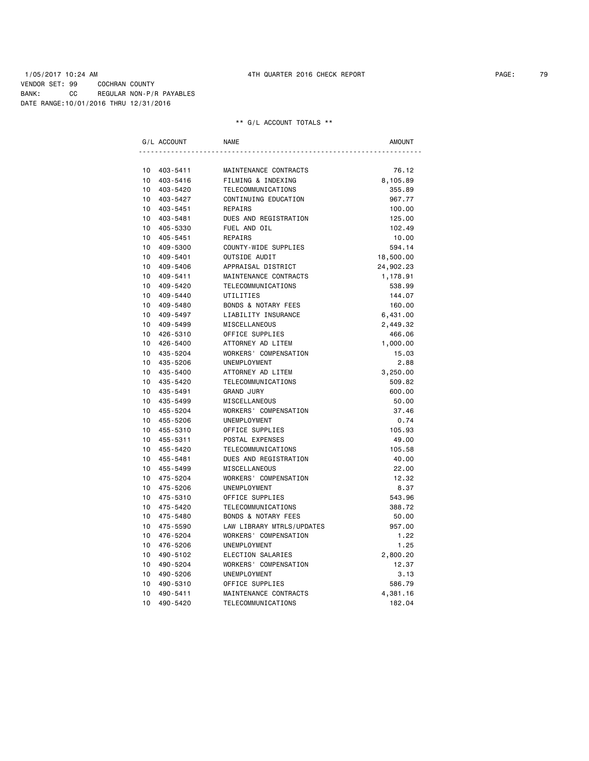1/05/2017 10:24 AM 4TH QUARTER 2016 CHECK REPORT

VENDOR SET: 99 COCHRAN COUNTY
BANK: CC REGULAR NON-P/R PAYABLES
DATE RANGE:10/01/2016 THRU 12/31/2016

** G/L ACCOUNT TOTALS **

| G/L ACCOUNT | NAME | AMOUNT |
|---|---|---|
| 10 403-5411 | MAINTENANCE CONTRACTS | 76.12 |
| 10 403-5416 | FILMING & INDEXING | 8,105.89 |
| 10 403-5420 | TELECOMMUNICATIONS | 355.89 |
| 10 403-5427 | CONTINUING EDUCATION | 967.77 |
| 10 403-5451 | REPAIRS | 100.00 |
| 10 403-5481 | DUES AND REGISTRATION | 125.00 |
| 10 405-5330 | FUEL AND OIL | 102.49 |
| 10 405-5451 | REPAIRS | 10.00 |
| 10 409-5300 | COUNTY-WIDE SUPPLIES | 594.14 |
| 10 409-5401 | OUTSIDE AUDIT | 18,500.00 |
| 10 409-5406 | APPRAISAL DISTRICT | 24,902.23 |
| 10 409-5411 | MAINTENANCE CONTRACTS | 1,178.91 |
| 10 409-5420 | TELECOMMUNICATIONS | 538.99 |
| 10 409-5440 | UTILITIES | 144.07 |
| 10 409-5480 | BONDS & NOTARY FEES | 160.00 |
| 10 409-5497 | LIABILITY INSURANCE | 6,431.00 |
| 10 409-5499 | MISCELLANEOUS | 2,449.32 |
| 10 426-5310 | OFFICE SUPPLIES | 466.06 |
| 10 426-5400 | ATTORNEY AD LITEM | 1,000.00 |
| 10 435-5204 | WORKERS' COMPENSATION | 15.03 |
| 10 435-5206 | UNEMPLOYMENT | 2.88 |
| 10 435-5400 | ATTORNEY AD LITEM | 3,250.00 |
| 10 435-5420 | TELECOMMUNICATIONS | 509.82 |
| 10 435-5491 | GRAND JURY | 600.00 |
| 10 435-5499 | MISCELLANEOUS | 50.00 |
| 10 455-5204 | WORKERS' COMPENSATION | 37.46 |
| 10 455-5206 | UNEMPLOYMENT | 0.74 |
| 10 455-5310 | OFFICE SUPPLIES | 105.93 |
| 10 455-5311 | POSTAL EXPENSES | 49.00 |
| 10 455-5420 | TELECOMMUNICATIONS | 105.58 |
| 10 455-5481 | DUES AND REGISTRATION | 40.00 |
| 10 455-5499 | MISCELLANEOUS | 22.00 |
| 10 475-5204 | WORKERS' COMPENSATION | 12.32 |
| 10 475-5206 | UNEMPLOYMENT | 8.37 |
| 10 475-5310 | OFFICE SUPPLIES | 543.96 |
| 10 475-5420 | TELECOMMUNICATIONS | 388.72 |
| 10 475-5480 | BONDS & NOTARY FEES | 50.00 |
| 10 475-5590 | LAW LIBRARY MTRLS/UPDATES | 957.00 |
| 10 476-5204 | WORKERS' COMPENSATION | 1.22 |
| 10 476-5206 | UNEMPLOYMENT | 1.25 |
| 10 490-5102 | ELECTION SALARIES | 2,800.20 |
| 10 490-5204 | WORKERS' COMPENSATION | 12.37 |
| 10 490-5206 | UNEMPLOYMENT | 3.13 |
| 10 490-5310 | OFFICE SUPPLIES | 586.79 |
| 10 490-5411 | MAINTENANCE CONTRACTS | 4,381.16 |
| 10 490-5420 | TELECOMMUNICATIONS | 182.04 |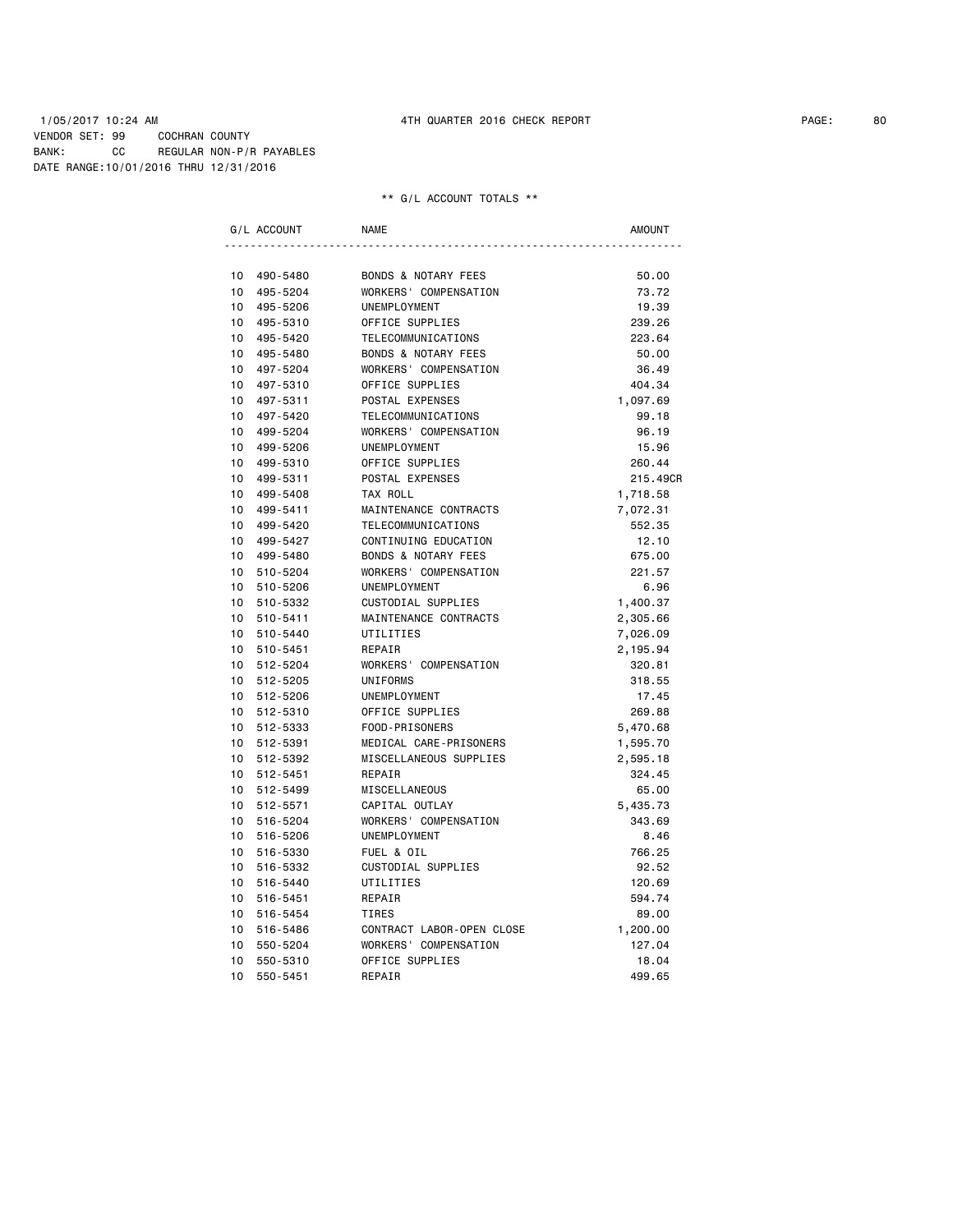1/05/2017 10:24 AM 4TH QUARTER 2016 CHECK REPORT

VENDOR SET: 99 COCHRAN COUNTY
BANK: CC REGULAR NON-P/R PAYABLES
DATE RANGE:10/01/2016 THRU 12/31/2016

** G/L ACCOUNT TOTALS **

| G/L ACCOUNT | NAME | AMOUNT |
|---|---|---|
| 10 490-5480 | BONDS & NOTARY FEES | 50.00 |
| 10 495-5204 | WORKERS' COMPENSATION | 73.72 |
| 10 495-5206 | UNEMPLOYMENT | 19.39 |
| 10 495-5310 | OFFICE SUPPLIES | 239.26 |
| 10 495-5420 | TELECOMMUNICATIONS | 223.64 |
| 10 495-5480 | BONDS & NOTARY FEES | 50.00 |
| 10 497-5204 | WORKERS' COMPENSATION | 36.49 |
| 10 497-5310 | OFFICE SUPPLIES | 404.34 |
| 10 497-5311 | POSTAL EXPENSES | 1,097.69 |
| 10 497-5420 | TELECOMMUNICATIONS | 99.18 |
| 10 499-5204 | WORKERS' COMPENSATION | 96.19 |
| 10 499-5206 | UNEMPLOYMENT | 15.96 |
| 10 499-5310 | OFFICE SUPPLIES | 260.44 |
| 10 499-5311 | POSTAL EXPENSES | 215.49CR |
| 10 499-5408 | TAX ROLL | 1,718.58 |
| 10 499-5411 | MAINTENANCE CONTRACTS | 7,072.31 |
| 10 499-5420 | TELECOMMUNICATIONS | 552.35 |
| 10 499-5427 | CONTINUING EDUCATION | 12.10 |
| 10 499-5480 | BONDS & NOTARY FEES | 675.00 |
| 10 510-5204 | WORKERS' COMPENSATION | 221.57 |
| 10 510-5206 | UNEMPLOYMENT | 6.96 |
| 10 510-5332 | CUSTODIAL SUPPLIES | 1,400.37 |
| 10 510-5411 | MAINTENANCE CONTRACTS | 2,305.66 |
| 10 510-5440 | UTILITIES | 7,026.09 |
| 10 510-5451 | REPAIR | 2,195.94 |
| 10 512-5204 | WORKERS' COMPENSATION | 320.81 |
| 10 512-5205 | UNIFORMS | 318.55 |
| 10 512-5206 | UNEMPLOYMENT | 17.45 |
| 10 512-5310 | OFFICE SUPPLIES | 269.88 |
| 10 512-5333 | FOOD-PRISONERS | 5,470.68 |
| 10 512-5391 | MEDICAL CARE-PRISONERS | 1,595.70 |
| 10 512-5392 | MISCELLANEOUS SUPPLIES | 2,595.18 |
| 10 512-5451 | REPAIR | 324.45 |
| 10 512-5499 | MISCELLANEOUS | 65.00 |
| 10 512-5571 | CAPITAL OUTLAY | 5,435.73 |
| 10 516-5204 | WORKERS' COMPENSATION | 343.69 |
| 10 516-5206 | UNEMPLOYMENT | 8.46 |
| 10 516-5330 | FUEL & OIL | 766.25 |
| 10 516-5332 | CUSTODIAL SUPPLIES | 92.52 |
| 10 516-5440 | UTILITIES | 120.69 |
| 10 516-5451 | REPAIR | 594.74 |
| 10 516-5454 | TIRES | 89.00 |
| 10 516-5486 | CONTRACT LABOR-OPEN CLOSE | 1,200.00 |
| 10 550-5204 | WORKERS' COMPENSATION | 127.04 |
| 10 550-5310 | OFFICE SUPPLIES | 18.04 |
| 10 550-5451 | REPAIR | 499.65 |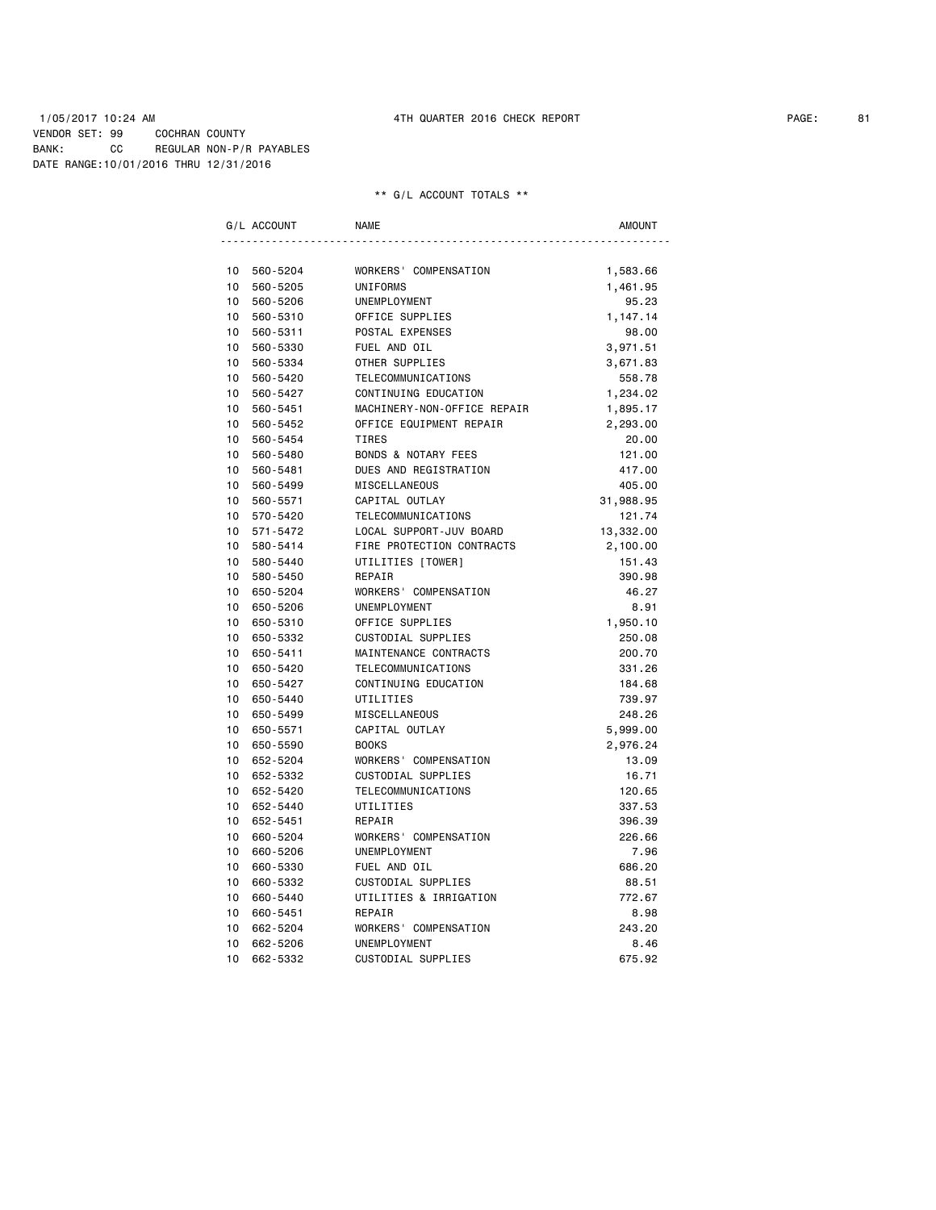1/05/2017 10:24 AM 4TH QUARTER 2016 CHECK REPORT

VENDOR SET: 99 COCHRAN COUNTY
BANK: CC REGULAR NON-P/R PAYABLES
DATE RANGE:10/01/2016 THRU 12/31/2016

** G/L ACCOUNT TOTALS **

| G/L ACCOUNT | | NAME | AMOUNT |
|---|---|---|---|
| 10 | 560-5204 | WORKERS' COMPENSATION | 1,583.66 |
| 10 | 560-5205 | UNIFORMS | 1,461.95 |
| 10 | 560-5206 | UNEMPLOYMENT | 95.23 |
| 10 | 560-5310 | OFFICE SUPPLIES | 1,147.14 |
| 10 | 560-5311 | POSTAL EXPENSES | 98.00 |
| 10 | 560-5330 | FUEL AND OIL | 3,971.51 |
| 10 | 560-5334 | OTHER SUPPLIES | 3,671.83 |
| 10 | 560-5420 | TELECOMMUNICATIONS | 558.78 |
| 10 | 560-5427 | CONTINUING EDUCATION | 1,234.02 |
| 10 | 560-5451 | MACHINERY-NON-OFFICE REPAIR | 1,895.17 |
| 10 | 560-5452 | OFFICE EQUIPMENT REPAIR | 2,293.00 |
| 10 | 560-5454 | TIRES | 20.00 |
| 10 | 560-5480 | BONDS & NOTARY FEES | 121.00 |
| 10 | 560-5481 | DUES AND REGISTRATION | 417.00 |
| 10 | 560-5499 | MISCELLANEOUS | 405.00 |
| 10 | 560-5571 | CAPITAL OUTLAY | 31,988.95 |
| 10 | 570-5420 | TELECOMMUNICATIONS | 121.74 |
| 10 | 571-5472 | LOCAL SUPPORT-JUV BOARD | 13,332.00 |
| 10 | 580-5414 | FIRE PROTECTION CONTRACTS | 2,100.00 |
| 10 | 580-5440 | UTILITIES [TOWER] | 151.43 |
| 10 | 580-5450 | REPAIR | 390.98 |
| 10 | 650-5204 | WORKERS' COMPENSATION | 46.27 |
| 10 | 650-5206 | UNEMPLOYMENT | 8.91 |
| 10 | 650-5310 | OFFICE SUPPLIES | 1,950.10 |
| 10 | 650-5332 | CUSTODIAL SUPPLIES | 250.08 |
| 10 | 650-5411 | MAINTENANCE CONTRACTS | 200.70 |
| 10 | 650-5420 | TELECOMMUNICATIONS | 331.26 |
| 10 | 650-5427 | CONTINUING EDUCATION | 184.68 |
| 10 | 650-5440 | UTILITIES | 739.97 |
| 10 | 650-5499 | MISCELLANEOUS | 248.26 |
| 10 | 650-5571 | CAPITAL OUTLAY | 5,999.00 |
| 10 | 650-5590 | BOOKS | 2,976.24 |
| 10 | 652-5204 | WORKERS' COMPENSATION | 13.09 |
| 10 | 652-5332 | CUSTODIAL SUPPLIES | 16.71 |
| 10 | 652-5420 | TELECOMMUNICATIONS | 120.65 |
| 10 | 652-5440 | UTILITIES | 337.53 |
| 10 | 652-5451 | REPAIR | 396.39 |
| 10 | 660-5204 | WORKERS' COMPENSATION | 226.66 |
| 10 | 660-5206 | UNEMPLOYMENT | 7.96 |
| 10 | 660-5330 | FUEL AND OIL | 686.20 |
| 10 | 660-5332 | CUSTODIAL SUPPLIES | 88.51 |
| 10 | 660-5440 | UTILITIES & IRRIGATION | 772.67 |
| 10 | 660-5451 | REPAIR | 8.98 |
| 10 | 662-5204 | WORKERS' COMPENSATION | 243.20 |
| 10 | 662-5206 | UNEMPLOYMENT | 8.46 |
| 10 | 662-5332 | CUSTODIAL SUPPLIES | 675.92 |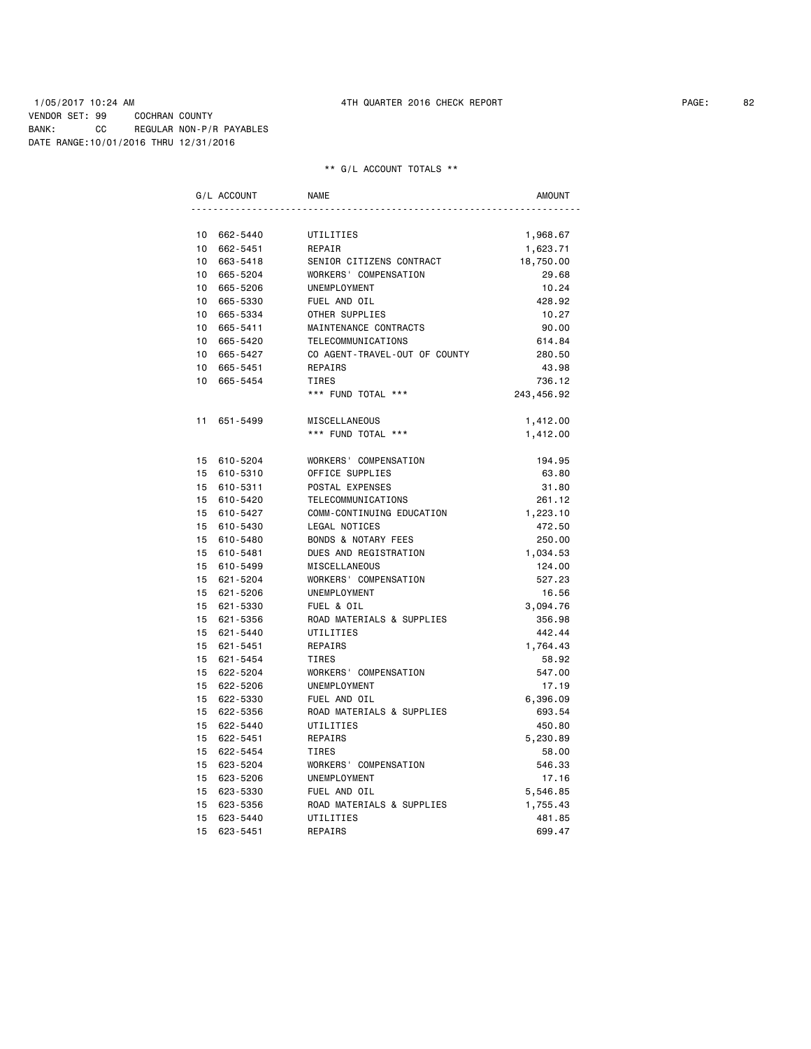1/05/2017 10:24 AM 4TH QUARTER 2016 CHECK REPORT

VENDOR SET: 99 COCHRAN COUNTY
BANK: CC REGULAR NON-P/R PAYABLES
DATE RANGE:10/01/2016 THRU 12/31/2016

** G/L ACCOUNT TOTALS **

| G/L ACCOUNT | NAME | AMOUNT |
|---|---|---|
| 10 662-5440 | UTILITIES | 1,968.67 |
| 10 662-5451 | REPAIR | 1,623.71 |
| 10 663-5418 | SENIOR CITIZENS CONTRACT | 18,750.00 |
| 10 665-5204 | WORKERS' COMPENSATION | 29.68 |
| 10 665-5206 | UNEMPLOYMENT | 10.24 |
| 10 665-5330 | FUEL AND OIL | 428.92 |
| 10 665-5334 | OTHER SUPPLIES | 10.27 |
| 10 665-5411 | MAINTENANCE CONTRACTS | 90.00 |
| 10 665-5420 | TELECOMMUNICATIONS | 614.84 |
| 10 665-5427 | CO AGENT-TRAVEL-OUT OF COUNTY | 280.50 |
| 10 665-5451 | REPAIRS | 43.98 |
| 10 665-5454 | TIRES | 736.12 |
| | *** FUND TOTAL *** | 243,456.92 |
| | | |
| 11 651-5499 | MISCELLANEOUS | 1,412.00 |
| | *** FUND TOTAL *** | 1,412.00 |
| | | |
| 15 610-5204 | WORKERS' COMPENSATION | 194.95 |
| 15 610-5310 | OFFICE SUPPLIES | 63.80 |
| 15 610-5311 | POSTAL EXPENSES | 31.80 |
| 15 610-5420 | TELECOMMUNICATIONS | 261.12 |
| 15 610-5427 | COMM-CONTINUING EDUCATION | 1,223.10 |
| 15 610-5430 | LEGAL NOTICES | 472.50 |
| 15 610-5480 | BONDS & NOTARY FEES | 250.00 |
| 15 610-5481 | DUES AND REGISTRATION | 1,034.53 |
| 15 610-5499 | MISCELLANEOUS | 124.00 |
| 15 621-5204 | WORKERS' COMPENSATION | 527.23 |
| 15 621-5206 | UNEMPLOYMENT | 16.56 |
| 15 621-5330 | FUEL & OIL | 3,094.76 |
| 15 621-5356 | ROAD MATERIALS & SUPPLIES | 356.98 |
| 15 621-5440 | UTILITIES | 442.44 |
| 15 621-5451 | REPAIRS | 1,764.43 |
| 15 621-5454 | TIRES | 58.92 |
| 15 622-5204 | WORKERS' COMPENSATION | 547.00 |
| 15 622-5206 | UNEMPLOYMENT | 17.19 |
| 15 622-5330 | FUEL AND OIL | 6,396.09 |
| 15 622-5356 | ROAD MATERIALS & SUPPLIES | 693.54 |
| 15 622-5440 | UTILITIES | 450.80 |
| 15 622-5451 | REPAIRS | 5,230.89 |
| 15 622-5454 | TIRES | 58.00 |
| 15 623-5204 | WORKERS' COMPENSATION | 546.33 |
| 15 623-5206 | UNEMPLOYMENT | 17.16 |
| 15 623-5330 | FUEL AND OIL | 5,546.85 |
| 15 623-5356 | ROAD MATERIALS & SUPPLIES | 1,755.43 |
| 15 623-5440 | UTILITIES | 481.85 |
| 15 623-5451 | REPAIRS | 699.47 |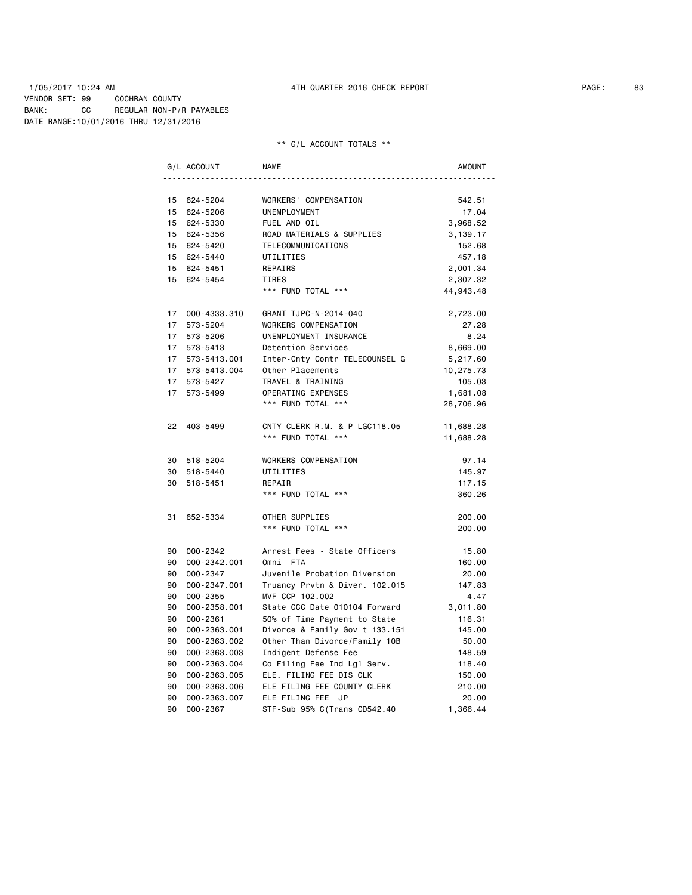1/05/2017 10:24 AM 4TH QUARTER 2016 CHECK REPORT

VENDOR SET: 99 COCHRAN COUNTY
BANK: CC REGULAR NON-P/R PAYABLES
DATE RANGE:10/01/2016 THRU 12/31/2016

** G/L ACCOUNT TOTALS **

| G/L ACCOUNT | | NAME | AMOUNT |
|---|---|---|---|
| 15 | 624-5204 | WORKERS' COMPENSATION | 542.51 |
| 15 | 624-5206 | UNEMPLOYMENT | 17.04 |
| 15 | 624-5330 | FUEL AND OIL | 3,968.52 |
| 15 | 624-5356 | ROAD MATERIALS & SUPPLIES | 3,139.17 |
| 15 | 624-5420 | TELECOMMUNICATIONS | 152.68 |
| 15 | 624-5440 | UTILITIES | 457.18 |
| 15 | 624-5451 | REPAIRS | 2,001.34 |
| 15 | 624-5454 | TIRES | 2,307.32 |
| | | *** FUND TOTAL *** | 44,943.48 |
| 17 | 000-4333.310 | GRANT TJPC-N-2014-040 | 2,723.00 |
| 17 | 573-5204 | WORKERS COMPENSATION | 27.28 |
| 17 | 573-5206 | UNEMPLOYMENT INSURANCE | 8.24 |
| 17 | 573-5413 | Detention Services | 8,669.00 |
| 17 | 573-5413.001 | Inter-Cnty Contr TELECOUNSEL'G | 5,217.60 |
| 17 | 573-5413.004 | Other Placements | 10,275.73 |
| 17 | 573-5427 | TRAVEL & TRAINING | 105.03 |
| 17 | 573-5499 | OPERATING EXPENSES | 1,681.08 |
| | | *** FUND TOTAL *** | 28,706.96 |
| 22 | 403-5499 | CNTY CLERK R.M. & P LGC118.05 | 11,688.28 |
| | | *** FUND TOTAL *** | 11,688.28 |
| 30 | 518-5204 | WORKERS COMPENSATION | 97.14 |
| 30 | 518-5440 | UTILITIES | 145.97 |
| 30 | 518-5451 | REPAIR | 117.15 |
| | | *** FUND TOTAL *** | 360.26 |
| 31 | 652-5334 | OTHER SUPPLIES | 200.00 |
| | | *** FUND TOTAL *** | 200.00 |
| 90 | 000-2342 | Arrest Fees - State Officers | 15.80 |
| 90 | 000-2342.001 | Omni FTA | 160.00 |
| 90 | 000-2347 | Juvenile Probation Diversion | 20.00 |
| 90 | 000-2347.001 | Truancy Prvtn & Diver. 102.015 | 147.83 |
| 90 | 000-2355 | MVF CCP 102.002 | 4.47 |
| 90 | 000-2358.001 | State CCC Date 010104 Forward | 3,011.80 |
| 90 | 000-2361 | 50% of Time Payment to State | 116.31 |
| 90 | 000-2363.001 | Divorce & Family Gov't 133.151 | 145.00 |
| 90 | 000-2363.002 | Other Than Divorce/Family 10B | 50.00 |
| 90 | 000-2363.003 | Indigent Defense Fee | 148.59 |
| 90 | 000-2363.004 | Co Filing Fee Ind Lgl Serv. | 118.40 |
| 90 | 000-2363.005 | ELE. FILING FEE DIS CLK | 150.00 |
| 90 | 000-2363.006 | ELE FILING FEE COUNTY CLERK | 210.00 |
| 90 | 000-2363.007 | ELE FILING FEE JP | 20.00 |
| 90 | 000-2367 | STF-Sub 95% C(Trans CD542.40 | 1,366.44 |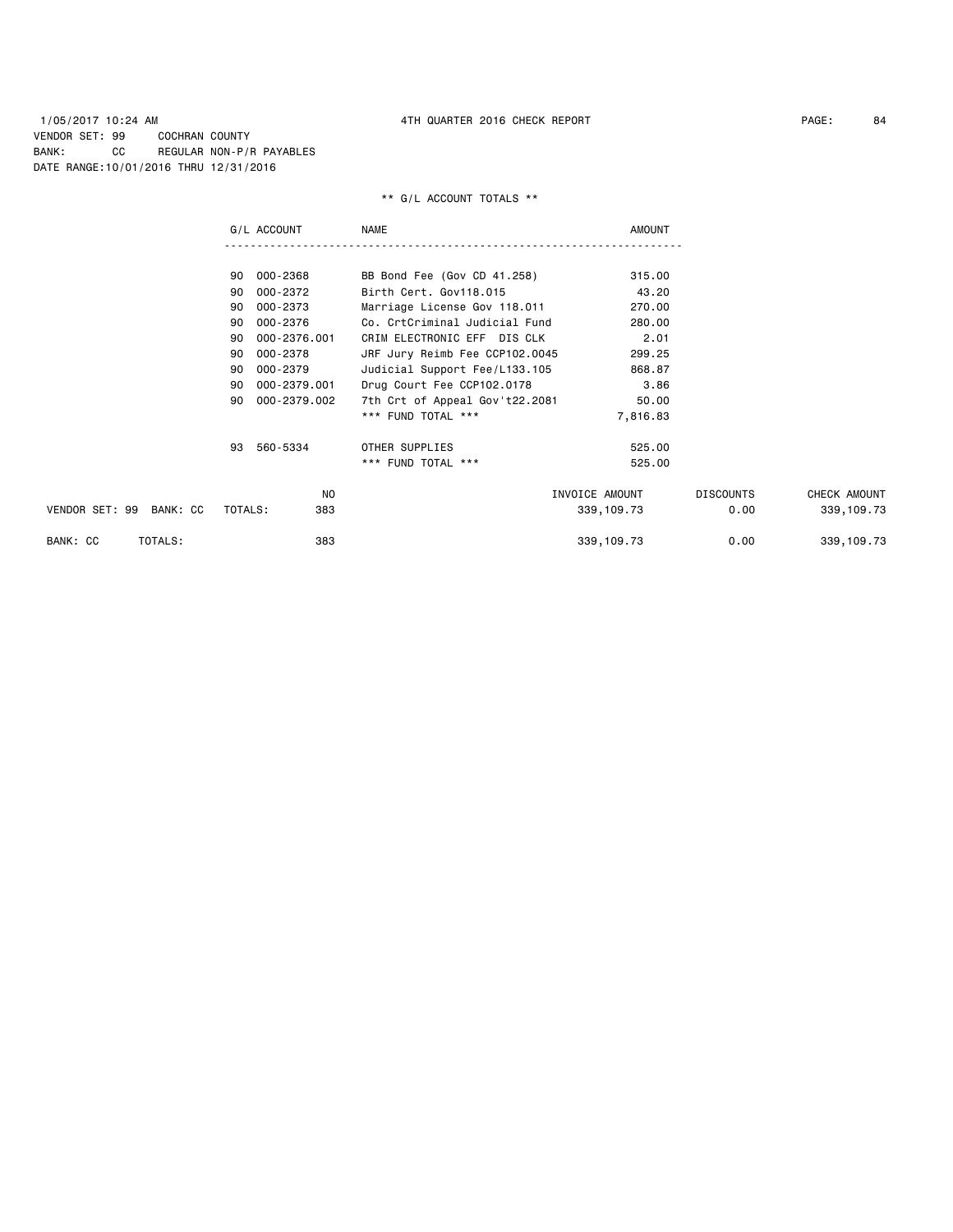1/05/2017 10:24 AM 4TH QUARTER 2016 CHECK REPORT

VENDOR SET: 99 COCHRAN COUNTY
BANK: CC REGULAR NON-P/R PAYABLES
DATE RANGE:10/01/2016 THRU 12/31/2016

** G/L ACCOUNT TOTALS **

| | G/L ACCOUNT | NAME | AMOUNT |
|---|---|---|---|
| 90 | 000-2368 | BB Bond Fee (Gov CD 41.258) | 315.00 |
| 90 | 000-2372 | Birth Cert. Gov118.015 | 43.20 |
| 90 | 000-2373 | Marriage License Gov 118.011 | 270.00 |
| 90 | 000-2376 | Co. CrtCriminal Judicial Fund | 280.00 |
| 90 | 000-2376.001 | CRIM ELECTRONIC EFF DIS CLK | 2.01 |
| 90 | 000-2378 | JRF Jury Reimb Fee CCP102.0045 | 299.25 |
| 90 | 000-2379 | Judicial Support Fee/L133.105 | 868.87 |
| 90 | 000-2379.001 | Drug Court Fee CCP102.0178 | 3.86 |
| 90 | 000-2379.002 | 7th Crt of Appeal Gov't22.2081 | 50.00 |
| | | *** FUND TOTAL *** | 7,816.83 |
| 93 | 560-5334 | OTHER SUPPLIES | 525.00 |
| | | *** FUND TOTAL *** | 525.00 |

| | | NO | INVOICE AMOUNT | DISCOUNTS | CHECK AMOUNT |
|---|---|---|---|---|---|
| VENDOR SET: 99 BANK: CC | TOTALS: | 383 | 339,109.73 | 0.00 | 339,109.73 |
| BANK: CC | TOTALS: | 383 | 339,109.73 | 0.00 | 339,109.73 |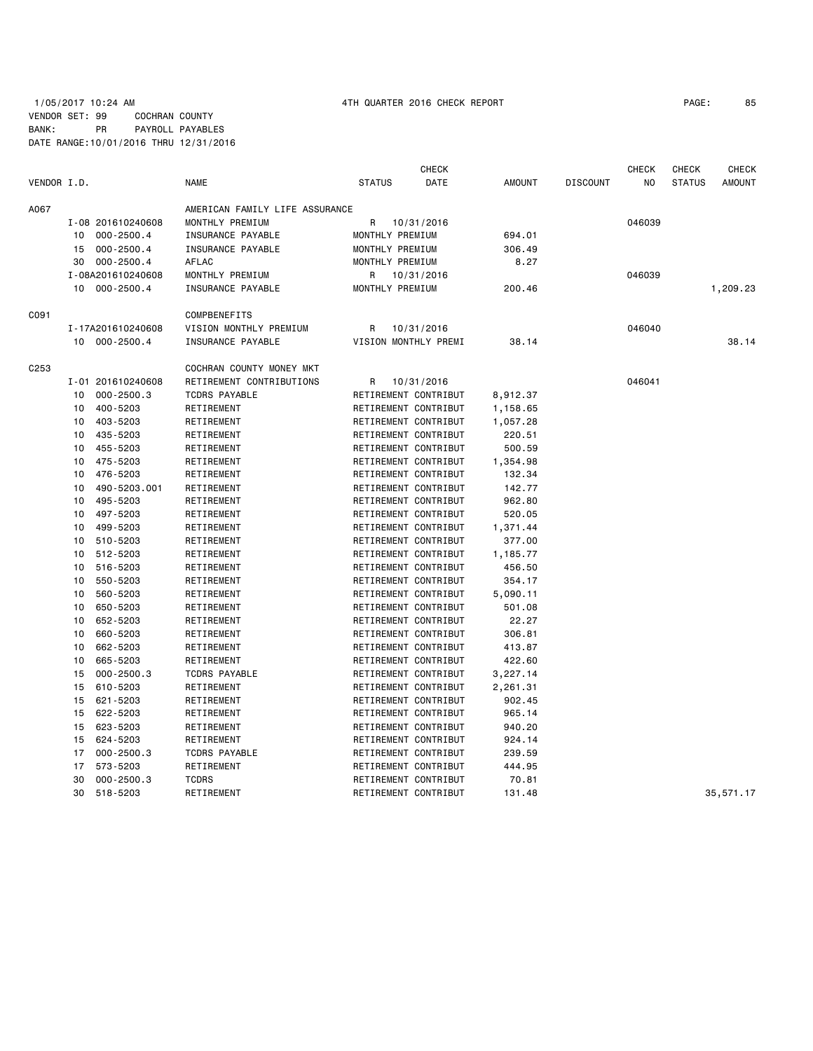1/05/2017 10:24 AM 4TH QUARTER 2016 CHECK REPORT

VENDOR SET: 99 COCHRAN COUNTY
BANK: PR PAYROLL PAYABLES
DATE RANGE:10/01/2016 THRU 12/31/2016

| VENDOR I.D. | | NAME | STATUS | CHECK DATE | AMOUNT | DISCOUNT | CHECK NO | CHECK STATUS | CHECK AMOUNT |
|---|---|---|---|---|---|---|---|---|---|
| A067 | | AMERICAN FAMILY LIFE ASSURANCE | | | | | | | |
| | I-08 201610240608 | MONTHLY PREMIUM | R | 10/31/2016 | | | 046039 | | |
| | 10 000-2500.4 | INSURANCE PAYABLE | MONTHLY PREMIUM | | 694.01 | | | | |
| | 15 000-2500.4 | INSURANCE PAYABLE | MONTHLY PREMIUM | | 306.49 | | | | |
| | 30 000-2500.4 | AFLAC | MONTHLY PREMIUM | | 8.27 | | | | |
| | I-08A201610240608 | MONTHLY PREMIUM | R | 10/31/2016 | | | 046039 | | |
| | 10 000-2500.4 | INSURANCE PAYABLE | MONTHLY PREMIUM | | 200.46 | | | | 1,209.23 |
| C091 | | COMPBENEFITS | | | | | | | |
| | I-17A201610240608 | VISION MONTHLY PREMIUM | R | 10/31/2016 | | | 046040 | | |
| | 10 000-2500.4 | INSURANCE PAYABLE | VISION MONTHLY PREMI | | 38.14 | | | | 38.14 |
| C253 | | COCHRAN COUNTY MONEY MKT | | | | | | | |
| | I-01 201610240608 | RETIREMENT CONTRIBUTIONS | R | 10/31/2016 | | | 046041 | | |
| | 10 000-2500.3 | TCDRS PAYABLE | RETIREMENT CONTRIBUT | | 8,912.37 | | | | |
| | 10 400-5203 | RETIREMENT | RETIREMENT CONTRIBUT | | 1,158.65 | | | | |
| | 10 403-5203 | RETIREMENT | RETIREMENT CONTRIBUT | | 1,057.28 | | | | |
| | 10 435-5203 | RETIREMENT | RETIREMENT CONTRIBUT | | 220.51 | | | | |
| | 10 455-5203 | RETIREMENT | RETIREMENT CONTRIBUT | | 500.59 | | | | |
| | 10 475-5203 | RETIREMENT | RETIREMENT CONTRIBUT | | 1,354.98 | | | | |
| | 10 476-5203 | RETIREMENT | RETIREMENT CONTRIBUT | | 132.34 | | | | |
| | 10 490-5203.001 | RETIREMENT | RETIREMENT CONTRIBUT | | 142.77 | | | | |
| | 10 495-5203 | RETIREMENT | RETIREMENT CONTRIBUT | | 962.80 | | | | |
| | 10 497-5203 | RETIREMENT | RETIREMENT CONTRIBUT | | 520.05 | | | | |
| | 10 499-5203 | RETIREMENT | RETIREMENT CONTRIBUT | | 1,371.44 | | | | |
| | 10 510-5203 | RETIREMENT | RETIREMENT CONTRIBUT | | 377.00 | | | | |
| | 10 512-5203 | RETIREMENT | RETIREMENT CONTRIBUT | | 1,185.77 | | | | |
| | 10 516-5203 | RETIREMENT | RETIREMENT CONTRIBUT | | 456.50 | | | | |
| | 10 550-5203 | RETIREMENT | RETIREMENT CONTRIBUT | | 354.17 | | | | |
| | 10 560-5203 | RETIREMENT | RETIREMENT CONTRIBUT | | 5,090.11 | | | | |
| | 10 650-5203 | RETIREMENT | RETIREMENT CONTRIBUT | | 501.08 | | | | |
| | 10 652-5203 | RETIREMENT | RETIREMENT CONTRIBUT | | 22.27 | | | | |
| | 10 660-5203 | RETIREMENT | RETIREMENT CONTRIBUT | | 306.81 | | | | |
| | 10 662-5203 | RETIREMENT | RETIREMENT CONTRIBUT | | 413.87 | | | | |
| | 10 665-5203 | RETIREMENT | RETIREMENT CONTRIBUT | | 422.60 | | | | |
| | 15 000-2500.3 | TCDRS PAYABLE | RETIREMENT CONTRIBUT | | 3,227.14 | | | | |
| | 15 610-5203 | RETIREMENT | RETIREMENT CONTRIBUT | | 2,261.31 | | | | |
| | 15 621-5203 | RETIREMENT | RETIREMENT CONTRIBUT | | 902.45 | | | | |
| | 15 622-5203 | RETIREMENT | RETIREMENT CONTRIBUT | | 965.14 | | | | |
| | 15 623-5203 | RETIREMENT | RETIREMENT CONTRIBUT | | 940.20 | | | | |
| | 15 624-5203 | RETIREMENT | RETIREMENT CONTRIBUT | | 924.14 | | | | |
| | 17 000-2500.3 | TCDRS PAYABLE | RETIREMENT CONTRIBUT | | 239.59 | | | | |
| | 17 573-5203 | RETIREMENT | RETIREMENT CONTRIBUT | | 444.95 | | | | |
| | 30 000-2500.3 | TCDRS | RETIREMENT CONTRIBUT | | 70.81 | | | | |
| | 30 518-5203 | RETIREMENT | RETIREMENT CONTRIBUT | | 131.48 | | | | 35,571.17 |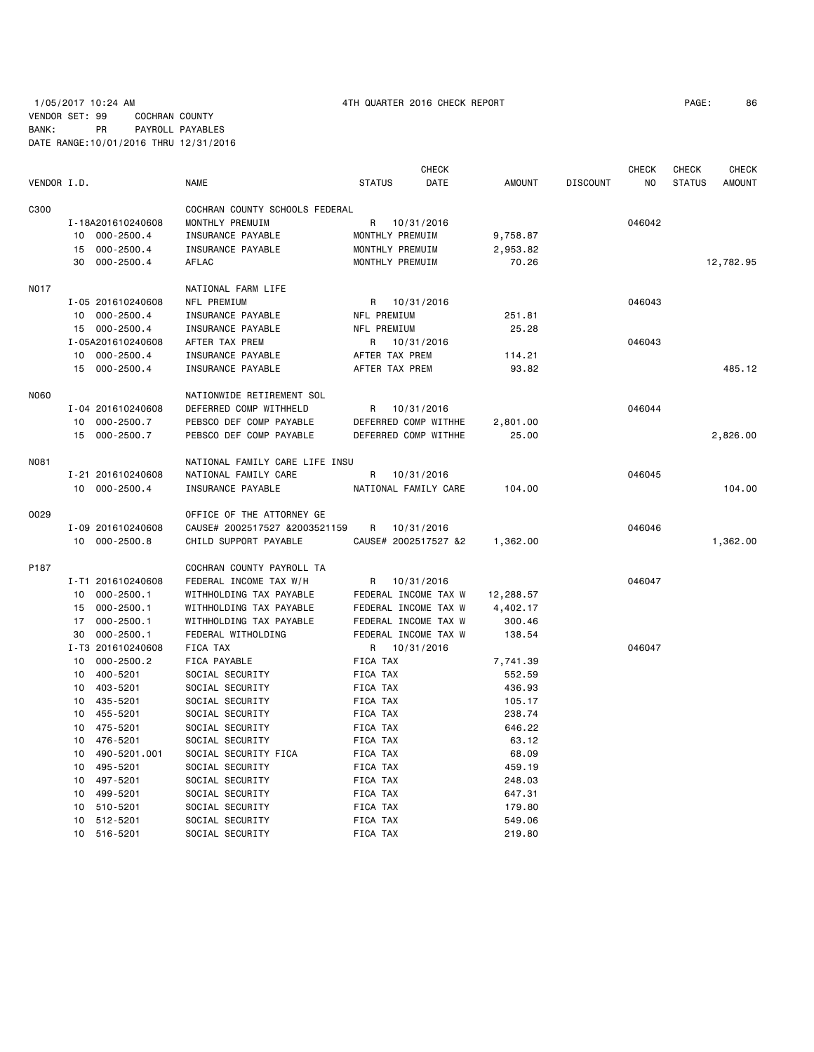1/05/2017 10:24 AM 4TH QUARTER 2016 CHECK REPORT

VENDOR SET: 99 COCHRAN COUNTY
BANK: PR PAYROLL PAYABLES
DATE RANGE:10/01/2016 THRU 12/31/2016

| VENDOR I.D. | | NAME | STATUS | CHECK DATE | AMOUNT | DISCOUNT | CHECK NO | CHECK STATUS | CHECK AMOUNT |
|---|---|---|---|---|---|---|---|---|---|
| C300 | | COCHRAN COUNTY SCHOOLS FEDERAL | | | | | | | |
| | I-18A201610240608 | MONTHLY PREMUIM | R | 10/31/2016 | | | 046042 | | |
| | 10 000-2500.4 | INSURANCE PAYABLE | MONTHLY PREMUIM | | 9,758.87 | | | | |
| | 15 000-2500.4 | INSURANCE PAYABLE | MONTHLY PREMUIM | | 2,953.82 | | | | |
| | 30 000-2500.4 | AFLAC | MONTHLY PREMUIM | | 70.26 | | | | 12,782.95 |
| N017 | | NATIONAL FARM LIFE | | | | | | | |
| | I-05 201610240608 | NFL PREMIUM | R | 10/31/2016 | | | 046043 | | |
| | 10 000-2500.4 | INSURANCE PAYABLE | NFL PREMIUM | | 251.81 | | | | |
| | 15 000-2500.4 | INSURANCE PAYABLE | NFL PREMIUM | | 25.28 | | | | |
| | I-05A201610240608 | AFTER TAX PREM | R | 10/31/2016 | | | 046043 | | |
| | 10 000-2500.4 | INSURANCE PAYABLE | AFTER TAX PREM | | 114.21 | | | | |
| | 15 000-2500.4 | INSURANCE PAYABLE | AFTER TAX PREM | | 93.82 | | | | 485.12 |
| N060 | | NATIONWIDE RETIREMENT SOL | | | | | | | |
| | I-04 201610240608 | DEFERRED COMP WITHHELD | R | 10/31/2016 | | | 046044 | | |
| | 10 000-2500.7 | PEBSCO DEF COMP PAYABLE | DEFERRED COMP WITHHE | | 2,801.00 | | | | |
| | 15 000-2500.7 | PEBSCO DEF COMP PAYABLE | DEFERRED COMP WITHHE | | 25.00 | | | | 2,826.00 |
| N081 | | NATIONAL FAMILY CARE LIFE INSU | | | | | | | |
| | I-21 201610240608 | NATIONAL FAMILY CARE | R | 10/31/2016 | | | 046045 | | |
| | 10 000-2500.4 | INSURANCE PAYABLE | NATIONAL FAMILY CARE | | 104.00 | | | | 104.00 |
| O029 | | OFFICE OF THE ATTORNEY GE | | | | | | | |
| | I-09 201610240608 | CAUSE# 2002517527 &2003521159 | R | 10/31/2016 | | | 046046 | | |
| | 10 000-2500.8 | CHILD SUPPORT PAYABLE | CAUSE# 2002517527 &2 | | 1,362.00 | | | | 1,362.00 |
| P187 | | COCHRAN COUNTY PAYROLL TA | | | | | | | |
| | I-T1 201610240608 | FEDERAL INCOME TAX W/H | R | 10/31/2016 | | | 046047 | | |
| | 10 000-2500.1 | WITHHOLDING TAX PAYABLE | FEDERAL INCOME TAX W | | 12,288.57 | | | | |
| | 15 000-2500.1 | WITHHOLDING TAX PAYABLE | FEDERAL INCOME TAX W | | 4,402.17 | | | | |
| | 17 000-2500.1 | WITHHOLDING TAX PAYABLE | FEDERAL INCOME TAX W | | 300.46 | | | | |
| | 30 000-2500.1 | FEDERAL WITHOLDING | FEDERAL INCOME TAX W | | 138.54 | | | | |
| | I-T3 201610240608 | FICA TAX | R | 10/31/2016 | | | 046047 | | |
| | 10 000-2500.2 | FICA PAYABLE | FICA TAX | | 7,741.39 | | | | |
| | 10 400-5201 | SOCIAL SECURITY | FICA TAX | | 552.59 | | | | |
| | 10 403-5201 | SOCIAL SECURITY | FICA TAX | | 436.93 | | | | |
| | 10 435-5201 | SOCIAL SECURITY | FICA TAX | | 105.17 | | | | |
| | 10 455-5201 | SOCIAL SECURITY | FICA TAX | | 238.74 | | | | |
| | 10 475-5201 | SOCIAL SECURITY | FICA TAX | | 646.22 | | | | |
| | 10 476-5201 | SOCIAL SECURITY | FICA TAX | | 63.12 | | | | |
| | 10 490-5201.001 | SOCIAL SECURITY FICA | FICA TAX | | 68.09 | | | | |
| | 10 495-5201 | SOCIAL SECURITY | FICA TAX | | 459.19 | | | | |
| | 10 497-5201 | SOCIAL SECURITY | FICA TAX | | 248.03 | | | | |
| | 10 499-5201 | SOCIAL SECURITY | FICA TAX | | 647.31 | | | | |
| | 10 510-5201 | SOCIAL SECURITY | FICA TAX | | 179.80 | | | | |
| | 10 512-5201 | SOCIAL SECURITY | FICA TAX | | 549.06 | | | | |
| | 10 516-5201 | SOCIAL SECURITY | FICA TAX | | 219.80 | | | | |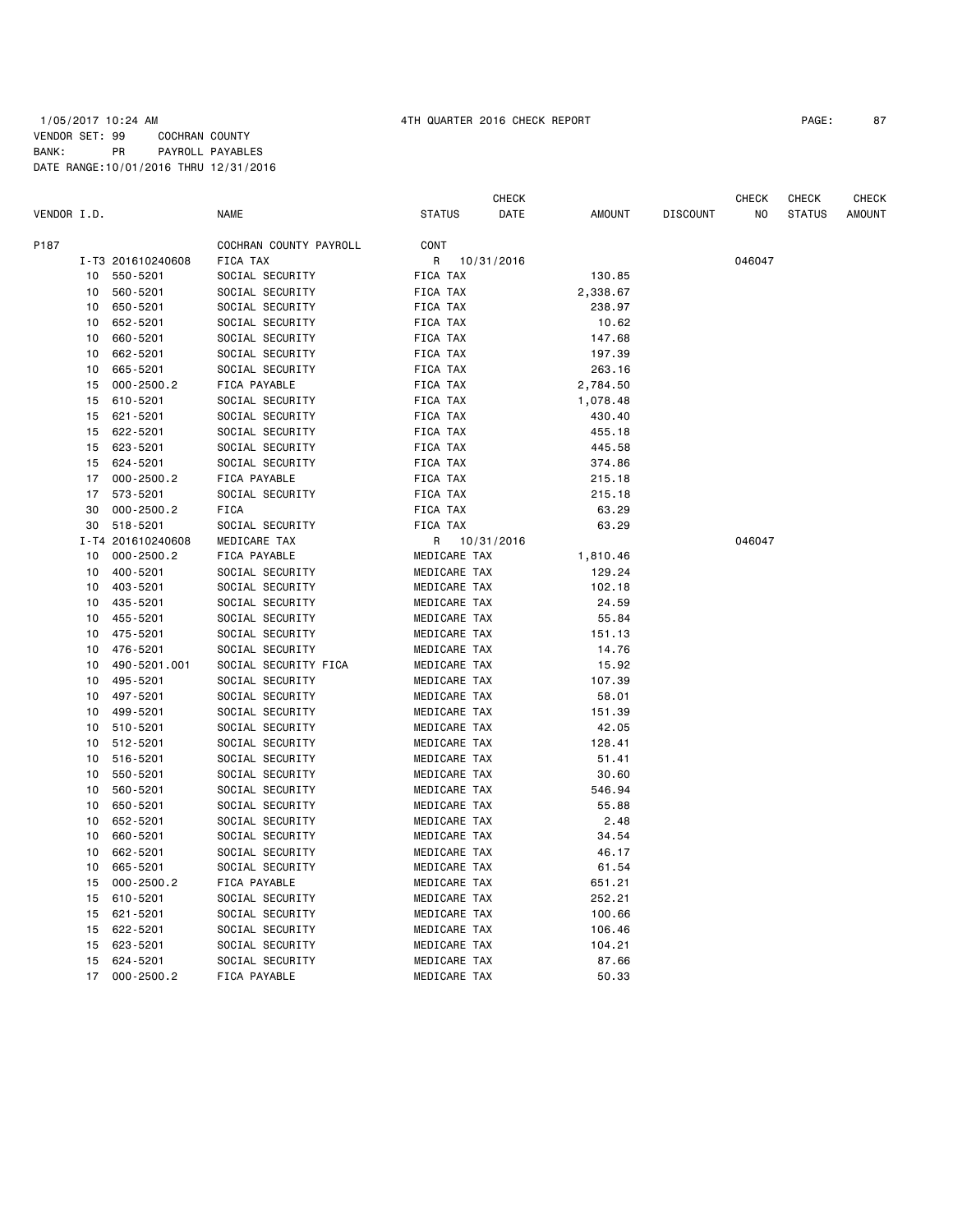1/05/2017 10:24 AM 4TH QUARTER 2016 CHECK REPORT

VENDOR SET: 99 COCHRAN COUNTY
BANK: PR PAYROLL PAYABLES
DATE RANGE:10/01/2016 THRU 12/31/2016

| VENDOR I.D. | | NAME | STATUS | CHECK DATE | AMOUNT | DISCOUNT | CHECK NO | CHECK STATUS | CHECK AMOUNT |
|---|---|---|---|---|---|---|---|---|---|
| P187 | | COCHRAN COUNTY PAYROLL | CONT | | | | | | |
| I-T3 201610240608 | | FICA TAX | R | 10/31/2016 | | | 046047 | | |
| 10 | 550-5201 | SOCIAL SECURITY | FICA TAX | | 130.85 | | | | |
| 10 | 560-5201 | SOCIAL SECURITY | FICA TAX | | 2,338.67 | | | | |
| 10 | 650-5201 | SOCIAL SECURITY | FICA TAX | | 238.97 | | | | |
| 10 | 652-5201 | SOCIAL SECURITY | FICA TAX | | 10.62 | | | | |
| 10 | 660-5201 | SOCIAL SECURITY | FICA TAX | | 147.68 | | | | |
| 10 | 662-5201 | SOCIAL SECURITY | FICA TAX | | 197.39 | | | | |
| 10 | 665-5201 | SOCIAL SECURITY | FICA TAX | | 263.16 | | | | |
| 15 | 000-2500.2 | FICA PAYABLE | FICA TAX | | 2,784.50 | | | | |
| 15 | 610-5201 | SOCIAL SECURITY | FICA TAX | | 1,078.48 | | | | |
| 15 | 621-5201 | SOCIAL SECURITY | FICA TAX | | 430.40 | | | | |
| 15 | 622-5201 | SOCIAL SECURITY | FICA TAX | | 455.18 | | | | |
| 15 | 623-5201 | SOCIAL SECURITY | FICA TAX | | 445.58 | | | | |
| 15 | 624-5201 | SOCIAL SECURITY | FICA TAX | | 374.86 | | | | |
| 17 | 000-2500.2 | FICA PAYABLE | FICA TAX | | 215.18 | | | | |
| 17 | 573-5201 | SOCIAL SECURITY | FICA TAX | | 215.18 | | | | |
| 30 | 000-2500.2 | FICA | FICA TAX | | 63.29 | | | | |
| 30 | 518-5201 | SOCIAL SECURITY | FICA TAX | | 63.29 | | | | |
| I-T4 201610240608 | | MEDICARE TAX | R | 10/31/2016 | | | 046047 | | |
| 10 | 000-2500.2 | FICA PAYABLE | MEDICARE TAX | | 1,810.46 | | | | |
| 10 | 400-5201 | SOCIAL SECURITY | MEDICARE TAX | | 129.24 | | | | |
| 10 | 403-5201 | SOCIAL SECURITY | MEDICARE TAX | | 102.18 | | | | |
| 10 | 435-5201 | SOCIAL SECURITY | MEDICARE TAX | | 24.59 | | | | |
| 10 | 455-5201 | SOCIAL SECURITY | MEDICARE TAX | | 55.84 | | | | |
| 10 | 475-5201 | SOCIAL SECURITY | MEDICARE TAX | | 151.13 | | | | |
| 10 | 476-5201 | SOCIAL SECURITY | MEDICARE TAX | | 14.76 | | | | |
| 10 | 490-5201.001 | SOCIAL SECURITY FICA | MEDICARE TAX | | 15.92 | | | | |
| 10 | 495-5201 | SOCIAL SECURITY | MEDICARE TAX | | 107.39 | | | | |
| 10 | 497-5201 | SOCIAL SECURITY | MEDICARE TAX | | 58.01 | | | | |
| 10 | 499-5201 | SOCIAL SECURITY | MEDICARE TAX | | 151.39 | | | | |
| 10 | 510-5201 | SOCIAL SECURITY | MEDICARE TAX | | 42.05 | | | | |
| 10 | 512-5201 | SOCIAL SECURITY | MEDICARE TAX | | 128.41 | | | | |
| 10 | 516-5201 | SOCIAL SECURITY | MEDICARE TAX | | 51.41 | | | | |
| 10 | 550-5201 | SOCIAL SECURITY | MEDICARE TAX | | 30.60 | | | | |
| 10 | 560-5201 | SOCIAL SECURITY | MEDICARE TAX | | 546.94 | | | | |
| 10 | 650-5201 | SOCIAL SECURITY | MEDICARE TAX | | 55.88 | | | | |
| 10 | 652-5201 | SOCIAL SECURITY | MEDICARE TAX | | 2.48 | | | | |
| 10 | 660-5201 | SOCIAL SECURITY | MEDICARE TAX | | 34.54 | | | | |
| 10 | 662-5201 | SOCIAL SECURITY | MEDICARE TAX | | 46.17 | | | | |
| 10 | 665-5201 | SOCIAL SECURITY | MEDICARE TAX | | 61.54 | | | | |
| 15 | 000-2500.2 | FICA PAYABLE | MEDICARE TAX | | 651.21 | | | | |
| 15 | 610-5201 | SOCIAL SECURITY | MEDICARE TAX | | 252.21 | | | | |
| 15 | 621-5201 | SOCIAL SECURITY | MEDICARE TAX | | 100.66 | | | | |
| 15 | 622-5201 | SOCIAL SECURITY | MEDICARE TAX | | 106.46 | | | | |
| 15 | 623-5201 | SOCIAL SECURITY | MEDICARE TAX | | 104.21 | | | | |
| 15 | 624-5201 | SOCIAL SECURITY | MEDICARE TAX | | 87.66 | | | | |
| 17 | 000-2500.2 | FICA PAYABLE | MEDICARE TAX | | 50.33 | | | | |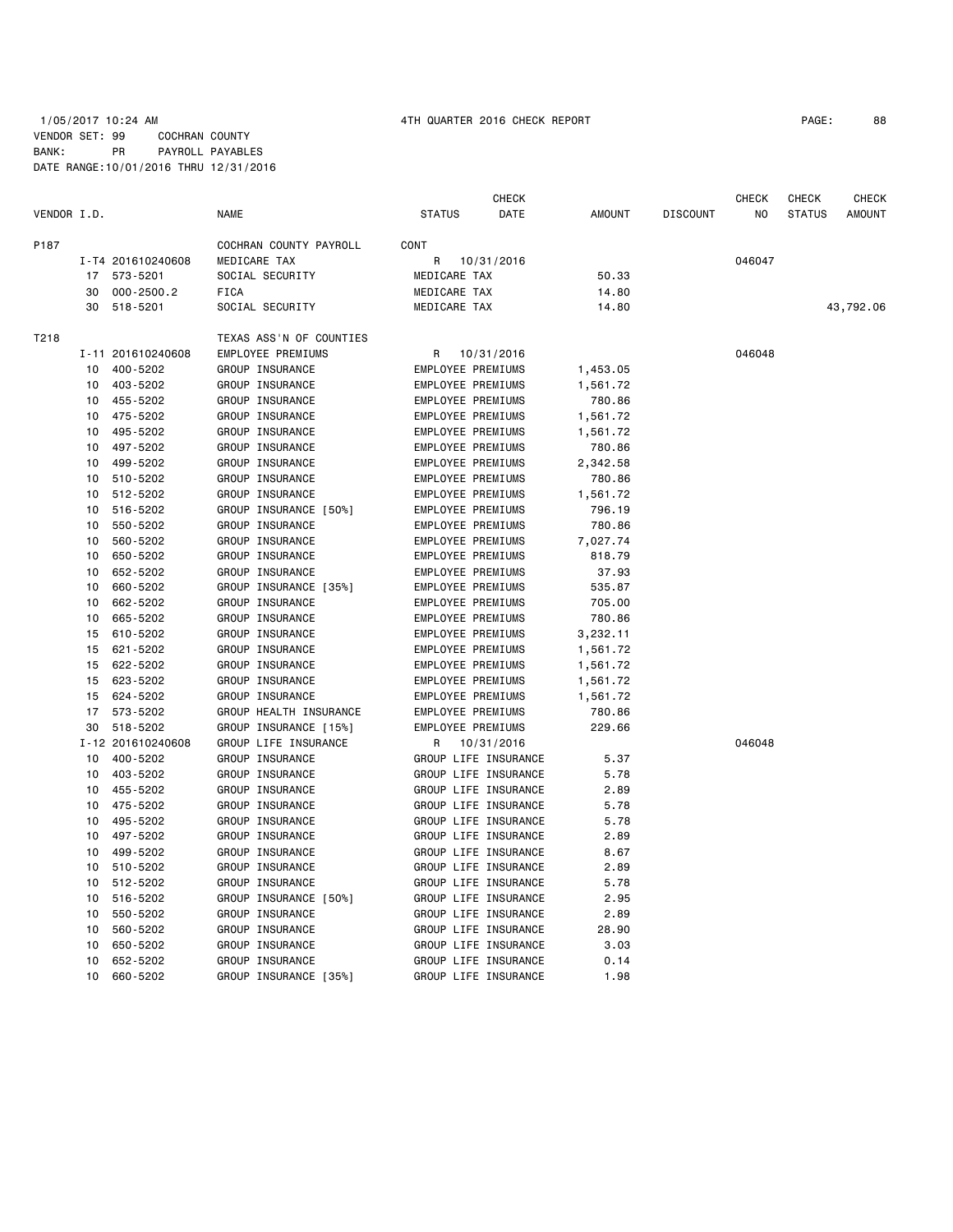1/05/2017 10:24 AM 4TH QUARTER 2016 CHECK REPORT PAGE: 88

VENDOR SET: 99 COCHRAN COUNTY
BANK: PR PAYROLL PAYABLES
DATE RANGE:10/01/2016 THRU 12/31/2016

| VENDOR I.D. | | NAME | STATUS | CHECK DATE | AMOUNT | DISCOUNT | CHECK NO | CHECK STATUS | CHECK AMOUNT |
|---|---|---|---|---|---|---|---|---|---|
| P187 | | COCHRAN COUNTY PAYROLL | CONT | | | | | | |
| | I-T4 201610240608 | MEDICARE TAX | R | 10/31/2016 | | | 046047 | | |
| | 17 573-5201 | SOCIAL SECURITY | MEDICARE TAX | | 50.33 | | | | |
| | 30 000-2500.2 | FICA | MEDICARE TAX | | 14.80 | | | | |
| | 30 518-5201 | SOCIAL SECURITY | MEDICARE TAX | | 14.80 | | | | 43,792.06 |
| T218 | | TEXAS ASS'N OF COUNTIES | | | | | | | |
| | I-11 201610240608 | EMPLOYEE PREMIUMS | R | 10/31/2016 | | | 046048 | | |
| | 10 400-5202 | GROUP INSURANCE | EMPLOYEE PREMIUMS | | 1,453.05 | | | | |
| | 10 403-5202 | GROUP INSURANCE | EMPLOYEE PREMIUMS | | 1,561.72 | | | | |
| | 10 455-5202 | GROUP INSURANCE | EMPLOYEE PREMIUMS | | 780.86 | | | | |
| | 10 475-5202 | GROUP INSURANCE | EMPLOYEE PREMIUMS | | 1,561.72 | | | | |
| | 10 495-5202 | GROUP INSURANCE | EMPLOYEE PREMIUMS | | 1,561.72 | | | | |
| | 10 497-5202 | GROUP INSURANCE | EMPLOYEE PREMIUMS | | 780.86 | | | | |
| | 10 499-5202 | GROUP INSURANCE | EMPLOYEE PREMIUMS | | 2,342.58 | | | | |
| | 10 510-5202 | GROUP INSURANCE | EMPLOYEE PREMIUMS | | 780.86 | | | | |
| | 10 512-5202 | GROUP INSURANCE | EMPLOYEE PREMIUMS | | 1,561.72 | | | | |
| | 10 516-5202 | GROUP INSURANCE [50%] | EMPLOYEE PREMIUMS | | 796.19 | | | | |
| | 10 550-5202 | GROUP INSURANCE | EMPLOYEE PREMIUMS | | 780.86 | | | | |
| | 10 560-5202 | GROUP INSURANCE | EMPLOYEE PREMIUMS | | 7,027.74 | | | | |
| | 10 650-5202 | GROUP INSURANCE | EMPLOYEE PREMIUMS | | 818.79 | | | | |
| | 10 652-5202 | GROUP INSURANCE | EMPLOYEE PREMIUMS | | 37.93 | | | | |
| | 10 660-5202 | GROUP INSURANCE [35%] | EMPLOYEE PREMIUMS | | 535.87 | | | | |
| | 10 662-5202 | GROUP INSURANCE | EMPLOYEE PREMIUMS | | 705.00 | | | | |
| | 10 665-5202 | GROUP INSURANCE | EMPLOYEE PREMIUMS | | 780.86 | | | | |
| | 15 610-5202 | GROUP INSURANCE | EMPLOYEE PREMIUMS | | 3,232.11 | | | | |
| | 15 621-5202 | GROUP INSURANCE | EMPLOYEE PREMIUMS | | 1,561.72 | | | | |
| | 15 622-5202 | GROUP INSURANCE | EMPLOYEE PREMIUMS | | 1,561.72 | | | | |
| | 15 623-5202 | GROUP INSURANCE | EMPLOYEE PREMIUMS | | 1,561.72 | | | | |
| | 15 624-5202 | GROUP INSURANCE | EMPLOYEE PREMIUMS | | 1,561.72 | | | | |
| | 17 573-5202 | GROUP HEALTH INSURANCE | EMPLOYEE PREMIUMS | | 780.86 | | | | |
| | 30 518-5202 | GROUP INSURANCE [15%] | EMPLOYEE PREMIUMS | | 229.66 | | | | |
| | I-12 201610240608 | GROUP LIFE INSURANCE | R | 10/31/2016 | | | 046048 | | |
| | 10 400-5202 | GROUP INSURANCE | GROUP LIFE INSURANCE | | 5.37 | | | | |
| | 10 403-5202 | GROUP INSURANCE | GROUP LIFE INSURANCE | | 5.78 | | | | |
| | 10 455-5202 | GROUP INSURANCE | GROUP LIFE INSURANCE | | 2.89 | | | | |
| | 10 475-5202 | GROUP INSURANCE | GROUP LIFE INSURANCE | | 5.78 | | | | |
| | 10 495-5202 | GROUP INSURANCE | GROUP LIFE INSURANCE | | 5.78 | | | | |
| | 10 497-5202 | GROUP INSURANCE | GROUP LIFE INSURANCE | | 2.89 | | | | |
| | 10 499-5202 | GROUP INSURANCE | GROUP LIFE INSURANCE | | 8.67 | | | | |
| | 10 510-5202 | GROUP INSURANCE | GROUP LIFE INSURANCE | | 2.89 | | | | |
| | 10 512-5202 | GROUP INSURANCE | GROUP LIFE INSURANCE | | 5.78 | | | | |
| | 10 516-5202 | GROUP INSURANCE [50%] | GROUP LIFE INSURANCE | | 2.95 | | | | |
| | 10 550-5202 | GROUP INSURANCE | GROUP LIFE INSURANCE | | 2.89 | | | | |
| | 10 560-5202 | GROUP INSURANCE | GROUP LIFE INSURANCE | | 28.90 | | | | |
| | 10 650-5202 | GROUP INSURANCE | GROUP LIFE INSURANCE | | 3.03 | | | | |
| | 10 652-5202 | GROUP INSURANCE | GROUP LIFE INSURANCE | | 0.14 | | | | |
| | 10 660-5202 | GROUP INSURANCE [35%] | GROUP LIFE INSURANCE | | 1.98 | | | | |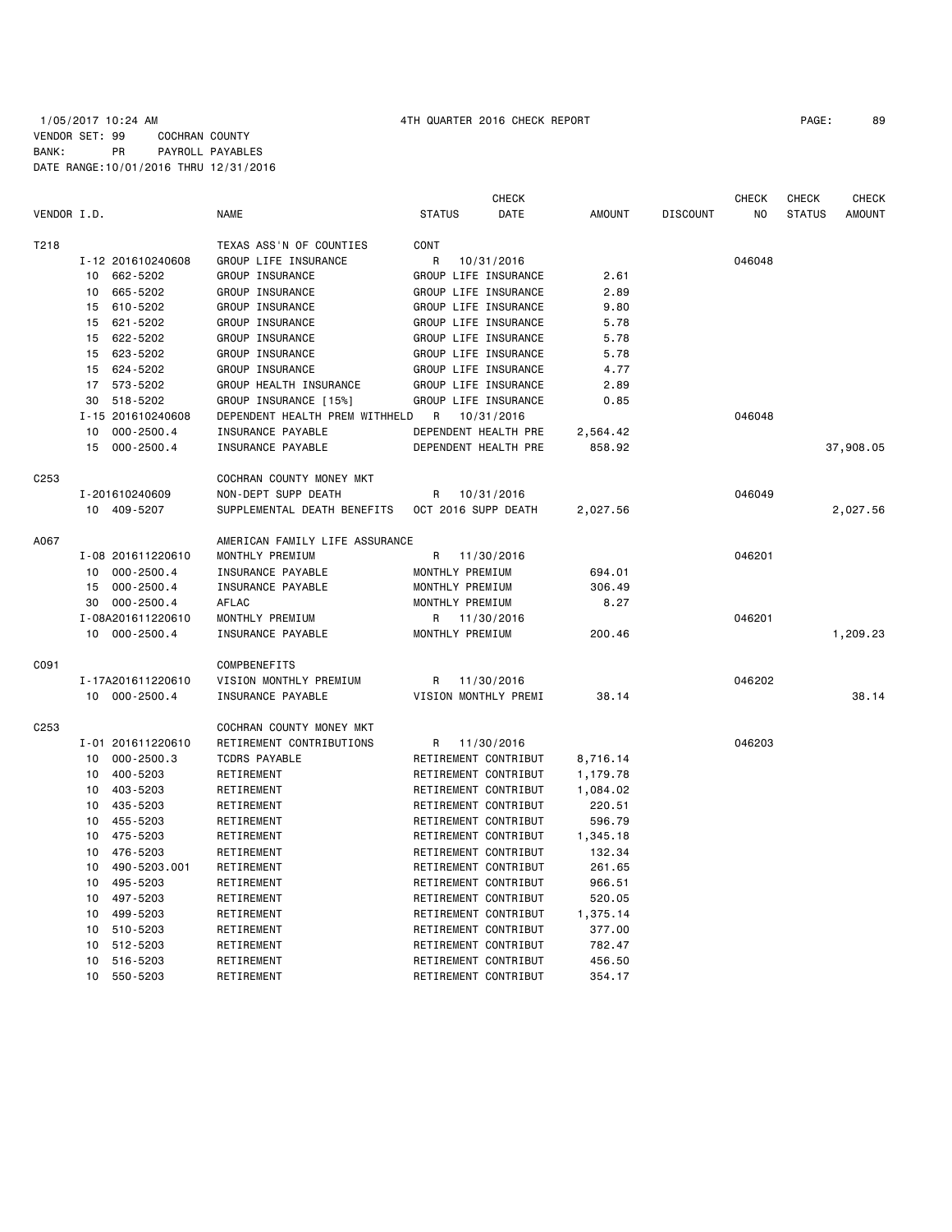1/05/2017 10:24 AM 4TH QUARTER 2016 CHECK REPORT

VENDOR SET: 99 COCHRAN COUNTY
BANK: PR PAYROLL PAYABLES
DATE RANGE:10/01/2016 THRU 12/31/2016

| VENDOR I.D. | | NAME | STATUS | CHECK DATE | AMOUNT | DISCOUNT | CHECK NO | CHECK STATUS | CHECK AMOUNT |
|---|---|---|---|---|---|---|---|---|---|
| T218 | | TEXAS ASS'N OF COUNTIES | CONT | | | | | | |
| | I-12 201610240608 | GROUP LIFE INSURANCE | R | 10/31/2016 | | | 046048 | | |
| | 10 662-5202 | GROUP INSURANCE | GROUP LIFE INSURANCE | | 2.61 | | | | |
| | 10 665-5202 | GROUP INSURANCE | GROUP LIFE INSURANCE | | 2.89 | | | | |
| | 15 610-5202 | GROUP INSURANCE | GROUP LIFE INSURANCE | | 9.80 | | | | |
| | 15 621-5202 | GROUP INSURANCE | GROUP LIFE INSURANCE | | 5.78 | | | | |
| | 15 622-5202 | GROUP INSURANCE | GROUP LIFE INSURANCE | | 5.78 | | | | |
| | 15 623-5202 | GROUP INSURANCE | GROUP LIFE INSURANCE | | 5.78 | | | | |
| | 15 624-5202 | GROUP INSURANCE | GROUP LIFE INSURANCE | | 4.77 | | | | |
| | 17 573-5202 | GROUP HEALTH INSURANCE | GROUP LIFE INSURANCE | | 2.89 | | | | |
| | 30 518-5202 | GROUP INSURANCE [15%] | GROUP LIFE INSURANCE | | 0.85 | | | | |
| | I-15 201610240608 | DEPENDENT HEALTH PREM WITHHELD | R | 10/31/2016 | | | 046048 | | |
| | 10 000-2500.4 | INSURANCE PAYABLE | DEPENDENT HEALTH PRE | | 2,564.42 | | | | |
| | 15 000-2500.4 | INSURANCE PAYABLE | DEPENDENT HEALTH PRE | | 858.92 | | | | 37,908.05 |
| C253 | | COCHRAN COUNTY MONEY MKT | | | | | | | |
| | I-201610240609 | NON-DEPT SUPP DEATH | R | 10/31/2016 | | | 046049 | | |
| | 10 409-5207 | SUPPLEMENTAL DEATH BENEFITS | OCT 2016 SUPP DEATH | | 2,027.56 | | | | 2,027.56 |
| A067 | | AMERICAN FAMILY LIFE ASSURANCE | | | | | | | |
| | I-08 201611220610 | MONTHLY PREMIUM | R | 11/30/2016 | | | 046201 | | |
| | 10 000-2500.4 | INSURANCE PAYABLE | MONTHLY PREMIUM | | 694.01 | | | | |
| | 15 000-2500.4 | INSURANCE PAYABLE | MONTHLY PREMIUM | | 306.49 | | | | |
| | 30 000-2500.4 | AFLAC | MONTHLY PREMIUM | | 8.27 | | | | |
| | I-08A201611220610 | MONTHLY PREMIUM | R | 11/30/2016 | | | 046201 | | |
| | 10 000-2500.4 | INSURANCE PAYABLE | MONTHLY PREMIUM | | 200.46 | | | | 1,209.23 |
| C091 | | COMPBENEFITS | | | | | | | |
| | I-17A201611220610 | VISION MONTHLY PREMIUM | R | 11/30/2016 | | | 046202 | | |
| | 10 000-2500.4 | INSURANCE PAYABLE | VISION MONTHLY PREMI | | 38.14 | | | | 38.14 |
| C253 | | COCHRAN COUNTY MONEY MKT | | | | | | | |
| | I-01 201611220610 | RETIREMENT CONTRIBUTIONS | R | 11/30/2016 | | | 046203 | | |
| | 10 000-2500.3 | TCDRS PAYABLE | RETIREMENT CONTRIBUT | | 8,716.14 | | | | |
| | 10 400-5203 | RETIREMENT | RETIREMENT CONTRIBUT | | 1,179.78 | | | | |
| | 10 403-5203 | RETIREMENT | RETIREMENT CONTRIBUT | | 1,084.02 | | | | |
| | 10 435-5203 | RETIREMENT | RETIREMENT CONTRIBUT | | 220.51 | | | | |
| | 10 455-5203 | RETIREMENT | RETIREMENT CONTRIBUT | | 596.79 | | | | |
| | 10 475-5203 | RETIREMENT | RETIREMENT CONTRIBUT | | 1,345.18 | | | | |
| | 10 476-5203 | RETIREMENT | RETIREMENT CONTRIBUT | | 132.34 | | | | |
| | 10 490-5203.001 | RETIREMENT | RETIREMENT CONTRIBUT | | 261.65 | | | | |
| | 10 495-5203 | RETIREMENT | RETIREMENT CONTRIBUT | | 966.51 | | | | |
| | 10 497-5203 | RETIREMENT | RETIREMENT CONTRIBUT | | 520.05 | | | | |
| | 10 499-5203 | RETIREMENT | RETIREMENT CONTRIBUT | | 1,375.14 | | | | |
| | 10 510-5203 | RETIREMENT | RETIREMENT CONTRIBUT | | 377.00 | | | | |
| | 10 512-5203 | RETIREMENT | RETIREMENT CONTRIBUT | | 782.47 | | | | |
| | 10 516-5203 | RETIREMENT | RETIREMENT CONTRIBUT | | 456.50 | | | | |
| | 10 550-5203 | RETIREMENT | RETIREMENT CONTRIBUT | | 354.17 | | | | |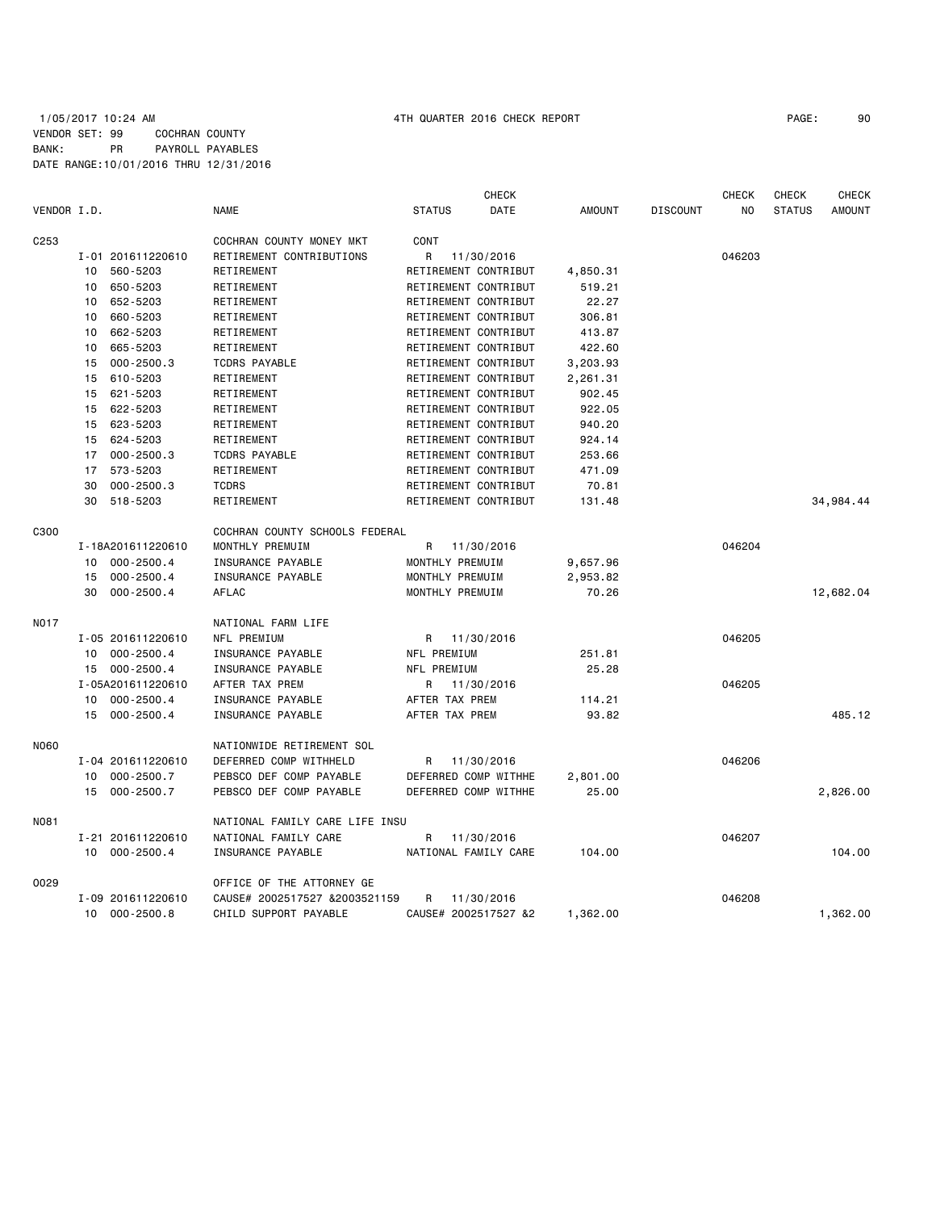1/05/2017 10:24 AM 4TH QUARTER 2016 CHECK REPORT

VENDOR SET: 99 COCHRAN COUNTY
BANK: PR PAYROLL PAYABLES
DATE RANGE:10/01/2016 THRU 12/31/2016

| VENDOR I.D. | | NAME | STATUS | CHECK DATE | AMOUNT | DISCOUNT | CHECK NO | CHECK STATUS | CHECK AMOUNT |
|---|---|---|---|---|---|---|---|---|---|
| C253 | | COCHRAN COUNTY MONEY MKT | CONT | | | | | | |
| | I-01 201611220610 | RETIREMENT CONTRIBUTIONS | R | 11/30/2016 | | | 046203 | | |
| | 10 560-5203 | RETIREMENT | RETIREMENT CONTRIBUT | | 4,850.31 | | | | |
| | 10 650-5203 | RETIREMENT | RETIREMENT CONTRIBUT | | 519.21 | | | | |
| | 10 652-5203 | RETIREMENT | RETIREMENT CONTRIBUT | | 22.27 | | | | |
| | 10 660-5203 | RETIREMENT | RETIREMENT CONTRIBUT | | 306.81 | | | | |
| | 10 662-5203 | RETIREMENT | RETIREMENT CONTRIBUT | | 413.87 | | | | |
| | 10 665-5203 | RETIREMENT | RETIREMENT CONTRIBUT | | 422.60 | | | | |
| | 15 000-2500.3 | TCDRS PAYABLE | RETIREMENT CONTRIBUT | | 3,203.93 | | | | |
| | 15 610-5203 | RETIREMENT | RETIREMENT CONTRIBUT | | 2,261.31 | | | | |
| | 15 621-5203 | RETIREMENT | RETIREMENT CONTRIBUT | | 902.45 | | | | |
| | 15 622-5203 | RETIREMENT | RETIREMENT CONTRIBUT | | 922.05 | | | | |
| | 15 623-5203 | RETIREMENT | RETIREMENT CONTRIBUT | | 940.20 | | | | |
| | 15 624-5203 | RETIREMENT | RETIREMENT CONTRIBUT | | 924.14 | | | | |
| | 17 000-2500.3 | TCDRS PAYABLE | RETIREMENT CONTRIBUT | | 253.66 | | | | |
| | 17 573-5203 | RETIREMENT | RETIREMENT CONTRIBUT | | 471.09 | | | | |
| | 30 000-2500.3 | TCDRS | RETIREMENT CONTRIBUT | | 70.81 | | | | |
| | 30 518-5203 | RETIREMENT | RETIREMENT CONTRIBUT | | 131.48 | | | | 34,984.44 |
| C300 | | COCHRAN COUNTY SCHOOLS FEDERAL | | | | | | | |
| | I-18A201611220610 | MONTHLY PREMUIM | R | 11/30/2016 | | | 046204 | | |
| | 10 000-2500.4 | INSURANCE PAYABLE | MONTHLY PREMUIM | | 9,657.96 | | | | |
| | 15 000-2500.4 | INSURANCE PAYABLE | MONTHLY PREMUIM | | 2,953.82 | | | | |
| | 30 000-2500.4 | AFLAC | MONTHLY PREMUIM | | 70.26 | | | | 12,682.04 |
| N017 | | NATIONAL FARM LIFE | | | | | | | |
| | I-05 201611220610 | NFL PREMIUM | R | 11/30/2016 | | | 046205 | | |
| | 10 000-2500.4 | INSURANCE PAYABLE | NFL PREMIUM | | 251.81 | | | | |
| | 15 000-2500.4 | INSURANCE PAYABLE | NFL PREMIUM | | 25.28 | | | | |
| | I-05A201611220610 | AFTER TAX PREM | R | 11/30/2016 | | | 046205 | | |
| | 10 000-2500.4 | INSURANCE PAYABLE | AFTER TAX PREM | | 114.21 | | | | |
| | 15 000-2500.4 | INSURANCE PAYABLE | AFTER TAX PREM | | 93.82 | | | | 485.12 |
| N060 | | NATIONWIDE RETIREMENT SOL | | | | | | | |
| | I-04 201611220610 | DEFERRED COMP WITHHELD | R | 11/30/2016 | | | 046206 | | |
| | 10 000-2500.7 | PEBSCO DEF COMP PAYABLE | DEFERRED COMP WITHHE | | 2,801.00 | | | | |
| | 15 000-2500.7 | PEBSCO DEF COMP PAYABLE | DEFERRED COMP WITHHE | | 25.00 | | | | 2,826.00 |
| N081 | | NATIONAL FAMILY CARE LIFE INSU | | | | | | | |
| | I-21 201611220610 | NATIONAL FAMILY CARE | R | 11/30/2016 | | | 046207 | | |
| | 10 000-2500.4 | INSURANCE PAYABLE | NATIONAL FAMILY CARE | | 104.00 | | | | 104.00 |
| O029 | | OFFICE OF THE ATTORNEY GE | | | | | | | |
| | I-09 201611220610 | CAUSE# 2002517527 &2003521159 | R | 11/30/2016 | | | 046208 | | |
| | 10 000-2500.8 | CHILD SUPPORT PAYABLE | CAUSE# 2002517527 &2 | | 1,362.00 | | | | 1,362.00 |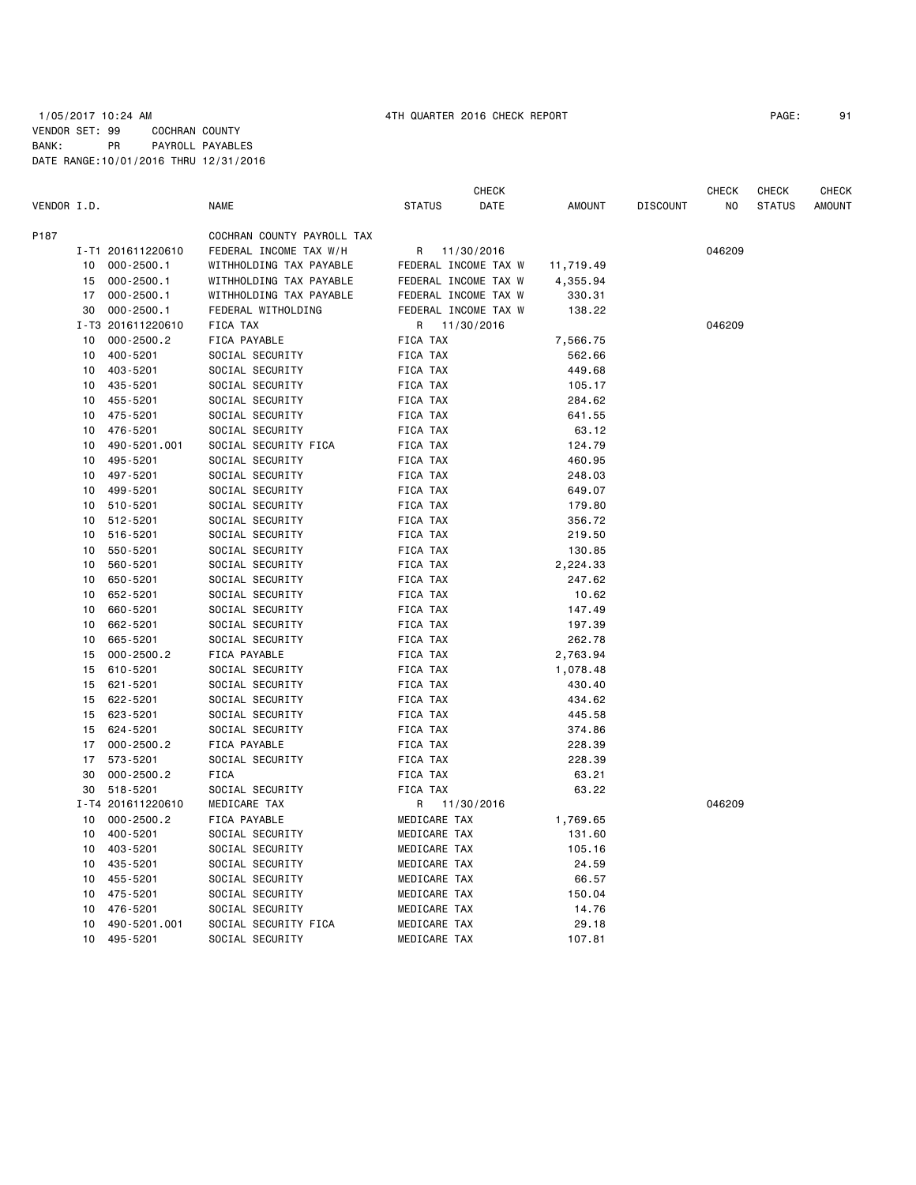1/05/2017 10:24 AM 4TH QUARTER 2016 CHECK REPORT

VENDOR SET: 99 COCHRAN COUNTY
BANK: PR PAYROLL PAYABLES
DATE RANGE:10/01/2016 THRU 12/31/2016

| VENDOR I.D. | | NAME | STATUS | CHECK DATE | AMOUNT | DISCOUNT | CHECK NO | CHECK STATUS | CHECK AMOUNT |
|---|---|---|---|---|---|---|---|---|---|
| P187 | | COCHRAN COUNTY PAYROLL TAX | | | | | | | |
| I-T1 | 201611220610 | FEDERAL INCOME TAX W/H | R | 11/30/2016 | | | 046209 | | |
| 10 | 000-2500.1 | WITHHOLDING TAX PAYABLE | FEDERAL INCOME TAX W | | 11,719.49 | | | | |
| 15 | 000-2500.1 | WITHHOLDING TAX PAYABLE | FEDERAL INCOME TAX W | | 4,355.94 | | | | |
| 17 | 000-2500.1 | WITHHOLDING TAX PAYABLE | FEDERAL INCOME TAX W | | 330.31 | | | | |
| 30 | 000-2500.1 | FEDERAL WITHOLDING | FEDERAL INCOME TAX W | | 138.22 | | | | |
| I-T3 | 201611220610 | FICA TAX | R | 11/30/2016 | | | 046209 | | |
| 10 | 000-2500.2 | FICA PAYABLE | FICA TAX | | 7,566.75 | | | | |
| 10 | 400-5201 | SOCIAL SECURITY | FICA TAX | | 562.66 | | | | |
| 10 | 403-5201 | SOCIAL SECURITY | FICA TAX | | 449.68 | | | | |
| 10 | 435-5201 | SOCIAL SECURITY | FICA TAX | | 105.17 | | | | |
| 10 | 455-5201 | SOCIAL SECURITY | FICA TAX | | 284.62 | | | | |
| 10 | 475-5201 | SOCIAL SECURITY | FICA TAX | | 641.55 | | | | |
| 10 | 476-5201 | SOCIAL SECURITY | FICA TAX | | 63.12 | | | | |
| 10 | 490-5201.001 | SOCIAL SECURITY FICA | FICA TAX | | 124.79 | | | | |
| 10 | 495-5201 | SOCIAL SECURITY | FICA TAX | | 460.95 | | | | |
| 10 | 497-5201 | SOCIAL SECURITY | FICA TAX | | 248.03 | | | | |
| 10 | 499-5201 | SOCIAL SECURITY | FICA TAX | | 649.07 | | | | |
| 10 | 510-5201 | SOCIAL SECURITY | FICA TAX | | 179.80 | | | | |
| 10 | 512-5201 | SOCIAL SECURITY | FICA TAX | | 356.72 | | | | |
| 10 | 516-5201 | SOCIAL SECURITY | FICA TAX | | 219.50 | | | | |
| 10 | 550-5201 | SOCIAL SECURITY | FICA TAX | | 130.85 | | | | |
| 10 | 560-5201 | SOCIAL SECURITY | FICA TAX | | 2,224.33 | | | | |
| 10 | 650-5201 | SOCIAL SECURITY | FICA TAX | | 247.62 | | | | |
| 10 | 652-5201 | SOCIAL SECURITY | FICA TAX | | 10.62 | | | | |
| 10 | 660-5201 | SOCIAL SECURITY | FICA TAX | | 147.49 | | | | |
| 10 | 662-5201 | SOCIAL SECURITY | FICA TAX | | 197.39 | | | | |
| 10 | 665-5201 | SOCIAL SECURITY | FICA TAX | | 262.78 | | | | |
| 15 | 000-2500.2 | FICA PAYABLE | FICA TAX | | 2,763.94 | | | | |
| 15 | 610-5201 | SOCIAL SECURITY | FICA TAX | | 1,078.48 | | | | |
| 15 | 621-5201 | SOCIAL SECURITY | FICA TAX | | 430.40 | | | | |
| 15 | 622-5201 | SOCIAL SECURITY | FICA TAX | | 434.62 | | | | |
| 15 | 623-5201 | SOCIAL SECURITY | FICA TAX | | 445.58 | | | | |
| 15 | 624-5201 | SOCIAL SECURITY | FICA TAX | | 374.86 | | | | |
| 17 | 000-2500.2 | FICA PAYABLE | FICA TAX | | 228.39 | | | | |
| 17 | 573-5201 | SOCIAL SECURITY | FICA TAX | | 228.39 | | | | |
| 30 | 000-2500.2 | FICA | FICA TAX | | 63.21 | | | | |
| 30 | 518-5201 | SOCIAL SECURITY | FICA TAX | | 63.22 | | | | |
| I-T4 | 201611220610 | MEDICARE TAX | R | 11/30/2016 | | | 046209 | | |
| 10 | 000-2500.2 | FICA PAYABLE | MEDICARE TAX | | 1,769.65 | | | | |
| 10 | 400-5201 | SOCIAL SECURITY | MEDICARE TAX | | 131.60 | | | | |
| 10 | 403-5201 | SOCIAL SECURITY | MEDICARE TAX | | 105.16 | | | | |
| 10 | 435-5201 | SOCIAL SECURITY | MEDICARE TAX | | 24.59 | | | | |
| 10 | 455-5201 | SOCIAL SECURITY | MEDICARE TAX | | 66.57 | | | | |
| 10 | 475-5201 | SOCIAL SECURITY | MEDICARE TAX | | 150.04 | | | | |
| 10 | 476-5201 | SOCIAL SECURITY | MEDICARE TAX | | 14.76 | | | | |
| 10 | 490-5201.001 | SOCIAL SECURITY FICA | MEDICARE TAX | | 29.18 | | | | |
| 10 | 495-5201 | SOCIAL SECURITY | MEDICARE TAX | | 107.81 | | | | |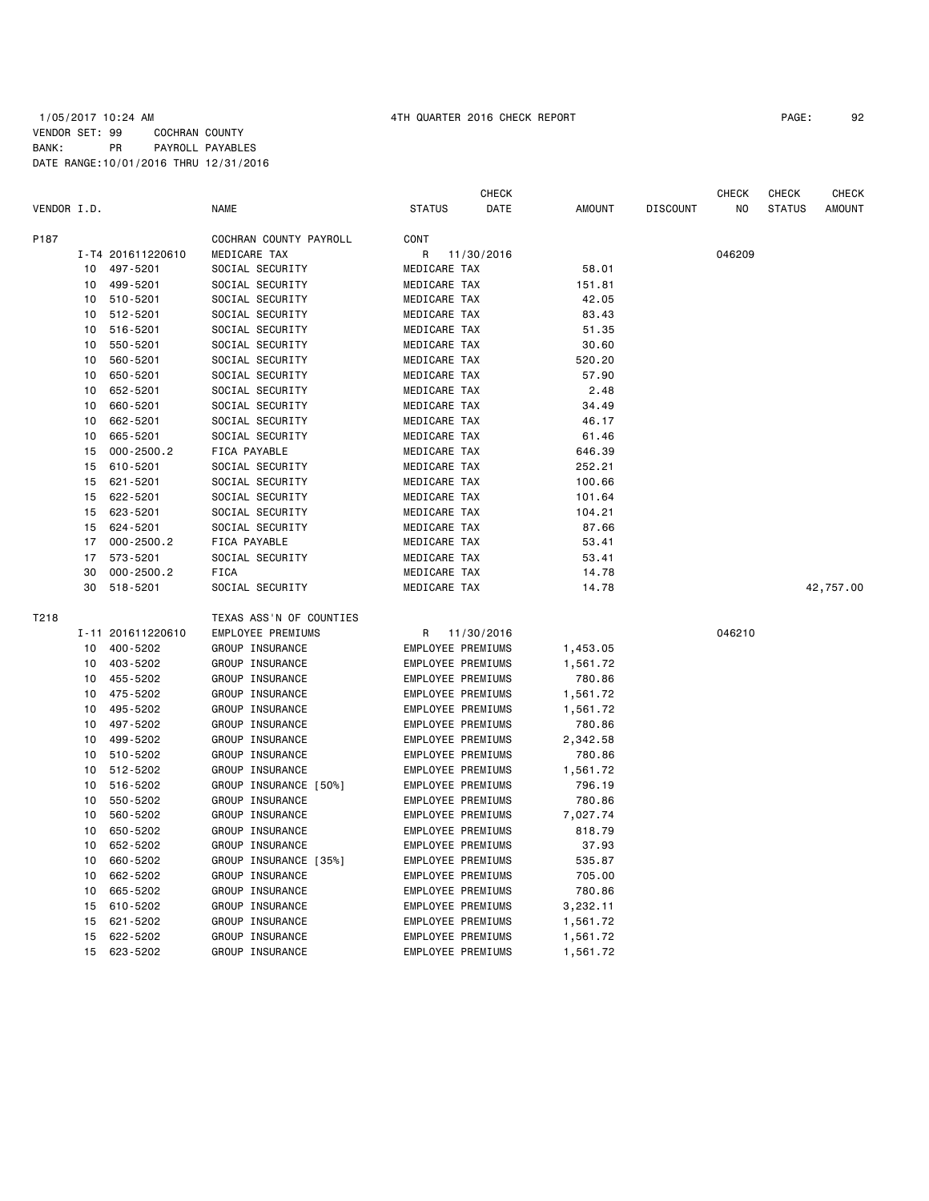1/05/2017 10:24 AM 4TH QUARTER 2016 CHECK REPORT

VENDOR SET: 99 COCHRAN COUNTY
BANK: PR PAYROLL PAYABLES
DATE RANGE:10/01/2016 THRU 12/31/2016

| VENDOR I.D. | | NAME | STATUS | CHECK DATE | AMOUNT | DISCOUNT | CHECK NO | CHECK STATUS | CHECK AMOUNT |
|---|---|---|---|---|---|---|---|---|---|
| P187 | | COCHRAN COUNTY PAYROLL | CONT | | | | | | |
| | I-T4 201611220610 | MEDICARE TAX | R | 11/30/2016 | | | 046209 | | |
| | 10 497-5201 | SOCIAL SECURITY | MEDICARE TAX | | 58.01 | | | | |
| | 10 499-5201 | SOCIAL SECURITY | MEDICARE TAX | | 151.81 | | | | |
| | 10 510-5201 | SOCIAL SECURITY | MEDICARE TAX | | 42.05 | | | | |
| | 10 512-5201 | SOCIAL SECURITY | MEDICARE TAX | | 83.43 | | | | |
| | 10 516-5201 | SOCIAL SECURITY | MEDICARE TAX | | 51.35 | | | | |
| | 10 550-5201 | SOCIAL SECURITY | MEDICARE TAX | | 30.60 | | | | |
| | 10 560-5201 | SOCIAL SECURITY | MEDICARE TAX | | 520.20 | | | | |
| | 10 650-5201 | SOCIAL SECURITY | MEDICARE TAX | | 57.90 | | | | |
| | 10 652-5201 | SOCIAL SECURITY | MEDICARE TAX | | 2.48 | | | | |
| | 10 660-5201 | SOCIAL SECURITY | MEDICARE TAX | | 34.49 | | | | |
| | 10 662-5201 | SOCIAL SECURITY | MEDICARE TAX | | 46.17 | | | | |
| | 10 665-5201 | SOCIAL SECURITY | MEDICARE TAX | | 61.46 | | | | |
| | 15 000-2500.2 | FICA PAYABLE | MEDICARE TAX | | 646.39 | | | | |
| | 15 610-5201 | SOCIAL SECURITY | MEDICARE TAX | | 252.21 | | | | |
| | 15 621-5201 | SOCIAL SECURITY | MEDICARE TAX | | 100.66 | | | | |
| | 15 622-5201 | SOCIAL SECURITY | MEDICARE TAX | | 101.64 | | | | |
| | 15 623-5201 | SOCIAL SECURITY | MEDICARE TAX | | 104.21 | | | | |
| | 15 624-5201 | SOCIAL SECURITY | MEDICARE TAX | | 87.66 | | | | |
| | 17 000-2500.2 | FICA PAYABLE | MEDICARE TAX | | 53.41 | | | | |
| | 17 573-5201 | SOCIAL SECURITY | MEDICARE TAX | | 53.41 | | | | |
| | 30 000-2500.2 | FICA | MEDICARE TAX | | 14.78 | | | | |
| | 30 518-5201 | SOCIAL SECURITY | MEDICARE TAX | | 14.78 | | | | 42,757.00 |
| T218 | | TEXAS ASS'N OF COUNTIES | | | | | | | |
| | I-11 201611220610 | EMPLOYEE PREMIUMS | R | 11/30/2016 | | | 046210 | | |
| | 10 400-5202 | GROUP INSURANCE | EMPLOYEE PREMIUMS | | 1,453.05 | | | | |
| | 10 403-5202 | GROUP INSURANCE | EMPLOYEE PREMIUMS | | 1,561.72 | | | | |
| | 10 455-5202 | GROUP INSURANCE | EMPLOYEE PREMIUMS | | 780.86 | | | | |
| | 10 475-5202 | GROUP INSURANCE | EMPLOYEE PREMIUMS | | 1,561.72 | | | | |
| | 10 495-5202 | GROUP INSURANCE | EMPLOYEE PREMIUMS | | 1,561.72 | | | | |
| | 10 497-5202 | GROUP INSURANCE | EMPLOYEE PREMIUMS | | 780.86 | | | | |
| | 10 499-5202 | GROUP INSURANCE | EMPLOYEE PREMIUMS | | 2,342.58 | | | | |
| | 10 510-5202 | GROUP INSURANCE | EMPLOYEE PREMIUMS | | 780.86 | | | | |
| | 10 512-5202 | GROUP INSURANCE | EMPLOYEE PREMIUMS | | 1,561.72 | | | | |
| | 10 516-5202 | GROUP INSURANCE [50%] | EMPLOYEE PREMIUMS | | 796.19 | | | | |
| | 10 550-5202 | GROUP INSURANCE | EMPLOYEE PREMIUMS | | 780.86 | | | | |
| | 10 560-5202 | GROUP INSURANCE | EMPLOYEE PREMIUMS | | 7,027.74 | | | | |
| | 10 650-5202 | GROUP INSURANCE | EMPLOYEE PREMIUMS | | 818.79 | | | | |
| | 10 652-5202 | GROUP INSURANCE | EMPLOYEE PREMIUMS | | 37.93 | | | | |
| | 10 660-5202 | GROUP INSURANCE [35%] | EMPLOYEE PREMIUMS | | 535.87 | | | | |
| | 10 662-5202 | GROUP INSURANCE | EMPLOYEE PREMIUMS | | 705.00 | | | | |
| | 10 665-5202 | GROUP INSURANCE | EMPLOYEE PREMIUMS | | 780.86 | | | | |
| | 15 610-5202 | GROUP INSURANCE | EMPLOYEE PREMIUMS | | 3,232.11 | | | | |
| | 15 621-5202 | GROUP INSURANCE | EMPLOYEE PREMIUMS | | 1,561.72 | | | | |
| | 15 622-5202 | GROUP INSURANCE | EMPLOYEE PREMIUMS | | 1,561.72 | | | | |
| | 15 623-5202 | GROUP INSURANCE | EMPLOYEE PREMIUMS | | 1,561.72 | | | | |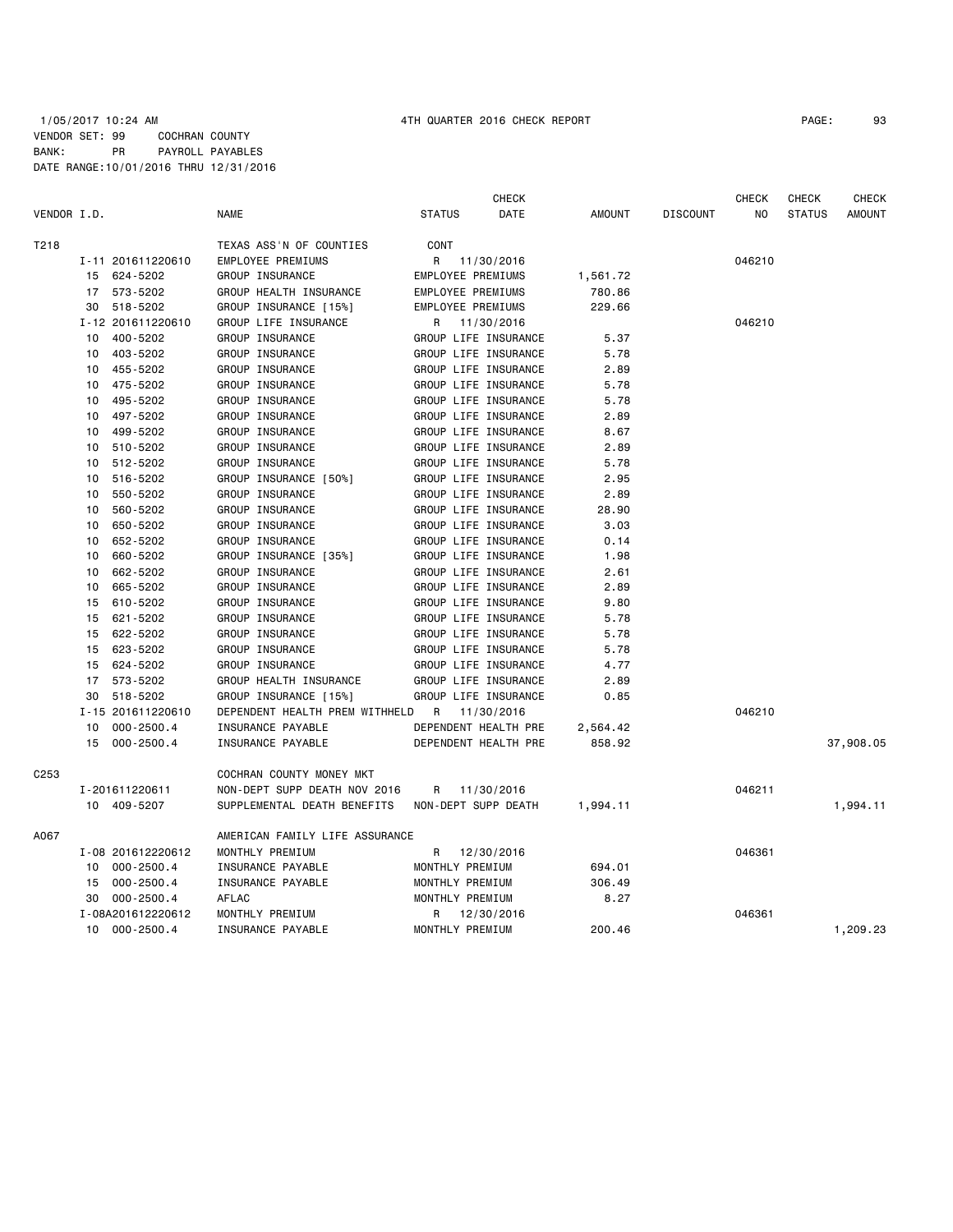1/05/2017 10:24 AM 4TH QUARTER 2016 CHECK REPORT

VENDOR SET: 99 COCHRAN COUNTY
BANK: PR PAYROLL PAYABLES
DATE RANGE:10/01/2016 THRU 12/31/2016

| VENDOR I.D. | | NAME | STATUS | CHECK DATE | AMOUNT | DISCOUNT | CHECK NO | CHECK STATUS | CHECK AMOUNT |
|---|---|---|---|---|---|---|---|---|---|
| T218 | | TEXAS ASS'N OF COUNTIES | CONT | | | | | | |
| | I-11 201611220610 | EMPLOYEE PREMIUMS | R | 11/30/2016 | | | 046210 | | |
| | 15 624-5202 | GROUP INSURANCE | EMPLOYEE PREMIUMS | | 1,561.72 | | | | |
| | 17 573-5202 | GROUP HEALTH INSURANCE | EMPLOYEE PREMIUMS | | 780.86 | | | | |
| | 30 518-5202 | GROUP INSURANCE [15%] | EMPLOYEE PREMIUMS | | 229.66 | | | | |
| | I-12 201611220610 | GROUP LIFE INSURANCE | R | 11/30/2016 | | | 046210 | | |
| | 10 400-5202 | GROUP INSURANCE | GROUP LIFE INSURANCE | | 5.37 | | | | |
| | 10 403-5202 | GROUP INSURANCE | GROUP LIFE INSURANCE | | 5.78 | | | | |
| | 10 455-5202 | GROUP INSURANCE | GROUP LIFE INSURANCE | | 2.89 | | | | |
| | 10 475-5202 | GROUP INSURANCE | GROUP LIFE INSURANCE | | 5.78 | | | | |
| | 10 495-5202 | GROUP INSURANCE | GROUP LIFE INSURANCE | | 5.78 | | | | |
| | 10 497-5202 | GROUP INSURANCE | GROUP LIFE INSURANCE | | 2.89 | | | | |
| | 10 499-5202 | GROUP INSURANCE | GROUP LIFE INSURANCE | | 8.67 | | | | |
| | 10 510-5202 | GROUP INSURANCE | GROUP LIFE INSURANCE | | 2.89 | | | | |
| | 10 512-5202 | GROUP INSURANCE | GROUP LIFE INSURANCE | | 5.78 | | | | |
| | 10 516-5202 | GROUP INSURANCE [50%] | GROUP LIFE INSURANCE | | 2.95 | | | | |
| | 10 550-5202 | GROUP INSURANCE | GROUP LIFE INSURANCE | | 2.89 | | | | |
| | 10 560-5202 | GROUP INSURANCE | GROUP LIFE INSURANCE | | 28.90 | | | | |
| | 10 650-5202 | GROUP INSURANCE | GROUP LIFE INSURANCE | | 3.03 | | | | |
| | 10 652-5202 | GROUP INSURANCE | GROUP LIFE INSURANCE | | 0.14 | | | | |
| | 10 660-5202 | GROUP INSURANCE [35%] | GROUP LIFE INSURANCE | | 1.98 | | | | |
| | 10 662-5202 | GROUP INSURANCE | GROUP LIFE INSURANCE | | 2.61 | | | | |
| | 10 665-5202 | GROUP INSURANCE | GROUP LIFE INSURANCE | | 2.89 | | | | |
| | 15 610-5202 | GROUP INSURANCE | GROUP LIFE INSURANCE | | 9.80 | | | | |
| | 15 621-5202 | GROUP INSURANCE | GROUP LIFE INSURANCE | | 5.78 | | | | |
| | 15 622-5202 | GROUP INSURANCE | GROUP LIFE INSURANCE | | 5.78 | | | | |
| | 15 623-5202 | GROUP INSURANCE | GROUP LIFE INSURANCE | | 5.78 | | | | |
| | 15 624-5202 | GROUP INSURANCE | GROUP LIFE INSURANCE | | 4.77 | | | | |
| | 17 573-5202 | GROUP HEALTH INSURANCE | GROUP LIFE INSURANCE | | 2.89 | | | | |
| | 30 518-5202 | GROUP INSURANCE [15%] | GROUP LIFE INSURANCE | | 0.85 | | | | |
| | I-15 201611220610 | DEPENDENT HEALTH PREM WITHHELD | R | 11/30/2016 | | | 046210 | | |
| | 10 000-2500.4 | INSURANCE PAYABLE | DEPENDENT HEALTH PRE | | 2,564.42 | | | | |
| | 15 000-2500.4 | INSURANCE PAYABLE | DEPENDENT HEALTH PRE | | 858.92 | | | | 37,908.05 |
| C253 | | COCHRAN COUNTY MONEY MKT | | | | | | | |
| | I-201611220611 | NON-DEPT SUPP DEATH NOV 2016 | R | 11/30/2016 | | | 046211 | | |
| | 10 409-5207 | SUPPLEMENTAL DEATH BENEFITS | NON-DEPT SUPP DEATH | | 1,994.11 | | | | 1,994.11 |
| A067 | | AMERICAN FAMILY LIFE ASSURANCE | | | | | | | |
| | I-08 201612220612 | MONTHLY PREMIUM | R | 12/30/2016 | | | 046361 | | |
| | 10 000-2500.4 | INSURANCE PAYABLE | MONTHLY PREMIUM | | 694.01 | | | | |
| | 15 000-2500.4 | INSURANCE PAYABLE | MONTHLY PREMIUM | | 306.49 | | | | |
| | 30 000-2500.4 | AFLAC | MONTHLY PREMIUM | | 8.27 | | | | |
| | I-08A201612220612 | MONTHLY PREMIUM | R | 12/30/2016 | | | 046361 | | |
| | 10 000-2500.4 | INSURANCE PAYABLE | MONTHLY PREMIUM | | 200.46 | | | | 1,209.23 |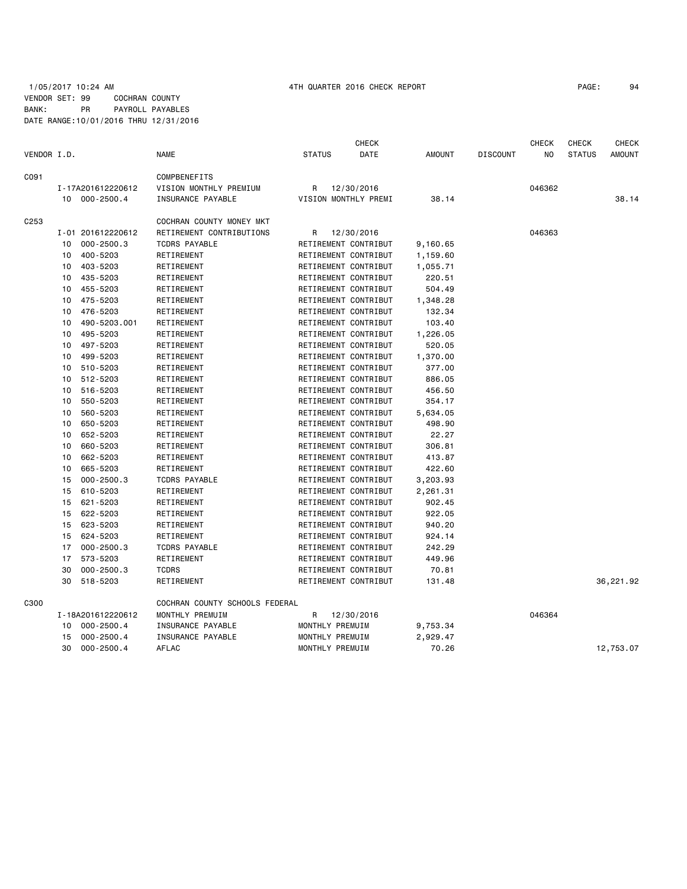1/05/2017 10:24 AM    4TH QUARTER 2016 CHECK REPORT

VENDOR SET: 99    COCHRAN COUNTY
BANK:    PR    PAYROLL PAYABLES
DATE RANGE:10/01/2016 THRU 12/31/2016

| VENDOR I.D. | | NAME | STATUS | CHECK DATE | AMOUNT | DISCOUNT | CHECK NO | CHECK STATUS | CHECK AMOUNT |
|---|---|---|---|---|---|---|---|---|---|
| C091 | | COMPBENEFITS | | | | | | | |
| | I-17A201612220612 | VISION MONTHLY PREMIUM | R | 12/30/2016 | | | 046362 | | |
| | 10 000-2500.4 | INSURANCE PAYABLE | VISION MONTHLY PREMI | | 38.14 | | | | 38.14 |
| C253 | | COCHRAN COUNTY MONEY MKT | | | | | | | |
| | I-01 201612220612 | RETIREMENT CONTRIBUTIONS | R | 12/30/2016 | | | 046363 | | |
| | 10 000-2500.3 | TCDRS PAYABLE | RETIREMENT CONTRIBUT | | 9,160.65 | | | | |
| | 10 400-5203 | RETIREMENT | RETIREMENT CONTRIBUT | | 1,159.60 | | | | |
| | 10 403-5203 | RETIREMENT | RETIREMENT CONTRIBUT | | 1,055.71 | | | | |
| | 10 435-5203 | RETIREMENT | RETIREMENT CONTRIBUT | | 220.51 | | | | |
| | 10 455-5203 | RETIREMENT | RETIREMENT CONTRIBUT | | 504.49 | | | | |
| | 10 475-5203 | RETIREMENT | RETIREMENT CONTRIBUT | | 1,348.28 | | | | |
| | 10 476-5203 | RETIREMENT | RETIREMENT CONTRIBUT | | 132.34 | | | | |
| | 10 490-5203.001 | RETIREMENT | RETIREMENT CONTRIBUT | | 103.40 | | | | |
| | 10 495-5203 | RETIREMENT | RETIREMENT CONTRIBUT | | 1,226.05 | | | | |
| | 10 497-5203 | RETIREMENT | RETIREMENT CONTRIBUT | | 520.05 | | | | |
| | 10 499-5203 | RETIREMENT | RETIREMENT CONTRIBUT | | 1,370.00 | | | | |
| | 10 510-5203 | RETIREMENT | RETIREMENT CONTRIBUT | | 377.00 | | | | |
| | 10 512-5203 | RETIREMENT | RETIREMENT CONTRIBUT | | 886.05 | | | | |
| | 10 516-5203 | RETIREMENT | RETIREMENT CONTRIBUT | | 456.50 | | | | |
| | 10 550-5203 | RETIREMENT | RETIREMENT CONTRIBUT | | 354.17 | | | | |
| | 10 560-5203 | RETIREMENT | RETIREMENT CONTRIBUT | | 5,634.05 | | | | |
| | 10 650-5203 | RETIREMENT | RETIREMENT CONTRIBUT | | 498.90 | | | | |
| | 10 652-5203 | RETIREMENT | RETIREMENT CONTRIBUT | | 22.27 | | | | |
| | 10 660-5203 | RETIREMENT | RETIREMENT CONTRIBUT | | 306.81 | | | | |
| | 10 662-5203 | RETIREMENT | RETIREMENT CONTRIBUT | | 413.87 | | | | |
| | 10 665-5203 | RETIREMENT | RETIREMENT CONTRIBUT | | 422.60 | | | | |
| | 15 000-2500.3 | TCDRS PAYABLE | RETIREMENT CONTRIBUT | | 3,203.93 | | | | |
| | 15 610-5203 | RETIREMENT | RETIREMENT CONTRIBUT | | 2,261.31 | | | | |
| | 15 621-5203 | RETIREMENT | RETIREMENT CONTRIBUT | | 902.45 | | | | |
| | 15 622-5203 | RETIREMENT | RETIREMENT CONTRIBUT | | 922.05 | | | | |
| | 15 623-5203 | RETIREMENT | RETIREMENT CONTRIBUT | | 940.20 | | | | |
| | 15 624-5203 | RETIREMENT | RETIREMENT CONTRIBUT | | 924.14 | | | | |
| | 17 000-2500.3 | TCDRS PAYABLE | RETIREMENT CONTRIBUT | | 242.29 | | | | |
| | 17 573-5203 | RETIREMENT | RETIREMENT CONTRIBUT | | 449.96 | | | | |
| | 30 000-2500.3 | TCDRS | RETIREMENT CONTRIBUT | | 70.81 | | | | |
| | 30 518-5203 | RETIREMENT | RETIREMENT CONTRIBUT | | 131.48 | | | | 36,221.92 |
| C300 | | COCHRAN COUNTY SCHOOLS FEDERAL | | | | | | | |
| | I-18A201612220612 | MONTHLY PREMUIM | R | 12/30/2016 | | | 046364 | | |
| | 10 000-2500.4 | INSURANCE PAYABLE | MONTHLY PREMUIM | | 9,753.34 | | | | |
| | 15 000-2500.4 | INSURANCE PAYABLE | MONTHLY PREMUIM | | 2,929.47 | | | | |
| | 30 000-2500.4 | AFLAC | MONTHLY PREMUIM | | 70.26 | | | | 12,753.07 |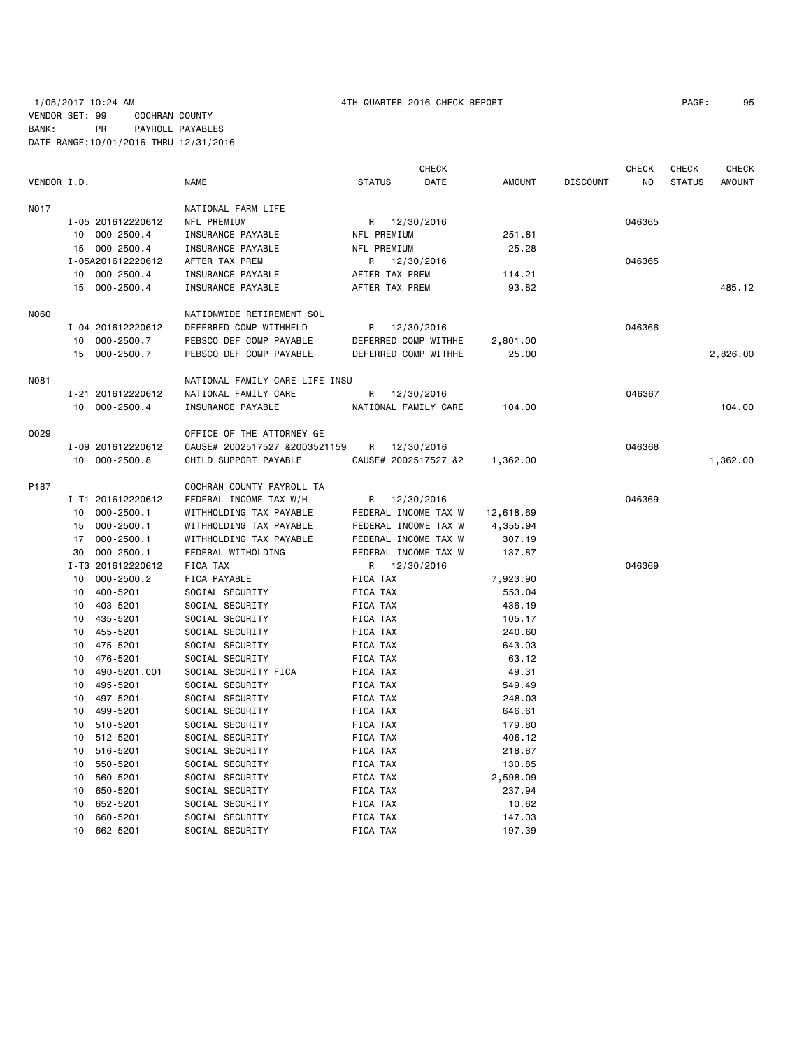1/05/2017 10:24 AM 4TH QUARTER 2016 CHECK REPORT

VENDOR SET: 99 COCHRAN COUNTY
BANK: PR PAYROLL PAYABLES
DATE RANGE:10/01/2016 THRU 12/31/2016

| VENDOR I.D. | | NAME | STATUS | CHECK DATE | AMOUNT | DISCOUNT | CHECK NO | CHECK STATUS | CHECK AMOUNT |
|---|---|---|---|---|---|---|---|---|---|
| N017 | | NATIONAL FARM LIFE | | | | | | | |
| | I-05 201612220612 | NFL PREMIUM | R | 12/30/2016 | | | 046365 | | |
| | 10 000-2500.4 | INSURANCE PAYABLE | NFL PREMIUM | | 251.81 | | | | |
| | 15 000-2500.4 | INSURANCE PAYABLE | NFL PREMIUM | | 25.28 | | | | |
| | I-05A201612220612 | AFTER TAX PREM | R | 12/30/2016 | | | 046365 | | |
| | 10 000-2500.4 | INSURANCE PAYABLE | AFTER TAX PREM | | 114.21 | | | | |
| | 15 000-2500.4 | INSURANCE PAYABLE | AFTER TAX PREM | | 93.82 | | | | 485.12 |
| N060 | | NATIONWIDE RETIREMENT SOL | | | | | | | |
| | I-04 201612220612 | DEFERRED COMP WITHHELD | R | 12/30/2016 | | | 046366 | | |
| | 10 000-2500.7 | PEBSCO DEF COMP PAYABLE | DEFERRED COMP WITHHE | | 2,801.00 | | | | |
| | 15 000-2500.7 | PEBSCO DEF COMP PAYABLE | DEFERRED COMP WITHHE | | 25.00 | | | | 2,826.00 |
| N081 | | NATIONAL FAMILY CARE LIFE INSU | | | | | | | |
| | I-21 201612220612 | NATIONAL FAMILY CARE | R | 12/30/2016 | | | 046367 | | |
| | 10 000-2500.4 | INSURANCE PAYABLE | NATIONAL FAMILY CARE | | 104.00 | | | | 104.00 |
| O029 | | OFFICE OF THE ATTORNEY GE | | | | | | | |
| | I-09 201612220612 | CAUSE# 2002517527 &2003521159 | R | 12/30/2016 | | | 046368 | | |
| | 10 000-2500.8 | CHILD SUPPORT PAYABLE | CAUSE# 2002517527 &2 | | 1,362.00 | | | | 1,362.00 |
| P187 | | COCHRAN COUNTY PAYROLL TA | | | | | | | |
| | I-T1 201612220612 | FEDERAL INCOME TAX W/H | R | 12/30/2016 | | | 046369 | | |
| | 10 000-2500.1 | WITHHOLDING TAX PAYABLE | FEDERAL INCOME TAX W | | 12,618.69 | | | | |
| | 15 000-2500.1 | WITHHOLDING TAX PAYABLE | FEDERAL INCOME TAX W | | 4,355.94 | | | | |
| | 17 000-2500.1 | WITHHOLDING TAX PAYABLE | FEDERAL INCOME TAX W | | 307.19 | | | | |
| | 30 000-2500.1 | FEDERAL WITHOLDING | FEDERAL INCOME TAX W | | 137.87 | | | | |
| | I-T3 201612220612 | FICA TAX | R | 12/30/2016 | | | 046369 | | |
| | 10 000-2500.2 | FICA PAYABLE | FICA TAX | | 7,923.90 | | | | |
| | 10 400-5201 | SOCIAL SECURITY | FICA TAX | | 553.04 | | | | |
| | 10 403-5201 | SOCIAL SECURITY | FICA TAX | | 436.19 | | | | |
| | 10 435-5201 | SOCIAL SECURITY | FICA TAX | | 105.17 | | | | |
| | 10 455-5201 | SOCIAL SECURITY | FICA TAX | | 240.60 | | | | |
| | 10 475-5201 | SOCIAL SECURITY | FICA TAX | | 643.03 | | | | |
| | 10 476-5201 | SOCIAL SECURITY | FICA TAX | | 63.12 | | | | |
| | 10 490-5201.001 | SOCIAL SECURITY FICA | FICA TAX | | 49.31 | | | | |
| | 10 495-5201 | SOCIAL SECURITY | FICA TAX | | 549.49 | | | | |
| | 10 497-5201 | SOCIAL SECURITY | FICA TAX | | 248.03 | | | | |
| | 10 499-5201 | SOCIAL SECURITY | FICA TAX | | 646.61 | | | | |
| | 10 510-5201 | SOCIAL SECURITY | FICA TAX | | 179.80 | | | | |
| | 10 512-5201 | SOCIAL SECURITY | FICA TAX | | 406.12 | | | | |
| | 10 516-5201 | SOCIAL SECURITY | FICA TAX | | 218.87 | | | | |
| | 10 550-5201 | SOCIAL SECURITY | FICA TAX | | 130.85 | | | | |
| | 10 560-5201 | SOCIAL SECURITY | FICA TAX | | 2,598.09 | | | | |
| | 10 650-5201 | SOCIAL SECURITY | FICA TAX | | 237.94 | | | | |
| | 10 652-5201 | SOCIAL SECURITY | FICA TAX | | 10.62 | | | | |
| | 10 660-5201 | SOCIAL SECURITY | FICA TAX | | 147.03 | | | | |
| | 10 662-5201 | SOCIAL SECURITY | FICA TAX | | 197.39 | | | | |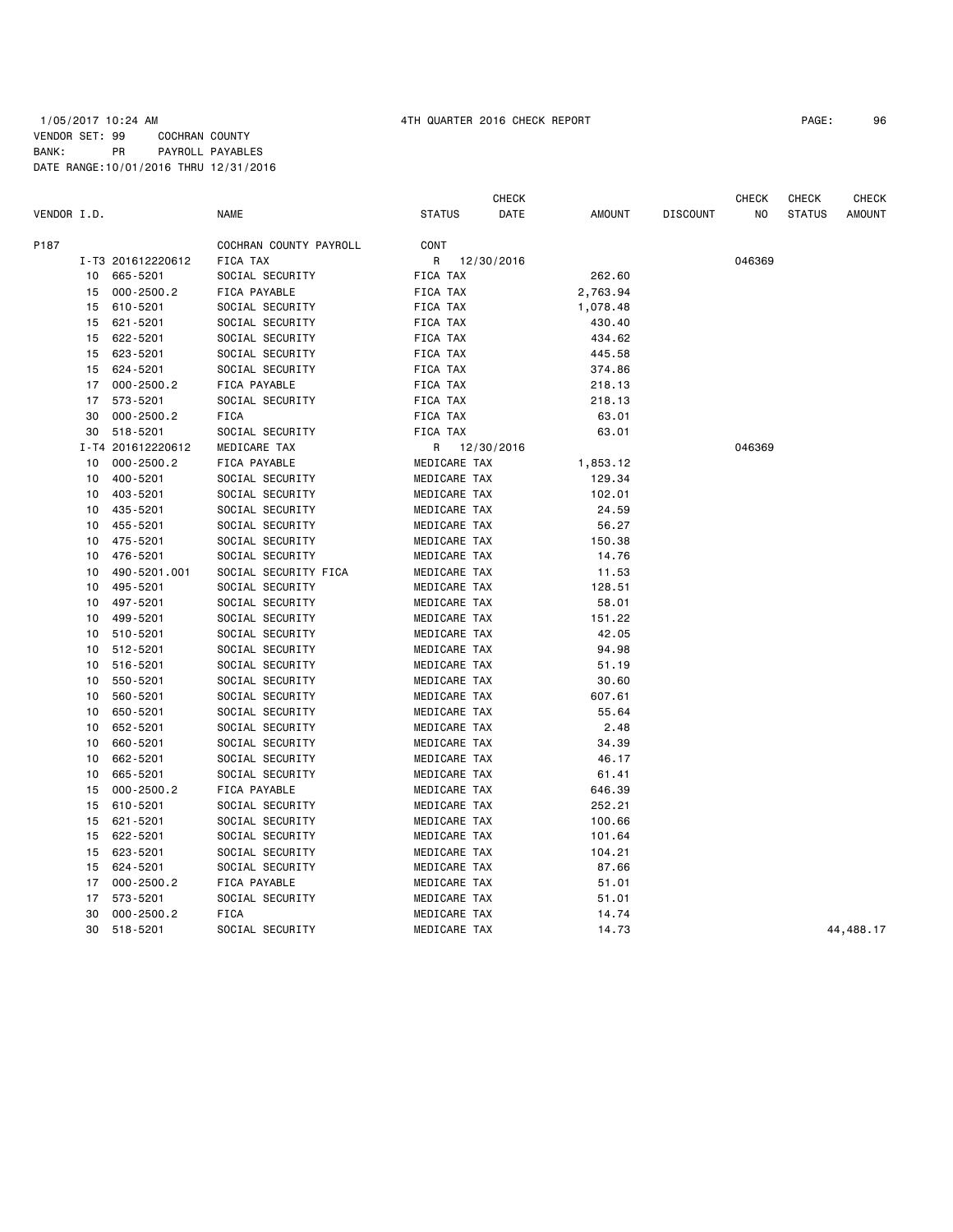1/05/2017 10:24 AM 4TH QUARTER 2016 CHECK REPORT

VENDOR SET: 99 COCHRAN COUNTY
BANK: PR PAYROLL PAYABLES
DATE RANGE:10/01/2016 THRU 12/31/2016

| VENDOR I.D. | | NAME | STATUS | CHECK DATE | AMOUNT | DISCOUNT | CHECK NO | CHECK STATUS | CHECK AMOUNT |
|---|---|---|---|---|---|---|---|---|---|
| P187 | | COCHRAN COUNTY PAYROLL | CONT | | | | | | |
| | I-T3 201612220612 | FICA TAX | R | 12/30/2016 | | | 046369 | | |
| 10 | 665-5201 | SOCIAL SECURITY | FICA TAX | | 262.60 | | | | |
| 15 | 000-2500.2 | FICA PAYABLE | FICA TAX | | 2,763.94 | | | | |
| 15 | 610-5201 | SOCIAL SECURITY | FICA TAX | | 1,078.48 | | | | |
| 15 | 621-5201 | SOCIAL SECURITY | FICA TAX | | 430.40 | | | | |
| 15 | 622-5201 | SOCIAL SECURITY | FICA TAX | | 434.62 | | | | |
| 15 | 623-5201 | SOCIAL SECURITY | FICA TAX | | 445.58 | | | | |
| 15 | 624-5201 | SOCIAL SECURITY | FICA TAX | | 374.86 | | | | |
| 17 | 000-2500.2 | FICA PAYABLE | FICA TAX | | 218.13 | | | | |
| 17 | 573-5201 | SOCIAL SECURITY | FICA TAX | | 218.13 | | | | |
| 30 | 000-2500.2 | FICA | FICA TAX | | 63.01 | | | | |
| 30 | 518-5201 | SOCIAL SECURITY | FICA TAX | | 63.01 | | | | |
| | I-T4 201612220612 | MEDICARE TAX | R | 12/30/2016 | | | 046369 | | |
| 10 | 000-2500.2 | FICA PAYABLE | MEDICARE TAX | | 1,853.12 | | | | |
| 10 | 400-5201 | SOCIAL SECURITY | MEDICARE TAX | | 129.34 | | | | |
| 10 | 403-5201 | SOCIAL SECURITY | MEDICARE TAX | | 102.01 | | | | |
| 10 | 435-5201 | SOCIAL SECURITY | MEDICARE TAX | | 24.59 | | | | |
| 10 | 455-5201 | SOCIAL SECURITY | MEDICARE TAX | | 56.27 | | | | |
| 10 | 475-5201 | SOCIAL SECURITY | MEDICARE TAX | | 150.38 | | | | |
| 10 | 476-5201 | SOCIAL SECURITY | MEDICARE TAX | | 14.76 | | | | |
| 10 | 490-5201.001 | SOCIAL SECURITY FICA | MEDICARE TAX | | 11.53 | | | | |
| 10 | 495-5201 | SOCIAL SECURITY | MEDICARE TAX | | 128.51 | | | | |
| 10 | 497-5201 | SOCIAL SECURITY | MEDICARE TAX | | 58.01 | | | | |
| 10 | 499-5201 | SOCIAL SECURITY | MEDICARE TAX | | 151.22 | | | | |
| 10 | 510-5201 | SOCIAL SECURITY | MEDICARE TAX | | 42.05 | | | | |
| 10 | 512-5201 | SOCIAL SECURITY | MEDICARE TAX | | 94.98 | | | | |
| 10 | 516-5201 | SOCIAL SECURITY | MEDICARE TAX | | 51.19 | | | | |
| 10 | 550-5201 | SOCIAL SECURITY | MEDICARE TAX | | 30.60 | | | | |
| 10 | 560-5201 | SOCIAL SECURITY | MEDICARE TAX | | 607.61 | | | | |
| 10 | 650-5201 | SOCIAL SECURITY | MEDICARE TAX | | 55.64 | | | | |
| 10 | 652-5201 | SOCIAL SECURITY | MEDICARE TAX | | 2.48 | | | | |
| 10 | 660-5201 | SOCIAL SECURITY | MEDICARE TAX | | 34.39 | | | | |
| 10 | 662-5201 | SOCIAL SECURITY | MEDICARE TAX | | 46.17 | | | | |
| 10 | 665-5201 | SOCIAL SECURITY | MEDICARE TAX | | 61.41 | | | | |
| 15 | 000-2500.2 | FICA PAYABLE | MEDICARE TAX | | 646.39 | | | | |
| 15 | 610-5201 | SOCIAL SECURITY | MEDICARE TAX | | 252.21 | | | | |
| 15 | 621-5201 | SOCIAL SECURITY | MEDICARE TAX | | 100.66 | | | | |
| 15 | 622-5201 | SOCIAL SECURITY | MEDICARE TAX | | 101.64 | | | | |
| 15 | 623-5201 | SOCIAL SECURITY | MEDICARE TAX | | 104.21 | | | | |
| 15 | 624-5201 | SOCIAL SECURITY | MEDICARE TAX | | 87.66 | | | | |
| 17 | 000-2500.2 | FICA PAYABLE | MEDICARE TAX | | 51.01 | | | | |
| 17 | 573-5201 | SOCIAL SECURITY | MEDICARE TAX | | 51.01 | | | | |
| 30 | 000-2500.2 | FICA | MEDICARE TAX | | 14.74 | | | | |
| 30 | 518-5201 | SOCIAL SECURITY | MEDICARE TAX | | 14.73 | | | | 44,488.17 |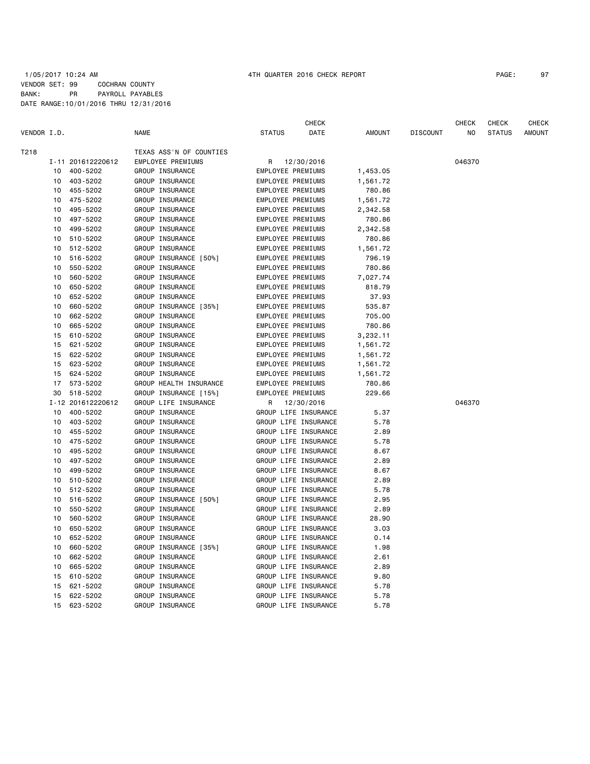1/05/2017 10:24 AM 4TH QUARTER 2016 CHECK REPORT

VENDOR SET: 99 COCHRAN COUNTY
BANK: PR PAYROLL PAYABLES
DATE RANGE:10/01/2016 THRU 12/31/2016

| VENDOR I.D. | | NAME | STATUS | CHECK DATE | AMOUNT | DISCOUNT | CHECK NO | CHECK STATUS | CHECK AMOUNT |
|---|---|---|---|---|---|---|---|---|---|
| T218 | | TEXAS ASS'N OF COUNTIES | | | | | | | |
| I-11 | 201612220612 | EMPLOYEE PREMIUMS | R | 12/30/2016 | | | 046370 | | |
| 10 | 400-5202 | GROUP INSURANCE | EMPLOYEE PREMIUMS | | 1,453.05 | | | | |
| 10 | 403-5202 | GROUP INSURANCE | EMPLOYEE PREMIUMS | | 1,561.72 | | | | |
| 10 | 455-5202 | GROUP INSURANCE | EMPLOYEE PREMIUMS | | 780.86 | | | | |
| 10 | 475-5202 | GROUP INSURANCE | EMPLOYEE PREMIUMS | | 1,561.72 | | | | |
| 10 | 495-5202 | GROUP INSURANCE | EMPLOYEE PREMIUMS | | 2,342.58 | | | | |
| 10 | 497-5202 | GROUP INSURANCE | EMPLOYEE PREMIUMS | | 780.86 | | | | |
| 10 | 499-5202 | GROUP INSURANCE | EMPLOYEE PREMIUMS | | 2,342.58 | | | | |
| 10 | 510-5202 | GROUP INSURANCE | EMPLOYEE PREMIUMS | | 780.86 | | | | |
| 10 | 512-5202 | GROUP INSURANCE | EMPLOYEE PREMIUMS | | 1,561.72 | | | | |
| 10 | 516-5202 | GROUP INSURANCE [50%] | EMPLOYEE PREMIUMS | | 796.19 | | | | |
| 10 | 550-5202 | GROUP INSURANCE | EMPLOYEE PREMIUMS | | 780.86 | | | | |
| 10 | 560-5202 | GROUP INSURANCE | EMPLOYEE PREMIUMS | | 7,027.74 | | | | |
| 10 | 650-5202 | GROUP INSURANCE | EMPLOYEE PREMIUMS | | 818.79 | | | | |
| 10 | 652-5202 | GROUP INSURANCE | EMPLOYEE PREMIUMS | | 37.93 | | | | |
| 10 | 660-5202 | GROUP INSURANCE [35%] | EMPLOYEE PREMIUMS | | 535.87 | | | | |
| 10 | 662-5202 | GROUP INSURANCE | EMPLOYEE PREMIUMS | | 705.00 | | | | |
| 10 | 665-5202 | GROUP INSURANCE | EMPLOYEE PREMIUMS | | 780.86 | | | | |
| 15 | 610-5202 | GROUP INSURANCE | EMPLOYEE PREMIUMS | | 3,232.11 | | | | |
| 15 | 621-5202 | GROUP INSURANCE | EMPLOYEE PREMIUMS | | 1,561.72 | | | | |
| 15 | 622-5202 | GROUP INSURANCE | EMPLOYEE PREMIUMS | | 1,561.72 | | | | |
| 15 | 623-5202 | GROUP INSURANCE | EMPLOYEE PREMIUMS | | 1,561.72 | | | | |
| 15 | 624-5202 | GROUP INSURANCE | EMPLOYEE PREMIUMS | | 1,561.72 | | | | |
| 17 | 573-5202 | GROUP HEALTH INSURANCE | EMPLOYEE PREMIUMS | | 780.86 | | | | |
| 30 | 518-5202 | GROUP INSURANCE [15%] | EMPLOYEE PREMIUMS | | 229.66 | | | | |
| I-12 | 201612220612 | GROUP LIFE INSURANCE | R | 12/30/2016 | | | 046370 | | |
| 10 | 400-5202 | GROUP INSURANCE | GROUP LIFE INSURANCE | | 5.37 | | | | |
| 10 | 403-5202 | GROUP INSURANCE | GROUP LIFE INSURANCE | | 5.78 | | | | |
| 10 | 455-5202 | GROUP INSURANCE | GROUP LIFE INSURANCE | | 2.89 | | | | |
| 10 | 475-5202 | GROUP INSURANCE | GROUP LIFE INSURANCE | | 5.78 | | | | |
| 10 | 495-5202 | GROUP INSURANCE | GROUP LIFE INSURANCE | | 8.67 | | | | |
| 10 | 497-5202 | GROUP INSURANCE | GROUP LIFE INSURANCE | | 2.89 | | | | |
| 10 | 499-5202 | GROUP INSURANCE | GROUP LIFE INSURANCE | | 8.67 | | | | |
| 10 | 510-5202 | GROUP INSURANCE | GROUP LIFE INSURANCE | | 2.89 | | | | |
| 10 | 512-5202 | GROUP INSURANCE | GROUP LIFE INSURANCE | | 5.78 | | | | |
| 10 | 516-5202 | GROUP INSURANCE [50%] | GROUP LIFE INSURANCE | | 2.95 | | | | |
| 10 | 550-5202 | GROUP INSURANCE | GROUP LIFE INSURANCE | | 2.89 | | | | |
| 10 | 560-5202 | GROUP INSURANCE | GROUP LIFE INSURANCE | | 28.90 | | | | |
| 10 | 650-5202 | GROUP INSURANCE | GROUP LIFE INSURANCE | | 3.03 | | | | |
| 10 | 652-5202 | GROUP INSURANCE | GROUP LIFE INSURANCE | | 0.14 | | | | |
| 10 | 660-5202 | GROUP INSURANCE [35%] | GROUP LIFE INSURANCE | | 1.98 | | | | |
| 10 | 662-5202 | GROUP INSURANCE | GROUP LIFE INSURANCE | | 2.61 | | | | |
| 10 | 665-5202 | GROUP INSURANCE | GROUP LIFE INSURANCE | | 2.89 | | | | |
| 15 | 610-5202 | GROUP INSURANCE | GROUP LIFE INSURANCE | | 9.80 | | | | |
| 15 | 621-5202 | GROUP INSURANCE | GROUP LIFE INSURANCE | | 5.78 | | | | |
| 15 | 622-5202 | GROUP INSURANCE | GROUP LIFE INSURANCE | | 5.78 | | | | |
| 15 | 623-5202 | GROUP INSURANCE | GROUP LIFE INSURANCE | | 5.78 | | | | |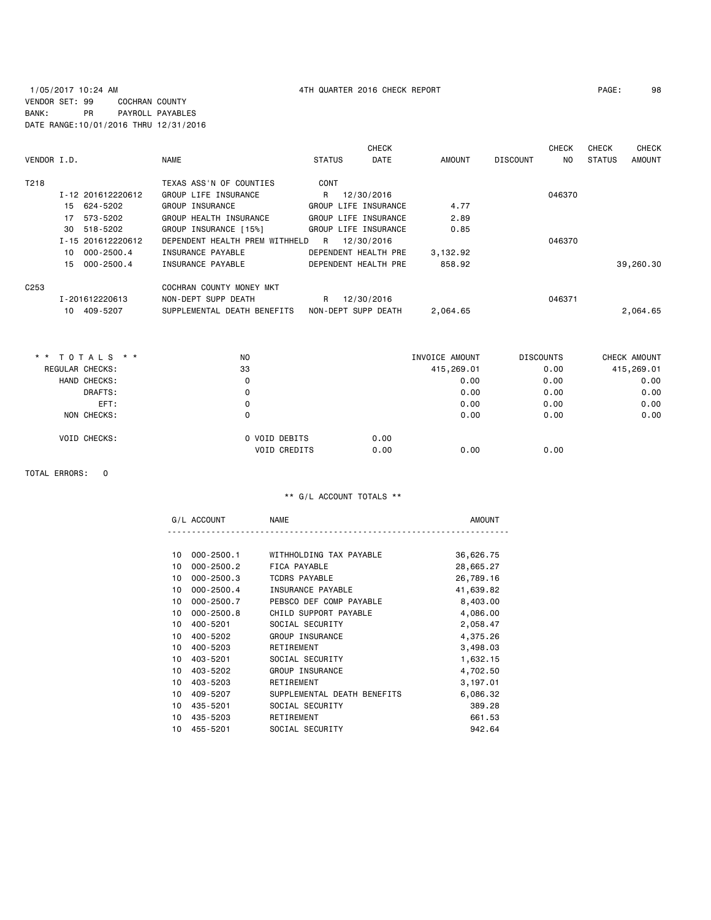1/05/2017 10:24 AM 4TH QUARTER 2016 CHECK REPORT

VENDOR SET: 99 COCHRAN COUNTY
BANK: PR PAYROLL PAYABLES
DATE RANGE:10/01/2016 THRU 12/31/2016

| VENDOR I.D. | NAME | STATUS | CHECK DATE | AMOUNT | DISCOUNT | CHECK NO | CHECK STATUS | CHECK AMOUNT |
|---|---|---|---|---|---|---|---|---|
| T218 | TEXAS ASS'N OF COUNTIES | CONT | | | | | | |
| I-12 201612220612 | GROUP LIFE INSURANCE | R | 12/30/2016 | | | 046370 | | |
| 15 624-5202 | GROUP INSURANCE | GROUP LIFE INSURANCE | | 4.77 | | | | |
| 17 573-5202 | GROUP HEALTH INSURANCE | GROUP LIFE INSURANCE | | 2.89 | | | | |
| 30 518-5202 | GROUP INSURANCE [15%] | GROUP LIFE INSURANCE | | 0.85 | | | | |
| I-15 201612220612 | DEPENDENT HEALTH PREM WITHHELD | R | 12/30/2016 | | | 046370 | | |
| 10 000-2500.4 | INSURANCE PAYABLE | DEPENDENT HEALTH PRE | | 3,132.92 | | | | |
| 15 000-2500.4 | INSURANCE PAYABLE | DEPENDENT HEALTH PRE | | 858.92 | | | | 39,260.30 |
| C253 | COCHRAN COUNTY MONEY MKT | | | | | | | |
| I-201612220613 | NON-DEPT SUPP DEATH | R | 12/30/2016 | | | 046371 | | |
| 10 409-5207 | SUPPLEMENTAL DEATH BENEFITS | NON-DEPT SUPP DEATH | | 2,064.65 | | | | 2,064.65 |

| * * TOTALS * * | NO | | INVOICE AMOUNT | DISCOUNTS | CHECK AMOUNT |
|---|---|---|---|---|---|
| REGULAR CHECKS: | 33 | | 415,269.01 | 0.00 | 415,269.01 |
| HAND CHECKS: | 0 | | 0.00 | 0.00 | 0.00 |
| DRAFTS: | 0 | | 0.00 | 0.00 | 0.00 |
| EFT: | 0 | | 0.00 | 0.00 | 0.00 |
| NON CHECKS: | 0 | | 0.00 | 0.00 | 0.00 |
| VOID CHECKS: | 0 VOID DEBITS | 0.00 | | | |
| | VOID CREDITS | 0.00 | 0.00 | 0.00 | |

TOTAL ERRORS: 0

** G/L ACCOUNT TOTALS **

| G/L ACCOUNT | NAME | AMOUNT |
|---|---|---|
| 10 000-2500.1 | WITHHOLDING TAX PAYABLE | 36,626.75 |
| 10 000-2500.2 | FICA PAYABLE | 28,665.27 |
| 10 000-2500.3 | TCDRS PAYABLE | 26,789.16 |
| 10 000-2500.4 | INSURANCE PAYABLE | 41,639.82 |
| 10 000-2500.7 | PEBSCO DEF COMP PAYABLE | 8,403.00 |
| 10 000-2500.8 | CHILD SUPPORT PAYABLE | 4,086.00 |
| 10 400-5201 | SOCIAL SECURITY | 2,058.47 |
| 10 400-5202 | GROUP INSURANCE | 4,375.26 |
| 10 400-5203 | RETIREMENT | 3,498.03 |
| 10 403-5201 | SOCIAL SECURITY | 1,632.15 |
| 10 403-5202 | GROUP INSURANCE | 4,702.50 |
| 10 403-5203 | RETIREMENT | 3,197.01 |
| 10 409-5207 | SUPPLEMENTAL DEATH BENEFITS | 6,086.32 |
| 10 435-5201 | SOCIAL SECURITY | 389.28 |
| 10 435-5203 | RETIREMENT | 661.53 |
| 10 455-5201 | SOCIAL SECURITY | 942.64 |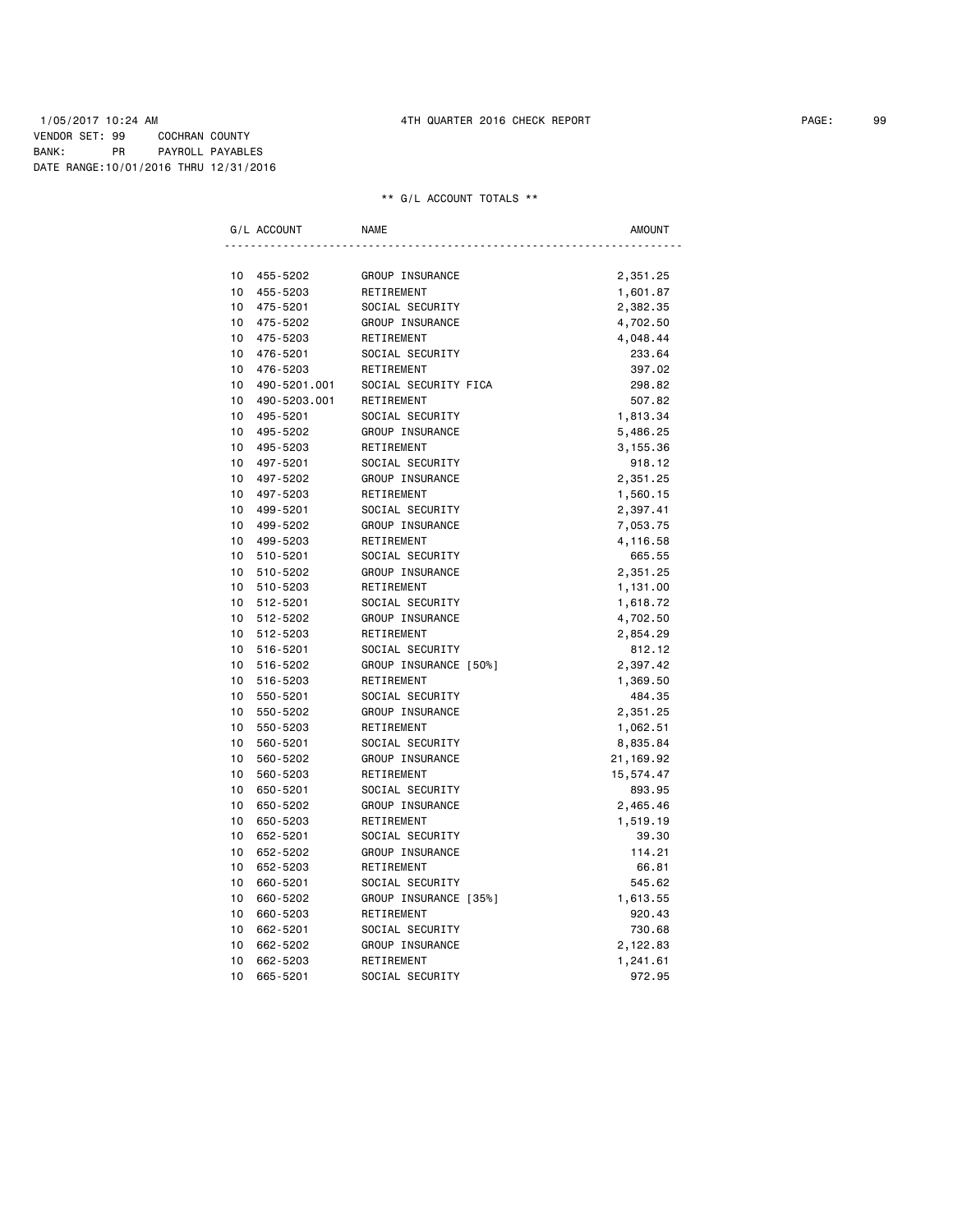1/05/2017 10:24 AM 4TH QUARTER 2016 CHECK REPORT

VENDOR SET: 99 COCHRAN COUNTY
BANK: PR PAYROLL PAYABLES
DATE RANGE:10/01/2016 THRU 12/31/2016

** G/L ACCOUNT TOTALS **

| G/L ACCOUNT | | NAME | AMOUNT |
|---|---|---|---|
| 10 | 455-5202 | GROUP INSURANCE | 2,351.25 |
| 10 | 455-5203 | RETIREMENT | 1,601.87 |
| 10 | 475-5201 | SOCIAL SECURITY | 2,382.35 |
| 10 | 475-5202 | GROUP INSURANCE | 4,702.50 |
| 10 | 475-5203 | RETIREMENT | 4,048.44 |
| 10 | 476-5201 | SOCIAL SECURITY | 233.64 |
| 10 | 476-5203 | RETIREMENT | 397.02 |
| 10 | 490-5201.001 | SOCIAL SECURITY FICA | 298.82 |
| 10 | 490-5203.001 | RETIREMENT | 507.82 |
| 10 | 495-5201 | SOCIAL SECURITY | 1,813.34 |
| 10 | 495-5202 | GROUP INSURANCE | 5,486.25 |
| 10 | 495-5203 | RETIREMENT | 3,155.36 |
| 10 | 497-5201 | SOCIAL SECURITY | 918.12 |
| 10 | 497-5202 | GROUP INSURANCE | 2,351.25 |
| 10 | 497-5203 | RETIREMENT | 1,560.15 |
| 10 | 499-5201 | SOCIAL SECURITY | 2,397.41 |
| 10 | 499-5202 | GROUP INSURANCE | 7,053.75 |
| 10 | 499-5203 | RETIREMENT | 4,116.58 |
| 10 | 510-5201 | SOCIAL SECURITY | 665.55 |
| 10 | 510-5202 | GROUP INSURANCE | 2,351.25 |
| 10 | 510-5203 | RETIREMENT | 1,131.00 |
| 10 | 512-5201 | SOCIAL SECURITY | 1,618.72 |
| 10 | 512-5202 | GROUP INSURANCE | 4,702.50 |
| 10 | 512-5203 | RETIREMENT | 2,854.29 |
| 10 | 516-5201 | SOCIAL SECURITY | 812.12 |
| 10 | 516-5202 | GROUP INSURANCE [50%] | 2,397.42 |
| 10 | 516-5203 | RETIREMENT | 1,369.50 |
| 10 | 550-5201 | SOCIAL SECURITY | 484.35 |
| 10 | 550-5202 | GROUP INSURANCE | 2,351.25 |
| 10 | 550-5203 | RETIREMENT | 1,062.51 |
| 10 | 560-5201 | SOCIAL SECURITY | 8,835.84 |
| 10 | 560-5202 | GROUP INSURANCE | 21,169.92 |
| 10 | 560-5203 | RETIREMENT | 15,574.47 |
| 10 | 650-5201 | SOCIAL SECURITY | 893.95 |
| 10 | 650-5202 | GROUP INSURANCE | 2,465.46 |
| 10 | 650-5203 | RETIREMENT | 1,519.19 |
| 10 | 652-5201 | SOCIAL SECURITY | 39.30 |
| 10 | 652-5202 | GROUP INSURANCE | 114.21 |
| 10 | 652-5203 | RETIREMENT | 66.81 |
| 10 | 660-5201 | SOCIAL SECURITY | 545.62 |
| 10 | 660-5202 | GROUP INSURANCE [35%] | 1,613.55 |
| 10 | 660-5203 | RETIREMENT | 920.43 |
| 10 | 662-5201 | SOCIAL SECURITY | 730.68 |
| 10 | 662-5202 | GROUP INSURANCE | 2,122.83 |
| 10 | 662-5203 | RETIREMENT | 1,241.61 |
| 10 | 665-5201 | SOCIAL SECURITY | 972.95 |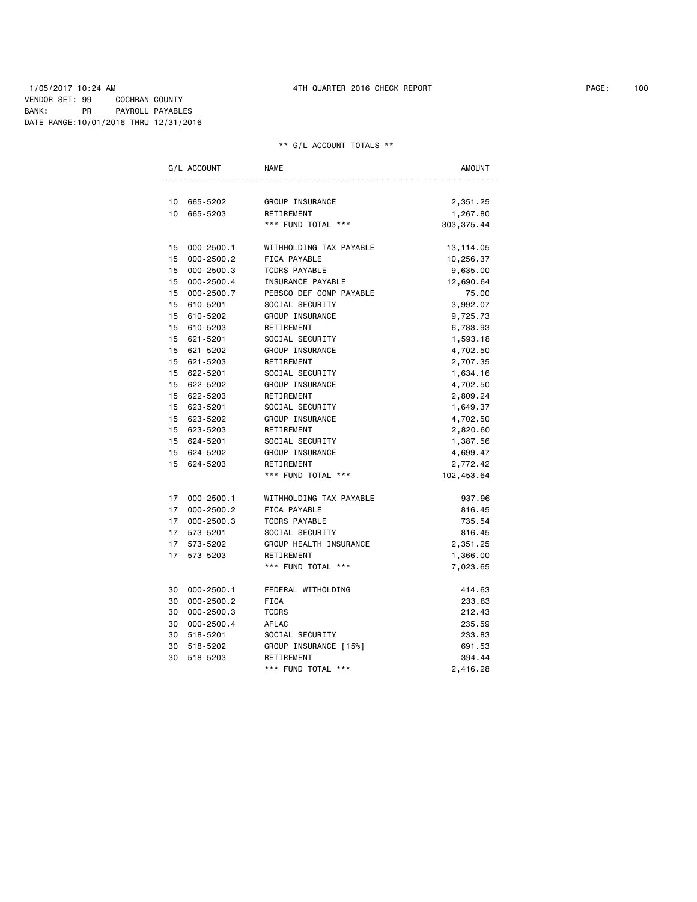1/05/2017 10:24 AM 4TH QUARTER 2016 CHECK REPORT

VENDOR SET: 99 COCHRAN COUNTY
BANK: PR PAYROLL PAYABLES
DATE RANGE:10/01/2016 THRU 12/31/2016

** G/L ACCOUNT TOTALS **

| G/L ACCOUNT | | NAME | AMOUNT |
|---|---|---|---|
| 10 | 665-5202 | GROUP INSURANCE | 2,351.25 |
| 10 | 665-5203 | RETIREMENT | 1,267.80 |
| | | *** FUND TOTAL *** | 303,375.44 |
| | | | |
| 15 | 000-2500.1 | WITHHOLDING TAX PAYABLE | 13,114.05 |
| 15 | 000-2500.2 | FICA PAYABLE | 10,256.37 |
| 15 | 000-2500.3 | TCDRS PAYABLE | 9,635.00 |
| 15 | 000-2500.4 | INSURANCE PAYABLE | 12,690.64 |
| 15 | 000-2500.7 | PEBSCO DEF COMP PAYABLE | 75.00 |
| 15 | 610-5201 | SOCIAL SECURITY | 3,992.07 |
| 15 | 610-5202 | GROUP INSURANCE | 9,725.73 |
| 15 | 610-5203 | RETIREMENT | 6,783.93 |
| 15 | 621-5201 | SOCIAL SECURITY | 1,593.18 |
| 15 | 621-5202 | GROUP INSURANCE | 4,702.50 |
| 15 | 621-5203 | RETIREMENT | 2,707.35 |
| 15 | 622-5201 | SOCIAL SECURITY | 1,634.16 |
| 15 | 622-5202 | GROUP INSURANCE | 4,702.50 |
| 15 | 622-5203 | RETIREMENT | 2,809.24 |
| 15 | 623-5201 | SOCIAL SECURITY | 1,649.37 |
| 15 | 623-5202 | GROUP INSURANCE | 4,702.50 |
| 15 | 623-5203 | RETIREMENT | 2,820.60 |
| 15 | 624-5201 | SOCIAL SECURITY | 1,387.56 |
| 15 | 624-5202 | GROUP INSURANCE | 4,699.47 |
| 15 | 624-5203 | RETIREMENT | 2,772.42 |
| | | *** FUND TOTAL *** | 102,453.64 |
| | | | |
| 17 | 000-2500.1 | WITHHOLDING TAX PAYABLE | 937.96 |
| 17 | 000-2500.2 | FICA PAYABLE | 816.45 |
| 17 | 000-2500.3 | TCDRS PAYABLE | 735.54 |
| 17 | 573-5201 | SOCIAL SECURITY | 816.45 |
| 17 | 573-5202 | GROUP HEALTH INSURANCE | 2,351.25 |
| 17 | 573-5203 | RETIREMENT | 1,366.00 |
| | | *** FUND TOTAL *** | 7,023.65 |
| | | | |
| 30 | 000-2500.1 | FEDERAL WITHOLDING | 414.63 |
| 30 | 000-2500.2 | FICA | 233.83 |
| 30 | 000-2500.3 | TCDRS | 212.43 |
| 30 | 000-2500.4 | AFLAC | 235.59 |
| 30 | 518-5201 | SOCIAL SECURITY | 233.83 |
| 30 | 518-5202 | GROUP INSURANCE [15%] | 691.53 |
| 30 | 518-5203 | RETIREMENT | 394.44 |
| | | *** FUND TOTAL *** | 2,416.28 |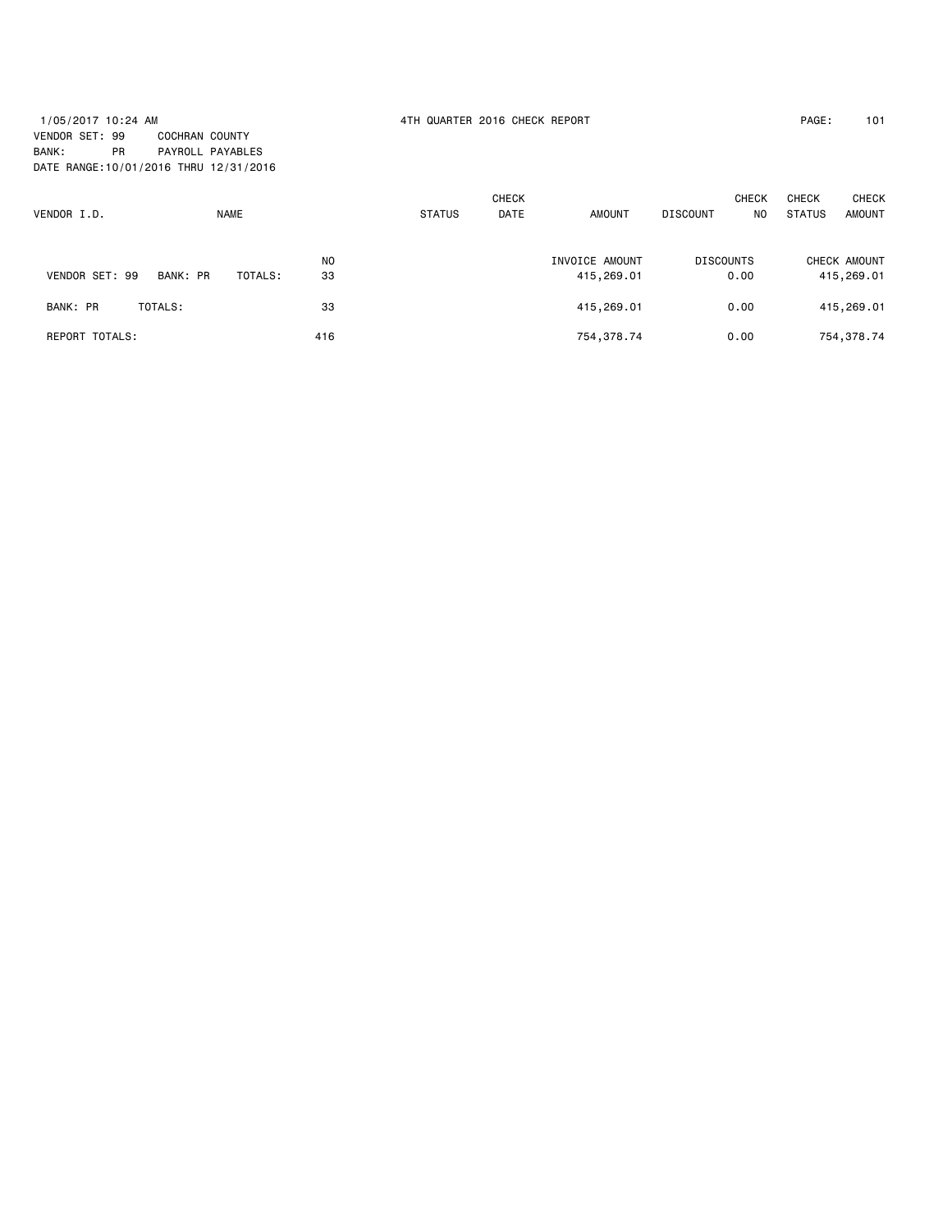1/05/2017 10:24 AM 4TH QUARTER 2016 CHECK REPORT PAGE: 101

VENDOR SET: 99 COCHRAN COUNTY
BANK: PR PAYROLL PAYABLES
DATE RANGE:10/01/2016 THRU 12/31/2016

| VENDOR I.D. | NAME | STATUS | CHECK DATE | AMOUNT | DISCOUNT | CHECK NO | CHECK STATUS | CHECK AMOUNT |
|---|---|---|---|---|---|---|---|---|

| | NO | INVOICE AMOUNT | DISCOUNTS | CHECK AMOUNT |
|---|---|---|---|---|
| VENDOR SET: 99 BANK: PR TOTALS: | 33 | 415,269.01 | 0.00 | 415,269.01 |
| BANK: PR TOTALS: | 33 | 415,269.01 | 0.00 | 415,269.01 |
| REPORT TOTALS: | 416 | 754,378.74 | 0.00 | 754,378.74 |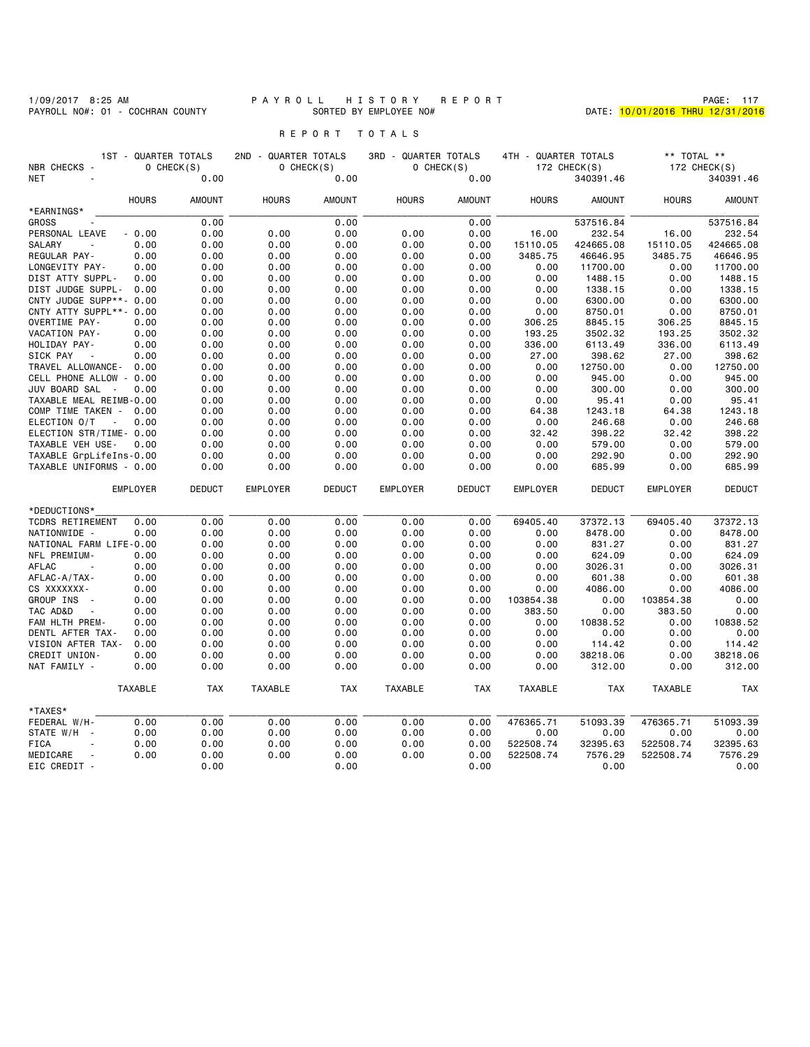1/09/2017 8:25 AM PAYROLL HISTORY REPORT
PAYROLL NO#: 01 - COCHRAN COUNTY SORTED BY EMPLOYEE NO# DATE: 10/01/2016 THRU 12/31/2016

# REPORT TOTALS

| | 1ST - QUARTER TOTALS | | 2ND - QUARTER TOTALS | | 3RD - QUARTER TOTALS | | 4TH - QUARTER TOTALS | | ** TOTAL ** | |
|---|---|---|---|---|---|---|---|---|---|---|
| NBR CHECKS - | 0 CHECK(S) | | 0 CHECK(S) | | 0 CHECK(S) | | 172 CHECK(S) | | 172 CHECK(S) | |
| NET - | | 0.00 | | 0.00 | | 0.00 | | 340391.46 | | 340391.46 |
| | HOURS | AMOUNT | HOURS | AMOUNT | HOURS | AMOUNT | HOURS | AMOUNT | HOURS | AMOUNT |
| *EARNINGS* | | | | | | | | | | |
| GROSS - | | 0.00 | | 0.00 | | 0.00 | | 537516.84 | | 537516.84 |
| PERSONAL LEAVE - | 0.00 | 0.00 | 0.00 | 0.00 | 0.00 | 0.00 | 16.00 | 232.54 | 16.00 | 232.54 |
| SALARY - | 0.00 | 0.00 | 0.00 | 0.00 | 0.00 | 0.00 | 15110.05 | 424665.08 | 15110.05 | 424665.08 |
| REGULAR PAY- | 0.00 | 0.00 | 0.00 | 0.00 | 0.00 | 0.00 | 3485.75 | 46646.95 | 3485.75 | 46646.95 |
| LONGEVITY PAY- | 0.00 | 0.00 | 0.00 | 0.00 | 0.00 | 0.00 | 0.00 | 11700.00 | 0.00 | 11700.00 |
| DIST ATTY SUPPL- | 0.00 | 0.00 | 0.00 | 0.00 | 0.00 | 0.00 | 0.00 | 1488.15 | 0.00 | 1488.15 |
| DIST JUDGE SUPPL- | 0.00 | 0.00 | 0.00 | 0.00 | 0.00 | 0.00 | 0.00 | 1338.15 | 0.00 | 1338.15 |
| CNTY JUDGE SUPP**- | 0.00 | 0.00 | 0.00 | 0.00 | 0.00 | 0.00 | 0.00 | 6300.00 | 0.00 | 6300.00 |
| CNTY ATTY SUPPL**- | 0.00 | 0.00 | 0.00 | 0.00 | 0.00 | 0.00 | 0.00 | 8750.01 | 0.00 | 8750.01 |
| OVERTIME PAY- | 0.00 | 0.00 | 0.00 | 0.00 | 0.00 | 0.00 | 306.25 | 8845.15 | 306.25 | 8845.15 |
| VACATION PAY- | 0.00 | 0.00 | 0.00 | 0.00 | 0.00 | 0.00 | 193.25 | 3502.32 | 193.25 | 3502.32 |
| HOLIDAY PAY- | 0.00 | 0.00 | 0.00 | 0.00 | 0.00 | 0.00 | 336.00 | 6113.49 | 336.00 | 6113.49 |
| SICK PAY - | 0.00 | 0.00 | 0.00 | 0.00 | 0.00 | 0.00 | 27.00 | 398.62 | 27.00 | 398.62 |
| TRAVEL ALLOWANCE- | 0.00 | 0.00 | 0.00 | 0.00 | 0.00 | 0.00 | 0.00 | 12750.00 | 0.00 | 12750.00 |
| CELL PHONE ALLOW - | 0.00 | 0.00 | 0.00 | 0.00 | 0.00 | 0.00 | 0.00 | 945.00 | 0.00 | 945.00 |
| JUV BOARD SAL - | 0.00 | 0.00 | 0.00 | 0.00 | 0.00 | 0.00 | 0.00 | 300.00 | 0.00 | 300.00 |
| TAXABLE MEAL REIMB- | 0.00 | 0.00 | 0.00 | 0.00 | 0.00 | 0.00 | 0.00 | 95.41 | 0.00 | 95.41 |
| COMP TIME TAKEN - | 0.00 | 0.00 | 0.00 | 0.00 | 0.00 | 0.00 | 64.38 | 1243.18 | 64.38 | 1243.18 |
| ELECTION O/T - | 0.00 | 0.00 | 0.00 | 0.00 | 0.00 | 0.00 | 0.00 | 246.68 | 0.00 | 246.68 |
| ELECTION STR/TIME- | 0.00 | 0.00 | 0.00 | 0.00 | 0.00 | 0.00 | 32.42 | 398.22 | 32.42 | 398.22 |
| TAXABLE VEH USE- | 0.00 | 0.00 | 0.00 | 0.00 | 0.00 | 0.00 | 0.00 | 579.00 | 0.00 | 579.00 |
| TAXABLE GrpLifeIns- | 0.00 | 0.00 | 0.00 | 0.00 | 0.00 | 0.00 | 0.00 | 292.90 | 0.00 | 292.90 |
| TAXABLE UNIFORMS - | 0.00 | 0.00 | 0.00 | 0.00 | 0.00 | 0.00 | 0.00 | 685.99 | 0.00 | 685.99 |
| | EMPLOYER | DEDUCT | EMPLOYER | DEDUCT | EMPLOYER | DEDUCT | EMPLOYER | DEDUCT | EMPLOYER | DEDUCT |
| *DEDUCTIONS* | | | | | | | | | | |
| TCDRS RETIREMENT | 0.00 | 0.00 | 0.00 | 0.00 | 0.00 | 0.00 | 69405.40 | 37372.13 | 69405.40 | 37372.13 |
| NATIONWIDE - | 0.00 | 0.00 | 0.00 | 0.00 | 0.00 | 0.00 | 0.00 | 8478.00 | 0.00 | 8478.00 |
| NATIONAL FARM LIFE- | 0.00 | 0.00 | 0.00 | 0.00 | 0.00 | 0.00 | 0.00 | 831.27 | 0.00 | 831.27 |
| NFL PREMIUM- | 0.00 | 0.00 | 0.00 | 0.00 | 0.00 | 0.00 | 0.00 | 624.09 | 0.00 | 624.09 |
| AFLAC - | 0.00 | 0.00 | 0.00 | 0.00 | 0.00 | 0.00 | 0.00 | 3026.31 | 0.00 | 3026.31 |
| AFLAC-A/TAX- | 0.00 | 0.00 | 0.00 | 0.00 | 0.00 | 0.00 | 0.00 | 601.38 | 0.00 | 601.38 |
| CS XXXXXXX- | 0.00 | 0.00 | 0.00 | 0.00 | 0.00 | 0.00 | 0.00 | 4086.00 | 0.00 | 4086.00 |
| GROUP INS - | 0.00 | 0.00 | 0.00 | 0.00 | 0.00 | 0.00 | 103854.38 | 0.00 | 103854.38 | 0.00 |
| TAC AD&D - | 0.00 | 0.00 | 0.00 | 0.00 | 0.00 | 0.00 | 383.50 | 0.00 | 383.50 | 0.00 |
| FAM HLTH PREM- | 0.00 | 0.00 | 0.00 | 0.00 | 0.00 | 0.00 | 0.00 | 10838.52 | 0.00 | 10838.52 |
| DENTL AFTER TAX- | 0.00 | 0.00 | 0.00 | 0.00 | 0.00 | 0.00 | 0.00 | 0.00 | 0.00 | 0.00 |
| VISION AFTER TAX- | 0.00 | 0.00 | 0.00 | 0.00 | 0.00 | 0.00 | 0.00 | 114.42 | 0.00 | 114.42 |
| CREDIT UNION- | 0.00 | 0.00 | 0.00 | 0.00 | 0.00 | 0.00 | 0.00 | 38218.06 | 0.00 | 38218.06 |
| NAT FAMILY - | 0.00 | 0.00 | 0.00 | 0.00 | 0.00 | 0.00 | 0.00 | 312.00 | 0.00 | 312.00 |
| | TAXABLE | TAX | TAXABLE | TAX | TAXABLE | TAX | TAXABLE | TAX | TAXABLE | TAX |
| *TAXES* | | | | | | | | | | |
| FEDERAL W/H- | 0.00 | 0.00 | 0.00 | 0.00 | 0.00 | 0.00 | 476365.71 | 51093.39 | 476365.71 | 51093.39 |
| STATE W/H - | 0.00 | 0.00 | 0.00 | 0.00 | 0.00 | 0.00 | 0.00 | 0.00 | 0.00 | 0.00 |
| FICA - | 0.00 | 0.00 | 0.00 | 0.00 | 0.00 | 0.00 | 522508.74 | 32395.63 | 522508.74 | 32395.63 |
| MEDICARE - | 0.00 | 0.00 | 0.00 | 0.00 | 0.00 | 0.00 | 522508.74 | 7576.29 | 522508.74 | 7576.29 |
| EIC CREDIT - | | 0.00 | | 0.00 | | 0.00 | | 0.00 | | 0.00 |